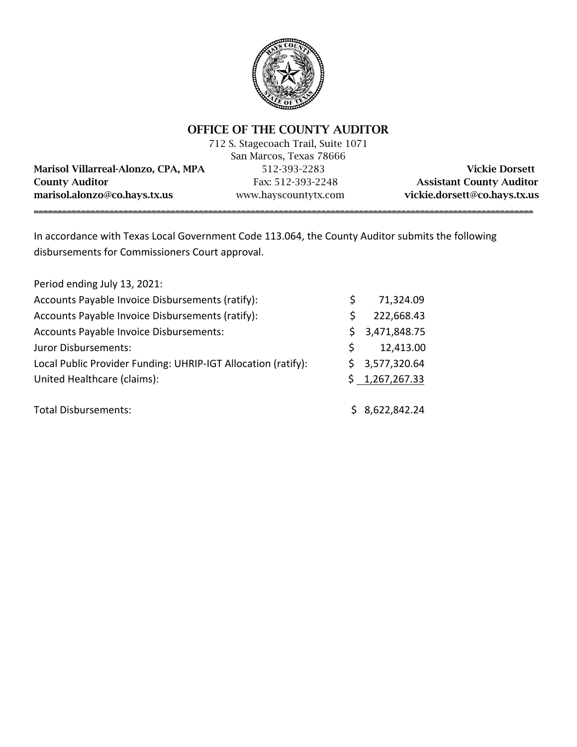# OFFICE OF THE COUNTY AUDITOR

712 S. Stagecoach Trail, Suite 1071
San Marcos, Texas 78666

| | | |
|---|---|---|
| **Marisol Villarreal-Alonzo, CPA, MPA** | 512-393-2283 | **Vickie Dorsett** |
| **County Auditor** | Fax: 512-393-2248 | **Assistant County Auditor** |
| **marisol.alonzo@co.hays.tx.us** | www.hayscountytx.com | **vickie.dorsett@co.hays.tx.us** |

---

In accordance with Texas Local Government Code 113.064, the County Auditor submits the following disbursements for Commissioners Court approval.

| Period ending July 13, 2021: | |
|---|---|
| Accounts Payable Invoice Disbursements (ratify): | $ 71,324.09 |
| Accounts Payable Invoice Disbursements (ratify): | $ 222,668.43 |
| Accounts Payable Invoice Disbursements: | $ 3,471,848.75 |
| Juror Disbursements: | $ 12,413.00 |
| Local Public Provider Funding: UHRIP-IGT Allocation (ratify): | $ 3,577,320.64 |
| United Healthcare (claims): | $ 1,267,267.33 |
| | |
| Total Disbursements: | $ 8,622,842.24 |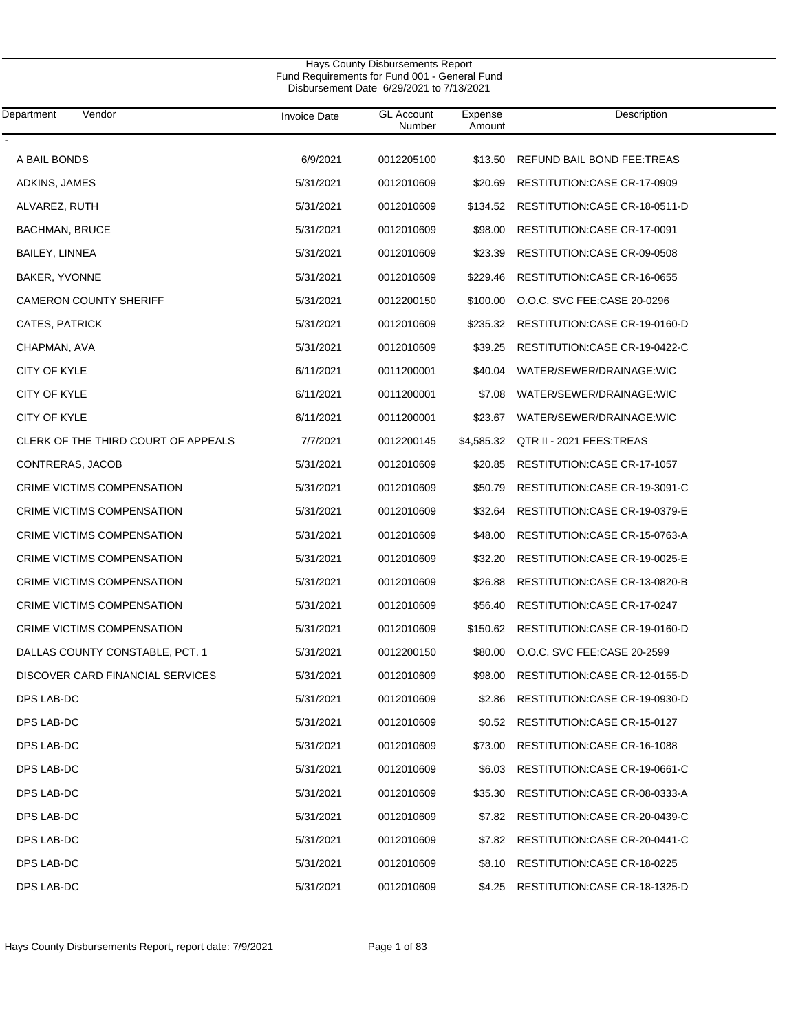Hays County Disbursements Report
Fund Requirements for Fund 001 - General Fund
Disbursement Date 6/29/2021 to 7/13/2021

| Department | Vendor | Invoice Date | GL Account Number | Expense Amount | Description |
|---|---|---|---|---|---|
| - | | | | | |
| | A BAIL BONDS | 6/9/2021 | 0012205100 | $13.50 | REFUND BAIL BOND FEE:TREAS |
| | ADKINS, JAMES | 5/31/2021 | 0012010609 | $20.69 | RESTITUTION:CASE CR-17-0909 |
| | ALVAREZ, RUTH | 5/31/2021 | 0012010609 | $134.52 | RESTITUTION:CASE CR-18-0511-D |
| | BACHMAN, BRUCE | 5/31/2021 | 0012010609 | $98.00 | RESTITUTION:CASE CR-17-0091 |
| | BAILEY, LINNEA | 5/31/2021 | 0012010609 | $23.39 | RESTITUTION:CASE CR-09-0508 |
| | BAKER, YVONNE | 5/31/2021 | 0012010609 | $229.46 | RESTITUTION:CASE CR-16-0655 |
| | CAMERON COUNTY SHERIFF | 5/31/2021 | 0012200150 | $100.00 | O.O.C. SVC FEE:CASE 20-0296 |
| | CATES, PATRICK | 5/31/2021 | 0012010609 | $235.32 | RESTITUTION:CASE CR-19-0160-D |
| | CHAPMAN, AVA | 5/31/2021 | 0012010609 | $39.25 | RESTITUTION:CASE CR-19-0422-C |
| | CITY OF KYLE | 6/11/2021 | 0011200001 | $40.04 | WATER/SEWER/DRAINAGE:WIC |
| | CITY OF KYLE | 6/11/2021 | 0011200001 | $7.08 | WATER/SEWER/DRAINAGE:WIC |
| | CITY OF KYLE | 6/11/2021 | 0011200001 | $23.67 | WATER/SEWER/DRAINAGE:WIC |
| | CLERK OF THE THIRD COURT OF APPEALS | 7/7/2021 | 0012200145 | $4,585.32 | QTR II - 2021 FEES:TREAS |
| | CONTRERAS, JACOB | 5/31/2021 | 0012010609 | $20.85 | RESTITUTION:CASE CR-17-1057 |
| | CRIME VICTIMS COMPENSATION | 5/31/2021 | 0012010609 | $50.79 | RESTITUTION:CASE CR-19-3091-C |
| | CRIME VICTIMS COMPENSATION | 5/31/2021 | 0012010609 | $32.64 | RESTITUTION:CASE CR-19-0379-E |
| | CRIME VICTIMS COMPENSATION | 5/31/2021 | 0012010609 | $48.00 | RESTITUTION:CASE CR-15-0763-A |
| | CRIME VICTIMS COMPENSATION | 5/31/2021 | 0012010609 | $32.20 | RESTITUTION:CASE CR-19-0025-E |
| | CRIME VICTIMS COMPENSATION | 5/31/2021 | 0012010609 | $26.88 | RESTITUTION:CASE CR-13-0820-B |
| | CRIME VICTIMS COMPENSATION | 5/31/2021 | 0012010609 | $56.40 | RESTITUTION:CASE CR-17-0247 |
| | CRIME VICTIMS COMPENSATION | 5/31/2021 | 0012010609 | $150.62 | RESTITUTION:CASE CR-19-0160-D |
| | DALLAS COUNTY CONSTABLE, PCT. 1 | 5/31/2021 | 0012200150 | $80.00 | O.O.C. SVC FEE:CASE 20-2599 |
| | DISCOVER CARD FINANCIAL SERVICES | 5/31/2021 | 0012010609 | $98.00 | RESTITUTION:CASE CR-12-0155-D |
| | DPS LAB-DC | 5/31/2021 | 0012010609 | $2.86 | RESTITUTION:CASE CR-19-0930-D |
| | DPS LAB-DC | 5/31/2021 | 0012010609 | $0.52 | RESTITUTION:CASE CR-15-0127 |
| | DPS LAB-DC | 5/31/2021 | 0012010609 | $73.00 | RESTITUTION:CASE CR-16-1088 |
| | DPS LAB-DC | 5/31/2021 | 0012010609 | $6.03 | RESTITUTION:CASE CR-19-0661-C |
| | DPS LAB-DC | 5/31/2021 | 0012010609 | $35.30 | RESTITUTION:CASE CR-08-0333-A |
| | DPS LAB-DC | 5/31/2021 | 0012010609 | $7.82 | RESTITUTION:CASE CR-20-0439-C |
| | DPS LAB-DC | 5/31/2021 | 0012010609 | $7.82 | RESTITUTION:CASE CR-20-0441-C |
| | DPS LAB-DC | 5/31/2021 | 0012010609 | $8.10 | RESTITUTION:CASE CR-18-0225 |
| | DPS LAB-DC | 5/31/2021 | 0012010609 | $4.25 | RESTITUTION:CASE CR-18-1325-D |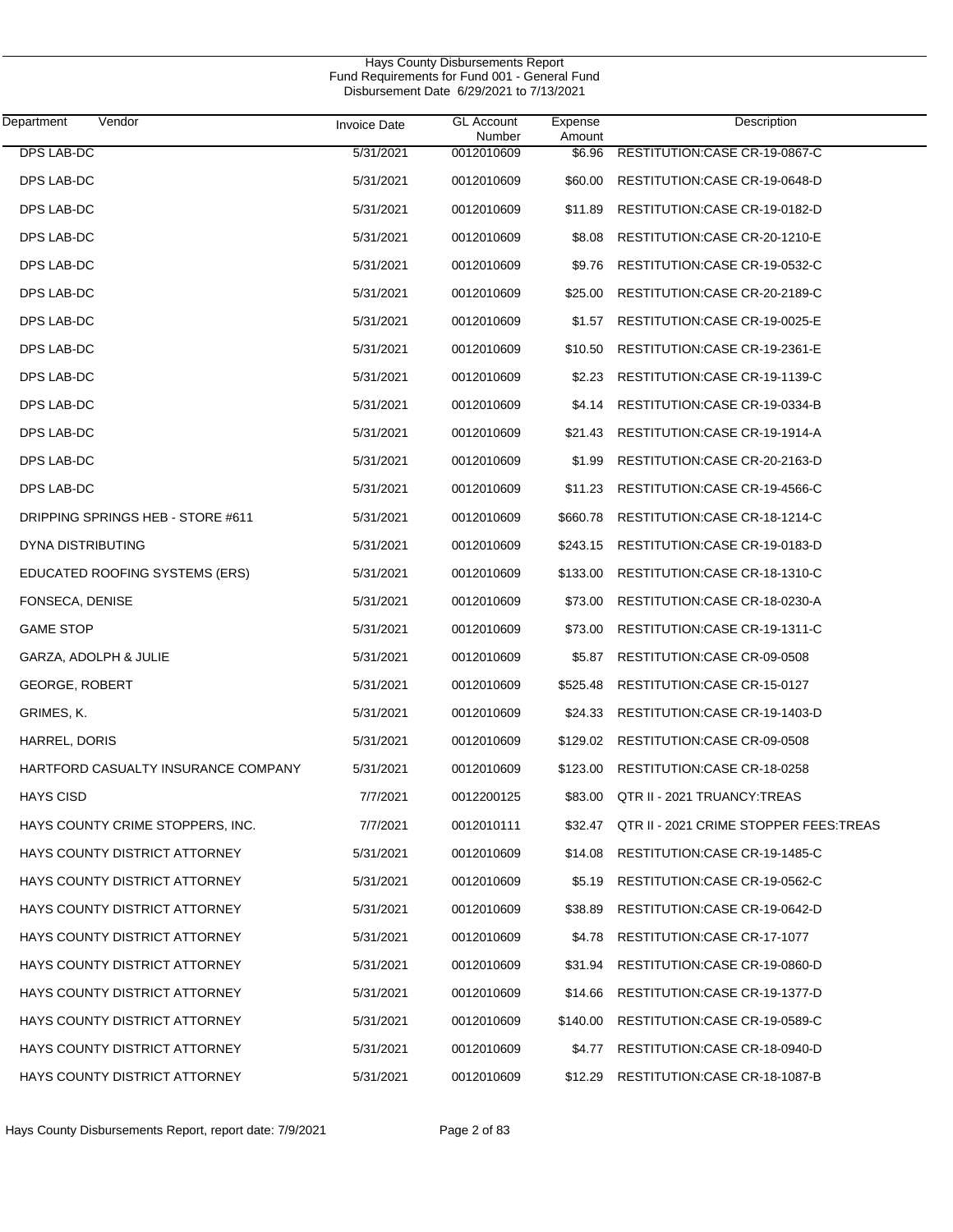Hays County Disbursements Report
Fund Requirements for Fund 001 - General Fund
Disbursement Date 6/29/2021 to 7/13/2021

| Department | Vendor | Invoice Date | GL Account Number | Expense Amount | Description |
|---|---|---|---|---|---|
| DPS LAB-DC | | 5/31/2021 | 0012010609 | $6.96 | RESTITUTION:CASE CR-19-0867-C |
| DPS LAB-DC | | 5/31/2021 | 0012010609 | $60.00 | RESTITUTION:CASE CR-19-0648-D |
| DPS LAB-DC | | 5/31/2021 | 0012010609 | $11.89 | RESTITUTION:CASE CR-19-0182-D |
| DPS LAB-DC | | 5/31/2021 | 0012010609 | $8.08 | RESTITUTION:CASE CR-20-1210-E |
| DPS LAB-DC | | 5/31/2021 | 0012010609 | $9.76 | RESTITUTION:CASE CR-19-0532-C |
| DPS LAB-DC | | 5/31/2021 | 0012010609 | $25.00 | RESTITUTION:CASE CR-20-2189-C |
| DPS LAB-DC | | 5/31/2021 | 0012010609 | $1.57 | RESTITUTION:CASE CR-19-0025-E |
| DPS LAB-DC | | 5/31/2021 | 0012010609 | $10.50 | RESTITUTION:CASE CR-19-2361-E |
| DPS LAB-DC | | 5/31/2021 | 0012010609 | $2.23 | RESTITUTION:CASE CR-19-1139-C |
| DPS LAB-DC | | 5/31/2021 | 0012010609 | $4.14 | RESTITUTION:CASE CR-19-0334-B |
| DPS LAB-DC | | 5/31/2021 | 0012010609 | $21.43 | RESTITUTION:CASE CR-19-1914-A |
| DPS LAB-DC | | 5/31/2021 | 0012010609 | $1.99 | RESTITUTION:CASE CR-20-2163-D |
| DPS LAB-DC | | 5/31/2021 | 0012010609 | $11.23 | RESTITUTION:CASE CR-19-4566-C |
| DRIPPING SPRINGS HEB - STORE #611 | | 5/31/2021 | 0012010609 | $660.78 | RESTITUTION:CASE CR-18-1214-C |
| DYNA DISTRIBUTING | | 5/31/2021 | 0012010609 | $243.15 | RESTITUTION:CASE CR-19-0183-D |
| EDUCATED ROOFING SYSTEMS (ERS) | | 5/31/2021 | 0012010609 | $133.00 | RESTITUTION:CASE CR-18-1310-C |
| FONSECA, DENISE | | 5/31/2021 | 0012010609 | $73.00 | RESTITUTION:CASE CR-18-0230-A |
| GAME STOP | | 5/31/2021 | 0012010609 | $73.00 | RESTITUTION:CASE CR-19-1311-C |
| GARZA, ADOLPH & JULIE | | 5/31/2021 | 0012010609 | $5.87 | RESTITUTION:CASE CR-09-0508 |
| GEORGE, ROBERT | | 5/31/2021 | 0012010609 | $525.48 | RESTITUTION:CASE CR-15-0127 |
| GRIMES, K. | | 5/31/2021 | 0012010609 | $24.33 | RESTITUTION:CASE CR-19-1403-D |
| HARREL, DORIS | | 5/31/2021 | 0012010609 | $129.02 | RESTITUTION:CASE CR-09-0508 |
| HARTFORD CASUALTY INSURANCE COMPANY | | 5/31/2021 | 0012010609 | $123.00 | RESTITUTION:CASE CR-18-0258 |
| HAYS CISD | | 7/7/2021 | 0012200125 | $83.00 | QTR II - 2021 TRUANCY:TREAS |
| HAYS COUNTY CRIME STOPPERS, INC. | | 7/7/2021 | 0012010111 | $32.47 | QTR II - 2021 CRIME STOPPER FEES:TREAS |
| HAYS COUNTY DISTRICT ATTORNEY | | 5/31/2021 | 0012010609 | $14.08 | RESTITUTION:CASE CR-19-1485-C |
| HAYS COUNTY DISTRICT ATTORNEY | | 5/31/2021 | 0012010609 | $5.19 | RESTITUTION:CASE CR-19-0562-C |
| HAYS COUNTY DISTRICT ATTORNEY | | 5/31/2021 | 0012010609 | $38.89 | RESTITUTION:CASE CR-19-0642-D |
| HAYS COUNTY DISTRICT ATTORNEY | | 5/31/2021 | 0012010609 | $4.78 | RESTITUTION:CASE CR-17-1077 |
| HAYS COUNTY DISTRICT ATTORNEY | | 5/31/2021 | 0012010609 | $31.94 | RESTITUTION:CASE CR-19-0860-D |
| HAYS COUNTY DISTRICT ATTORNEY | | 5/31/2021 | 0012010609 | $14.66 | RESTITUTION:CASE CR-19-1377-D |
| HAYS COUNTY DISTRICT ATTORNEY | | 5/31/2021 | 0012010609 | $140.00 | RESTITUTION:CASE CR-19-0589-C |
| HAYS COUNTY DISTRICT ATTORNEY | | 5/31/2021 | 0012010609 | $4.77 | RESTITUTION:CASE CR-18-0940-D |
| HAYS COUNTY DISTRICT ATTORNEY | | 5/31/2021 | 0012010609 | $12.29 | RESTITUTION:CASE CR-18-1087-B |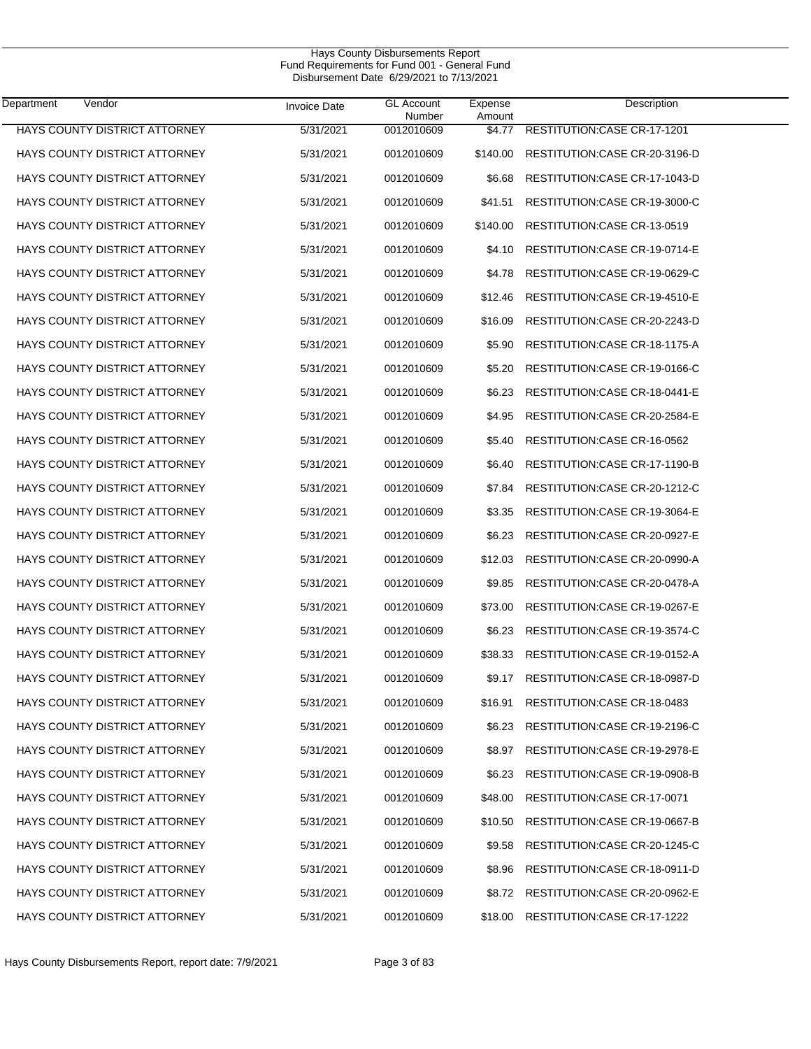Hays County Disbursements Report
Fund Requirements for Fund 001 - General Fund
Disbursement Date 6/29/2021 to 7/13/2021

| Department | Vendor | Invoice Date | GL Account Number | Expense Amount | Description |
|---|---|---|---|---|---|
| | HAYS COUNTY DISTRICT ATTORNEY | 5/31/2021 | 0012010609 | $4.77 | RESTITUTION:CASE CR-17-1201 |
| | HAYS COUNTY DISTRICT ATTORNEY | 5/31/2021 | 0012010609 | $140.00 | RESTITUTION:CASE CR-20-3196-D |
| | HAYS COUNTY DISTRICT ATTORNEY | 5/31/2021 | 0012010609 | $6.68 | RESTITUTION:CASE CR-17-1043-D |
| | HAYS COUNTY DISTRICT ATTORNEY | 5/31/2021 | 0012010609 | $41.51 | RESTITUTION:CASE CR-19-3000-C |
| | HAYS COUNTY DISTRICT ATTORNEY | 5/31/2021 | 0012010609 | $140.00 | RESTITUTION:CASE CR-13-0519 |
| | HAYS COUNTY DISTRICT ATTORNEY | 5/31/2021 | 0012010609 | $4.10 | RESTITUTION:CASE CR-19-0714-E |
| | HAYS COUNTY DISTRICT ATTORNEY | 5/31/2021 | 0012010609 | $4.78 | RESTITUTION:CASE CR-19-0629-C |
| | HAYS COUNTY DISTRICT ATTORNEY | 5/31/2021 | 0012010609 | $12.46 | RESTITUTION:CASE CR-19-4510-E |
| | HAYS COUNTY DISTRICT ATTORNEY | 5/31/2021 | 0012010609 | $16.09 | RESTITUTION:CASE CR-20-2243-D |
| | HAYS COUNTY DISTRICT ATTORNEY | 5/31/2021 | 0012010609 | $5.90 | RESTITUTION:CASE CR-18-1175-A |
| | HAYS COUNTY DISTRICT ATTORNEY | 5/31/2021 | 0012010609 | $5.20 | RESTITUTION:CASE CR-19-0166-C |
| | HAYS COUNTY DISTRICT ATTORNEY | 5/31/2021 | 0012010609 | $6.23 | RESTITUTION:CASE CR-18-0441-E |
| | HAYS COUNTY DISTRICT ATTORNEY | 5/31/2021 | 0012010609 | $4.95 | RESTITUTION:CASE CR-20-2584-E |
| | HAYS COUNTY DISTRICT ATTORNEY | 5/31/2021 | 0012010609 | $5.40 | RESTITUTION:CASE CR-16-0562 |
| | HAYS COUNTY DISTRICT ATTORNEY | 5/31/2021 | 0012010609 | $6.40 | RESTITUTION:CASE CR-17-1190-B |
| | HAYS COUNTY DISTRICT ATTORNEY | 5/31/2021 | 0012010609 | $7.84 | RESTITUTION:CASE CR-20-1212-C |
| | HAYS COUNTY DISTRICT ATTORNEY | 5/31/2021 | 0012010609 | $3.35 | RESTITUTION:CASE CR-19-3064-E |
| | HAYS COUNTY DISTRICT ATTORNEY | 5/31/2021 | 0012010609 | $6.23 | RESTITUTION:CASE CR-20-0927-E |
| | HAYS COUNTY DISTRICT ATTORNEY | 5/31/2021 | 0012010609 | $12.03 | RESTITUTION:CASE CR-20-0990-A |
| | HAYS COUNTY DISTRICT ATTORNEY | 5/31/2021 | 0012010609 | $9.85 | RESTITUTION:CASE CR-20-0478-A |
| | HAYS COUNTY DISTRICT ATTORNEY | 5/31/2021 | 0012010609 | $73.00 | RESTITUTION:CASE CR-19-0267-E |
| | HAYS COUNTY DISTRICT ATTORNEY | 5/31/2021 | 0012010609 | $6.23 | RESTITUTION:CASE CR-19-3574-C |
| | HAYS COUNTY DISTRICT ATTORNEY | 5/31/2021 | 0012010609 | $38.33 | RESTITUTION:CASE CR-19-0152-A |
| | HAYS COUNTY DISTRICT ATTORNEY | 5/31/2021 | 0012010609 | $9.17 | RESTITUTION:CASE CR-18-0987-D |
| | HAYS COUNTY DISTRICT ATTORNEY | 5/31/2021 | 0012010609 | $16.91 | RESTITUTION:CASE CR-18-0483 |
| | HAYS COUNTY DISTRICT ATTORNEY | 5/31/2021 | 0012010609 | $6.23 | RESTITUTION:CASE CR-19-2196-C |
| | HAYS COUNTY DISTRICT ATTORNEY | 5/31/2021 | 0012010609 | $8.97 | RESTITUTION:CASE CR-19-2978-E |
| | HAYS COUNTY DISTRICT ATTORNEY | 5/31/2021 | 0012010609 | $6.23 | RESTITUTION:CASE CR-19-0908-B |
| | HAYS COUNTY DISTRICT ATTORNEY | 5/31/2021 | 0012010609 | $48.00 | RESTITUTION:CASE CR-17-0071 |
| | HAYS COUNTY DISTRICT ATTORNEY | 5/31/2021 | 0012010609 | $10.50 | RESTITUTION:CASE CR-19-0667-B |
| | HAYS COUNTY DISTRICT ATTORNEY | 5/31/2021 | 0012010609 | $9.58 | RESTITUTION:CASE CR-20-1245-C |
| | HAYS COUNTY DISTRICT ATTORNEY | 5/31/2021 | 0012010609 | $8.96 | RESTITUTION:CASE CR-18-0911-D |
| | HAYS COUNTY DISTRICT ATTORNEY | 5/31/2021 | 0012010609 | $8.72 | RESTITUTION:CASE CR-20-0962-E |
| | HAYS COUNTY DISTRICT ATTORNEY | 5/31/2021 | 0012010609 | $18.00 | RESTITUTION:CASE CR-17-1222 |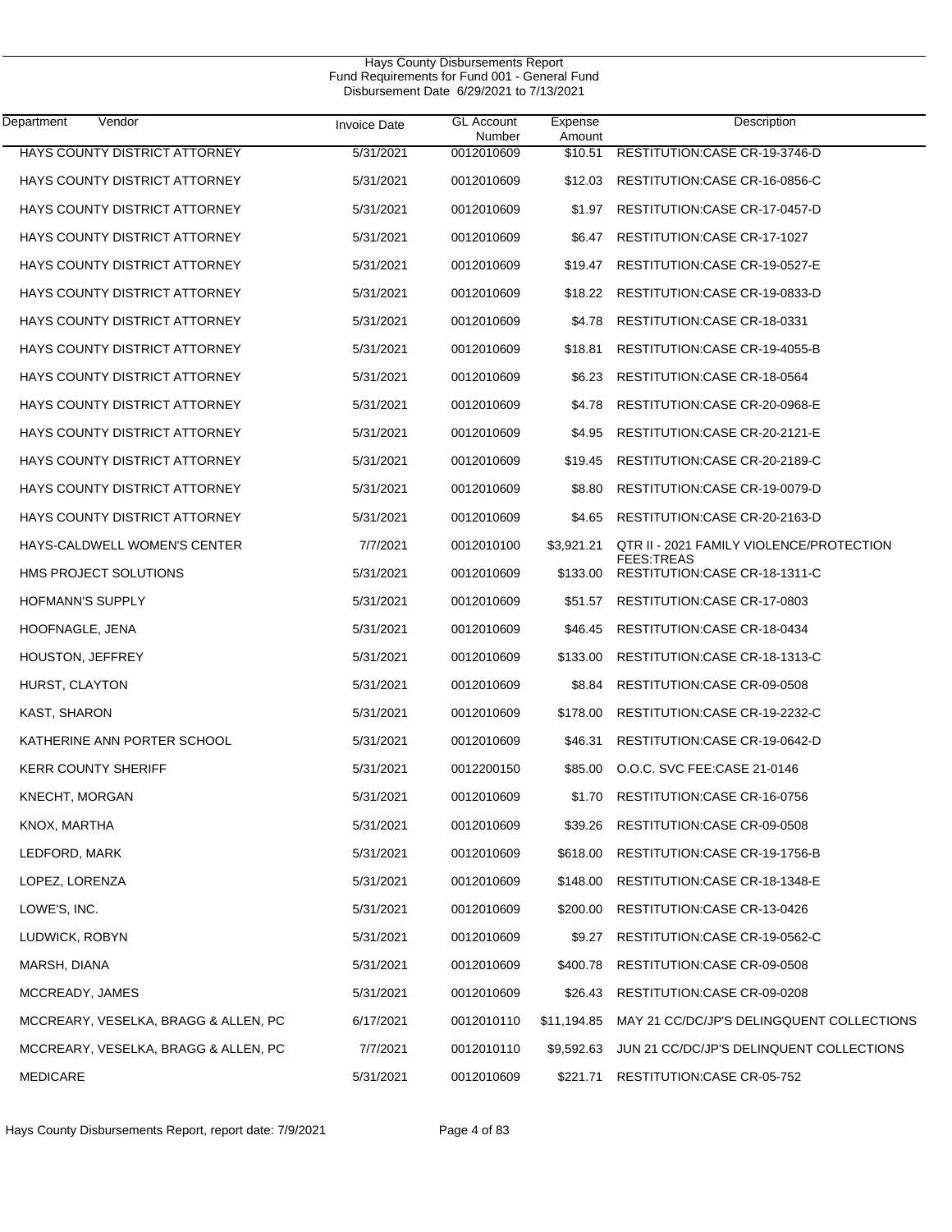Hays County Disbursements Report
Fund Requirements for Fund 001 - General Fund
Disbursement Date 6/29/2021 to 7/13/2021

| Department Vendor | Invoice Date | GL Account Number | Expense Amount | Description |
|---|---|---|---|---|
| HAYS COUNTY DISTRICT ATTORNEY | 5/31/2021 | 0012010609 | $10.51 | RESTITUTION:CASE CR-19-3746-D |
| HAYS COUNTY DISTRICT ATTORNEY | 5/31/2021 | 0012010609 | $12.03 | RESTITUTION:CASE CR-16-0856-C |
| HAYS COUNTY DISTRICT ATTORNEY | 5/31/2021 | 0012010609 | $1.97 | RESTITUTION:CASE CR-17-0457-D |
| HAYS COUNTY DISTRICT ATTORNEY | 5/31/2021 | 0012010609 | $6.47 | RESTITUTION:CASE CR-17-1027 |
| HAYS COUNTY DISTRICT ATTORNEY | 5/31/2021 | 0012010609 | $19.47 | RESTITUTION:CASE CR-19-0527-E |
| HAYS COUNTY DISTRICT ATTORNEY | 5/31/2021 | 0012010609 | $18.22 | RESTITUTION:CASE CR-19-0833-D |
| HAYS COUNTY DISTRICT ATTORNEY | 5/31/2021 | 0012010609 | $4.78 | RESTITUTION:CASE CR-18-0331 |
| HAYS COUNTY DISTRICT ATTORNEY | 5/31/2021 | 0012010609 | $18.81 | RESTITUTION:CASE CR-19-4055-B |
| HAYS COUNTY DISTRICT ATTORNEY | 5/31/2021 | 0012010609 | $6.23 | RESTITUTION:CASE CR-18-0564 |
| HAYS COUNTY DISTRICT ATTORNEY | 5/31/2021 | 0012010609 | $4.78 | RESTITUTION:CASE CR-20-0968-E |
| HAYS COUNTY DISTRICT ATTORNEY | 5/31/2021 | 0012010609 | $4.95 | RESTITUTION:CASE CR-20-2121-E |
| HAYS COUNTY DISTRICT ATTORNEY | 5/31/2021 | 0012010609 | $19.45 | RESTITUTION:CASE CR-20-2189-C |
| HAYS COUNTY DISTRICT ATTORNEY | 5/31/2021 | 0012010609 | $8.80 | RESTITUTION:CASE CR-19-0079-D |
| HAYS COUNTY DISTRICT ATTORNEY | 5/31/2021 | 0012010609 | $4.65 | RESTITUTION:CASE CR-20-2163-D |
| HAYS-CALDWELL WOMEN'S CENTER | 7/7/2021 | 0012010100 | $3,921.21 | QTR II - 2021 FAMILY VIOLENCE/PROTECTION FEES:TREAS |
| HMS PROJECT SOLUTIONS | 5/31/2021 | 0012010609 | $133.00 | RESTITUTION:CASE CR-18-1311-C |
| HOFMANN'S SUPPLY | 5/31/2021 | 0012010609 | $51.57 | RESTITUTION:CASE CR-17-0803 |
| HOOFNAGLE, JENA | 5/31/2021 | 0012010609 | $46.45 | RESTITUTION:CASE CR-18-0434 |
| HOUSTON, JEFFREY | 5/31/2021 | 0012010609 | $133.00 | RESTITUTION:CASE CR-18-1313-C |
| HURST, CLAYTON | 5/31/2021 | 0012010609 | $8.84 | RESTITUTION:CASE CR-09-0508 |
| KAST, SHARON | 5/31/2021 | 0012010609 | $178.00 | RESTITUTION:CASE CR-19-2232-C |
| KATHERINE ANN PORTER SCHOOL | 5/31/2021 | 0012010609 | $46.31 | RESTITUTION:CASE CR-19-0642-D |
| KERR COUNTY SHERIFF | 5/31/2021 | 0012200150 | $85.00 | O.O.C. SVC FEE:CASE 21-0146 |
| KNECHT, MORGAN | 5/31/2021 | 0012010609 | $1.70 | RESTITUTION:CASE CR-16-0756 |
| KNOX, MARTHA | 5/31/2021 | 0012010609 | $39.26 | RESTITUTION:CASE CR-09-0508 |
| LEDFORD, MARK | 5/31/2021 | 0012010609 | $618.00 | RESTITUTION:CASE CR-19-1756-B |
| LOPEZ, LORENZA | 5/31/2021 | 0012010609 | $148.00 | RESTITUTION:CASE CR-18-1348-E |
| LOWE'S, INC. | 5/31/2021 | 0012010609 | $200.00 | RESTITUTION:CASE CR-13-0426 |
| LUDWICK, ROBYN | 5/31/2021 | 0012010609 | $9.27 | RESTITUTION:CASE CR-19-0562-C |
| MARSH, DIANA | 5/31/2021 | 0012010609 | $400.78 | RESTITUTION:CASE CR-09-0508 |
| MCCREADY, JAMES | 5/31/2021 | 0012010609 | $26.43 | RESTITUTION:CASE CR-09-0208 |
| MCCREARY, VESELKA, BRAGG & ALLEN, PC | 6/17/2021 | 0012010110 | $11,194.85 | MAY 21 CC/DC/JP'S DELINGQUENT COLLECTIONS |
| MCCREARY, VESELKA, BRAGG & ALLEN, PC | 7/7/2021 | 0012010110 | $9,592.63 | JUN 21 CC/DC/JP'S DELINQUENT COLLECTIONS |
| MEDICARE | 5/31/2021 | 0012010609 | $221.71 | RESTITUTION:CASE CR-05-752 |

Hays County Disbursements Report, report date: 7/9/2021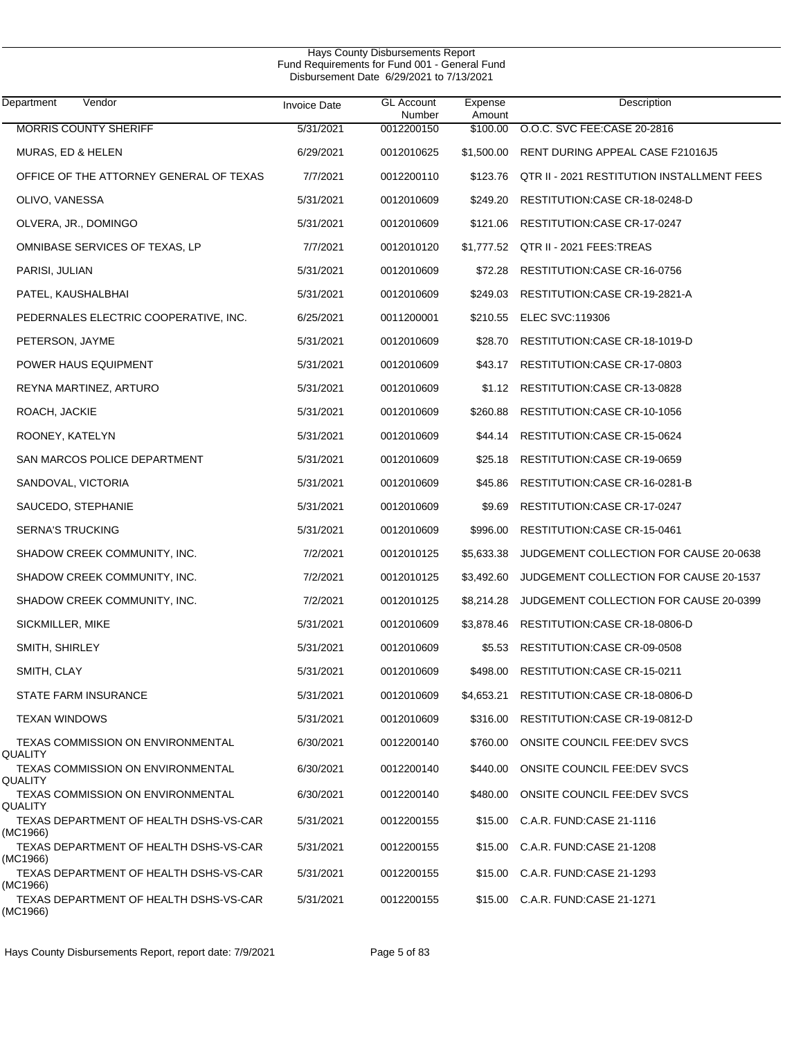Hays County Disbursements Report
Fund Requirements for Fund 001 - General Fund
Disbursement Date 6/29/2021 to 7/13/2021

| Department Vendor | Invoice Date | GL Account Number | Expense Amount | Description |
|---|---|---|---|---|
| MORRIS COUNTY SHERIFF | 5/31/2021 | 0012200150 | $100.00 | O.O.C. SVC FEE:CASE 20-2816 |
| MURAS, ED & HELEN | 6/29/2021 | 0012010625 | $1,500.00 | RENT DURING APPEAL CASE F21016J5 |
| OFFICE OF THE ATTORNEY GENERAL OF TEXAS | 7/7/2021 | 0012200110 | $123.76 | QTR II - 2021 RESTITUTION INSTALLMENT FEES |
| OLIVO, VANESSA | 5/31/2021 | 0012010609 | $249.20 | RESTITUTION:CASE CR-18-0248-D |
| OLVERA, JR., DOMINGO | 5/31/2021 | 0012010609 | $121.06 | RESTITUTION:CASE CR-17-0247 |
| OMNIBASE SERVICES OF TEXAS, LP | 7/7/2021 | 0012010120 | $1,777.52 | QTR II - 2021 FEES:TREAS |
| PARISI, JULIAN | 5/31/2021 | 0012010609 | $72.28 | RESTITUTION:CASE CR-16-0756 |
| PATEL, KAUSHALBHAI | 5/31/2021 | 0012010609 | $249.03 | RESTITUTION:CASE CR-19-2821-A |
| PEDERNALES ELECTRIC COOPERATIVE, INC. | 6/25/2021 | 0011200001 | $210.55 | ELEC SVC:119306 |
| PETERSON, JAYME | 5/31/2021 | 0012010609 | $28.70 | RESTITUTION:CASE CR-18-1019-D |
| POWER HAUS EQUIPMENT | 5/31/2021 | 0012010609 | $43.17 | RESTITUTION:CASE CR-17-0803 |
| REYNA MARTINEZ, ARTURO | 5/31/2021 | 0012010609 | $1.12 | RESTITUTION:CASE CR-13-0828 |
| ROACH, JACKIE | 5/31/2021 | 0012010609 | $260.88 | RESTITUTION:CASE CR-10-1056 |
| ROONEY, KATELYN | 5/31/2021 | 0012010609 | $44.14 | RESTITUTION:CASE CR-15-0624 |
| SAN MARCOS POLICE DEPARTMENT | 5/31/2021 | 0012010609 | $25.18 | RESTITUTION:CASE CR-19-0659 |
| SANDOVAL, VICTORIA | 5/31/2021 | 0012010609 | $45.86 | RESTITUTION:CASE CR-16-0281-B |
| SAUCEDO, STEPHANIE | 5/31/2021 | 0012010609 | $9.69 | RESTITUTION:CASE CR-17-0247 |
| SERNA'S TRUCKING | 5/31/2021 | 0012010609 | $996.00 | RESTITUTION:CASE CR-15-0461 |
| SHADOW CREEK COMMUNITY, INC. | 7/2/2021 | 0012010125 | $5,633.38 | JUDGEMENT COLLECTION FOR CAUSE 20-0638 |
| SHADOW CREEK COMMUNITY, INC. | 7/2/2021 | 0012010125 | $3,492.60 | JUDGEMENT COLLECTION FOR CAUSE 20-1537 |
| SHADOW CREEK COMMUNITY, INC. | 7/2/2021 | 0012010125 | $8,214.28 | JUDGEMENT COLLECTION FOR CAUSE 20-0399 |
| SICKMILLER, MIKE | 5/31/2021 | 0012010609 | $3,878.46 | RESTITUTION:CASE CR-18-0806-D |
| SMITH, SHIRLEY | 5/31/2021 | 0012010609 | $5.53 | RESTITUTION:CASE CR-09-0508 |
| SMITH, CLAY | 5/31/2021 | 0012010609 | $498.00 | RESTITUTION:CASE CR-15-0211 |
| STATE FARM INSURANCE | 5/31/2021 | 0012010609 | $4,653.21 | RESTITUTION:CASE CR-18-0806-D |
| TEXAN WINDOWS | 5/31/2021 | 0012010609 | $316.00 | RESTITUTION:CASE CR-19-0812-D |
| TEXAS COMMISSION ON ENVIRONMENTAL QUALITY | 6/30/2021 | 0012200140 | $760.00 | ONSITE COUNCIL FEE:DEV SVCS |
| TEXAS COMMISSION ON ENVIRONMENTAL QUALITY | 6/30/2021 | 0012200140 | $440.00 | ONSITE COUNCIL FEE:DEV SVCS |
| TEXAS COMMISSION ON ENVIRONMENTAL QUALITY | 6/30/2021 | 0012200140 | $480.00 | ONSITE COUNCIL FEE:DEV SVCS |
| TEXAS DEPARTMENT OF HEALTH DSHS-VS-CAR (MC1966) | 5/31/2021 | 0012200155 | $15.00 | C.A.R. FUND:CASE 21-1116 |
| TEXAS DEPARTMENT OF HEALTH DSHS-VS-CAR (MC1966) | 5/31/2021 | 0012200155 | $15.00 | C.A.R. FUND:CASE 21-1208 |
| TEXAS DEPARTMENT OF HEALTH DSHS-VS-CAR (MC1966) | 5/31/2021 | 0012200155 | $15.00 | C.A.R. FUND:CASE 21-1293 |
| TEXAS DEPARTMENT OF HEALTH DSHS-VS-CAR (MC1966) | 5/31/2021 | 0012200155 | $15.00 | C.A.R. FUND:CASE 21-1271 |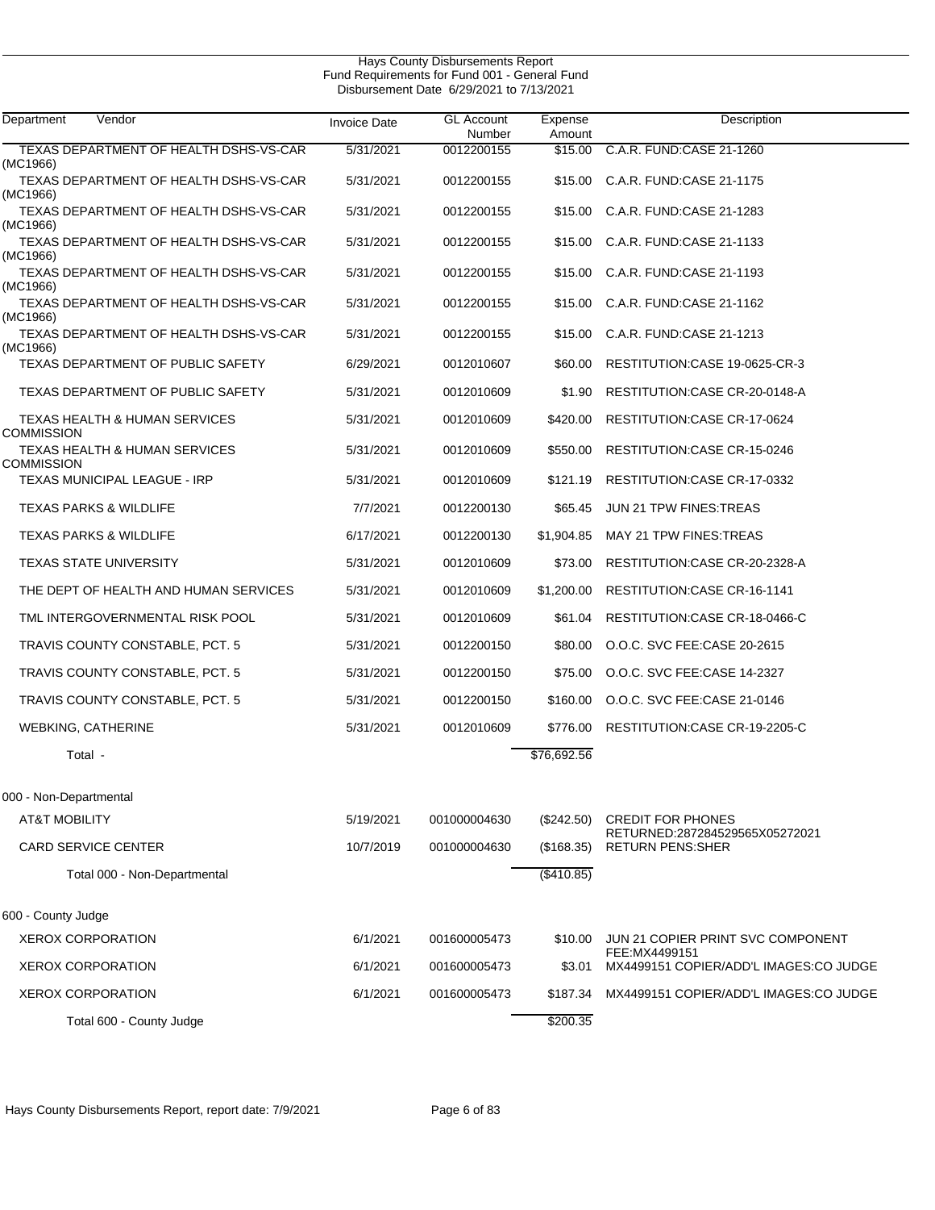Hays County Disbursements Report
Fund Requirements for Fund 001 - General Fund
Disbursement Date 6/29/2021 to 7/13/2021

| Department | Vendor | Invoice Date | GL Account Number | Expense Amount | Description |
|---|---|---|---|---|---|
| | TEXAS DEPARTMENT OF HEALTH DSHS-VS-CAR (MC1966) | 5/31/2021 | 0012200155 | $15.00 | C.A.R. FUND:CASE 21-1260 |
| | TEXAS DEPARTMENT OF HEALTH DSHS-VS-CAR (MC1966) | 5/31/2021 | 0012200155 | $15.00 | C.A.R. FUND:CASE 21-1175 |
| | TEXAS DEPARTMENT OF HEALTH DSHS-VS-CAR (MC1966) | 5/31/2021 | 0012200155 | $15.00 | C.A.R. FUND:CASE 21-1283 |
| | TEXAS DEPARTMENT OF HEALTH DSHS-VS-CAR (MC1966) | 5/31/2021 | 0012200155 | $15.00 | C.A.R. FUND:CASE 21-1133 |
| | TEXAS DEPARTMENT OF HEALTH DSHS-VS-CAR (MC1966) | 5/31/2021 | 0012200155 | $15.00 | C.A.R. FUND:CASE 21-1193 |
| | TEXAS DEPARTMENT OF HEALTH DSHS-VS-CAR (MC1966) | 5/31/2021 | 0012200155 | $15.00 | C.A.R. FUND:CASE 21-1162 |
| | TEXAS DEPARTMENT OF HEALTH DSHS-VS-CAR (MC1966) | 5/31/2021 | 0012200155 | $15.00 | C.A.R. FUND:CASE 21-1213 |
| | TEXAS DEPARTMENT OF PUBLIC SAFETY | 6/29/2021 | 0012010607 | $60.00 | RESTITUTION:CASE 19-0625-CR-3 |
| | TEXAS DEPARTMENT OF PUBLIC SAFETY | 5/31/2021 | 0012010609 | $1.90 | RESTITUTION:CASE CR-20-0148-A |
| | TEXAS HEALTH & HUMAN SERVICES COMMISSION | 5/31/2021 | 0012010609 | $420.00 | RESTITUTION:CASE CR-17-0624 |
| | TEXAS HEALTH & HUMAN SERVICES COMMISSION | 5/31/2021 | 0012010609 | $550.00 | RESTITUTION:CASE CR-15-0246 |
| | TEXAS MUNICIPAL LEAGUE - IRP | 5/31/2021 | 0012010609 | $121.19 | RESTITUTION:CASE CR-17-0332 |
| | TEXAS PARKS & WILDLIFE | 7/7/2021 | 0012200130 | $65.45 | JUN 21 TPW FINES:TREAS |
| | TEXAS PARKS & WILDLIFE | 6/17/2021 | 0012200130 | $1,904.85 | MAY 21 TPW FINES:TREAS |
| | TEXAS STATE UNIVERSITY | 5/31/2021 | 0012010609 | $73.00 | RESTITUTION:CASE CR-20-2328-A |
| | THE DEPT OF HEALTH AND HUMAN SERVICES | 5/31/2021 | 0012010609 | $1,200.00 | RESTITUTION:CASE CR-16-1141 |
| | TML INTERGOVERNMENTAL RISK POOL | 5/31/2021 | 0012010609 | $61.04 | RESTITUTION:CASE CR-18-0466-C |
| | TRAVIS COUNTY CONSTABLE, PCT. 5 | 5/31/2021 | 0012200150 | $80.00 | O.O.C. SVC FEE:CASE 20-2615 |
| | TRAVIS COUNTY CONSTABLE, PCT. 5 | 5/31/2021 | 0012200150 | $75.00 | O.O.C. SVC FEE:CASE 14-2327 |
| | TRAVIS COUNTY CONSTABLE, PCT. 5 | 5/31/2021 | 0012200150 | $160.00 | O.O.C. SVC FEE:CASE 21-0146 |
| | WEBKING, CATHERINE | 5/31/2021 | 0012010609 | $776.00 | RESTITUTION:CASE CR-19-2205-C |
| | Total - | | | $76,692.56 | |
| 000 - Non-Departmental | | | | | |
| | AT&T MOBILITY | 5/19/2021 | 001000004630 | ($242.50) | CREDIT FOR PHONES RETURNED:287284529565X05272021 |
| | CARD SERVICE CENTER | 10/7/2019 | 001000004630 | ($168.35) | RETURN PENS:SHER |
| | Total 000 - Non-Departmental | | | ($410.85) | |
| 600 - County Judge | | | | | |
| | XEROX CORPORATION | 6/1/2021 | 001600005473 | $10.00 | JUN 21 COPIER PRINT SVC COMPONENT FEE:MX4499151 |
| | XEROX CORPORATION | 6/1/2021 | 001600005473 | $3.01 | MX4499151 COPIER/ADD'L IMAGES:CO JUDGE |
| | XEROX CORPORATION | 6/1/2021 | 001600005473 | $187.34 | MX4499151 COPIER/ADD'L IMAGES:CO JUDGE |
| | Total 600 - County Judge | | | $200.35 | |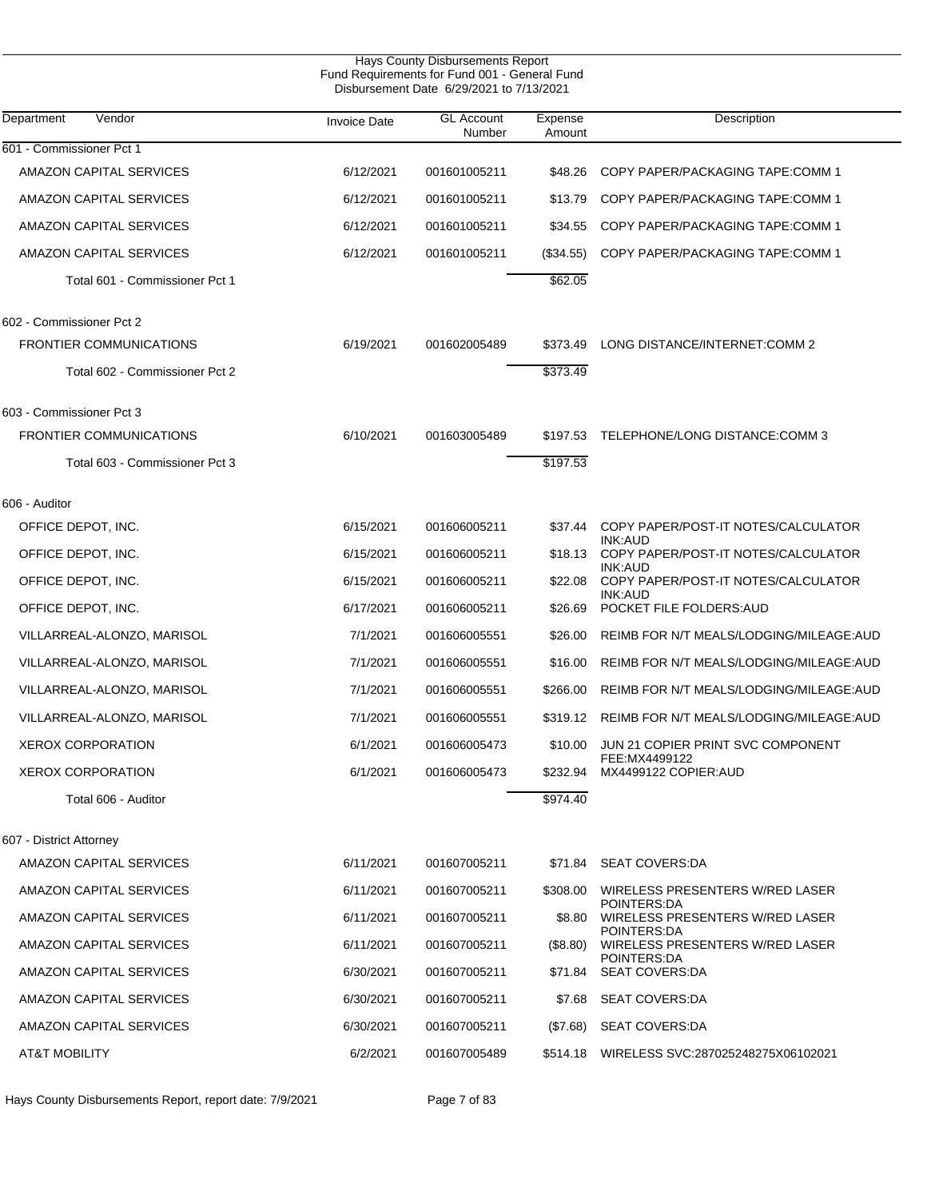Hays County Disbursements Report
Fund Requirements for Fund 001 - General Fund
Disbursement Date 6/29/2021 to 7/13/2021

| Department Vendor | Invoice Date | GL Account Number | Expense Amount | Description |
|---|---|---|---|---|
| **601 - Commissioner Pct 1** | | | | |
| AMAZON CAPITAL SERVICES | 6/12/2021 | 001601005211 | $48.26 | COPY PAPER/PACKAGING TAPE:COMM 1 |
| AMAZON CAPITAL SERVICES | 6/12/2021 | 001601005211 | $13.79 | COPY PAPER/PACKAGING TAPE:COMM 1 |
| AMAZON CAPITAL SERVICES | 6/12/2021 | 001601005211 | $34.55 | COPY PAPER/PACKAGING TAPE:COMM 1 |
| AMAZON CAPITAL SERVICES | 6/12/2021 | 001601005211 | ($34.55) | COPY PAPER/PACKAGING TAPE:COMM 1 |
| Total 601 - Commissioner Pct 1 | | | $62.05 | |
| **602 - Commissioner Pct 2** | | | | |
| FRONTIER COMMUNICATIONS | 6/19/2021 | 001602005489 | $373.49 | LONG DISTANCE/INTERNET:COMM 2 |
| Total 602 - Commissioner Pct 2 | | | $373.49 | |
| **603 - Commissioner Pct 3** | | | | |
| FRONTIER COMMUNICATIONS | 6/10/2021 | 001603005489 | $197.53 | TELEPHONE/LONG DISTANCE:COMM 3 |
| Total 603 - Commissioner Pct 3 | | | $197.53 | |
| **606 - Auditor** | | | | |
| OFFICE DEPOT, INC. | 6/15/2021 | 001606005211 | $37.44 | COPY PAPER/POST-IT NOTES/CALCULATOR INK:AUD |
| OFFICE DEPOT, INC. | 6/15/2021 | 001606005211 | $18.13 | COPY PAPER/POST-IT NOTES/CALCULATOR INK:AUD |
| OFFICE DEPOT, INC. | 6/15/2021 | 001606005211 | $22.08 | COPY PAPER/POST-IT NOTES/CALCULATOR INK:AUD |
| OFFICE DEPOT, INC. | 6/17/2021 | 001606005211 | $26.69 | POCKET FILE FOLDERS:AUD |
| VILLARREAL-ALONZO, MARISOL | 7/1/2021 | 001606005551 | $26.00 | REIMB FOR N/T MEALS/LODGING/MILEAGE:AUD |
| VILLARREAL-ALONZO, MARISOL | 7/1/2021 | 001606005551 | $16.00 | REIMB FOR N/T MEALS/LODGING/MILEAGE:AUD |
| VILLARREAL-ALONZO, MARISOL | 7/1/2021 | 001606005551 | $266.00 | REIMB FOR N/T MEALS/LODGING/MILEAGE:AUD |
| VILLARREAL-ALONZO, MARISOL | 7/1/2021 | 001606005551 | $319.12 | REIMB FOR N/T MEALS/LODGING/MILEAGE:AUD |
| XEROX CORPORATION | 6/1/2021 | 001606005473 | $10.00 | JUN 21 COPIER PRINT SVC COMPONENT FEE:MX4499122 |
| XEROX CORPORATION | 6/1/2021 | 001606005473 | $232.94 | MX4499122 COPIER:AUD |
| Total 606 - Auditor | | | $974.40 | |
| **607 - District Attorney** | | | | |
| AMAZON CAPITAL SERVICES | 6/11/2021 | 001607005211 | $71.84 | SEAT COVERS:DA |
| AMAZON CAPITAL SERVICES | 6/11/2021 | 001607005211 | $308.00 | WIRELESS PRESENTERS W/RED LASER POINTERS:DA |
| AMAZON CAPITAL SERVICES | 6/11/2021 | 001607005211 | $8.80 | WIRELESS PRESENTERS W/RED LASER POINTERS:DA |
| AMAZON CAPITAL SERVICES | 6/11/2021 | 001607005211 | ($8.80) | WIRELESS PRESENTERS W/RED LASER POINTERS:DA |
| AMAZON CAPITAL SERVICES | 6/30/2021 | 001607005211 | $71.84 | SEAT COVERS:DA |
| AMAZON CAPITAL SERVICES | 6/30/2021 | 001607005211 | $7.68 | SEAT COVERS:DA |
| AMAZON CAPITAL SERVICES | 6/30/2021 | 001607005211 | ($7.68) | SEAT COVERS:DA |
| AT&T MOBILITY | 6/2/2021 | 001607005489 | $514.18 | WIRELESS SVC:287025248275X06102021 |

Hays County Disbursements Report, report date: 7/9/2021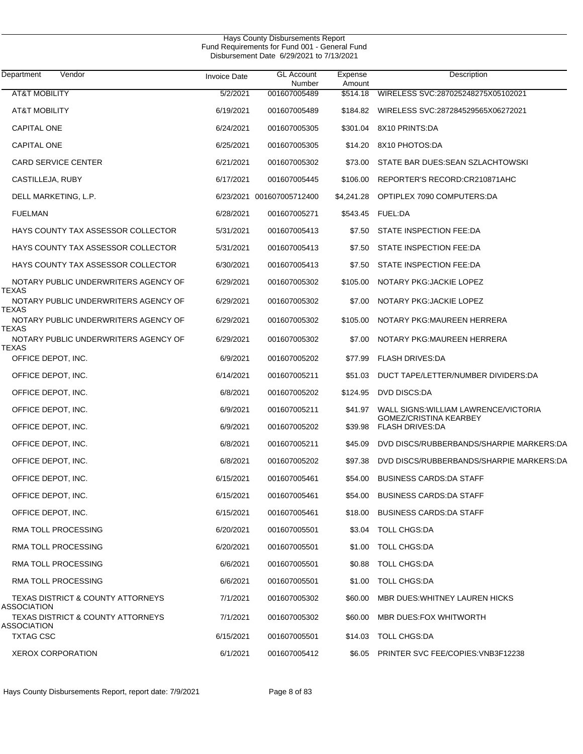Hays County Disbursements Report
Fund Requirements for Fund 001 - General Fund
Disbursement Date 6/29/2021 to 7/13/2021

| Department Vendor | Invoice Date | GL Account Number | Expense Amount | Description |
|---|---|---|---|---|
| AT&T MOBILITY | 5/2/2021 | 001607005489 | $514.18 | WIRELESS SVC:287025248275X05102021 |
| AT&T MOBILITY | 6/19/2021 | 001607005489 | $184.82 | WIRELESS SVC:287284529565X06272021 |
| CAPITAL ONE | 6/24/2021 | 001607005305 | $301.04 | 8X10 PRINTS:DA |
| CAPITAL ONE | 6/25/2021 | 001607005305 | $14.20 | 8X10 PHOTOS:DA |
| CARD SERVICE CENTER | 6/21/2021 | 001607005302 | $73.00 | STATE BAR DUES:SEAN SZLACHTOWSKI |
| CASTILLEJA, RUBY | 6/17/2021 | 001607005445 | $106.00 | REPORTER'S RECORD:CR210871AHC |
| DELL MARKETING, L.P. | 6/23/2021 | 001607005712400 | $4,241.28 | OPTIPLEX 7090 COMPUTERS:DA |
| FUELMAN | 6/28/2021 | 001607005271 | $543.45 | FUEL:DA |
| HAYS COUNTY TAX ASSESSOR COLLECTOR | 5/31/2021 | 001607005413 | $7.50 | STATE INSPECTION FEE:DA |
| HAYS COUNTY TAX ASSESSOR COLLECTOR | 5/31/2021 | 001607005413 | $7.50 | STATE INSPECTION FEE:DA |
| HAYS COUNTY TAX ASSESSOR COLLECTOR | 6/30/2021 | 001607005413 | $7.50 | STATE INSPECTION FEE:DA |
| NOTARY PUBLIC UNDERWRITERS AGENCY OF TEXAS | 6/29/2021 | 001607005302 | $105.00 | NOTARY PKG:JACKIE LOPEZ |
| NOTARY PUBLIC UNDERWRITERS AGENCY OF TEXAS | 6/29/2021 | 001607005302 | $7.00 | NOTARY PKG:JACKIE LOPEZ |
| NOTARY PUBLIC UNDERWRITERS AGENCY OF TEXAS | 6/29/2021 | 001607005302 | $105.00 | NOTARY PKG:MAUREEN HERRERA |
| NOTARY PUBLIC UNDERWRITERS AGENCY OF TEXAS | 6/29/2021 | 001607005302 | $7.00 | NOTARY PKG:MAUREEN HERRERA |
| OFFICE DEPOT, INC. | 6/9/2021 | 001607005202 | $77.99 | FLASH DRIVES:DA |
| OFFICE DEPOT, INC. | 6/14/2021 | 001607005211 | $51.03 | DUCT TAPE/LETTER/NUMBER DIVIDERS:DA |
| OFFICE DEPOT, INC. | 6/8/2021 | 001607005202 | $124.95 | DVD DISCS:DA |
| OFFICE DEPOT, INC. | 6/9/2021 | 001607005211 | $41.97 | WALL SIGNS:WILLIAM LAWRENCE/VICTORIA GOMEZ/CRISTINA KEARBEY |
| OFFICE DEPOT, INC. | 6/9/2021 | 001607005202 | $39.98 | FLASH DRIVES:DA |
| OFFICE DEPOT, INC. | 6/8/2021 | 001607005211 | $45.09 | DVD DISCS/RUBBERBANDS/SHARPIE MARKERS:DA |
| OFFICE DEPOT, INC. | 6/8/2021 | 001607005202 | $97.38 | DVD DISCS/RUBBERBANDS/SHARPIE MARKERS:DA |
| OFFICE DEPOT, INC. | 6/15/2021 | 001607005461 | $54.00 | BUSINESS CARDS:DA STAFF |
| OFFICE DEPOT, INC. | 6/15/2021 | 001607005461 | $54.00 | BUSINESS CARDS:DA STAFF |
| OFFICE DEPOT, INC. | 6/15/2021 | 001607005461 | $18.00 | BUSINESS CARDS:DA STAFF |
| RMA TOLL PROCESSING | 6/20/2021 | 001607005501 | $3.04 | TOLL CHGS:DA |
| RMA TOLL PROCESSING | 6/20/2021 | 001607005501 | $1.00 | TOLL CHGS:DA |
| RMA TOLL PROCESSING | 6/6/2021 | 001607005501 | $0.88 | TOLL CHGS:DA |
| RMA TOLL PROCESSING | 6/6/2021 | 001607005501 | $1.00 | TOLL CHGS:DA |
| TEXAS DISTRICT & COUNTY ATTORNEYS ASSOCIATION | 7/1/2021 | 001607005302 | $60.00 | MBR DUES:WHITNEY LAUREN HICKS |
| TEXAS DISTRICT & COUNTY ATTORNEYS ASSOCIATION | 7/1/2021 | 001607005302 | $60.00 | MBR DUES:FOX WHITWORTH |
| TXTAG CSC | 6/15/2021 | 001607005501 | $14.03 | TOLL CHGS:DA |
| XEROX CORPORATION | 6/1/2021 | 001607005412 | $6.05 | PRINTER SVC FEE/COPIES:VNB3F12238 |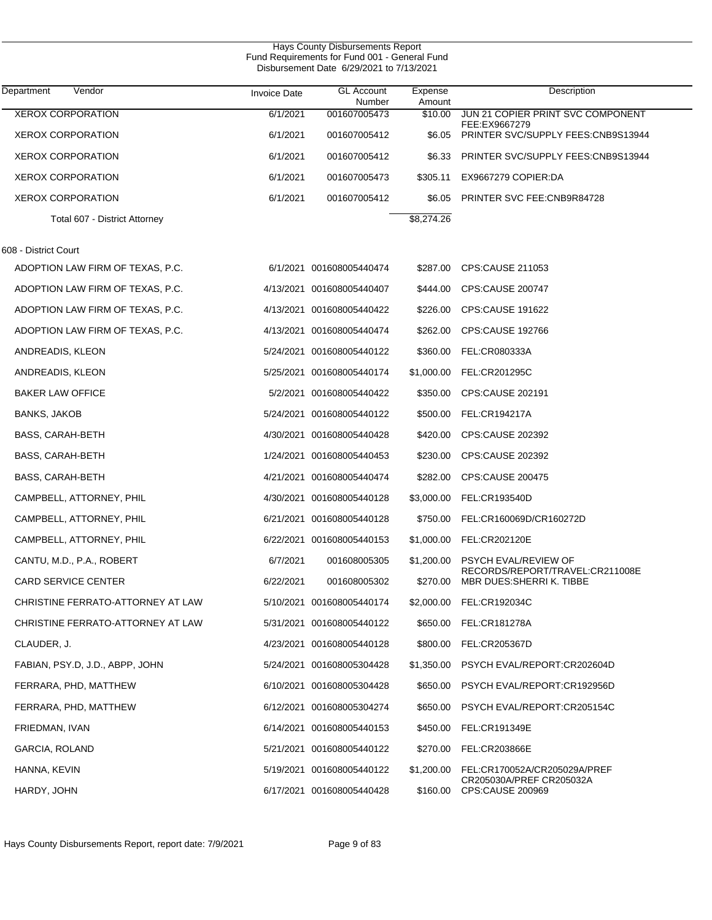Hays County Disbursements Report
Fund Requirements for Fund 001 - General Fund
Disbursement Date 6/29/2021 to 7/13/2021

| Department Vendor | Invoice Date | GL Account Number | Expense Amount | Description |
|---|---|---|---|---|
| XEROX CORPORATION | 6/1/2021 | 001607005473 | $10.00 | JUN 21 COPIER PRINT SVC COMPONENT FEE:EX9667279 |
| XEROX CORPORATION | 6/1/2021 | 001607005412 | $6.05 | PRINTER SVC/SUPPLY FEES:CNB9S13944 |
| XEROX CORPORATION | 6/1/2021 | 001607005412 | $6.33 | PRINTER SVC/SUPPLY FEES:CNB9S13944 |
| XEROX CORPORATION | 6/1/2021 | 001607005473 | $305.11 | EX9667279 COPIER:DA |
| XEROX CORPORATION | 6/1/2021 | 001607005412 | $6.05 | PRINTER SVC FEE:CNB9R84728 |
| Total 607 - District Attorney | | | $8,274.26 | |
| 608 - District Court | | | | |
| ADOPTION LAW FIRM OF TEXAS, P.C. | 6/1/2021 | 001608005440474 | $287.00 | CPS:CAUSE 211053 |
| ADOPTION LAW FIRM OF TEXAS, P.C. | 4/13/2021 | 001608005440407 | $444.00 | CPS:CAUSE 200747 |
| ADOPTION LAW FIRM OF TEXAS, P.C. | 4/13/2021 | 001608005440422 | $226.00 | CPS:CAUSE 191622 |
| ADOPTION LAW FIRM OF TEXAS, P.C. | 4/13/2021 | 001608005440474 | $262.00 | CPS:CAUSE 192766 |
| ANDREADIS, KLEON | 5/24/2021 | 001608005440122 | $360.00 | FEL:CR080333A |
| ANDREADIS, KLEON | 5/25/2021 | 001608005440174 | $1,000.00 | FEL:CR201295C |
| BAKER LAW OFFICE | 5/2/2021 | 001608005440422 | $350.00 | CPS:CAUSE 202191 |
| BANKS, JAKOB | 5/24/2021 | 001608005440122 | $500.00 | FEL:CR194217A |
| BASS, CARAH-BETH | 4/30/2021 | 001608005440428 | $420.00 | CPS:CAUSE 202392 |
| BASS, CARAH-BETH | 1/24/2021 | 001608005440453 | $230.00 | CPS:CAUSE 202392 |
| BASS, CARAH-BETH | 4/21/2021 | 001608005440474 | $282.00 | CPS:CAUSE 200475 |
| CAMPBELL, ATTORNEY, PHIL | 4/30/2021 | 001608005440128 | $3,000.00 | FEL:CR193540D |
| CAMPBELL, ATTORNEY, PHIL | 6/21/2021 | 001608005440128 | $750.00 | FEL:CR160069D/CR160272D |
| CAMPBELL, ATTORNEY, PHIL | 6/22/2021 | 001608005440153 | $1,000.00 | FEL:CR202120E |
| CANTU, M.D., P.A., ROBERT | 6/7/2021 | 001608005305 | $1,200.00 | PSYCH EVAL/REVIEW OF RECORDS/REPORT/TRAVEL:CR211008E |
| CARD SERVICE CENTER | 6/22/2021 | 001608005302 | $270.00 | MBR DUES:SHERRI K. TIBBE |
| CHRISTINE FERRATO-ATTORNEY AT LAW | 5/10/2021 | 001608005440174 | $2,000.00 | FEL:CR192034C |
| CHRISTINE FERRATO-ATTORNEY AT LAW | 5/31/2021 | 001608005440122 | $650.00 | FEL:CR181278A |
| CLAUDER, J. | 4/23/2021 | 001608005440128 | $800.00 | FEL:CR205367D |
| FABIAN, PSY.D, J.D., ABPP, JOHN | 5/24/2021 | 001608005304428 | $1,350.00 | PSYCH EVAL/REPORT:CR202604D |
| FERRARA, PHD, MATTHEW | 6/10/2021 | 001608005304428 | $650.00 | PSYCH EVAL/REPORT:CR192956D |
| FERRARA, PHD, MATTHEW | 6/12/2021 | 001608005304274 | $650.00 | PSYCH EVAL/REPORT:CR205154C |
| FRIEDMAN, IVAN | 6/14/2021 | 001608005440153 | $450.00 | FEL:CR191349E |
| GARCIA, ROLAND | 5/21/2021 | 001608005440122 | $270.00 | FEL:CR203866E |
| HANNA, KEVIN | 5/19/2021 | 001608005440122 | $1,200.00 | FEL:CR170052A/CR205029A/PREF CR205030A/PREF CR205032A |
| HARDY, JOHN | 6/17/2021 | 001608005440428 | $160.00 | CPS:CAUSE 200969 |

Hays County Disbursements Report, report date: 7/9/2021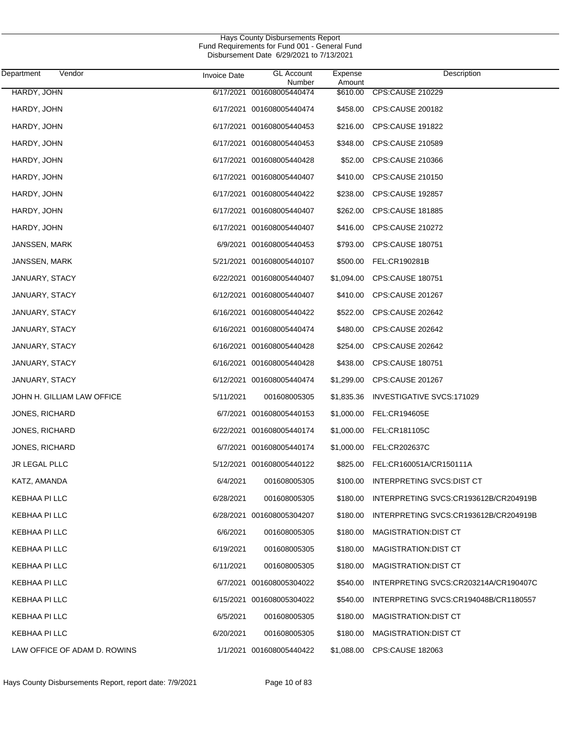# Hays County Disbursements Report
## Fund Requirements for Fund 001 - General Fund
### Disbursement Date 6/29/2021 to 7/13/2021

| Department | Vendor | Invoice Date | GL Account Number | Expense Amount | Description |
|---|---|---|---|---|---|
| HARDY, JOHN | | 6/17/2021 | 001608005440474 | $610.00 | CPS:CAUSE 210229 |
| HARDY, JOHN | | 6/17/2021 | 001608005440474 | $458.00 | CPS:CAUSE 200182 |
| HARDY, JOHN | | 6/17/2021 | 001608005440453 | $216.00 | CPS:CAUSE 191822 |
| HARDY, JOHN | | 6/17/2021 | 001608005440453 | $348.00 | CPS:CAUSE 210589 |
| HARDY, JOHN | | 6/17/2021 | 001608005440428 | $52.00 | CPS:CAUSE 210366 |
| HARDY, JOHN | | 6/17/2021 | 001608005440407 | $410.00 | CPS:CAUSE 210150 |
| HARDY, JOHN | | 6/17/2021 | 001608005440422 | $238.00 | CPS:CAUSE 192857 |
| HARDY, JOHN | | 6/17/2021 | 001608005440407 | $262.00 | CPS:CAUSE 181885 |
| HARDY, JOHN | | 6/17/2021 | 001608005440407 | $416.00 | CPS:CAUSE 210272 |
| JANSSEN, MARK | | 6/9/2021 | 001608005440453 | $793.00 | CPS:CAUSE 180751 |
| JANSSEN, MARK | | 5/21/2021 | 001608005440107 | $500.00 | FEL:CR190281B |
| JANUARY, STACY | | 6/22/2021 | 001608005440407 | $1,094.00 | CPS:CAUSE 180751 |
| JANUARY, STACY | | 6/12/2021 | 001608005440407 | $410.00 | CPS:CAUSE 201267 |
| JANUARY, STACY | | 6/16/2021 | 001608005440422 | $522.00 | CPS:CAUSE 202642 |
| JANUARY, STACY | | 6/16/2021 | 001608005440474 | $480.00 | CPS:CAUSE 202642 |
| JANUARY, STACY | | 6/16/2021 | 001608005440428 | $254.00 | CPS:CAUSE 202642 |
| JANUARY, STACY | | 6/16/2021 | 001608005440428 | $438.00 | CPS:CAUSE 180751 |
| JANUARY, STACY | | 6/12/2021 | 001608005440474 | $1,299.00 | CPS:CAUSE 201267 |
| JOHN H. GILLIAM LAW OFFICE | | 5/11/2021 | 001608005305 | $1,835.36 | INVESTIGATIVE SVCS:171029 |
| JONES, RICHARD | | 6/7/2021 | 001608005440153 | $1,000.00 | FEL:CR194605E |
| JONES, RICHARD | | 6/22/2021 | 001608005440174 | $1,000.00 | FEL:CR181105C |
| JONES, RICHARD | | 6/7/2021 | 001608005440174 | $1,000.00 | FEL:CR202637C |
| JR LEGAL PLLC | | 5/12/2021 | 001608005440122 | $825.00 | FEL:CR160051A/CR150111A |
| KATZ, AMANDA | | 6/4/2021 | 001608005305 | $100.00 | INTERPRETING SVCS:DIST CT |
| KEBHAA PI LLC | | 6/28/2021 | 001608005305 | $180.00 | INTERPRETING SVCS:CR193612B/CR204919B |
| KEBHAA PI LLC | | 6/28/2021 | 001608005304207 | $180.00 | INTERPRETING SVCS:CR193612B/CR204919B |
| KEBHAA PI LLC | | 6/6/2021 | 001608005305 | $180.00 | MAGISTRATION:DIST CT |
| KEBHAA PI LLC | | 6/19/2021 | 001608005305 | $180.00 | MAGISTRATION:DIST CT |
| KEBHAA PI LLC | | 6/11/2021 | 001608005305 | $180.00 | MAGISTRATION:DIST CT |
| KEBHAA PI LLC | | 6/7/2021 | 001608005304022 | $540.00 | INTERPRETING SVCS:CR203214A/CR190407C |
| KEBHAA PI LLC | | 6/15/2021 | 001608005304022 | $540.00 | INTERPRETING SVCS:CR194048B/CR1180557 |
| KEBHAA PI LLC | | 6/5/2021 | 001608005305 | $180.00 | MAGISTRATION:DIST CT |
| KEBHAA PI LLC | | 6/20/2021 | 001608005305 | $180.00 | MAGISTRATION:DIST CT |
| LAW OFFICE OF ADAM D. ROWINS | | 1/1/2021 | 001608005440422 | $1,088.00 | CPS:CAUSE 182063 |

Hays County Disbursements Report, report date: 7/9/2021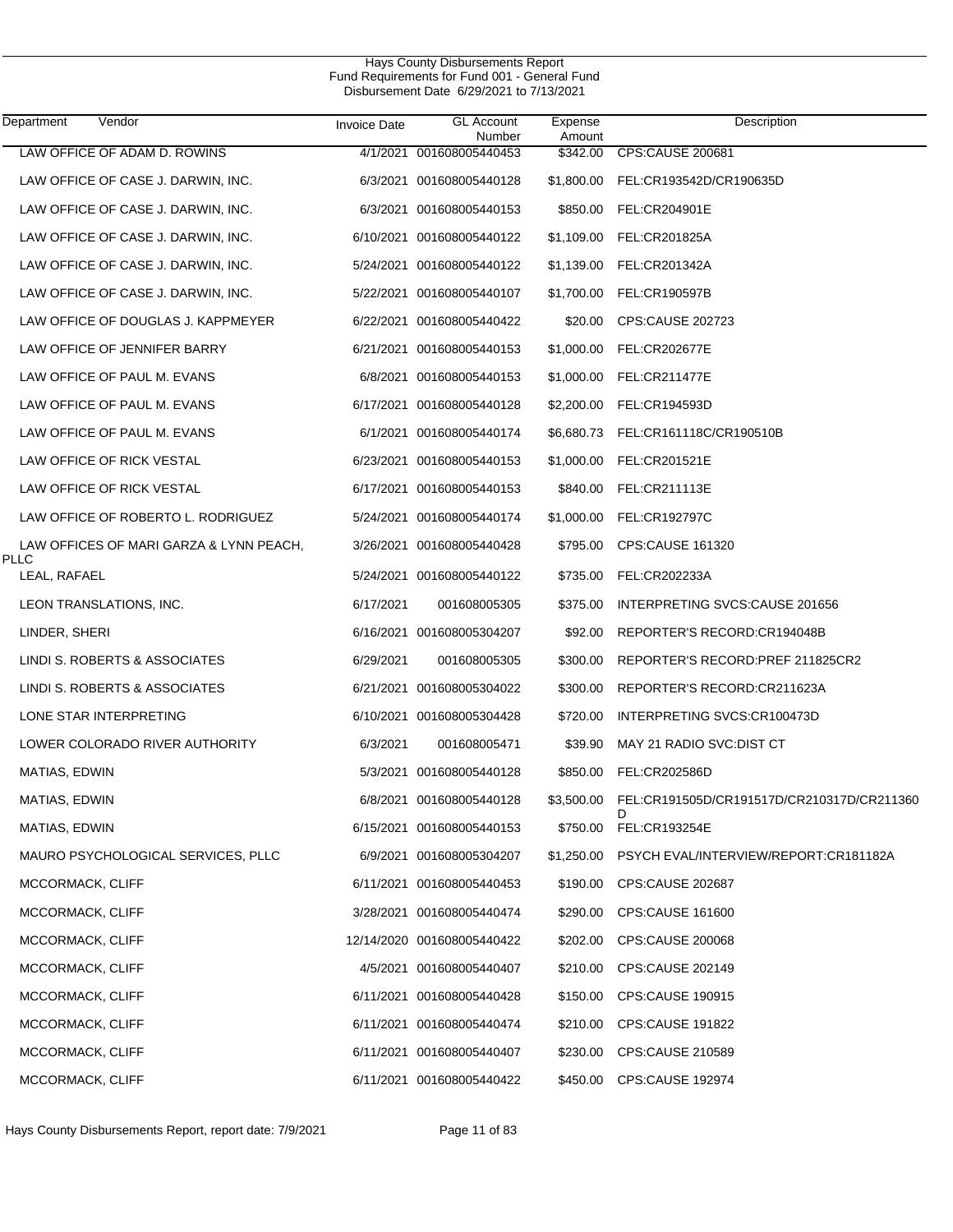Hays County Disbursements Report
Fund Requirements for Fund 001 - General Fund
Disbursement Date 6/29/2021 to 7/13/2021

| Department | Vendor | Invoice Date | GL Account Number | Expense Amount | Description |
|---|---|---|---|---|---|
| | LAW OFFICE OF ADAM D. ROWINS | 4/1/2021 | 001608005440453 | $342.00 | CPS:CAUSE 200681 |
| | LAW OFFICE OF CASE J. DARWIN, INC. | 6/3/2021 | 001608005440128 | $1,800.00 | FEL:CR193542D/CR190635D |
| | LAW OFFICE OF CASE J. DARWIN, INC. | 6/3/2021 | 001608005440153 | $850.00 | FEL:CR204901E |
| | LAW OFFICE OF CASE J. DARWIN, INC. | 6/10/2021 | 001608005440122 | $1,109.00 | FEL:CR201825A |
| | LAW OFFICE OF CASE J. DARWIN, INC. | 5/24/2021 | 001608005440122 | $1,139.00 | FEL:CR201342A |
| | LAW OFFICE OF CASE J. DARWIN, INC. | 5/22/2021 | 001608005440107 | $1,700.00 | FEL:CR190597B |
| | LAW OFFICE OF DOUGLAS J. KAPPMEYER | 6/22/2021 | 001608005440422 | $20.00 | CPS:CAUSE 202723 |
| | LAW OFFICE OF JENNIFER BARRY | 6/21/2021 | 001608005440153 | $1,000.00 | FEL:CR202677E |
| | LAW OFFICE OF PAUL M. EVANS | 6/8/2021 | 001608005440153 | $1,000.00 | FEL:CR211477E |
| | LAW OFFICE OF PAUL M. EVANS | 6/17/2021 | 001608005440128 | $2,200.00 | FEL:CR194593D |
| | LAW OFFICE OF PAUL M. EVANS | 6/1/2021 | 001608005440174 | $6,680.73 | FEL:CR161118C/CR190510B |
| | LAW OFFICE OF RICK VESTAL | 6/23/2021 | 001608005440153 | $1,000.00 | FEL:CR201521E |
| | LAW OFFICE OF RICK VESTAL | 6/17/2021 | 001608005440153 | $840.00 | FEL:CR211113E |
| | LAW OFFICE OF ROBERTO L. RODRIGUEZ | 5/24/2021 | 001608005440174 | $1,000.00 | FEL:CR192797C |
| | LAW OFFICES OF MARI GARZA & LYNN PEACH, PLLC | 3/26/2021 | 001608005440428 | $795.00 | CPS:CAUSE 161320 |
| | LEAL, RAFAEL | 5/24/2021 | 001608005440122 | $735.00 | FEL:CR202233A |
| | LEON TRANSLATIONS, INC. | 6/17/2021 | 001608005305 | $375.00 | INTERPRETING SVCS:CAUSE 201656 |
| | LINDER, SHERI | 6/16/2021 | 001608005304207 | $92.00 | REPORTER'S RECORD:CR194048B |
| | LINDI S. ROBERTS & ASSOCIATES | 6/29/2021 | 001608005305 | $300.00 | REPORTER'S RECORD:PREF 211825CR2 |
| | LINDI S. ROBERTS & ASSOCIATES | 6/21/2021 | 001608005304022 | $300.00 | REPORTER'S RECORD:CR211623A |
| | LONE STAR INTERPRETING | 6/10/2021 | 001608005304428 | $720.00 | INTERPRETING SVCS:CR100473D |
| | LOWER COLORADO RIVER AUTHORITY | 6/3/2021 | 001608005471 | $39.90 | MAY 21 RADIO SVC:DIST CT |
| | MATIAS, EDWIN | 5/3/2021 | 001608005440128 | $850.00 | FEL:CR202586D |
| | MATIAS, EDWIN | 6/8/2021 | 001608005440128 | $3,500.00 | FEL:CR191505D/CR191517D/CR210317D/CR211360D |
| | MATIAS, EDWIN | 6/15/2021 | 001608005440153 | $750.00 | FEL:CR193254E |
| | MAURO PSYCHOLOGICAL SERVICES, PLLC | 6/9/2021 | 001608005304207 | $1,250.00 | PSYCH EVAL/INTERVIEW/REPORT:CR181182A |
| | MCCORMACK, CLIFF | 6/11/2021 | 001608005440453 | $190.00 | CPS:CAUSE 202687 |
| | MCCORMACK, CLIFF | 3/28/2021 | 001608005440474 | $290.00 | CPS:CAUSE 161600 |
| | MCCORMACK, CLIFF | 12/14/2020 | 001608005440422 | $202.00 | CPS:CAUSE 200068 |
| | MCCORMACK, CLIFF | 4/5/2021 | 001608005440407 | $210.00 | CPS:CAUSE 202149 |
| | MCCORMACK, CLIFF | 6/11/2021 | 001608005440428 | $150.00 | CPS:CAUSE 190915 |
| | MCCORMACK, CLIFF | 6/11/2021 | 001608005440474 | $210.00 | CPS:CAUSE 191822 |
| | MCCORMACK, CLIFF | 6/11/2021 | 001608005440407 | $230.00 | CPS:CAUSE 210589 |
| | MCCORMACK, CLIFF | 6/11/2021 | 001608005440422 | $450.00 | CPS:CAUSE 192974 |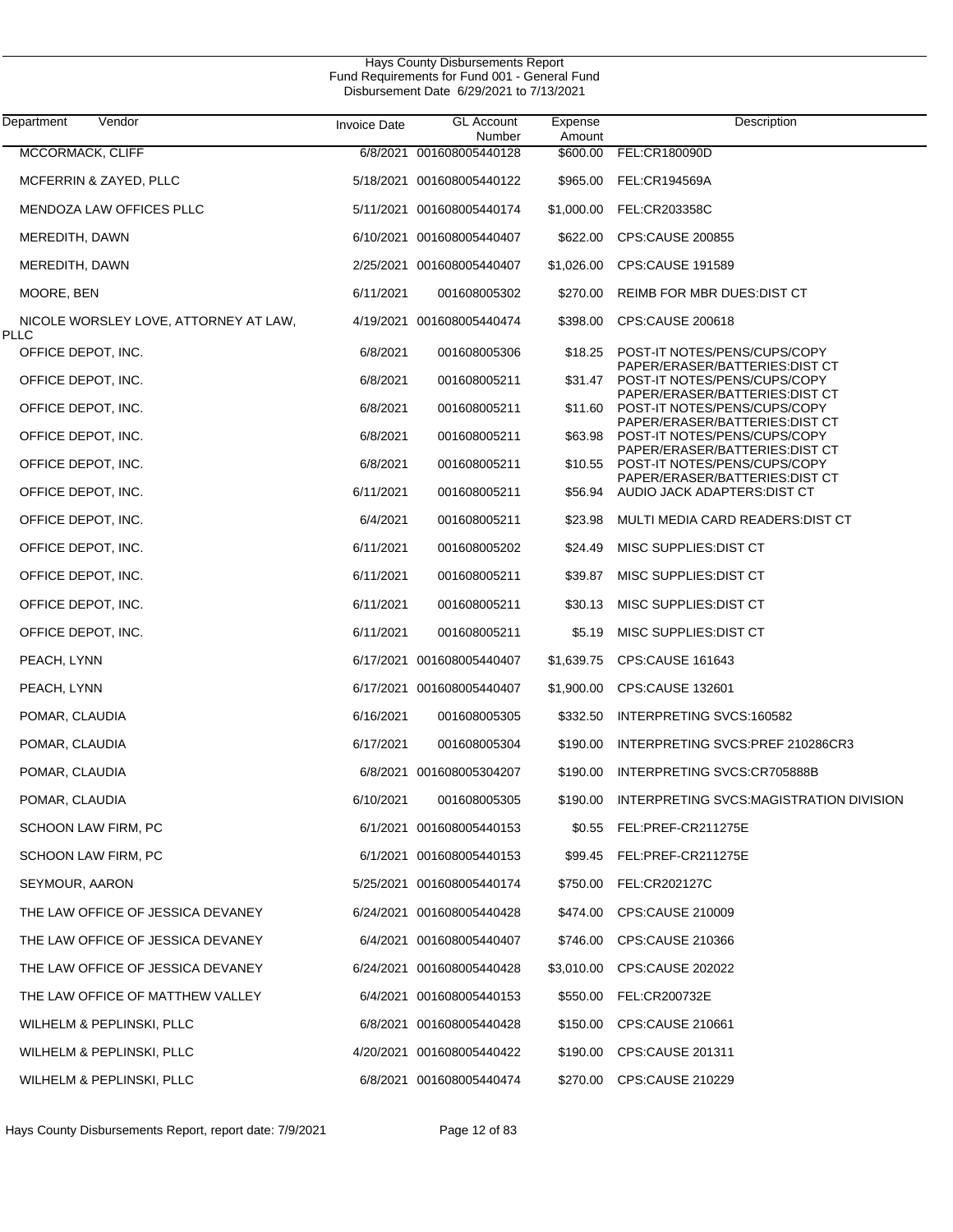Hays County Disbursements Report
Fund Requirements for Fund 001 - General Fund
Disbursement Date 6/29/2021 to 7/13/2021

| Department Vendor | Invoice Date | GL Account Number | Expense Amount | Description |
|---|---|---|---|---|
| MCCORMACK, CLIFF | 6/8/2021 | 001608005440128 | $600.00 | FEL:CR180090D |
| MCFERRIN & ZAYED, PLLC | 5/18/2021 | 001608005440122 | $965.00 | FEL:CR194569A |
| MENDOZA LAW OFFICES PLLC | 5/11/2021 | 001608005440174 | $1,000.00 | FEL:CR203358C |
| MEREDITH, DAWN | 6/10/2021 | 001608005440407 | $622.00 | CPS:CAUSE 200855 |
| MEREDITH, DAWN | 2/25/2021 | 001608005440407 | $1,026.00 | CPS:CAUSE 191589 |
| MOORE, BEN | 6/11/2021 | 001608005302 | $270.00 | REIMB FOR MBR DUES:DIST CT |
| NICOLE WORSLEY LOVE, ATTORNEY AT LAW, PLLC | 4/19/2021 | 001608005440474 | $398.00 | CPS:CAUSE 200618 |
| OFFICE DEPOT, INC. | 6/8/2021 | 001608005306 | $18.25 | POST-IT NOTES/PENS/CUPS/COPY PAPER/ERASER/BATTERIES:DIST CT |
| OFFICE DEPOT, INC. | 6/8/2021 | 001608005211 | $31.47 | POST-IT NOTES/PENS/CUPS/COPY PAPER/ERASER/BATTERIES:DIST CT |
| OFFICE DEPOT, INC. | 6/8/2021 | 001608005211 | $11.60 | POST-IT NOTES/PENS/CUPS/COPY PAPER/ERASER/BATTERIES:DIST CT |
| OFFICE DEPOT, INC. | 6/8/2021 | 001608005211 | $63.98 | POST-IT NOTES/PENS/CUPS/COPY PAPER/ERASER/BATTERIES:DIST CT |
| OFFICE DEPOT, INC. | 6/8/2021 | 001608005211 | $10.55 | POST-IT NOTES/PENS/CUPS/COPY PAPER/ERASER/BATTERIES:DIST CT |
| OFFICE DEPOT, INC. | 6/11/2021 | 001608005211 | $56.94 | AUDIO JACK ADAPTERS:DIST CT |
| OFFICE DEPOT, INC. | 6/4/2021 | 001608005211 | $23.98 | MULTI MEDIA CARD READERS:DIST CT |
| OFFICE DEPOT, INC. | 6/11/2021 | 001608005202 | $24.49 | MISC SUPPLIES:DIST CT |
| OFFICE DEPOT, INC. | 6/11/2021 | 001608005211 | $39.87 | MISC SUPPLIES:DIST CT |
| OFFICE DEPOT, INC. | 6/11/2021 | 001608005211 | $30.13 | MISC SUPPLIES:DIST CT |
| OFFICE DEPOT, INC. | 6/11/2021 | 001608005211 | $5.19 | MISC SUPPLIES:DIST CT |
| PEACH, LYNN | 6/17/2021 | 001608005440407 | $1,639.75 | CPS:CAUSE 161643 |
| PEACH, LYNN | 6/17/2021 | 001608005440407 | $1,900.00 | CPS:CAUSE 132601 |
| POMAR, CLAUDIA | 6/16/2021 | 001608005305 | $332.50 | INTERPRETING SVCS:160582 |
| POMAR, CLAUDIA | 6/17/2021 | 001608005304 | $190.00 | INTERPRETING SVCS:PREF 210286CR3 |
| POMAR, CLAUDIA | 6/8/2021 | 001608005304207 | $190.00 | INTERPRETING SVCS:CR705888B |
| POMAR, CLAUDIA | 6/10/2021 | 001608005305 | $190.00 | INTERPRETING SVCS:MAGISTRATION DIVISION |
| SCHOON LAW FIRM, PC | 6/1/2021 | 001608005440153 | $0.55 | FEL:PREF-CR211275E |
| SCHOON LAW FIRM, PC | 6/1/2021 | 001608005440153 | $99.45 | FEL:PREF-CR211275E |
| SEYMOUR, AARON | 5/25/2021 | 001608005440174 | $750.00 | FEL:CR202127C |
| THE LAW OFFICE OF JESSICA DEVANEY | 6/24/2021 | 001608005440428 | $474.00 | CPS:CAUSE 210009 |
| THE LAW OFFICE OF JESSICA DEVANEY | 6/4/2021 | 001608005440407 | $746.00 | CPS:CAUSE 210366 |
| THE LAW OFFICE OF JESSICA DEVANEY | 6/24/2021 | 001608005440428 | $3,010.00 | CPS:CAUSE 202022 |
| THE LAW OFFICE OF MATTHEW VALLEY | 6/4/2021 | 001608005440153 | $550.00 | FEL:CR200732E |
| WILHELM & PEPLINSKI, PLLC | 6/8/2021 | 001608005440428 | $150.00 | CPS:CAUSE 210661 |
| WILHELM & PEPLINSKI, PLLC | 4/20/2021 | 001608005440422 | $190.00 | CPS:CAUSE 201311 |
| WILHELM & PEPLINSKI, PLLC | 6/8/2021 | 001608005440474 | $270.00 | CPS:CAUSE 210229 |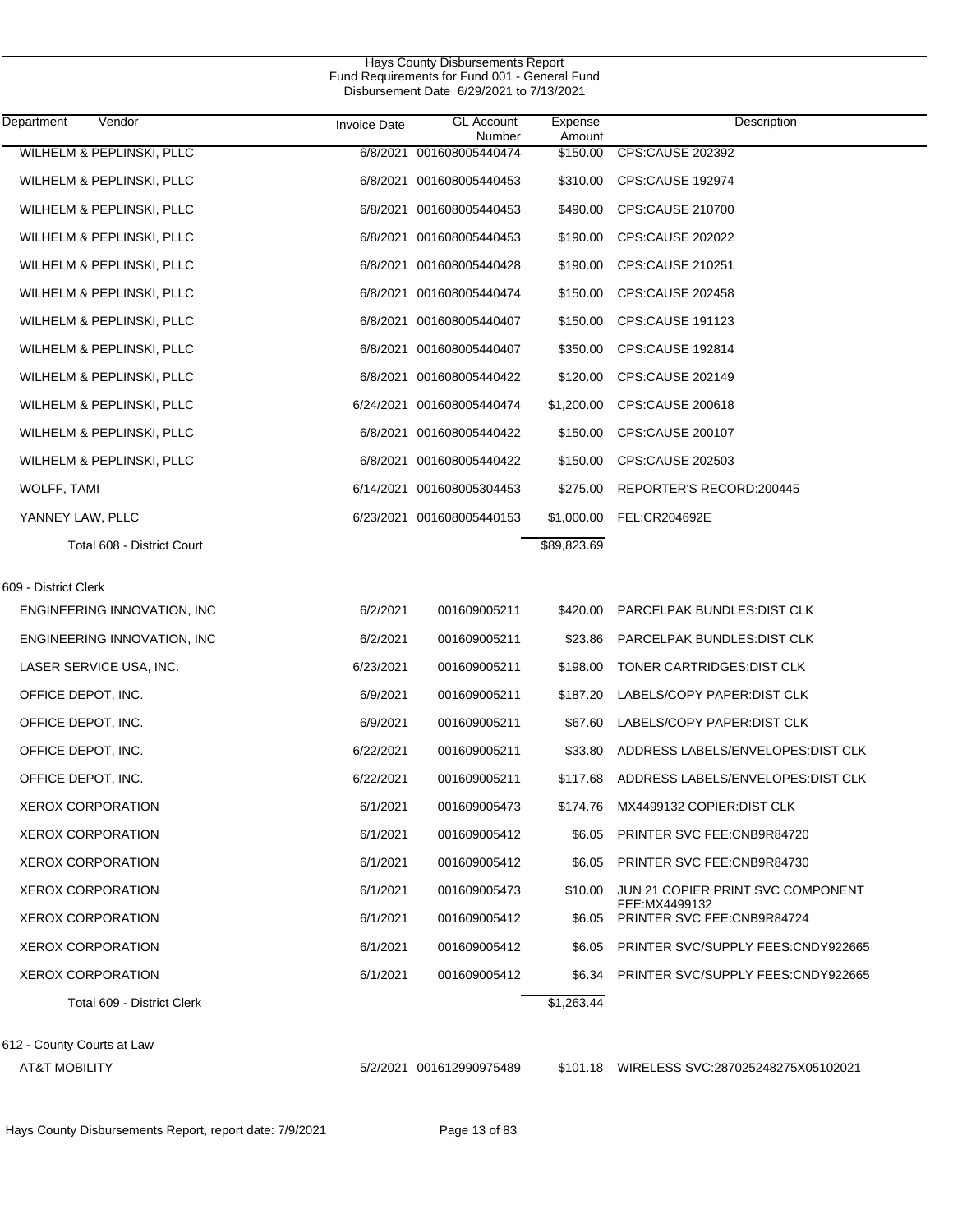# Hays County Disbursements Report
## Fund Requirements for Fund 001 - General Fund
### Disbursement Date 6/29/2021 to 7/13/2021

| Department | Vendor | Invoice Date | GL Account Number | Expense Amount | Description |
|---|---|---|---|---|---|
| | WILHELM & PEPLINSKI, PLLC | 6/8/2021 | 001608005440474 | $150.00 | CPS:CAUSE 202392 |
| | WILHELM & PEPLINSKI, PLLC | 6/8/2021 | 001608005440453 | $310.00 | CPS:CAUSE 192974 |
| | WILHELM & PEPLINSKI, PLLC | 6/8/2021 | 001608005440453 | $490.00 | CPS:CAUSE 210700 |
| | WILHELM & PEPLINSKI, PLLC | 6/8/2021 | 001608005440453 | $190.00 | CPS:CAUSE 202022 |
| | WILHELM & PEPLINSKI, PLLC | 6/8/2021 | 001608005440428 | $190.00 | CPS:CAUSE 210251 |
| | WILHELM & PEPLINSKI, PLLC | 6/8/2021 | 001608005440474 | $150.00 | CPS:CAUSE 202458 |
| | WILHELM & PEPLINSKI, PLLC | 6/8/2021 | 001608005440407 | $150.00 | CPS:CAUSE 191123 |
| | WILHELM & PEPLINSKI, PLLC | 6/8/2021 | 001608005440407 | $350.00 | CPS:CAUSE 192814 |
| | WILHELM & PEPLINSKI, PLLC | 6/8/2021 | 001608005440422 | $120.00 | CPS:CAUSE 202149 |
| | WILHELM & PEPLINSKI, PLLC | 6/24/2021 | 001608005440474 | $1,200.00 | CPS:CAUSE 200618 |
| | WILHELM & PEPLINSKI, PLLC | 6/8/2021 | 001608005440422 | $150.00 | CPS:CAUSE 200107 |
| | WILHELM & PEPLINSKI, PLLC | 6/8/2021 | 001608005440422 | $150.00 | CPS:CAUSE 202503 |
| | WOLFF, TAMI | 6/14/2021 | 001608005304453 | $275.00 | REPORTER'S RECORD:200445 |
| | YANNEY LAW, PLLC | 6/23/2021 | 001608005440153 | $1,000.00 | FEL:CR204692E |
| | Total 608 - District Court | | | $89,823.69 | |
| 609 - District Clerk | | | | | |
| | ENGINEERING INNOVATION, INC | 6/2/2021 | 001609005211 | $420.00 | PARCELPAK BUNDLES:DIST CLK |
| | ENGINEERING INNOVATION, INC | 6/2/2021 | 001609005211 | $23.86 | PARCELPAK BUNDLES:DIST CLK |
| | LASER SERVICE USA, INC. | 6/23/2021 | 001609005211 | $198.00 | TONER CARTRIDGES:DIST CLK |
| | OFFICE DEPOT, INC. | 6/9/2021 | 001609005211 | $187.20 | LABELS/COPY PAPER:DIST CLK |
| | OFFICE DEPOT, INC. | 6/9/2021 | 001609005211 | $67.60 | LABELS/COPY PAPER:DIST CLK |
| | OFFICE DEPOT, INC. | 6/22/2021 | 001609005211 | $33.80 | ADDRESS LABELS/ENVELOPES:DIST CLK |
| | OFFICE DEPOT, INC. | 6/22/2021 | 001609005211 | $117.68 | ADDRESS LABELS/ENVELOPES:DIST CLK |
| | XEROX CORPORATION | 6/1/2021 | 001609005473 | $174.76 | MX4499132 COPIER:DIST CLK |
| | XEROX CORPORATION | 6/1/2021 | 001609005412 | $6.05 | PRINTER SVC FEE:CNB9R84720 |
| | XEROX CORPORATION | 6/1/2021 | 001609005412 | $6.05 | PRINTER SVC FEE:CNB9R84730 |
| | XEROX CORPORATION | 6/1/2021 | 001609005473 | $10.00 | JUN 21 COPIER PRINT SVC COMPONENT FEE:MX4499132 |
| | XEROX CORPORATION | 6/1/2021 | 001609005412 | $6.05 | PRINTER SVC FEE:CNB9R84724 |
| | XEROX CORPORATION | 6/1/2021 | 001609005412 | $6.05 | PRINTER SVC/SUPPLY FEES:CNDY922665 |
| | XEROX CORPORATION | 6/1/2021 | 001609005412 | $6.34 | PRINTER SVC/SUPPLY FEES:CNDY922665 |
| | Total 609 - District Clerk | | | $1,263.44 | |
| 612 - County Courts at Law | | | | | |
| | AT&T MOBILITY | 5/2/2021 | 001612990975489 | $101.18 | WIRELESS SVC:287025248275X05102021 |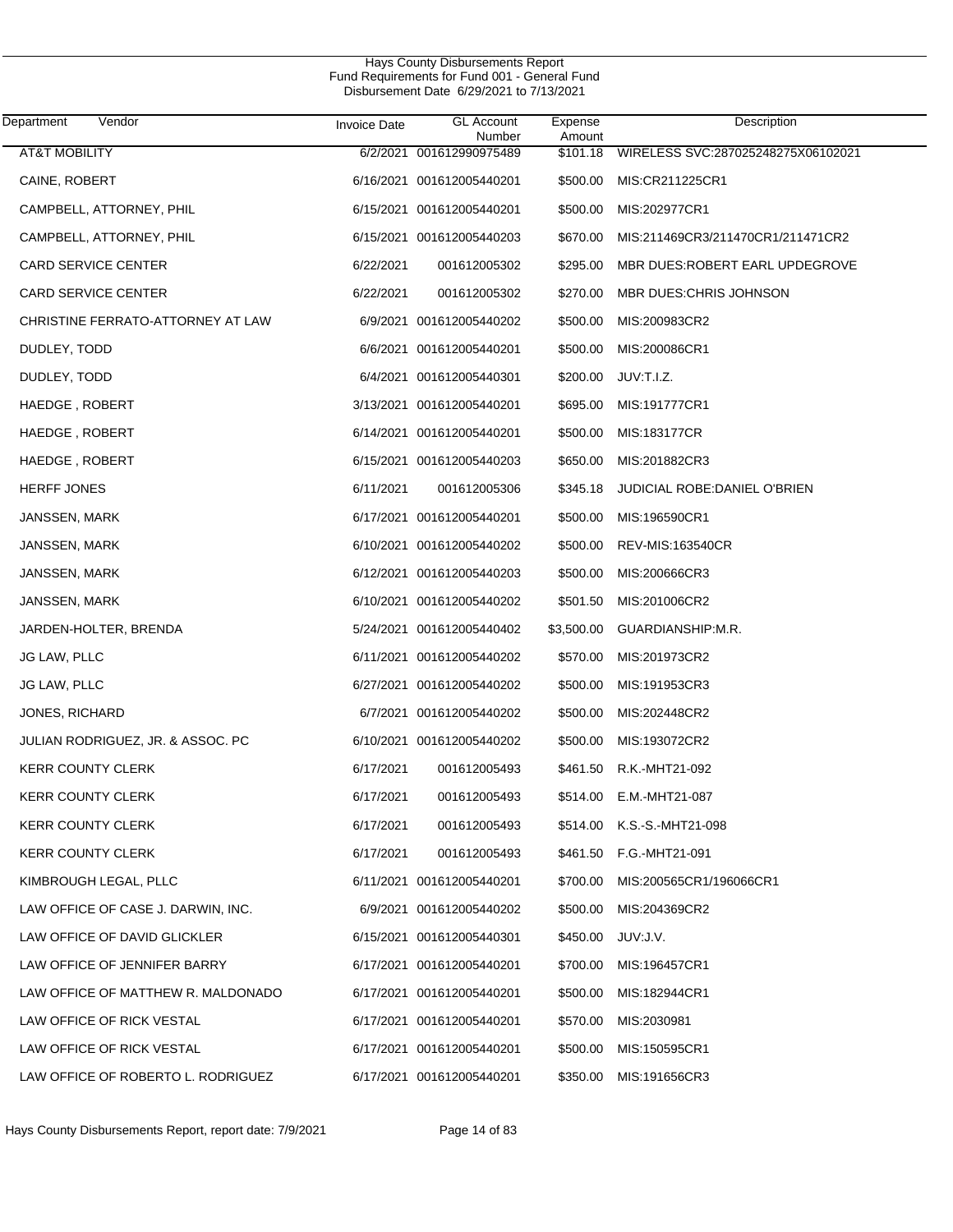Hays County Disbursements Report
Fund Requirements for Fund 001 - General Fund
Disbursement Date 6/29/2021 to 7/13/2021

| Department | Vendor | Invoice Date | GL Account Number | Expense Amount | Description |
|---|---|---|---|---|---|
| AT&T MOBILITY | | 6/2/2021 | 001612990975489 | $101.18 | WIRELESS SVC:287025248275X06102021 |
| CAINE, ROBERT | | 6/16/2021 | 001612005440201 | $500.00 | MIS:CR211225CR1 |
| CAMPBELL, ATTORNEY, PHIL | | 6/15/2021 | 001612005440201 | $500.00 | MIS:202977CR1 |
| CAMPBELL, ATTORNEY, PHIL | | 6/15/2021 | 001612005440203 | $670.00 | MIS:211469CR3/211470CR1/211471CR2 |
| CARD SERVICE CENTER | | 6/22/2021 | 001612005302 | $295.00 | MBR DUES:ROBERT EARL UPDEGROVE |
| CARD SERVICE CENTER | | 6/22/2021 | 001612005302 | $270.00 | MBR DUES:CHRIS JOHNSON |
| CHRISTINE FERRATO-ATTORNEY AT LAW | | 6/9/2021 | 001612005440202 | $500.00 | MIS:200983CR2 |
| DUDLEY, TODD | | 6/6/2021 | 001612005440201 | $500.00 | MIS:200086CR1 |
| DUDLEY, TODD | | 6/4/2021 | 001612005440301 | $200.00 | JUV:T.I.Z. |
| HAEDGE , ROBERT | | 3/13/2021 | 001612005440201 | $695.00 | MIS:191777CR1 |
| HAEDGE , ROBERT | | 6/14/2021 | 001612005440201 | $500.00 | MIS:183177CR |
| HAEDGE , ROBERT | | 6/15/2021 | 001612005440203 | $650.00 | MIS:201882CR3 |
| HERFF JONES | | 6/11/2021 | 001612005306 | $345.18 | JUDICIAL ROBE:DANIEL O'BRIEN |
| JANSSEN, MARK | | 6/17/2021 | 001612005440201 | $500.00 | MIS:196590CR1 |
| JANSSEN, MARK | | 6/10/2021 | 001612005440202 | $500.00 | REV-MIS:163540CR |
| JANSSEN, MARK | | 6/12/2021 | 001612005440203 | $500.00 | MIS:200666CR3 |
| JANSSEN, MARK | | 6/10/2021 | 001612005440202 | $501.50 | MIS:201006CR2 |
| JARDEN-HOLTER, BRENDA | | 5/24/2021 | 001612005440402 | $3,500.00 | GUARDIANSHIP:M.R. |
| JG LAW, PLLC | | 6/11/2021 | 001612005440202 | $570.00 | MIS:201973CR2 |
| JG LAW, PLLC | | 6/27/2021 | 001612005440202 | $500.00 | MIS:191953CR3 |
| JONES, RICHARD | | 6/7/2021 | 001612005440202 | $500.00 | MIS:202448CR2 |
| JULIAN RODRIGUEZ, JR. & ASSOC. PC | | 6/10/2021 | 001612005440202 | $500.00 | MIS:193072CR2 |
| KERR COUNTY CLERK | | 6/17/2021 | 001612005493 | $461.50 | R.K.-MHT21-092 |
| KERR COUNTY CLERK | | 6/17/2021 | 001612005493 | $514.00 | E.M.-MHT21-087 |
| KERR COUNTY CLERK | | 6/17/2021 | 001612005493 | $514.00 | K.S.-S.-MHT21-098 |
| KERR COUNTY CLERK | | 6/17/2021 | 001612005493 | $461.50 | F.G.-MHT21-091 |
| KIMBROUGH LEGAL, PLLC | | 6/11/2021 | 001612005440201 | $700.00 | MIS:200565CR1/196066CR1 |
| LAW OFFICE OF CASE J. DARWIN, INC. | | 6/9/2021 | 001612005440202 | $500.00 | MIS:204369CR2 |
| LAW OFFICE OF DAVID GLICKLER | | 6/15/2021 | 001612005440301 | $450.00 | JUV:J.V. |
| LAW OFFICE OF JENNIFER BARRY | | 6/17/2021 | 001612005440201 | $700.00 | MIS:196457CR1 |
| LAW OFFICE OF MATTHEW R. MALDONADO | | 6/17/2021 | 001612005440201 | $500.00 | MIS:182944CR1 |
| LAW OFFICE OF RICK VESTAL | | 6/17/2021 | 001612005440201 | $570.00 | MIS:2030981 |
| LAW OFFICE OF RICK VESTAL | | 6/17/2021 | 001612005440201 | $500.00 | MIS:150595CR1 |
| LAW OFFICE OF ROBERTO L. RODRIGUEZ | | 6/17/2021 | 001612005440201 | $350.00 | MIS:191656CR3 |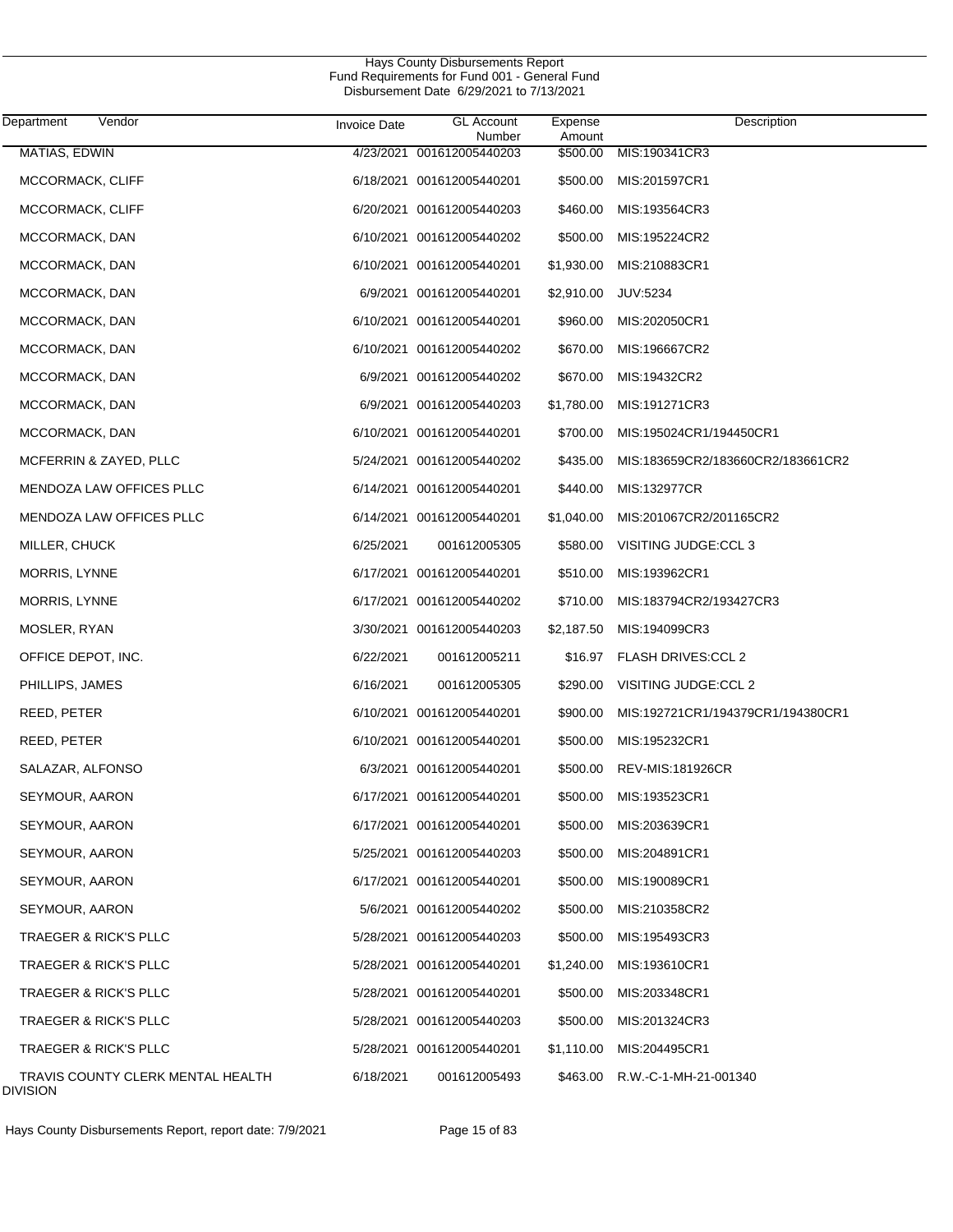Hays County Disbursements Report
Fund Requirements for Fund 001 - General Fund
Disbursement Date 6/29/2021 to 7/13/2021

| Department Vendor | Invoice Date | GL Account Number | Expense Amount | Description |
|---|---|---|---|---|
| MATIAS, EDWIN | 4/23/2021 | 001612005440203 | $500.00 | MIS:190341CR3 |
| MCCORMACK, CLIFF | 6/18/2021 | 001612005440201 | $500.00 | MIS:201597CR1 |
| MCCORMACK, CLIFF | 6/20/2021 | 001612005440203 | $460.00 | MIS:193564CR3 |
| MCCORMACK, DAN | 6/10/2021 | 001612005440202 | $500.00 | MIS:195224CR2 |
| MCCORMACK, DAN | 6/10/2021 | 001612005440201 | $1,930.00 | MIS:210883CR1 |
| MCCORMACK, DAN | 6/9/2021 | 001612005440201 | $2,910.00 | JUV:5234 |
| MCCORMACK, DAN | 6/10/2021 | 001612005440201 | $960.00 | MIS:202050CR1 |
| MCCORMACK, DAN | 6/10/2021 | 001612005440202 | $670.00 | MIS:196667CR2 |
| MCCORMACK, DAN | 6/9/2021 | 001612005440202 | $670.00 | MIS:19432CR2 |
| MCCORMACK, DAN | 6/9/2021 | 001612005440203 | $1,780.00 | MIS:191271CR3 |
| MCCORMACK, DAN | 6/10/2021 | 001612005440201 | $700.00 | MIS:195024CR1/194450CR1 |
| MCFERRIN & ZAYED, PLLC | 5/24/2021 | 001612005440202 | $435.00 | MIS:183659CR2/183660CR2/183661CR2 |
| MENDOZA LAW OFFICES PLLC | 6/14/2021 | 001612005440201 | $440.00 | MIS:132977CR |
| MENDOZA LAW OFFICES PLLC | 6/14/2021 | 001612005440201 | $1,040.00 | MIS:201067CR2/201165CR2 |
| MILLER, CHUCK | 6/25/2021 | 001612005305 | $580.00 | VISITING JUDGE:CCL 3 |
| MORRIS, LYNNE | 6/17/2021 | 001612005440201 | $510.00 | MIS:193962CR1 |
| MORRIS, LYNNE | 6/17/2021 | 001612005440202 | $710.00 | MIS:183794CR2/193427CR3 |
| MOSLER, RYAN | 3/30/2021 | 001612005440203 | $2,187.50 | MIS:194099CR3 |
| OFFICE DEPOT, INC. | 6/22/2021 | 001612005211 | $16.97 | FLASH DRIVES:CCL 2 |
| PHILLIPS, JAMES | 6/16/2021 | 001612005305 | $290.00 | VISITING JUDGE:CCL 2 |
| REED, PETER | 6/10/2021 | 001612005440201 | $900.00 | MIS:192721CR1/194379CR1/194380CR1 |
| REED, PETER | 6/10/2021 | 001612005440201 | $500.00 | MIS:195232CR1 |
| SALAZAR, ALFONSO | 6/3/2021 | 001612005440201 | $500.00 | REV-MIS:181926CR |
| SEYMOUR, AARON | 6/17/2021 | 001612005440201 | $500.00 | MIS:193523CR1 |
| SEYMOUR, AARON | 6/17/2021 | 001612005440201 | $500.00 | MIS:203639CR1 |
| SEYMOUR, AARON | 5/25/2021 | 001612005440203 | $500.00 | MIS:204891CR1 |
| SEYMOUR, AARON | 6/17/2021 | 001612005440201 | $500.00 | MIS:190089CR1 |
| SEYMOUR, AARON | 5/6/2021 | 001612005440202 | $500.00 | MIS:210358CR2 |
| TRAEGER & RICK'S PLLC | 5/28/2021 | 001612005440203 | $500.00 | MIS:195493CR3 |
| TRAEGER & RICK'S PLLC | 5/28/2021 | 001612005440201 | $1,240.00 | MIS:193610CR1 |
| TRAEGER & RICK'S PLLC | 5/28/2021 | 001612005440201 | $500.00 | MIS:203348CR1 |
| TRAEGER & RICK'S PLLC | 5/28/2021 | 001612005440203 | $500.00 | MIS:201324CR3 |
| TRAEGER & RICK'S PLLC | 5/28/2021 | 001612005440201 | $1,110.00 | MIS:204495CR1 |
| TRAVIS COUNTY CLERK MENTAL HEALTH DIVISION | 6/18/2021 | 001612005493 | $463.00 | R.W.-C-1-MH-21-001340 |

Hays County Disbursements Report, report date: 7/9/2021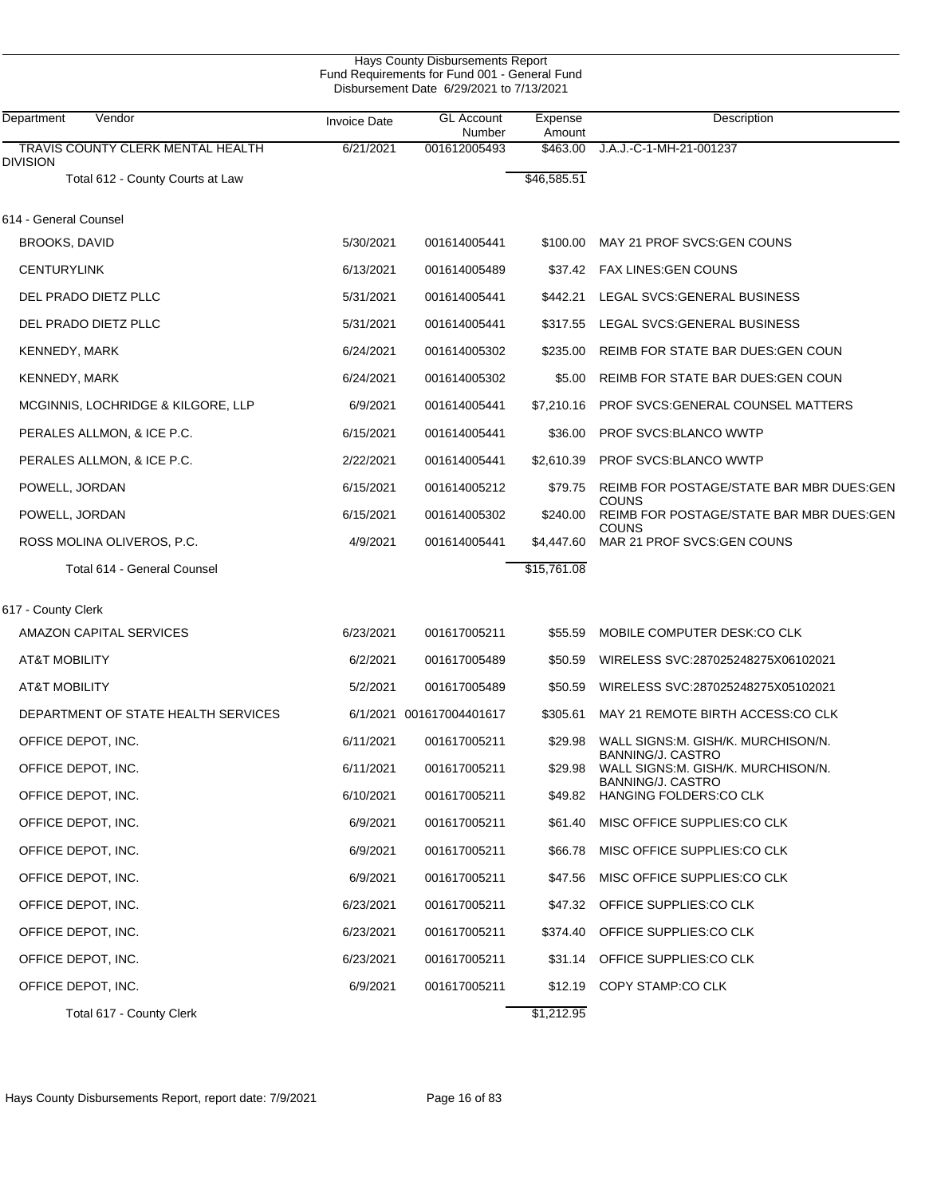Hays County Disbursements Report
Fund Requirements for Fund 001 - General Fund
Disbursement Date 6/29/2021 to 7/13/2021

| Department Vendor | Invoice Date | GL Account Number | Expense Amount | Description |
|---|---|---|---|---|
| TRAVIS COUNTY CLERK MENTAL HEALTH DIVISION | 6/21/2021 | 001612005493 | $463.00 | J.A.J.-C-1-MH-21-001237 |
| Total 612 - County Courts at Law | | | $46,585.51 | |
| **614 - General Counsel** | | | | |
| BROOKS, DAVID | 5/30/2021 | 001614005441 | $100.00 | MAY 21 PROF SVCS:GEN COUNS |
| CENTURYLINK | 6/13/2021 | 001614005489 | $37.42 | FAX LINES:GEN COUNS |
| DEL PRADO DIETZ PLLC | 5/31/2021 | 001614005441 | $442.21 | LEGAL SVCS:GENERAL BUSINESS |
| DEL PRADO DIETZ PLLC | 5/31/2021 | 001614005441 | $317.55 | LEGAL SVCS:GENERAL BUSINESS |
| KENNEDY, MARK | 6/24/2021 | 001614005302 | $235.00 | REIMB FOR STATE BAR DUES:GEN COUN |
| KENNEDY, MARK | 6/24/2021 | 001614005302 | $5.00 | REIMB FOR STATE BAR DUES:GEN COUN |
| MCGINNIS, LOCHRIDGE & KILGORE, LLP | 6/9/2021 | 001614005441 | $7,210.16 | PROF SVCS:GENERAL COUNSEL MATTERS |
| PERALES ALLMON, & ICE P.C. | 6/15/2021 | 001614005441 | $36.00 | PROF SVCS:BLANCO WWTP |
| PERALES ALLMON, & ICE P.C. | 2/22/2021 | 001614005441 | $2,610.39 | PROF SVCS:BLANCO WWTP |
| POWELL, JORDAN | 6/15/2021 | 001614005212 | $79.75 | REIMB FOR POSTAGE/STATE BAR MBR DUES:GEN COUNS |
| POWELL, JORDAN | 6/15/2021 | 001614005302 | $240.00 | REIMB FOR POSTAGE/STATE BAR MBR DUES:GEN COUNS |
| ROSS MOLINA OLIVEROS, P.C. | 4/9/2021 | 001614005441 | $4,447.60 | MAR 21 PROF SVCS:GEN COUNS |
| Total 614 - General Counsel | | | $15,761.08 | |
| **617 - County Clerk** | | | | |
| AMAZON CAPITAL SERVICES | 6/23/2021 | 001617005211 | $55.59 | MOBILE COMPUTER DESK:CO CLK |
| AT&T MOBILITY | 6/2/2021 | 001617005489 | $50.59 | WIRELESS SVC:287025248275X06102021 |
| AT&T MOBILITY | 5/2/2021 | 001617005489 | $50.59 | WIRELESS SVC:287025248275X05102021 |
| DEPARTMENT OF STATE HEALTH SERVICES | 6/1/2021 | 001617004401617 | $305.61 | MAY 21 REMOTE BIRTH ACCESS:CO CLK |
| OFFICE DEPOT, INC. | 6/11/2021 | 001617005211 | $29.98 | WALL SIGNS:M. GISH/K. MURCHISON/N. BANNING/J. CASTRO |
| OFFICE DEPOT, INC. | 6/11/2021 | 001617005211 | $29.98 | WALL SIGNS:M. GISH/K. MURCHISON/N. BANNING/J. CASTRO |
| OFFICE DEPOT, INC. | 6/10/2021 | 001617005211 | $49.82 | HANGING FOLDERS:CO CLK |
| OFFICE DEPOT, INC. | 6/9/2021 | 001617005211 | $61.40 | MISC OFFICE SUPPLIES:CO CLK |
| OFFICE DEPOT, INC. | 6/9/2021 | 001617005211 | $66.78 | MISC OFFICE SUPPLIES:CO CLK |
| OFFICE DEPOT, INC. | 6/9/2021 | 001617005211 | $47.56 | MISC OFFICE SUPPLIES:CO CLK |
| OFFICE DEPOT, INC. | 6/23/2021 | 001617005211 | $47.32 | OFFICE SUPPLIES:CO CLK |
| OFFICE DEPOT, INC. | 6/23/2021 | 001617005211 | $374.40 | OFFICE SUPPLIES:CO CLK |
| OFFICE DEPOT, INC. | 6/23/2021 | 001617005211 | $31.14 | OFFICE SUPPLIES:CO CLK |
| OFFICE DEPOT, INC. | 6/9/2021 | 001617005211 | $12.19 | COPY STAMP:CO CLK |
| Total 617 - County Clerk | | | $1,212.95 | |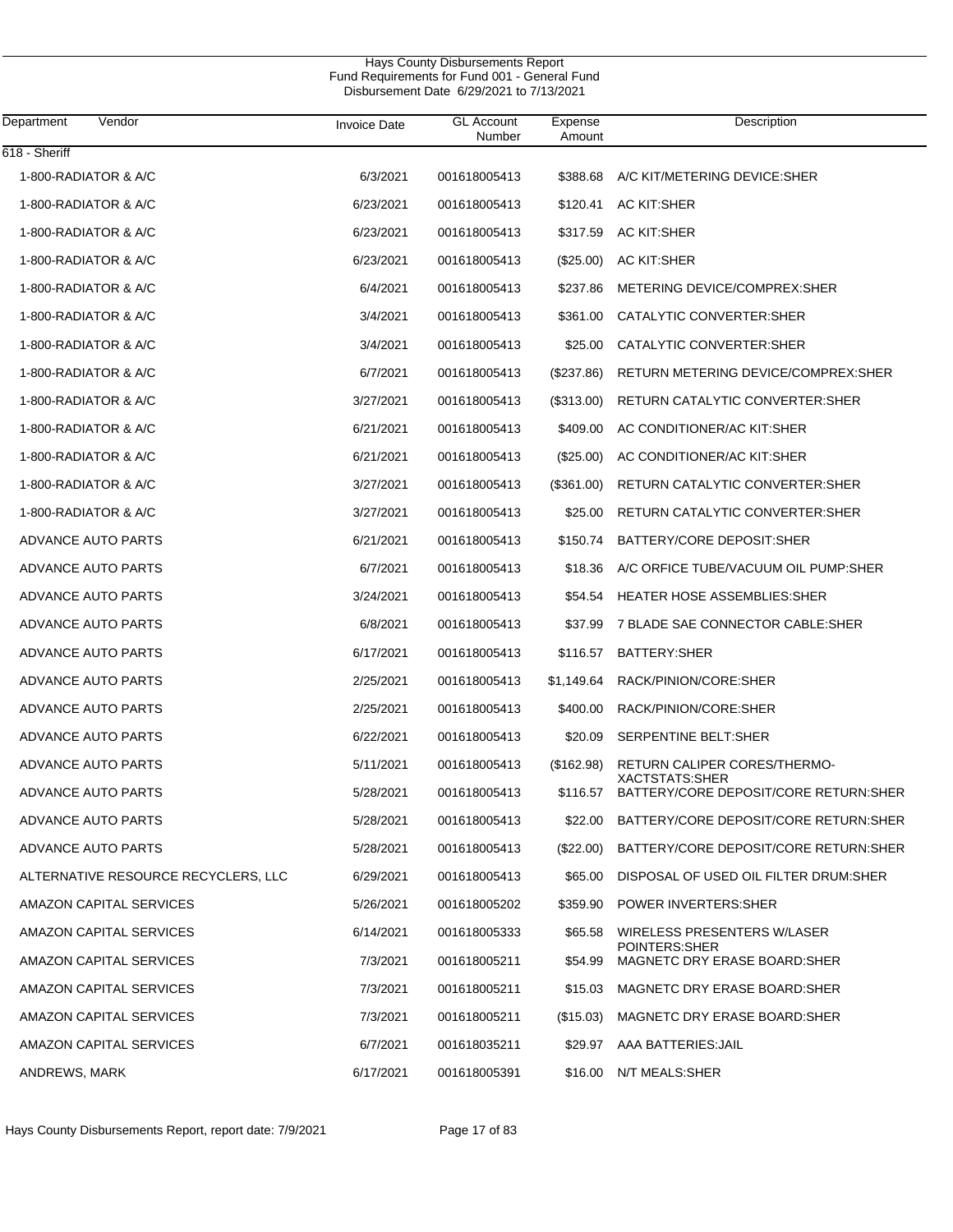Hays County Disbursements Report
Fund Requirements for Fund 001 - General Fund
Disbursement Date 6/29/2021 to 7/13/2021

| Department | Vendor | Invoice Date | GL Account Number | Expense Amount | Description |
|---|---|---|---|---|---|
| 618 - Sheriff | | | | | |
| | 1-800-RADIATOR & A/C | 6/3/2021 | 001618005413 | $388.68 | A/C KIT/METERING DEVICE:SHER |
| | 1-800-RADIATOR & A/C | 6/23/2021 | 001618005413 | $120.41 | AC KIT:SHER |
| | 1-800-RADIATOR & A/C | 6/23/2021 | 001618005413 | $317.59 | AC KIT:SHER |
| | 1-800-RADIATOR & A/C | 6/23/2021 | 001618005413 | ($25.00) | AC KIT:SHER |
| | 1-800-RADIATOR & A/C | 6/4/2021 | 001618005413 | $237.86 | METERING DEVICE/COMPREX:SHER |
| | 1-800-RADIATOR & A/C | 3/4/2021 | 001618005413 | $361.00 | CATALYTIC CONVERTER:SHER |
| | 1-800-RADIATOR & A/C | 3/4/2021 | 001618005413 | $25.00 | CATALYTIC CONVERTER:SHER |
| | 1-800-RADIATOR & A/C | 6/7/2021 | 001618005413 | ($237.86) | RETURN METERING DEVICE/COMPREX:SHER |
| | 1-800-RADIATOR & A/C | 3/27/2021 | 001618005413 | ($313.00) | RETURN CATALYTIC CONVERTER:SHER |
| | 1-800-RADIATOR & A/C | 6/21/2021 | 001618005413 | $409.00 | AC CONDITIONER/AC KIT:SHER |
| | 1-800-RADIATOR & A/C | 6/21/2021 | 001618005413 | ($25.00) | AC CONDITIONER/AC KIT:SHER |
| | 1-800-RADIATOR & A/C | 3/27/2021 | 001618005413 | ($361.00) | RETURN CATALYTIC CONVERTER:SHER |
| | 1-800-RADIATOR & A/C | 3/27/2021 | 001618005413 | $25.00 | RETURN CATALYTIC CONVERTER:SHER |
| | ADVANCE AUTO PARTS | 6/21/2021 | 001618005413 | $150.74 | BATTERY/CORE DEPOSIT:SHER |
| | ADVANCE AUTO PARTS | 6/7/2021 | 001618005413 | $18.36 | A/C ORFICE TUBE/VACUUM OIL PUMP:SHER |
| | ADVANCE AUTO PARTS | 3/24/2021 | 001618005413 | $54.54 | HEATER HOSE ASSEMBLIES:SHER |
| | ADVANCE AUTO PARTS | 6/8/2021 | 001618005413 | $37.99 | 7 BLADE SAE CONNECTOR CABLE:SHER |
| | ADVANCE AUTO PARTS | 6/17/2021 | 001618005413 | $116.57 | BATTERY:SHER |
| | ADVANCE AUTO PARTS | 2/25/2021 | 001618005413 | $1,149.64 | RACK/PINION/CORE:SHER |
| | ADVANCE AUTO PARTS | 2/25/2021 | 001618005413 | $400.00 | RACK/PINION/CORE:SHER |
| | ADVANCE AUTO PARTS | 6/22/2021 | 001618005413 | $20.09 | SERPENTINE BELT:SHER |
| | ADVANCE AUTO PARTS | 5/11/2021 | 001618005413 | ($162.98) | RETURN CALIPER CORES/THERMO-XACTSTATS:SHER |
| | ADVANCE AUTO PARTS | 5/28/2021 | 001618005413 | $116.57 | BATTERY/CORE DEPOSIT/CORE RETURN:SHER |
| | ADVANCE AUTO PARTS | 5/28/2021 | 001618005413 | $22.00 | BATTERY/CORE DEPOSIT/CORE RETURN:SHER |
| | ADVANCE AUTO PARTS | 5/28/2021 | 001618005413 | ($22.00) | BATTERY/CORE DEPOSIT/CORE RETURN:SHER |
| | ALTERNATIVE RESOURCE RECYCLERS, LLC | 6/29/2021 | 001618005413 | $65.00 | DISPOSAL OF USED OIL FILTER DRUM:SHER |
| | AMAZON CAPITAL SERVICES | 5/26/2021 | 001618005202 | $359.90 | POWER INVERTERS:SHER |
| | AMAZON CAPITAL SERVICES | 6/14/2021 | 001618005333 | $65.58 | WIRELESS PRESENTERS W/LASER POINTERS:SHER |
| | AMAZON CAPITAL SERVICES | 7/3/2021 | 001618005211 | $54.99 | MAGNETC DRY ERASE BOARD:SHER |
| | AMAZON CAPITAL SERVICES | 7/3/2021 | 001618005211 | $15.03 | MAGNETC DRY ERASE BOARD:SHER |
| | AMAZON CAPITAL SERVICES | 7/3/2021 | 001618005211 | ($15.03) | MAGNETC DRY ERASE BOARD:SHER |
| | AMAZON CAPITAL SERVICES | 6/7/2021 | 001618035211 | $29.97 | AAA BATTERIES:JAIL |
| | ANDREWS, MARK | 6/17/2021 | 001618005391 | $16.00 | N/T MEALS:SHER |

Hays County Disbursements Report, report date: 7/9/2021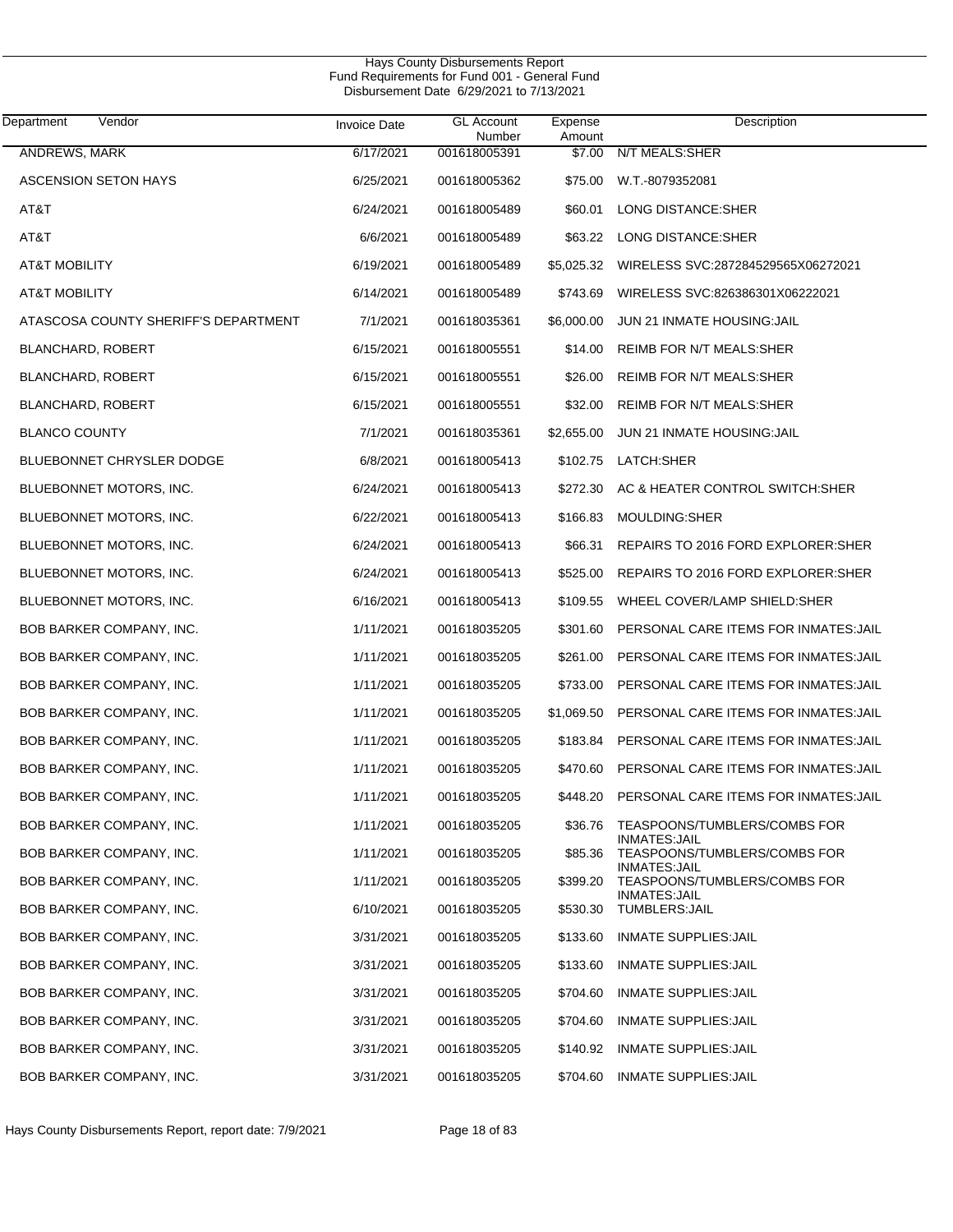Hays County Disbursements Report
Fund Requirements for Fund 001 - General Fund
Disbursement Date 6/29/2021 to 7/13/2021

| Department Vendor | Invoice Date | GL Account Number | Expense Amount | Description |
|---|---|---|---|---|
| ANDREWS, MARK | 6/17/2021 | 001618005391 | $7.00 | N/T MEALS:SHER |
| ASCENSION SETON HAYS | 6/25/2021 | 001618005362 | $75.00 | W.T.-8079352081 |
| AT&T | 6/24/2021 | 001618005489 | $60.01 | LONG DISTANCE:SHER |
| AT&T | 6/6/2021 | 001618005489 | $63.22 | LONG DISTANCE:SHER |
| AT&T MOBILITY | 6/19/2021 | 001618005489 | $5,025.32 | WIRELESS SVC:287284529565X06272021 |
| AT&T MOBILITY | 6/14/2021 | 001618005489 | $743.69 | WIRELESS SVC:826386301X06222021 |
| ATASCOSA COUNTY SHERIFF'S DEPARTMENT | 7/1/2021 | 001618035361 | $6,000.00 | JUN 21 INMATE HOUSING:JAIL |
| BLANCHARD, ROBERT | 6/15/2021 | 001618005551 | $14.00 | REIMB FOR N/T MEALS:SHER |
| BLANCHARD, ROBERT | 6/15/2021 | 001618005551 | $26.00 | REIMB FOR N/T MEALS:SHER |
| BLANCHARD, ROBERT | 6/15/2021 | 001618005551 | $32.00 | REIMB FOR N/T MEALS:SHER |
| BLANCO COUNTY | 7/1/2021 | 001618035361 | $2,655.00 | JUN 21 INMATE HOUSING:JAIL |
| BLUEBONNET CHRYSLER DODGE | 6/8/2021 | 001618005413 | $102.75 | LATCH:SHER |
| BLUEBONNET MOTORS, INC. | 6/24/2021 | 001618005413 | $272.30 | AC & HEATER CONTROL SWITCH:SHER |
| BLUEBONNET MOTORS, INC. | 6/22/2021 | 001618005413 | $166.83 | MOULDING:SHER |
| BLUEBONNET MOTORS, INC. | 6/24/2021 | 001618005413 | $66.31 | REPAIRS TO 2016 FORD EXPLORER:SHER |
| BLUEBONNET MOTORS, INC. | 6/24/2021 | 001618005413 | $525.00 | REPAIRS TO 2016 FORD EXPLORER:SHER |
| BLUEBONNET MOTORS, INC. | 6/16/2021 | 001618005413 | $109.55 | WHEEL COVER/LAMP SHIELD:SHER |
| BOB BARKER COMPANY, INC. | 1/11/2021 | 001618035205 | $301.60 | PERSONAL CARE ITEMS FOR INMATES:JAIL |
| BOB BARKER COMPANY, INC. | 1/11/2021 | 001618035205 | $261.00 | PERSONAL CARE ITEMS FOR INMATES:JAIL |
| BOB BARKER COMPANY, INC. | 1/11/2021 | 001618035205 | $733.00 | PERSONAL CARE ITEMS FOR INMATES:JAIL |
| BOB BARKER COMPANY, INC. | 1/11/2021 | 001618035205 | $1,069.50 | PERSONAL CARE ITEMS FOR INMATES:JAIL |
| BOB BARKER COMPANY, INC. | 1/11/2021 | 001618035205 | $183.84 | PERSONAL CARE ITEMS FOR INMATES:JAIL |
| BOB BARKER COMPANY, INC. | 1/11/2021 | 001618035205 | $470.60 | PERSONAL CARE ITEMS FOR INMATES:JAIL |
| BOB BARKER COMPANY, INC. | 1/11/2021 | 001618035205 | $448.20 | PERSONAL CARE ITEMS FOR INMATES:JAIL |
| BOB BARKER COMPANY, INC. | 1/11/2021 | 001618035205 | $36.76 | TEASPOONS/TUMBLERS/COMBS FOR INMATES:JAIL |
| BOB BARKER COMPANY, INC. | 1/11/2021 | 001618035205 | $85.36 | TEASPOONS/TUMBLERS/COMBS FOR INMATES:JAIL |
| BOB BARKER COMPANY, INC. | 1/11/2021 | 001618035205 | $399.20 | TEASPOONS/TUMBLERS/COMBS FOR INMATES:JAIL |
| BOB BARKER COMPANY, INC. | 6/10/2021 | 001618035205 | $530.30 | TUMBLERS:JAIL |
| BOB BARKER COMPANY, INC. | 3/31/2021 | 001618035205 | $133.60 | INMATE SUPPLIES:JAIL |
| BOB BARKER COMPANY, INC. | 3/31/2021 | 001618035205 | $133.60 | INMATE SUPPLIES:JAIL |
| BOB BARKER COMPANY, INC. | 3/31/2021 | 001618035205 | $704.60 | INMATE SUPPLIES:JAIL |
| BOB BARKER COMPANY, INC. | 3/31/2021 | 001618035205 | $704.60 | INMATE SUPPLIES:JAIL |
| BOB BARKER COMPANY, INC. | 3/31/2021 | 001618035205 | $140.92 | INMATE SUPPLIES:JAIL |
| BOB BARKER COMPANY, INC. | 3/31/2021 | 001618035205 | $704.60 | INMATE SUPPLIES:JAIL |

Hays County Disbursements Report, report date: 7/9/2021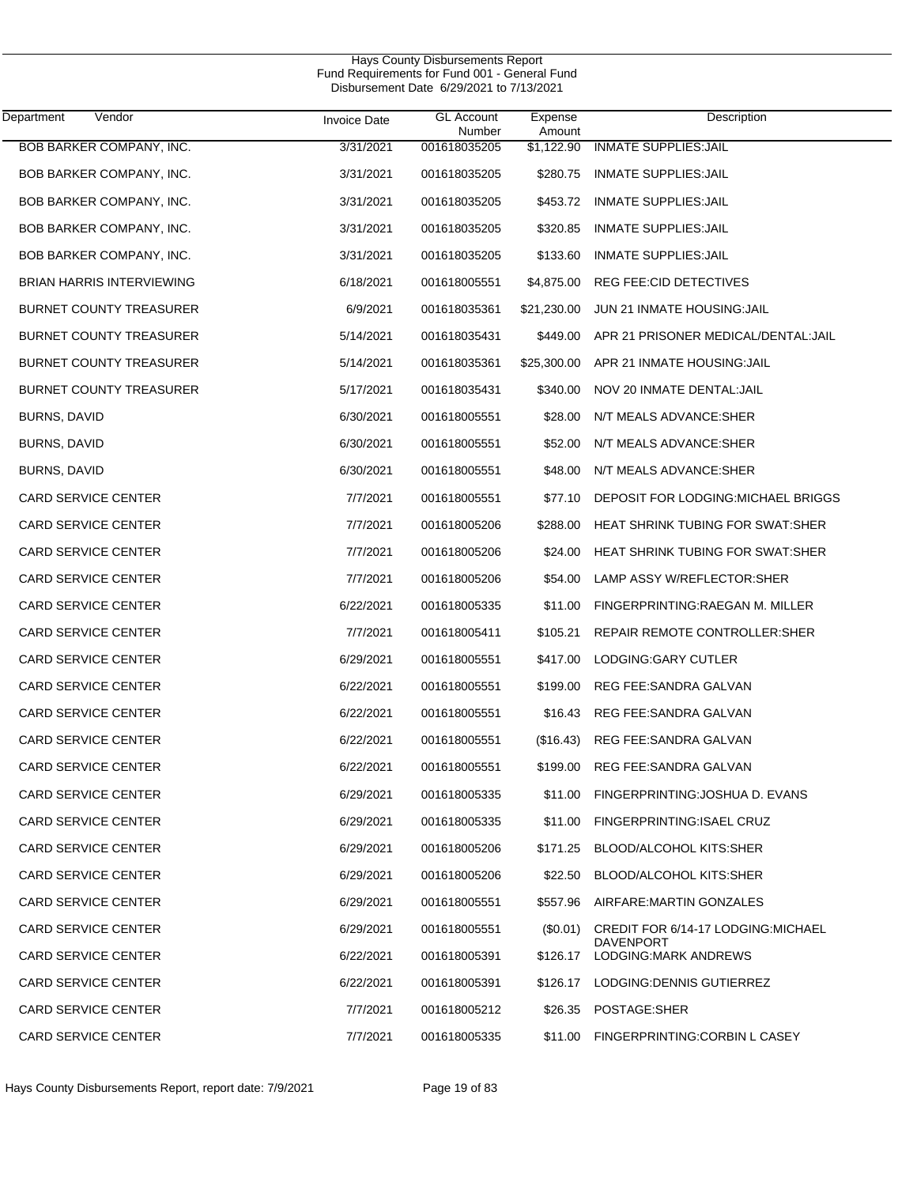Hays County Disbursements Report
Fund Requirements for Fund 001 - General Fund
Disbursement Date 6/29/2021 to 7/13/2021

| Department | Vendor | Invoice Date | GL Account Number | Expense Amount | Description |
|---|---|---|---|---|---|
| | BOB BARKER COMPANY, INC. | 3/31/2021 | 001618035205 | $1,122.90 | INMATE SUPPLIES:JAIL |
| | BOB BARKER COMPANY, INC. | 3/31/2021 | 001618035205 | $280.75 | INMATE SUPPLIES:JAIL |
| | BOB BARKER COMPANY, INC. | 3/31/2021 | 001618035205 | $453.72 | INMATE SUPPLIES:JAIL |
| | BOB BARKER COMPANY, INC. | 3/31/2021 | 001618035205 | $320.85 | INMATE SUPPLIES:JAIL |
| | BOB BARKER COMPANY, INC. | 3/31/2021 | 001618035205 | $133.60 | INMATE SUPPLIES:JAIL |
| | BRIAN HARRIS INTERVIEWING | 6/18/2021 | 001618005551 | $4,875.00 | REG FEE:CID DETECTIVES |
| | BURNET COUNTY TREASURER | 6/9/2021 | 001618035361 | $21,230.00 | JUN 21 INMATE HOUSING:JAIL |
| | BURNET COUNTY TREASURER | 5/14/2021 | 001618035431 | $449.00 | APR 21 PRISONER MEDICAL/DENTAL:JAIL |
| | BURNET COUNTY TREASURER | 5/14/2021 | 001618035361 | $25,300.00 | APR 21 INMATE HOUSING:JAIL |
| | BURNET COUNTY TREASURER | 5/17/2021 | 001618035431 | $340.00 | NOV 20 INMATE DENTAL:JAIL |
| | BURNS, DAVID | 6/30/2021 | 001618005551 | $28.00 | N/T MEALS ADVANCE:SHER |
| | BURNS, DAVID | 6/30/2021 | 001618005551 | $52.00 | N/T MEALS ADVANCE:SHER |
| | BURNS, DAVID | 6/30/2021 | 001618005551 | $48.00 | N/T MEALS ADVANCE:SHER |
| | CARD SERVICE CENTER | 7/7/2021 | 001618005551 | $77.10 | DEPOSIT FOR LODGING:MICHAEL BRIGGS |
| | CARD SERVICE CENTER | 7/7/2021 | 001618005206 | $288.00 | HEAT SHRINK TUBING FOR SWAT:SHER |
| | CARD SERVICE CENTER | 7/7/2021 | 001618005206 | $24.00 | HEAT SHRINK TUBING FOR SWAT:SHER |
| | CARD SERVICE CENTER | 7/7/2021 | 001618005206 | $54.00 | LAMP ASSY W/REFLECTOR:SHER |
| | CARD SERVICE CENTER | 6/22/2021 | 001618005335 | $11.00 | FINGERPRINTING:RAEGAN M. MILLER |
| | CARD SERVICE CENTER | 7/7/2021 | 001618005411 | $105.21 | REPAIR REMOTE CONTROLLER:SHER |
| | CARD SERVICE CENTER | 6/29/2021 | 001618005551 | $417.00 | LODGING:GARY CUTLER |
| | CARD SERVICE CENTER | 6/22/2021 | 001618005551 | $199.00 | REG FEE:SANDRA GALVAN |
| | CARD SERVICE CENTER | 6/22/2021 | 001618005551 | $16.43 | REG FEE:SANDRA GALVAN |
| | CARD SERVICE CENTER | 6/22/2021 | 001618005551 | ($16.43) | REG FEE:SANDRA GALVAN |
| | CARD SERVICE CENTER | 6/22/2021 | 001618005551 | $199.00 | REG FEE:SANDRA GALVAN |
| | CARD SERVICE CENTER | 6/29/2021 | 001618005335 | $11.00 | FINGERPRINTING:JOSHUA D. EVANS |
| | CARD SERVICE CENTER | 6/29/2021 | 001618005335 | $11.00 | FINGERPRINTING:ISAEL CRUZ |
| | CARD SERVICE CENTER | 6/29/2021 | 001618005206 | $171.25 | BLOOD/ALCOHOL KITS:SHER |
| | CARD SERVICE CENTER | 6/29/2021 | 001618005206 | $22.50 | BLOOD/ALCOHOL KITS:SHER |
| | CARD SERVICE CENTER | 6/29/2021 | 001618005551 | $557.96 | AIRFARE:MARTIN GONZALES |
| | CARD SERVICE CENTER | 6/29/2021 | 001618005551 | ($0.01) | CREDIT FOR 6/14-17 LODGING:MICHAEL DAVENPORT |
| | CARD SERVICE CENTER | 6/22/2021 | 001618005391 | $126.17 | LODGING:MARK ANDREWS |
| | CARD SERVICE CENTER | 6/22/2021 | 001618005391 | $126.17 | LODGING:DENNIS GUTIERREZ |
| | CARD SERVICE CENTER | 7/7/2021 | 001618005212 | $26.35 | POSTAGE:SHER |
| | CARD SERVICE CENTER | 7/7/2021 | 001618005335 | $11.00 | FINGERPRINTING:CORBIN L CASEY |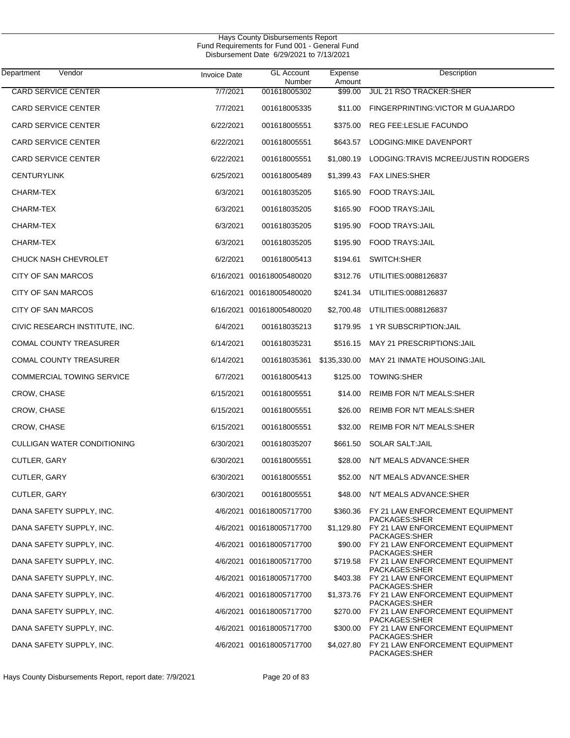Hays County Disbursements Report
Fund Requirements for Fund 001 - General Fund
Disbursement Date 6/29/2021 to 7/13/2021

| Department Vendor | Invoice Date | GL Account Number | Expense Amount | Description |
|---|---|---|---|---|
| CARD SERVICE CENTER | 7/7/2021 | 001618005302 | $99.00 | JUL 21 RSO TRACKER:SHER |
| CARD SERVICE CENTER | 7/7/2021 | 001618005335 | $11.00 | FINGERPRINTING:VICTOR M GUAJARDO |
| CARD SERVICE CENTER | 6/22/2021 | 001618005551 | $375.00 | REG FEE:LESLIE FACUNDO |
| CARD SERVICE CENTER | 6/22/2021 | 001618005551 | $643.57 | LODGING:MIKE DAVENPORT |
| CARD SERVICE CENTER | 6/22/2021 | 001618005551 | $1,080.19 | LODGING:TRAVIS MCREE/JUSTIN RODGERS |
| CENTURYLINK | 6/25/2021 | 001618005489 | $1,399.43 | FAX LINES:SHER |
| CHARM-TEX | 6/3/2021 | 001618035205 | $165.90 | FOOD TRAYS:JAIL |
| CHARM-TEX | 6/3/2021 | 001618035205 | $165.90 | FOOD TRAYS:JAIL |
| CHARM-TEX | 6/3/2021 | 001618035205 | $195.90 | FOOD TRAYS:JAIL |
| CHARM-TEX | 6/3/2021 | 001618035205 | $195.90 | FOOD TRAYS:JAIL |
| CHUCK NASH CHEVROLET | 6/2/2021 | 001618005413 | $194.61 | SWITCH:SHER |
| CITY OF SAN MARCOS | 6/16/2021 | 001618005480020 | $312.76 | UTILITIES:0088126837 |
| CITY OF SAN MARCOS | 6/16/2021 | 001618005480020 | $241.34 | UTILITIES:0088126837 |
| CITY OF SAN MARCOS | 6/16/2021 | 001618005480020 | $2,700.48 | UTILITIES:0088126837 |
| CIVIC RESEARCH INSTITUTE, INC. | 6/4/2021 | 001618035213 | $179.95 | 1 YR SUBSCRIPTION:JAIL |
| COMAL COUNTY TREASURER | 6/14/2021 | 001618035231 | $516.15 | MAY 21 PRESCRIPTIONS:JAIL |
| COMAL COUNTY TREASURER | 6/14/2021 | 001618035361 | $135,330.00 | MAY 21 INMATE HOUSOING:JAIL |
| COMMERCIAL TOWING SERVICE | 6/7/2021 | 001618005413 | $125.00 | TOWING:SHER |
| CROW, CHASE | 6/15/2021 | 001618005551 | $14.00 | REIMB FOR N/T MEALS:SHER |
| CROW, CHASE | 6/15/2021 | 001618005551 | $26.00 | REIMB FOR N/T MEALS:SHER |
| CROW, CHASE | 6/15/2021 | 001618005551 | $32.00 | REIMB FOR N/T MEALS:SHER |
| CULLIGAN WATER CONDITIONING | 6/30/2021 | 001618035207 | $661.50 | SOLAR SALT:JAIL |
| CUTLER, GARY | 6/30/2021 | 001618005551 | $28.00 | N/T MEALS ADVANCE:SHER |
| CUTLER, GARY | 6/30/2021 | 001618005551 | $52.00 | N/T MEALS ADVANCE:SHER |
| CUTLER, GARY | 6/30/2021 | 001618005551 | $48.00 | N/T MEALS ADVANCE:SHER |
| DANA SAFETY SUPPLY, INC. | 4/6/2021 | 001618005717700 | $360.36 | FY 21 LAW ENFORCEMENT EQUIPMENT PACKAGES:SHER |
| DANA SAFETY SUPPLY, INC. | 4/6/2021 | 001618005717700 | $1,129.80 | FY 21 LAW ENFORCEMENT EQUIPMENT PACKAGES:SHER |
| DANA SAFETY SUPPLY, INC. | 4/6/2021 | 001618005717700 | $90.00 | FY 21 LAW ENFORCEMENT EQUIPMENT PACKAGES:SHER |
| DANA SAFETY SUPPLY, INC. | 4/6/2021 | 001618005717700 | $719.58 | FY 21 LAW ENFORCEMENT EQUIPMENT PACKAGES:SHER |
| DANA SAFETY SUPPLY, INC. | 4/6/2021 | 001618005717700 | $403.38 | FY 21 LAW ENFORCEMENT EQUIPMENT PACKAGES:SHER |
| DANA SAFETY SUPPLY, INC. | 4/6/2021 | 001618005717700 | $1,373.76 | FY 21 LAW ENFORCEMENT EQUIPMENT PACKAGES:SHER |
| DANA SAFETY SUPPLY, INC. | 4/6/2021 | 001618005717700 | $270.00 | FY 21 LAW ENFORCEMENT EQUIPMENT PACKAGES:SHER |
| DANA SAFETY SUPPLY, INC. | 4/6/2021 | 001618005717700 | $300.00 | FY 21 LAW ENFORCEMENT EQUIPMENT PACKAGES:SHER |
| DANA SAFETY SUPPLY, INC. | 4/6/2021 | 001618005717700 | $4,027.80 | FY 21 LAW ENFORCEMENT EQUIPMENT PACKAGES:SHER |

Hays County Disbursements Report, report date: 7/9/2021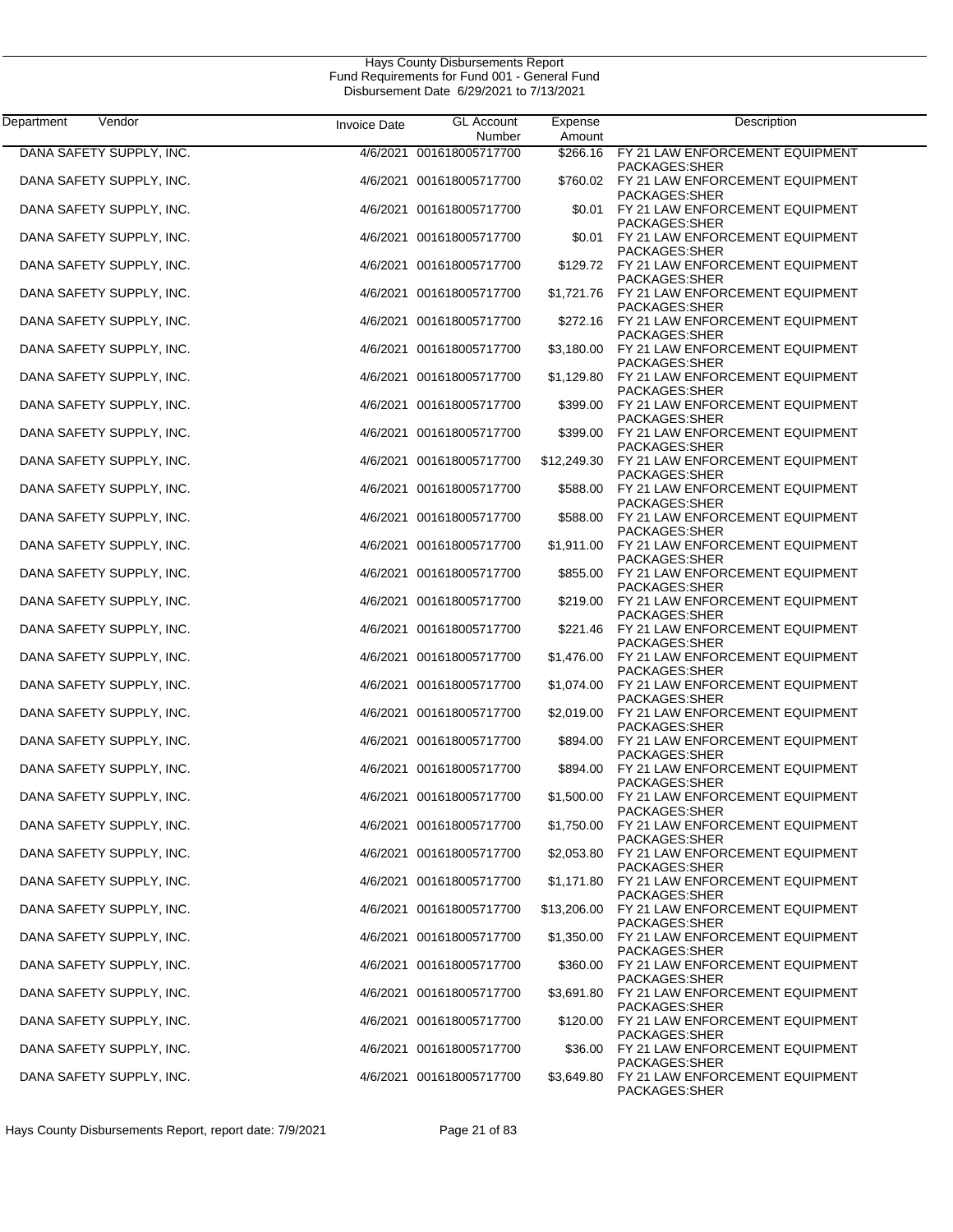Hays County Disbursements Report
Fund Requirements for Fund 001 - General Fund
Disbursement Date 6/29/2021 to 7/13/2021

| Department | Vendor | Invoice Date | GL Account Number | Expense Amount | Description |
|---|---|---|---|---|---|
| | DANA SAFETY SUPPLY, INC. | 4/6/2021 | 001618005717700 | $266.16 | FY 21 LAW ENFORCEMENT EQUIPMENT PACKAGES:SHER |
| | DANA SAFETY SUPPLY, INC. | 4/6/2021 | 001618005717700 | $760.02 | FY 21 LAW ENFORCEMENT EQUIPMENT PACKAGES:SHER |
| | DANA SAFETY SUPPLY, INC. | 4/6/2021 | 001618005717700 | $0.01 | FY 21 LAW ENFORCEMENT EQUIPMENT PACKAGES:SHER |
| | DANA SAFETY SUPPLY, INC. | 4/6/2021 | 001618005717700 | $0.01 | FY 21 LAW ENFORCEMENT EQUIPMENT PACKAGES:SHER |
| | DANA SAFETY SUPPLY, INC. | 4/6/2021 | 001618005717700 | $129.72 | FY 21 LAW ENFORCEMENT EQUIPMENT PACKAGES:SHER |
| | DANA SAFETY SUPPLY, INC. | 4/6/2021 | 001618005717700 | $1,721.76 | FY 21 LAW ENFORCEMENT EQUIPMENT PACKAGES:SHER |
| | DANA SAFETY SUPPLY, INC. | 4/6/2021 | 001618005717700 | $272.16 | FY 21 LAW ENFORCEMENT EQUIPMENT PACKAGES:SHER |
| | DANA SAFETY SUPPLY, INC. | 4/6/2021 | 001618005717700 | $3,180.00 | FY 21 LAW ENFORCEMENT EQUIPMENT PACKAGES:SHER |
| | DANA SAFETY SUPPLY, INC. | 4/6/2021 | 001618005717700 | $1,129.80 | FY 21 LAW ENFORCEMENT EQUIPMENT PACKAGES:SHER |
| | DANA SAFETY SUPPLY, INC. | 4/6/2021 | 001618005717700 | $399.00 | FY 21 LAW ENFORCEMENT EQUIPMENT PACKAGES:SHER |
| | DANA SAFETY SUPPLY, INC. | 4/6/2021 | 001618005717700 | $399.00 | FY 21 LAW ENFORCEMENT EQUIPMENT PACKAGES:SHER |
| | DANA SAFETY SUPPLY, INC. | 4/6/2021 | 001618005717700 | $12,249.30 | FY 21 LAW ENFORCEMENT EQUIPMENT PACKAGES:SHER |
| | DANA SAFETY SUPPLY, INC. | 4/6/2021 | 001618005717700 | $588.00 | FY 21 LAW ENFORCEMENT EQUIPMENT PACKAGES:SHER |
| | DANA SAFETY SUPPLY, INC. | 4/6/2021 | 001618005717700 | $588.00 | FY 21 LAW ENFORCEMENT EQUIPMENT PACKAGES:SHER |
| | DANA SAFETY SUPPLY, INC. | 4/6/2021 | 001618005717700 | $1,911.00 | FY 21 LAW ENFORCEMENT EQUIPMENT PACKAGES:SHER |
| | DANA SAFETY SUPPLY, INC. | 4/6/2021 | 001618005717700 | $855.00 | FY 21 LAW ENFORCEMENT EQUIPMENT PACKAGES:SHER |
| | DANA SAFETY SUPPLY, INC. | 4/6/2021 | 001618005717700 | $219.00 | FY 21 LAW ENFORCEMENT EQUIPMENT PACKAGES:SHER |
| | DANA SAFETY SUPPLY, INC. | 4/6/2021 | 001618005717700 | $221.46 | FY 21 LAW ENFORCEMENT EQUIPMENT PACKAGES:SHER |
| | DANA SAFETY SUPPLY, INC. | 4/6/2021 | 001618005717700 | $1,476.00 | FY 21 LAW ENFORCEMENT EQUIPMENT PACKAGES:SHER |
| | DANA SAFETY SUPPLY, INC. | 4/6/2021 | 001618005717700 | $1,074.00 | FY 21 LAW ENFORCEMENT EQUIPMENT PACKAGES:SHER |
| | DANA SAFETY SUPPLY, INC. | 4/6/2021 | 001618005717700 | $2,019.00 | FY 21 LAW ENFORCEMENT EQUIPMENT PACKAGES:SHER |
| | DANA SAFETY SUPPLY, INC. | 4/6/2021 | 001618005717700 | $894.00 | FY 21 LAW ENFORCEMENT EQUIPMENT PACKAGES:SHER |
| | DANA SAFETY SUPPLY, INC. | 4/6/2021 | 001618005717700 | $894.00 | FY 21 LAW ENFORCEMENT EQUIPMENT PACKAGES:SHER |
| | DANA SAFETY SUPPLY, INC. | 4/6/2021 | 001618005717700 | $1,500.00 | FY 21 LAW ENFORCEMENT EQUIPMENT PACKAGES:SHER |
| | DANA SAFETY SUPPLY, INC. | 4/6/2021 | 001618005717700 | $1,750.00 | FY 21 LAW ENFORCEMENT EQUIPMENT PACKAGES:SHER |
| | DANA SAFETY SUPPLY, INC. | 4/6/2021 | 001618005717700 | $2,053.80 | FY 21 LAW ENFORCEMENT EQUIPMENT PACKAGES:SHER |
| | DANA SAFETY SUPPLY, INC. | 4/6/2021 | 001618005717700 | $1,171.80 | FY 21 LAW ENFORCEMENT EQUIPMENT PACKAGES:SHER |
| | DANA SAFETY SUPPLY, INC. | 4/6/2021 | 001618005717700 | $13,206.00 | FY 21 LAW ENFORCEMENT EQUIPMENT PACKAGES:SHER |
| | DANA SAFETY SUPPLY, INC. | 4/6/2021 | 001618005717700 | $1,350.00 | FY 21 LAW ENFORCEMENT EQUIPMENT PACKAGES:SHER |
| | DANA SAFETY SUPPLY, INC. | 4/6/2021 | 001618005717700 | $360.00 | FY 21 LAW ENFORCEMENT EQUIPMENT PACKAGES:SHER |
| | DANA SAFETY SUPPLY, INC. | 4/6/2021 | 001618005717700 | $3,691.80 | FY 21 LAW ENFORCEMENT EQUIPMENT PACKAGES:SHER |
| | DANA SAFETY SUPPLY, INC. | 4/6/2021 | 001618005717700 | $120.00 | FY 21 LAW ENFORCEMENT EQUIPMENT PACKAGES:SHER |
| | DANA SAFETY SUPPLY, INC. | 4/6/2021 | 001618005717700 | $36.00 | FY 21 LAW ENFORCEMENT EQUIPMENT PACKAGES:SHER |
| | DANA SAFETY SUPPLY, INC. | 4/6/2021 | 001618005717700 | $3,649.80 | FY 21 LAW ENFORCEMENT EQUIPMENT PACKAGES:SHER |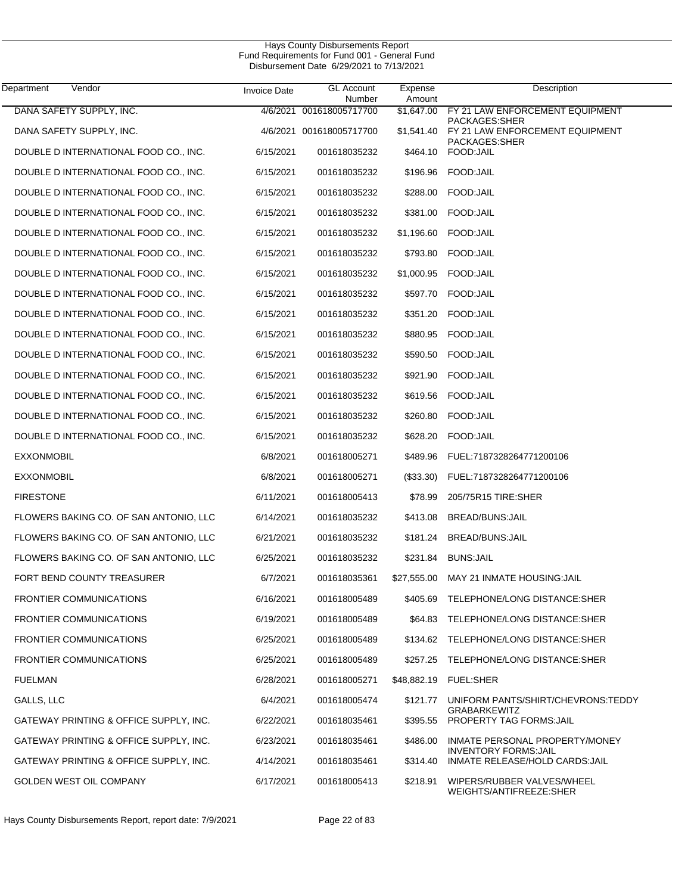Hays County Disbursements Report
Fund Requirements for Fund 001 - General Fund
Disbursement Date 6/29/2021 to 7/13/2021

| Department | Vendor | Invoice Date | GL Account Number | Expense Amount | Description |
|---|---|---|---|---|---|
| | DANA SAFETY SUPPLY, INC. | 4/6/2021 | 001618005717700 | $1,647.00 | FY 21 LAW ENFORCEMENT EQUIPMENT PACKAGES:SHER |
| | DANA SAFETY SUPPLY, INC. | 4/6/2021 | 001618005717700 | $1,541.40 | FY 21 LAW ENFORCEMENT EQUIPMENT PACKAGES:SHER |
| | DOUBLE D INTERNATIONAL FOOD CO., INC. | 6/15/2021 | 001618035232 | $464.10 | FOOD:JAIL |
| | DOUBLE D INTERNATIONAL FOOD CO., INC. | 6/15/2021 | 001618035232 | $196.96 | FOOD:JAIL |
| | DOUBLE D INTERNATIONAL FOOD CO., INC. | 6/15/2021 | 001618035232 | $288.00 | FOOD:JAIL |
| | DOUBLE D INTERNATIONAL FOOD CO., INC. | 6/15/2021 | 001618035232 | $381.00 | FOOD:JAIL |
| | DOUBLE D INTERNATIONAL FOOD CO., INC. | 6/15/2021 | 001618035232 | $1,196.60 | FOOD:JAIL |
| | DOUBLE D INTERNATIONAL FOOD CO., INC. | 6/15/2021 | 001618035232 | $793.80 | FOOD:JAIL |
| | DOUBLE D INTERNATIONAL FOOD CO., INC. | 6/15/2021 | 001618035232 | $1,000.95 | FOOD:JAIL |
| | DOUBLE D INTERNATIONAL FOOD CO., INC. | 6/15/2021 | 001618035232 | $597.70 | FOOD:JAIL |
| | DOUBLE D INTERNATIONAL FOOD CO., INC. | 6/15/2021 | 001618035232 | $351.20 | FOOD:JAIL |
| | DOUBLE D INTERNATIONAL FOOD CO., INC. | 6/15/2021 | 001618035232 | $880.95 | FOOD:JAIL |
| | DOUBLE D INTERNATIONAL FOOD CO., INC. | 6/15/2021 | 001618035232 | $590.50 | FOOD:JAIL |
| | DOUBLE D INTERNATIONAL FOOD CO., INC. | 6/15/2021 | 001618035232 | $921.90 | FOOD:JAIL |
| | DOUBLE D INTERNATIONAL FOOD CO., INC. | 6/15/2021 | 001618035232 | $619.56 | FOOD:JAIL |
| | DOUBLE D INTERNATIONAL FOOD CO., INC. | 6/15/2021 | 001618035232 | $260.80 | FOOD:JAIL |
| | DOUBLE D INTERNATIONAL FOOD CO., INC. | 6/15/2021 | 001618035232 | $628.20 | FOOD:JAIL |
| | EXXONMOBIL | 6/8/2021 | 001618005271 | $489.96 | FUEL:7187328264771200106 |
| | EXXONMOBIL | 6/8/2021 | 001618005271 | ($33.30) | FUEL:7187328264771200106 |
| | FIRESTONE | 6/11/2021 | 001618005413 | $78.99 | 205/75R15 TIRE:SHER |
| | FLOWERS BAKING CO. OF SAN ANTONIO, LLC | 6/14/2021 | 001618035232 | $413.08 | BREAD/BUNS:JAIL |
| | FLOWERS BAKING CO. OF SAN ANTONIO, LLC | 6/21/2021 | 001618035232 | $181.24 | BREAD/BUNS:JAIL |
| | FLOWERS BAKING CO. OF SAN ANTONIO, LLC | 6/25/2021 | 001618035232 | $231.84 | BUNS:JAIL |
| | FORT BEND COUNTY TREASURER | 6/7/2021 | 001618035361 | $27,555.00 | MAY 21 INMATE HOUSING:JAIL |
| | FRONTIER COMMUNICATIONS | 6/16/2021 | 001618005489 | $405.69 | TELEPHONE/LONG DISTANCE:SHER |
| | FRONTIER COMMUNICATIONS | 6/19/2021 | 001618005489 | $64.83 | TELEPHONE/LONG DISTANCE:SHER |
| | FRONTIER COMMUNICATIONS | 6/25/2021 | 001618005489 | $134.62 | TELEPHONE/LONG DISTANCE:SHER |
| | FRONTIER COMMUNICATIONS | 6/25/2021 | 001618005489 | $257.25 | TELEPHONE/LONG DISTANCE:SHER |
| | FUELMAN | 6/28/2021 | 001618005271 | $48,882.19 | FUEL:SHER |
| | GALLS, LLC | 6/4/2021 | 001618005474 | $121.77 | UNIFORM PANTS/SHIRT/CHEVRONS:TEDDY GRABARKEWITZ |
| | GATEWAY PRINTING & OFFICE SUPPLY, INC. | 6/22/2021 | 001618035461 | $395.55 | PROPERTY TAG FORMS:JAIL |
| | GATEWAY PRINTING & OFFICE SUPPLY, INC. | 6/23/2021 | 001618035461 | $486.00 | INMATE PERSONAL PROPERTY/MONEY INVENTORY FORMS:JAIL |
| | GATEWAY PRINTING & OFFICE SUPPLY, INC. | 4/14/2021 | 001618035461 | $314.40 | INMATE RELEASE/HOLD CARDS:JAIL |
| | GOLDEN WEST OIL COMPANY | 6/17/2021 | 001618005413 | $218.91 | WIPERS/RUBBER VALVES/WHEEL WEIGHTS/ANTIFREEZE:SHER |

Hays County Disbursements Report, report date: 7/9/2021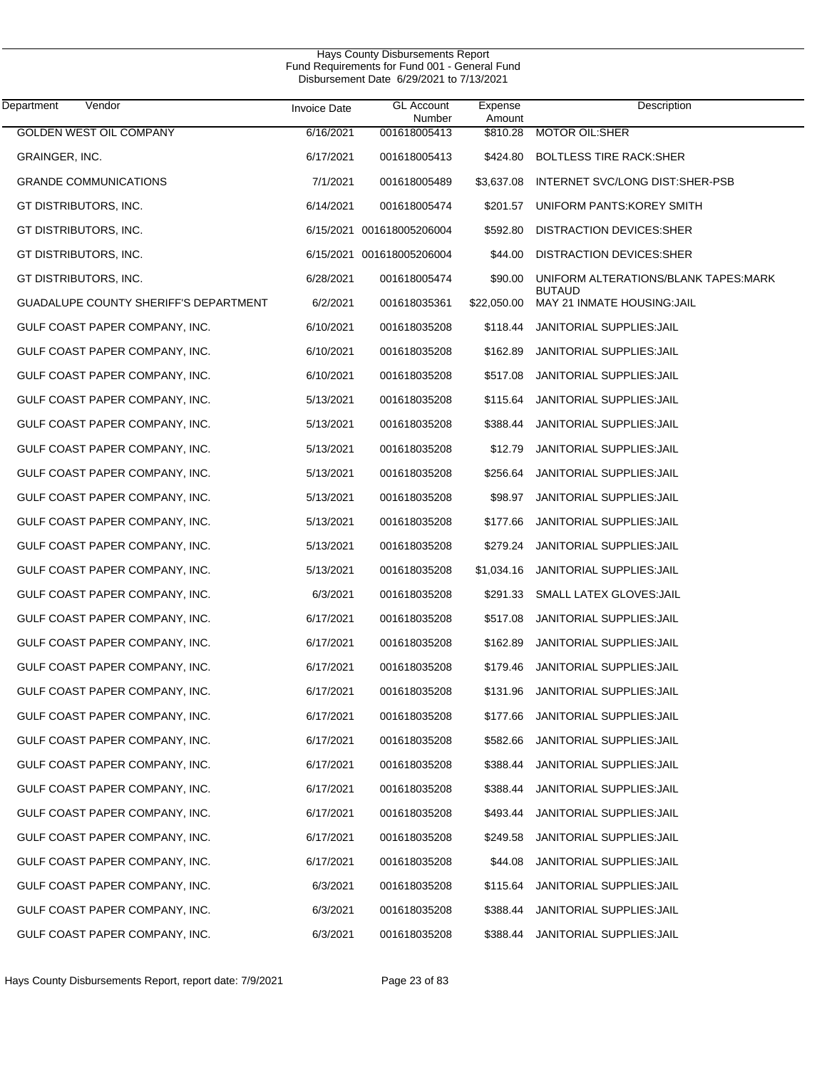Hays County Disbursements Report
Fund Requirements for Fund 001 - General Fund
Disbursement Date 6/29/2021 to 7/13/2021

| Department Vendor | Invoice Date | GL Account Number | Expense Amount | Description |
|---|---|---|---|---|
| GOLDEN WEST OIL COMPANY | 6/16/2021 | 001618005413 | $810.28 | MOTOR OIL:SHER |
| GRAINGER, INC. | 6/17/2021 | 001618005413 | $424.80 | BOLTLESS TIRE RACK:SHER |
| GRANDE COMMUNICATIONS | 7/1/2021 | 001618005489 | $3,637.08 | INTERNET SVC/LONG DIST:SHER-PSB |
| GT DISTRIBUTORS, INC. | 6/14/2021 | 001618005474 | $201.57 | UNIFORM PANTS:KOREY SMITH |
| GT DISTRIBUTORS, INC. | 6/15/2021 | 001618005206004 | $592.80 | DISTRACTION DEVICES:SHER |
| GT DISTRIBUTORS, INC. | 6/15/2021 | 001618005206004 | $44.00 | DISTRACTION DEVICES:SHER |
| GT DISTRIBUTORS, INC. | 6/28/2021 | 001618005474 | $90.00 | UNIFORM ALTERATIONS/BLANK TAPES:MARK BUTAUD |
| GUADALUPE COUNTY SHERIFF'S DEPARTMENT | 6/2/2021 | 001618035361 | $22,050.00 | MAY 21 INMATE HOUSING:JAIL |
| GULF COAST PAPER COMPANY, INC. | 6/10/2021 | 001618035208 | $118.44 | JANITORIAL SUPPLIES:JAIL |
| GULF COAST PAPER COMPANY, INC. | 6/10/2021 | 001618035208 | $162.89 | JANITORIAL SUPPLIES:JAIL |
| GULF COAST PAPER COMPANY, INC. | 6/10/2021 | 001618035208 | $517.08 | JANITORIAL SUPPLIES:JAIL |
| GULF COAST PAPER COMPANY, INC. | 5/13/2021 | 001618035208 | $115.64 | JANITORIAL SUPPLIES:JAIL |
| GULF COAST PAPER COMPANY, INC. | 5/13/2021 | 001618035208 | $388.44 | JANITORIAL SUPPLIES:JAIL |
| GULF COAST PAPER COMPANY, INC. | 5/13/2021 | 001618035208 | $12.79 | JANITORIAL SUPPLIES:JAIL |
| GULF COAST PAPER COMPANY, INC. | 5/13/2021 | 001618035208 | $256.64 | JANITORIAL SUPPLIES:JAIL |
| GULF COAST PAPER COMPANY, INC. | 5/13/2021 | 001618035208 | $98.97 | JANITORIAL SUPPLIES:JAIL |
| GULF COAST PAPER COMPANY, INC. | 5/13/2021 | 001618035208 | $177.66 | JANITORIAL SUPPLIES:JAIL |
| GULF COAST PAPER COMPANY, INC. | 5/13/2021 | 001618035208 | $279.24 | JANITORIAL SUPPLIES:JAIL |
| GULF COAST PAPER COMPANY, INC. | 5/13/2021 | 001618035208 | $1,034.16 | JANITORIAL SUPPLIES:JAIL |
| GULF COAST PAPER COMPANY, INC. | 6/3/2021 | 001618035208 | $291.33 | SMALL LATEX GLOVES:JAIL |
| GULF COAST PAPER COMPANY, INC. | 6/17/2021 | 001618035208 | $517.08 | JANITORIAL SUPPLIES:JAIL |
| GULF COAST PAPER COMPANY, INC. | 6/17/2021 | 001618035208 | $162.89 | JANITORIAL SUPPLIES:JAIL |
| GULF COAST PAPER COMPANY, INC. | 6/17/2021 | 001618035208 | $179.46 | JANITORIAL SUPPLIES:JAIL |
| GULF COAST PAPER COMPANY, INC. | 6/17/2021 | 001618035208 | $131.96 | JANITORIAL SUPPLIES:JAIL |
| GULF COAST PAPER COMPANY, INC. | 6/17/2021 | 001618035208 | $177.66 | JANITORIAL SUPPLIES:JAIL |
| GULF COAST PAPER COMPANY, INC. | 6/17/2021 | 001618035208 | $582.66 | JANITORIAL SUPPLIES:JAIL |
| GULF COAST PAPER COMPANY, INC. | 6/17/2021 | 001618035208 | $388.44 | JANITORIAL SUPPLIES:JAIL |
| GULF COAST PAPER COMPANY, INC. | 6/17/2021 | 001618035208 | $388.44 | JANITORIAL SUPPLIES:JAIL |
| GULF COAST PAPER COMPANY, INC. | 6/17/2021 | 001618035208 | $493.44 | JANITORIAL SUPPLIES:JAIL |
| GULF COAST PAPER COMPANY, INC. | 6/17/2021 | 001618035208 | $249.58 | JANITORIAL SUPPLIES:JAIL |
| GULF COAST PAPER COMPANY, INC. | 6/17/2021 | 001618035208 | $44.08 | JANITORIAL SUPPLIES:JAIL |
| GULF COAST PAPER COMPANY, INC. | 6/3/2021 | 001618035208 | $115.64 | JANITORIAL SUPPLIES:JAIL |
| GULF COAST PAPER COMPANY, INC. | 6/3/2021 | 001618035208 | $388.44 | JANITORIAL SUPPLIES:JAIL |
| GULF COAST PAPER COMPANY, INC. | 6/3/2021 | 001618035208 | $388.44 | JANITORIAL SUPPLIES:JAIL |

Hays County Disbursements Report, report date: 7/9/2021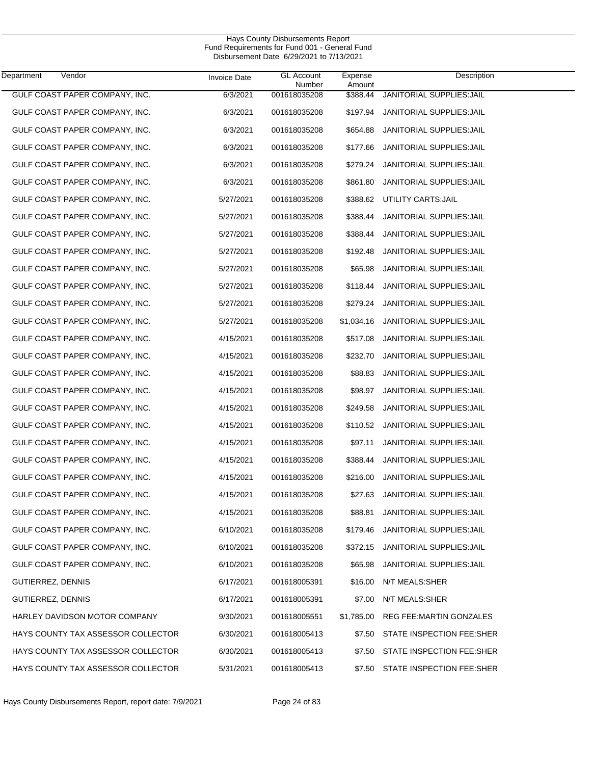Hays County Disbursements Report
Fund Requirements for Fund 001 - General Fund
Disbursement Date 6/29/2021 to 7/13/2021

| Department | Vendor | Invoice Date | GL Account Number | Expense Amount | Description |
|---|---|---|---|---|---|
| | GULF COAST PAPER COMPANY, INC. | 6/3/2021 | 001618035208 | $388.44 | JANITORIAL SUPPLIES:JAIL |
| | GULF COAST PAPER COMPANY, INC. | 6/3/2021 | 001618035208 | $197.94 | JANITORIAL SUPPLIES:JAIL |
| | GULF COAST PAPER COMPANY, INC. | 6/3/2021 | 001618035208 | $654.88 | JANITORIAL SUPPLIES:JAIL |
| | GULF COAST PAPER COMPANY, INC. | 6/3/2021 | 001618035208 | $177.66 | JANITORIAL SUPPLIES:JAIL |
| | GULF COAST PAPER COMPANY, INC. | 6/3/2021 | 001618035208 | $279.24 | JANITORIAL SUPPLIES:JAIL |
| | GULF COAST PAPER COMPANY, INC. | 6/3/2021 | 001618035208 | $861.80 | JANITORIAL SUPPLIES:JAIL |
| | GULF COAST PAPER COMPANY, INC. | 5/27/2021 | 001618035208 | $388.62 | UTILITY CARTS:JAIL |
| | GULF COAST PAPER COMPANY, INC. | 5/27/2021 | 001618035208 | $388.44 | JANITORIAL SUPPLIES:JAIL |
| | GULF COAST PAPER COMPANY, INC. | 5/27/2021 | 001618035208 | $388.44 | JANITORIAL SUPPLIES:JAIL |
| | GULF COAST PAPER COMPANY, INC. | 5/27/2021 | 001618035208 | $192.48 | JANITORIAL SUPPLIES:JAIL |
| | GULF COAST PAPER COMPANY, INC. | 5/27/2021 | 001618035208 | $65.98 | JANITORIAL SUPPLIES:JAIL |
| | GULF COAST PAPER COMPANY, INC. | 5/27/2021 | 001618035208 | $118.44 | JANITORIAL SUPPLIES:JAIL |
| | GULF COAST PAPER COMPANY, INC. | 5/27/2021 | 001618035208 | $279.24 | JANITORIAL SUPPLIES:JAIL |
| | GULF COAST PAPER COMPANY, INC. | 5/27/2021 | 001618035208 | $1,034.16 | JANITORIAL SUPPLIES:JAIL |
| | GULF COAST PAPER COMPANY, INC. | 4/15/2021 | 001618035208 | $517.08 | JANITORIAL SUPPLIES:JAIL |
| | GULF COAST PAPER COMPANY, INC. | 4/15/2021 | 001618035208 | $232.70 | JANITORIAL SUPPLIES:JAIL |
| | GULF COAST PAPER COMPANY, INC. | 4/15/2021 | 001618035208 | $88.83 | JANITORIAL SUPPLIES:JAIL |
| | GULF COAST PAPER COMPANY, INC. | 4/15/2021 | 001618035208 | $98.97 | JANITORIAL SUPPLIES:JAIL |
| | GULF COAST PAPER COMPANY, INC. | 4/15/2021 | 001618035208 | $249.58 | JANITORIAL SUPPLIES:JAIL |
| | GULF COAST PAPER COMPANY, INC. | 4/15/2021 | 001618035208 | $110.52 | JANITORIAL SUPPLIES:JAIL |
| | GULF COAST PAPER COMPANY, INC. | 4/15/2021 | 001618035208 | $97.11 | JANITORIAL SUPPLIES:JAIL |
| | GULF COAST PAPER COMPANY, INC. | 4/15/2021 | 001618035208 | $388.44 | JANITORIAL SUPPLIES:JAIL |
| | GULF COAST PAPER COMPANY, INC. | 4/15/2021 | 001618035208 | $216.00 | JANITORIAL SUPPLIES:JAIL |
| | GULF COAST PAPER COMPANY, INC. | 4/15/2021 | 001618035208 | $27.63 | JANITORIAL SUPPLIES:JAIL |
| | GULF COAST PAPER COMPANY, INC. | 4/15/2021 | 001618035208 | $88.81 | JANITORIAL SUPPLIES:JAIL |
| | GULF COAST PAPER COMPANY, INC. | 6/10/2021 | 001618035208 | $179.46 | JANITORIAL SUPPLIES:JAIL |
| | GULF COAST PAPER COMPANY, INC. | 6/10/2021 | 001618035208 | $372.15 | JANITORIAL SUPPLIES:JAIL |
| | GULF COAST PAPER COMPANY, INC. | 6/10/2021 | 001618035208 | $65.98 | JANITORIAL SUPPLIES:JAIL |
| | GUTIERREZ, DENNIS | 6/17/2021 | 001618005391 | $16.00 | N/T MEALS:SHER |
| | GUTIERREZ, DENNIS | 6/17/2021 | 001618005391 | $7.00 | N/T MEALS:SHER |
| | HARLEY DAVIDSON MOTOR COMPANY | 9/30/2021 | 001618005551 | $1,785.00 | REG FEE:MARTIN GONZALES |
| | HAYS COUNTY TAX ASSESSOR COLLECTOR | 6/30/2021 | 001618005413 | $7.50 | STATE INSPECTION FEE:SHER |
| | HAYS COUNTY TAX ASSESSOR COLLECTOR | 6/30/2021 | 001618005413 | $7.50 | STATE INSPECTION FEE:SHER |
| | HAYS COUNTY TAX ASSESSOR COLLECTOR | 5/31/2021 | 001618005413 | $7.50 | STATE INSPECTION FEE:SHER |

Hays County Disbursements Report, report date: 7/9/2021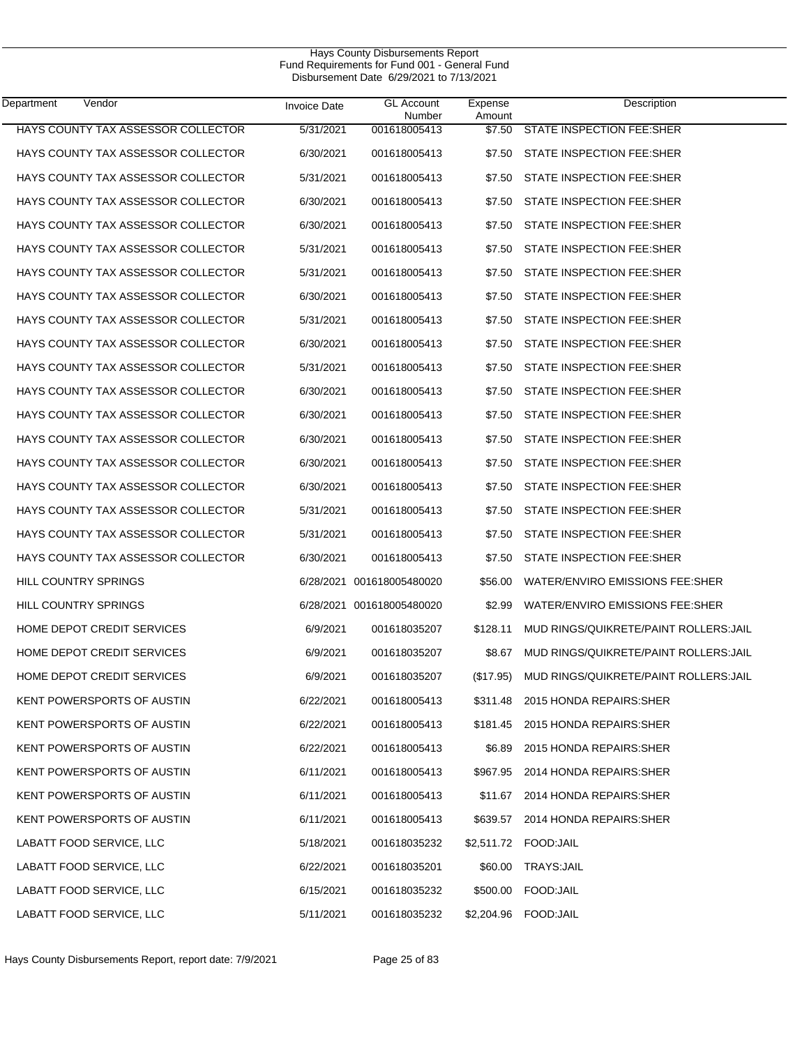Hays County Disbursements Report
Fund Requirements for Fund 001 - General Fund
Disbursement Date 6/29/2021 to 7/13/2021

| Department | Vendor | Invoice Date | GL Account Number | Expense Amount | Description |
|---|---|---|---|---|---|
| | HAYS COUNTY TAX ASSESSOR COLLECTOR | 5/31/2021 | 001618005413 | $7.50 | STATE INSPECTION FEE:SHER |
| | HAYS COUNTY TAX ASSESSOR COLLECTOR | 6/30/2021 | 001618005413 | $7.50 | STATE INSPECTION FEE:SHER |
| | HAYS COUNTY TAX ASSESSOR COLLECTOR | 5/31/2021 | 001618005413 | $7.50 | STATE INSPECTION FEE:SHER |
| | HAYS COUNTY TAX ASSESSOR COLLECTOR | 6/30/2021 | 001618005413 | $7.50 | STATE INSPECTION FEE:SHER |
| | HAYS COUNTY TAX ASSESSOR COLLECTOR | 6/30/2021 | 001618005413 | $7.50 | STATE INSPECTION FEE:SHER |
| | HAYS COUNTY TAX ASSESSOR COLLECTOR | 5/31/2021 | 001618005413 | $7.50 | STATE INSPECTION FEE:SHER |
| | HAYS COUNTY TAX ASSESSOR COLLECTOR | 5/31/2021 | 001618005413 | $7.50 | STATE INSPECTION FEE:SHER |
| | HAYS COUNTY TAX ASSESSOR COLLECTOR | 6/30/2021 | 001618005413 | $7.50 | STATE INSPECTION FEE:SHER |
| | HAYS COUNTY TAX ASSESSOR COLLECTOR | 5/31/2021 | 001618005413 | $7.50 | STATE INSPECTION FEE:SHER |
| | HAYS COUNTY TAX ASSESSOR COLLECTOR | 6/30/2021 | 001618005413 | $7.50 | STATE INSPECTION FEE:SHER |
| | HAYS COUNTY TAX ASSESSOR COLLECTOR | 5/31/2021 | 001618005413 | $7.50 | STATE INSPECTION FEE:SHER |
| | HAYS COUNTY TAX ASSESSOR COLLECTOR | 6/30/2021 | 001618005413 | $7.50 | STATE INSPECTION FEE:SHER |
| | HAYS COUNTY TAX ASSESSOR COLLECTOR | 6/30/2021 | 001618005413 | $7.50 | STATE INSPECTION FEE:SHER |
| | HAYS COUNTY TAX ASSESSOR COLLECTOR | 6/30/2021 | 001618005413 | $7.50 | STATE INSPECTION FEE:SHER |
| | HAYS COUNTY TAX ASSESSOR COLLECTOR | 6/30/2021 | 001618005413 | $7.50 | STATE INSPECTION FEE:SHER |
| | HAYS COUNTY TAX ASSESSOR COLLECTOR | 6/30/2021 | 001618005413 | $7.50 | STATE INSPECTION FEE:SHER |
| | HAYS COUNTY TAX ASSESSOR COLLECTOR | 5/31/2021 | 001618005413 | $7.50 | STATE INSPECTION FEE:SHER |
| | HAYS COUNTY TAX ASSESSOR COLLECTOR | 5/31/2021 | 001618005413 | $7.50 | STATE INSPECTION FEE:SHER |
| | HAYS COUNTY TAX ASSESSOR COLLECTOR | 6/30/2021 | 001618005413 | $7.50 | STATE INSPECTION FEE:SHER |
| | HILL COUNTRY SPRINGS | 6/28/2021 | 001618005480020 | $56.00 | WATER/ENVIRO EMISSIONS FEE:SHER |
| | HILL COUNTRY SPRINGS | 6/28/2021 | 001618005480020 | $2.99 | WATER/ENVIRO EMISSIONS FEE:SHER |
| | HOME DEPOT CREDIT SERVICES | 6/9/2021 | 001618035207 | $128.11 | MUD RINGS/QUIKRETE/PAINT ROLLERS:JAIL |
| | HOME DEPOT CREDIT SERVICES | 6/9/2021 | 001618035207 | $8.67 | MUD RINGS/QUIKRETE/PAINT ROLLERS:JAIL |
| | HOME DEPOT CREDIT SERVICES | 6/9/2021 | 001618035207 | ($17.95) | MUD RINGS/QUIKRETE/PAINT ROLLERS:JAIL |
| | KENT POWERSPORTS OF AUSTIN | 6/22/2021 | 001618005413 | $311.48 | 2015 HONDA REPAIRS:SHER |
| | KENT POWERSPORTS OF AUSTIN | 6/22/2021 | 001618005413 | $181.45 | 2015 HONDA REPAIRS:SHER |
| | KENT POWERSPORTS OF AUSTIN | 6/22/2021 | 001618005413 | $6.89 | 2015 HONDA REPAIRS:SHER |
| | KENT POWERSPORTS OF AUSTIN | 6/11/2021 | 001618005413 | $967.95 | 2014 HONDA REPAIRS:SHER |
| | KENT POWERSPORTS OF AUSTIN | 6/11/2021 | 001618005413 | $11.67 | 2014 HONDA REPAIRS:SHER |
| | KENT POWERSPORTS OF AUSTIN | 6/11/2021 | 001618005413 | $639.57 | 2014 HONDA REPAIRS:SHER |
| | LABATT FOOD SERVICE, LLC | 5/18/2021 | 001618035232 | $2,511.72 | FOOD:JAIL |
| | LABATT FOOD SERVICE, LLC | 6/22/2021 | 001618035201 | $60.00 | TRAYS:JAIL |
| | LABATT FOOD SERVICE, LLC | 6/15/2021 | 001618035232 | $500.00 | FOOD:JAIL |
| | LABATT FOOD SERVICE, LLC | 5/11/2021 | 001618035232 | $2,204.96 | FOOD:JAIL |

Hays County Disbursements Report, report date: 7/9/2021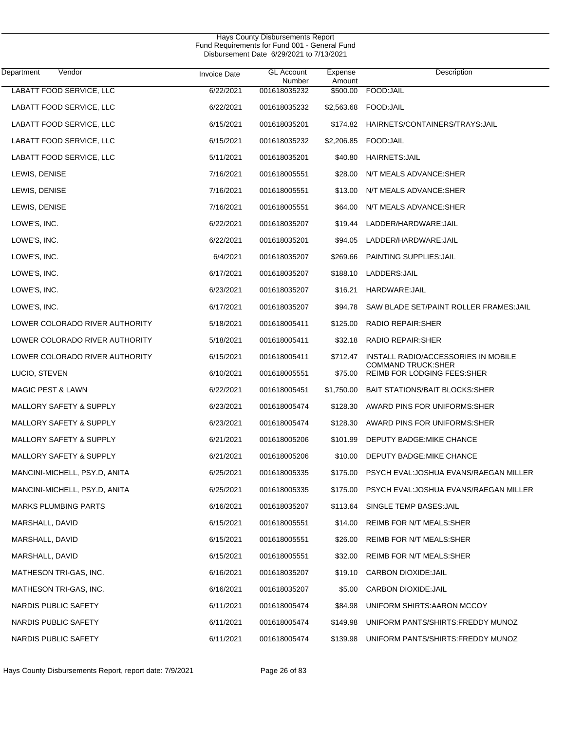Hays County Disbursements Report
Fund Requirements for Fund 001 - General Fund
Disbursement Date 6/29/2021 to 7/13/2021

| Department | Vendor | Invoice Date | GL Account Number | Expense Amount | Description |
|---|---|---|---|---|---|
| | LABATT FOOD SERVICE, LLC | 6/22/2021 | 001618035232 | $500.00 | FOOD:JAIL |
| | LABATT FOOD SERVICE, LLC | 6/22/2021 | 001618035232 | $2,563.68 | FOOD:JAIL |
| | LABATT FOOD SERVICE, LLC | 6/15/2021 | 001618035201 | $174.82 | HAIRNETS/CONTAINERS/TRAYS:JAIL |
| | LABATT FOOD SERVICE, LLC | 6/15/2021 | 001618035232 | $2,206.85 | FOOD:JAIL |
| | LABATT FOOD SERVICE, LLC | 5/11/2021 | 001618035201 | $40.80 | HAIRNETS:JAIL |
| | LEWIS, DENISE | 7/16/2021 | 001618005551 | $28.00 | N/T MEALS ADVANCE:SHER |
| | LEWIS, DENISE | 7/16/2021 | 001618005551 | $13.00 | N/T MEALS ADVANCE:SHER |
| | LEWIS, DENISE | 7/16/2021 | 001618005551 | $64.00 | N/T MEALS ADVANCE:SHER |
| | LOWE'S, INC. | 6/22/2021 | 001618035207 | $19.44 | LADDER/HARDWARE:JAIL |
| | LOWE'S, INC. | 6/22/2021 | 001618035201 | $94.05 | LADDER/HARDWARE:JAIL |
| | LOWE'S, INC. | 6/4/2021 | 001618035207 | $269.66 | PAINTING SUPPLIES:JAIL |
| | LOWE'S, INC. | 6/17/2021 | 001618035207 | $188.10 | LADDERS:JAIL |
| | LOWE'S, INC. | 6/23/2021 | 001618035207 | $16.21 | HARDWARE:JAIL |
| | LOWE'S, INC. | 6/17/2021 | 001618035207 | $94.78 | SAW BLADE SET/PAINT ROLLER FRAMES:JAIL |
| | LOWER COLORADO RIVER AUTHORITY | 5/18/2021 | 001618005411 | $125.00 | RADIO REPAIR:SHER |
| | LOWER COLORADO RIVER AUTHORITY | 5/18/2021 | 001618005411 | $32.18 | RADIO REPAIR:SHER |
| | LOWER COLORADO RIVER AUTHORITY | 6/15/2021 | 001618005411 | $712.47 | INSTALL RADIO/ACCESSORIES IN MOBILE COMMAND TRUCK:SHER |
| | LUCIO, STEVEN | 6/10/2021 | 001618005551 | $75.00 | REIMB FOR LODGING FEES:SHER |
| | MAGIC PEST & LAWN | 6/22/2021 | 001618005451 | $1,750.00 | BAIT STATIONS/BAIT BLOCKS:SHER |
| | MALLORY SAFETY & SUPPLY | 6/23/2021 | 001618005474 | $128.30 | AWARD PINS FOR UNIFORMS:SHER |
| | MALLORY SAFETY & SUPPLY | 6/23/2021 | 001618005474 | $128.30 | AWARD PINS FOR UNIFORMS:SHER |
| | MALLORY SAFETY & SUPPLY | 6/21/2021 | 001618005206 | $101.99 | DEPUTY BADGE:MIKE CHANCE |
| | MALLORY SAFETY & SUPPLY | 6/21/2021 | 001618005206 | $10.00 | DEPUTY BADGE:MIKE CHANCE |
| | MANCINI-MICHELL, PSY.D, ANITA | 6/25/2021 | 001618005335 | $175.00 | PSYCH EVAL:JOSHUA EVANS/RAEGAN MILLER |
| | MANCINI-MICHELL, PSY.D, ANITA | 6/25/2021 | 001618005335 | $175.00 | PSYCH EVAL:JOSHUA EVANS/RAEGAN MILLER |
| | MARKS PLUMBING PARTS | 6/16/2021 | 001618035207 | $113.64 | SINGLE TEMP BASES:JAIL |
| | MARSHALL, DAVID | 6/15/2021 | 001618005551 | $14.00 | REIMB FOR N/T MEALS:SHER |
| | MARSHALL, DAVID | 6/15/2021 | 001618005551 | $26.00 | REIMB FOR N/T MEALS:SHER |
| | MARSHALL, DAVID | 6/15/2021 | 001618005551 | $32.00 | REIMB FOR N/T MEALS:SHER |
| | MATHESON TRI-GAS, INC. | 6/16/2021 | 001618035207 | $19.10 | CARBON DIOXIDE:JAIL |
| | MATHESON TRI-GAS, INC. | 6/16/2021 | 001618035207 | $5.00 | CARBON DIOXIDE:JAIL |
| | NARDIS PUBLIC SAFETY | 6/11/2021 | 001618005474 | $84.98 | UNIFORM SHIRTS:AARON MCCOY |
| | NARDIS PUBLIC SAFETY | 6/11/2021 | 001618005474 | $149.98 | UNIFORM PANTS/SHIRTS:FREDDY MUNOZ |
| | NARDIS PUBLIC SAFETY | 6/11/2021 | 001618005474 | $139.98 | UNIFORM PANTS/SHIRTS:FREDDY MUNOZ |

Hays County Disbursements Report, report date: 7/9/2021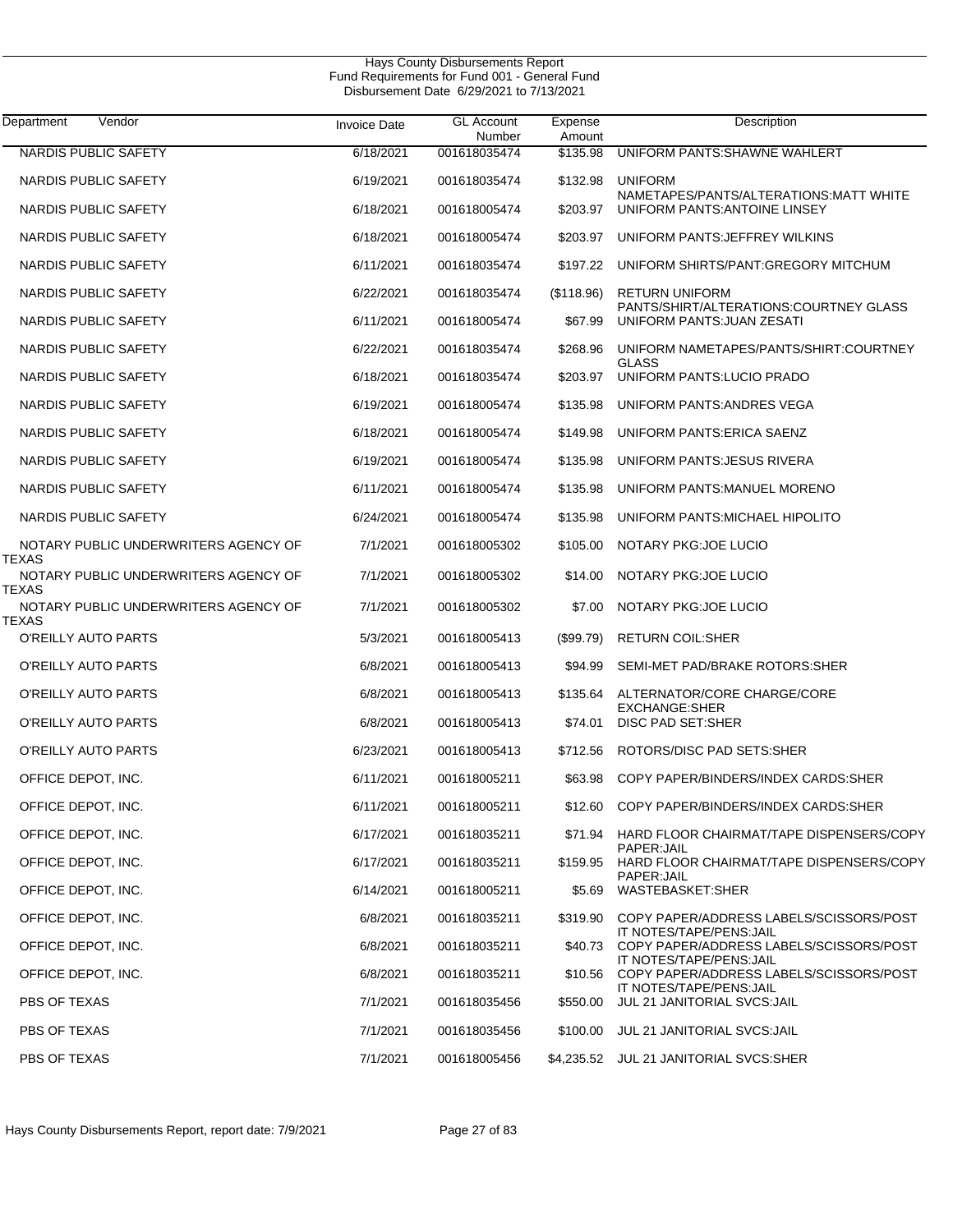Hays County Disbursements Report
Fund Requirements for Fund 001 - General Fund
Disbursement Date 6/29/2021 to 7/13/2021

| Department | Vendor | Invoice Date | GL Account Number | Expense Amount | Description |
|---|---|---|---|---|---|
| NARDIS PUBLIC SAFETY | | 6/18/2021 | 001618035474 | $135.98 | UNIFORM PANTS:SHAWNE WAHLERT |
| NARDIS PUBLIC SAFETY | | 6/19/2021 | 001618035474 | $132.98 | UNIFORM NAMETAPES/PANTS/ALTERATIONS:MATT WHITE |
| NARDIS PUBLIC SAFETY | | 6/18/2021 | 001618005474 | $203.97 | UNIFORM PANTS:ANTOINE LINSEY |
| NARDIS PUBLIC SAFETY | | 6/18/2021 | 001618005474 | $203.97 | UNIFORM PANTS:JEFFREY WILKINS |
| NARDIS PUBLIC SAFETY | | 6/11/2021 | 001618035474 | $197.22 | UNIFORM SHIRTS/PANT:GREGORY MITCHUM |
| NARDIS PUBLIC SAFETY | | 6/22/2021 | 001618035474 | ($118.96) | RETURN UNIFORM PANTS/SHIRT/ALTERATIONS:COURTNEY GLASS |
| NARDIS PUBLIC SAFETY | | 6/11/2021 | 001618005474 | $67.99 | UNIFORM PANTS:JUAN ZESATI |
| NARDIS PUBLIC SAFETY | | 6/22/2021 | 001618035474 | $268.96 | UNIFORM NAMETAPES/PANTS/SHIRT:COURTNEY GLASS |
| NARDIS PUBLIC SAFETY | | 6/18/2021 | 001618035474 | $203.97 | UNIFORM PANTS:LUCIO PRADO |
| NARDIS PUBLIC SAFETY | | 6/19/2021 | 001618005474 | $135.98 | UNIFORM PANTS:ANDRES VEGA |
| NARDIS PUBLIC SAFETY | | 6/18/2021 | 001618005474 | $149.98 | UNIFORM PANTS:ERICA SAENZ |
| NARDIS PUBLIC SAFETY | | 6/19/2021 | 001618005474 | $135.98 | UNIFORM PANTS:JESUS RIVERA |
| NARDIS PUBLIC SAFETY | | 6/11/2021 | 001618005474 | $135.98 | UNIFORM PANTS:MANUEL MORENO |
| NARDIS PUBLIC SAFETY | | 6/24/2021 | 001618005474 | $135.98 | UNIFORM PANTS:MICHAEL HIPOLITO |
| NOTARY PUBLIC UNDERWRITERS AGENCY OF TEXAS | | 7/1/2021 | 001618005302 | $105.00 | NOTARY PKG:JOE LUCIO |
| NOTARY PUBLIC UNDERWRITERS AGENCY OF TEXAS | | 7/1/2021 | 001618005302 | $14.00 | NOTARY PKG:JOE LUCIO |
| NOTARY PUBLIC UNDERWRITERS AGENCY OF TEXAS | | 7/1/2021 | 001618005302 | $7.00 | NOTARY PKG:JOE LUCIO |
| O'REILLY AUTO PARTS | | 5/3/2021 | 001618005413 | ($99.79) | RETURN COIL:SHER |
| O'REILLY AUTO PARTS | | 6/8/2021 | 001618005413 | $94.99 | SEMI-MET PAD/BRAKE ROTORS:SHER |
| O'REILLY AUTO PARTS | | 6/8/2021 | 001618005413 | $135.64 | ALTERNATOR/CORE CHARGE/CORE EXCHANGE:SHER |
| O'REILLY AUTO PARTS | | 6/8/2021 | 001618005413 | $74.01 | DISC PAD SET:SHER |
| O'REILLY AUTO PARTS | | 6/23/2021 | 001618005413 | $712.56 | ROTORS/DISC PAD SETS:SHER |
| OFFICE DEPOT, INC. | | 6/11/2021 | 001618005211 | $63.98 | COPY PAPER/BINDERS/INDEX CARDS:SHER |
| OFFICE DEPOT, INC. | | 6/11/2021 | 001618005211 | $12.60 | COPY PAPER/BINDERS/INDEX CARDS:SHER |
| OFFICE DEPOT, INC. | | 6/17/2021 | 001618035211 | $71.94 | HARD FLOOR CHAIRMAT/TAPE DISPENSERS/COPY PAPER:JAIL |
| OFFICE DEPOT, INC. | | 6/17/2021 | 001618035211 | $159.95 | HARD FLOOR CHAIRMAT/TAPE DISPENSERS/COPY PAPER:JAIL |
| OFFICE DEPOT, INC. | | 6/14/2021 | 001618005211 | $5.69 | WASTEBASKET:SHER |
| OFFICE DEPOT, INC. | | 6/8/2021 | 001618035211 | $319.90 | COPY PAPER/ADDRESS LABELS/SCISSORS/POST IT NOTES/TAPE/PENS:JAIL |
| OFFICE DEPOT, INC. | | 6/8/2021 | 001618035211 | $40.73 | COPY PAPER/ADDRESS LABELS/SCISSORS/POST IT NOTES/TAPE/PENS:JAIL |
| OFFICE DEPOT, INC. | | 6/8/2021 | 001618035211 | $10.56 | COPY PAPER/ADDRESS LABELS/SCISSORS/POST IT NOTES/TAPE/PENS:JAIL |
| PBS OF TEXAS | | 7/1/2021 | 001618035456 | $550.00 | JUL 21 JANITORIAL SVCS:JAIL |
| PBS OF TEXAS | | 7/1/2021 | 001618035456 | $100.00 | JUL 21 JANITORIAL SVCS:JAIL |
| PBS OF TEXAS | | 7/1/2021 | 001618005456 | $4,235.52 | JUL 21 JANITORIAL SVCS:SHER |

Hays County Disbursements Report, report date: 7/9/2021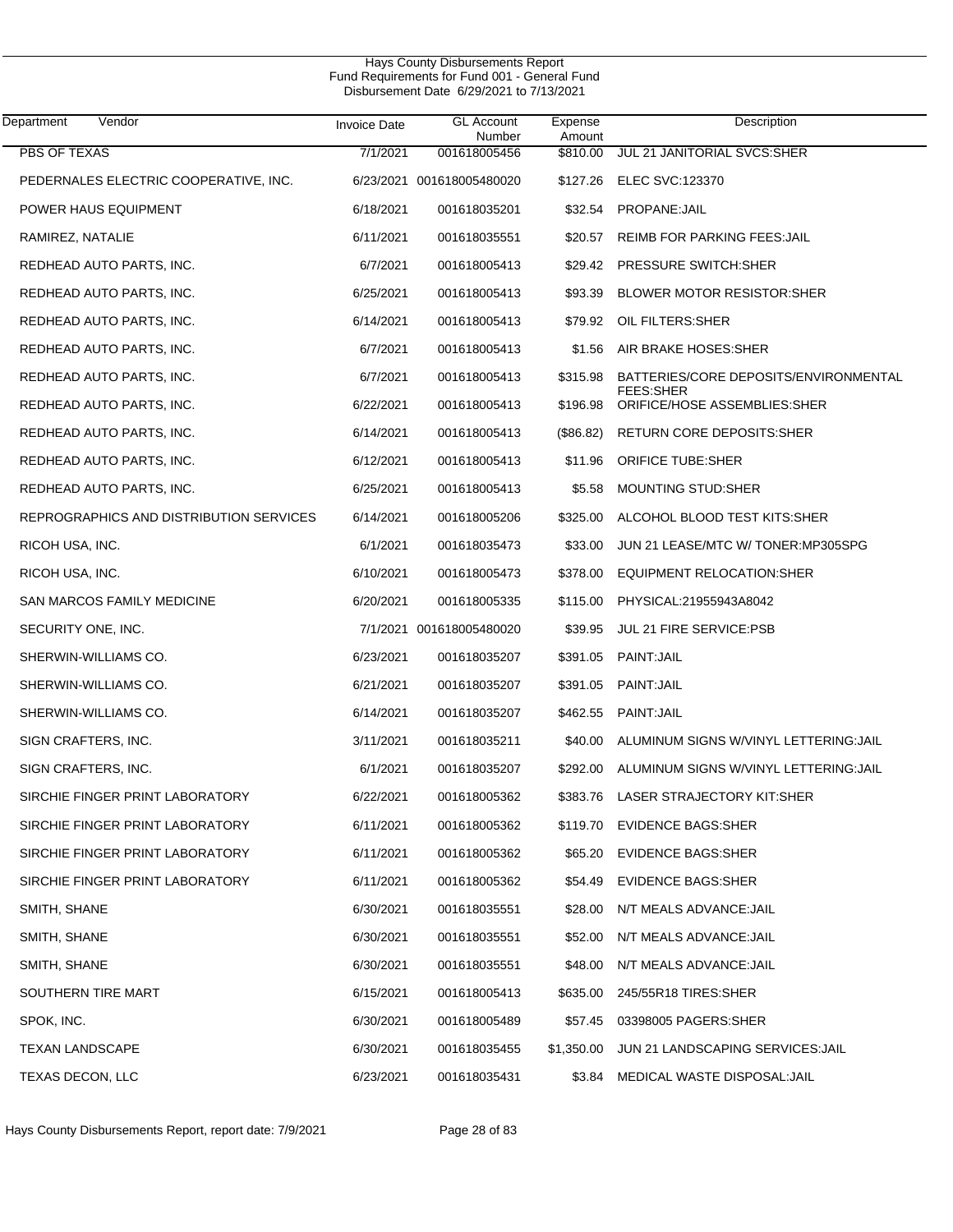Hays County Disbursements Report
Fund Requirements for Fund 001 - General Fund
Disbursement Date 6/29/2021 to 7/13/2021

| Department | Vendor | Invoice Date | GL Account Number | Expense Amount | Description |
|---|---|---|---|---|---|
| PBS OF TEXAS | | 7/1/2021 | 001618005456 | $810.00 | JUL 21 JANITORIAL SVCS:SHER |
| PEDERNALES ELECTRIC COOPERATIVE, INC. | | 6/23/2021 | 001618005480020 | $127.26 | ELEC SVC:123370 |
| POWER HAUS EQUIPMENT | | 6/18/2021 | 001618035201 | $32.54 | PROPANE:JAIL |
| RAMIREZ, NATALIE | | 6/11/2021 | 001618035551 | $20.57 | REIMB FOR PARKING FEES:JAIL |
| REDHEAD AUTO PARTS, INC. | | 6/7/2021 | 001618005413 | $29.42 | PRESSURE SWITCH:SHER |
| REDHEAD AUTO PARTS, INC. | | 6/25/2021 | 001618005413 | $93.39 | BLOWER MOTOR RESISTOR:SHER |
| REDHEAD AUTO PARTS, INC. | | 6/14/2021 | 001618005413 | $79.92 | OIL FILTERS:SHER |
| REDHEAD AUTO PARTS, INC. | | 6/7/2021 | 001618005413 | $1.56 | AIR BRAKE HOSES:SHER |
| REDHEAD AUTO PARTS, INC. | | 6/7/2021 | 001618005413 | $315.98 | BATTERIES/CORE DEPOSITS/ENVIRONMENTAL FEES:SHER |
| REDHEAD AUTO PARTS, INC. | | 6/22/2021 | 001618005413 | $196.98 | ORIFICE/HOSE ASSEMBLIES:SHER |
| REDHEAD AUTO PARTS, INC. | | 6/14/2021 | 001618005413 | ($86.82) | RETURN CORE DEPOSITS:SHER |
| REDHEAD AUTO PARTS, INC. | | 6/12/2021 | 001618005413 | $11.96 | ORIFICE TUBE:SHER |
| REDHEAD AUTO PARTS, INC. | | 6/25/2021 | 001618005413 | $5.58 | MOUNTING STUD:SHER |
| REPROGRAPHICS AND DISTRIBUTION SERVICES | | 6/14/2021 | 001618005206 | $325.00 | ALCOHOL BLOOD TEST KITS:SHER |
| RICOH USA, INC. | | 6/1/2021 | 001618035473 | $33.00 | JUN 21 LEASE/MTC W/ TONER:MP305SPG |
| RICOH USA, INC. | | 6/10/2021 | 001618005473 | $378.00 | EQUIPMENT RELOCATION:SHER |
| SAN MARCOS FAMILY MEDICINE | | 6/20/2021 | 001618005335 | $115.00 | PHYSICAL:21955943A8042 |
| SECURITY ONE, INC. | | 7/1/2021 | 001618005480020 | $39.95 | JUL 21 FIRE SERVICE:PSB |
| SHERWIN-WILLIAMS CO. | | 6/23/2021 | 001618035207 | $391.05 | PAINT:JAIL |
| SHERWIN-WILLIAMS CO. | | 6/21/2021 | 001618035207 | $391.05 | PAINT:JAIL |
| SHERWIN-WILLIAMS CO. | | 6/14/2021 | 001618035207 | $462.55 | PAINT:JAIL |
| SIGN CRAFTERS, INC. | | 3/11/2021 | 001618035211 | $40.00 | ALUMINUM SIGNS W/VINYL LETTERING:JAIL |
| SIGN CRAFTERS, INC. | | 6/1/2021 | 001618035207 | $292.00 | ALUMINUM SIGNS W/VINYL LETTERING:JAIL |
| SIRCHIE FINGER PRINT LABORATORY | | 6/22/2021 | 001618005362 | $383.76 | LASER STRAJECTORY KIT:SHER |
| SIRCHIE FINGER PRINT LABORATORY | | 6/11/2021 | 001618005362 | $119.70 | EVIDENCE BAGS:SHER |
| SIRCHIE FINGER PRINT LABORATORY | | 6/11/2021 | 001618005362 | $65.20 | EVIDENCE BAGS:SHER |
| SIRCHIE FINGER PRINT LABORATORY | | 6/11/2021 | 001618005362 | $54.49 | EVIDENCE BAGS:SHER |
| SMITH, SHANE | | 6/30/2021 | 001618035551 | $28.00 | N/T MEALS ADVANCE:JAIL |
| SMITH, SHANE | | 6/30/2021 | 001618035551 | $52.00 | N/T MEALS ADVANCE:JAIL |
| SMITH, SHANE | | 6/30/2021 | 001618035551 | $48.00 | N/T MEALS ADVANCE:JAIL |
| SOUTHERN TIRE MART | | 6/15/2021 | 001618005413 | $635.00 | 245/55R18 TIRES:SHER |
| SPOK, INC. | | 6/30/2021 | 001618005489 | $57.45 | 03398005 PAGERS:SHER |
| TEXAN LANDSCAPE | | 6/30/2021 | 001618035455 | $1,350.00 | JUN 21 LANDSCAPING SERVICES:JAIL |
| TEXAS DECON, LLC | | 6/23/2021 | 001618035431 | $3.84 | MEDICAL WASTE DISPOSAL:JAIL |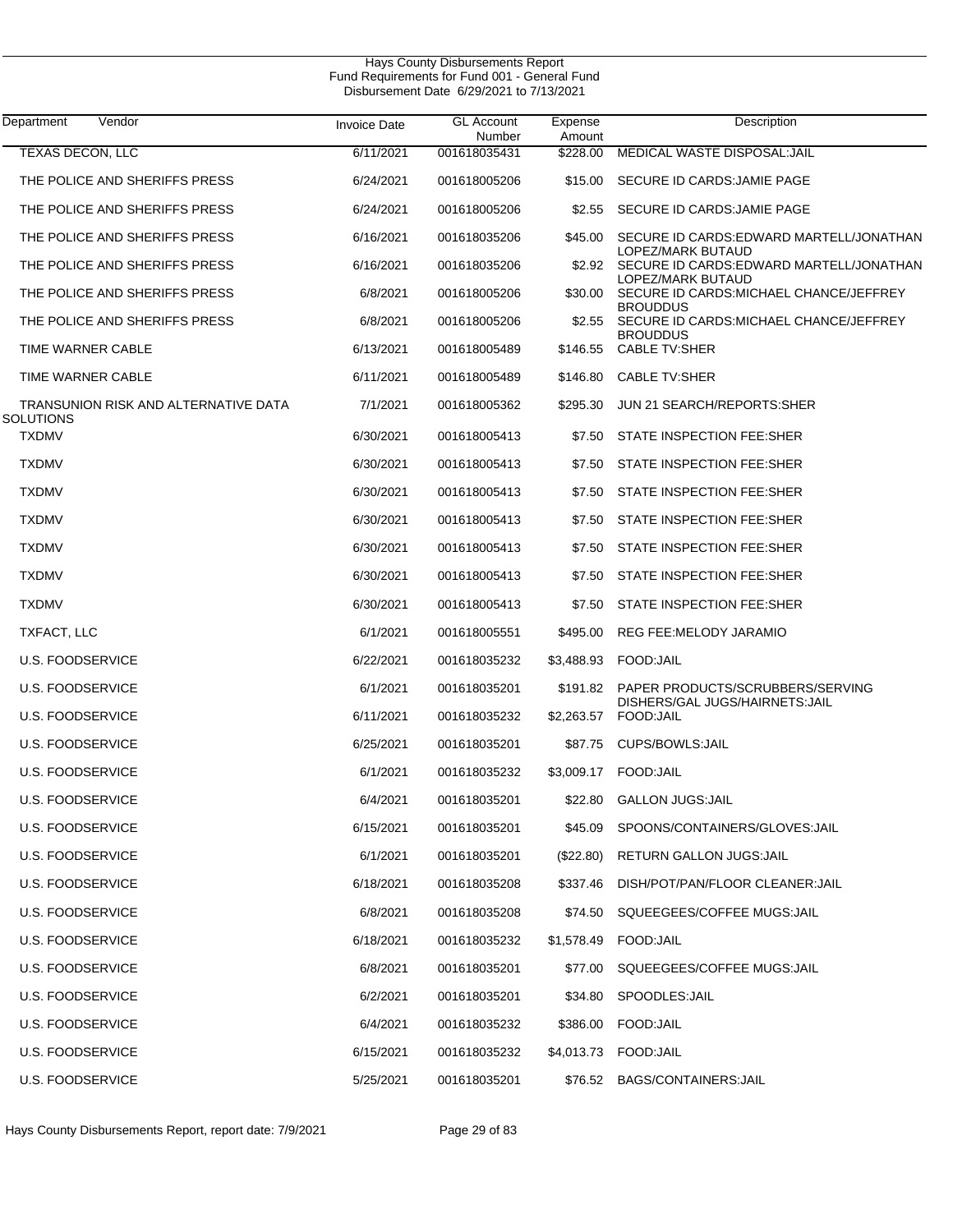# Hays County Disbursements Report
## Fund Requirements for Fund 001 - General Fund
### Disbursement Date 6/29/2021 to 7/13/2021

| Department | Vendor | Invoice Date | GL Account Number | Expense Amount | Description |
|---|---|---|---|---|---|
| TEXAS DECON, LLC | | 6/11/2021 | 001618035431 | $228.00 | MEDICAL WASTE DISPOSAL:JAIL |
| THE POLICE AND SHERIFFS PRESS | | 6/24/2021 | 001618005206 | $15.00 | SECURE ID CARDS:JAMIE PAGE |
| THE POLICE AND SHERIFFS PRESS | | 6/24/2021 | 001618005206 | $2.55 | SECURE ID CARDS:JAMIE PAGE |
| THE POLICE AND SHERIFFS PRESS | | 6/16/2021 | 001618035206 | $45.00 | SECURE ID CARDS:EDWARD MARTELL/JONATHAN LOPEZ/MARK BUTAUD |
| THE POLICE AND SHERIFFS PRESS | | 6/16/2021 | 001618035206 | $2.92 | SECURE ID CARDS:EDWARD MARTELL/JONATHAN LOPEZ/MARK BUTAUD |
| THE POLICE AND SHERIFFS PRESS | | 6/8/2021 | 001618005206 | $30.00 | SECURE ID CARDS:MICHAEL CHANCE/JEFFREY BROUDDUS |
| THE POLICE AND SHERIFFS PRESS | | 6/8/2021 | 001618005206 | $2.55 | SECURE ID CARDS:MICHAEL CHANCE/JEFFREY BROUDDUS |
| TIME WARNER CABLE | | 6/13/2021 | 001618005489 | $146.55 | CABLE TV:SHER |
| TIME WARNER CABLE | | 6/11/2021 | 001618005489 | $146.80 | CABLE TV:SHER |
| TRANSUNION RISK AND ALTERNATIVE DATA SOLUTIONS | | 7/1/2021 | 001618005362 | $295.30 | JUN 21 SEARCH/REPORTS:SHER |
| TXDMV | | 6/30/2021 | 001618005413 | $7.50 | STATE INSPECTION FEE:SHER |
| TXDMV | | 6/30/2021 | 001618005413 | $7.50 | STATE INSPECTION FEE:SHER |
| TXDMV | | 6/30/2021 | 001618005413 | $7.50 | STATE INSPECTION FEE:SHER |
| TXDMV | | 6/30/2021 | 001618005413 | $7.50 | STATE INSPECTION FEE:SHER |
| TXDMV | | 6/30/2021 | 001618005413 | $7.50 | STATE INSPECTION FEE:SHER |
| TXDMV | | 6/30/2021 | 001618005413 | $7.50 | STATE INSPECTION FEE:SHER |
| TXDMV | | 6/30/2021 | 001618005413 | $7.50 | STATE INSPECTION FEE:SHER |
| TXFACT, LLC | | 6/1/2021 | 001618005551 | $495.00 | REG FEE:MELODY JARAMIO |
| U.S. FOODSERVICE | | 6/22/2021 | 001618035232 | $3,488.93 | FOOD:JAIL |
| U.S. FOODSERVICE | | 6/1/2021 | 001618035201 | $191.82 | PAPER PRODUCTS/SCRUBBERS/SERVING DISHERS/GAL JUGS/HAIRNETS:JAIL |
| U.S. FOODSERVICE | | 6/11/2021 | 001618035232 | $2,263.57 | FOOD:JAIL |
| U.S. FOODSERVICE | | 6/25/2021 | 001618035201 | $87.75 | CUPS/BOWLS:JAIL |
| U.S. FOODSERVICE | | 6/1/2021 | 001618035232 | $3,009.17 | FOOD:JAIL |
| U.S. FOODSERVICE | | 6/4/2021 | 001618035201 | $22.80 | GALLON JUGS:JAIL |
| U.S. FOODSERVICE | | 6/15/2021 | 001618035201 | $45.09 | SPOONS/CONTAINERS/GLOVES:JAIL |
| U.S. FOODSERVICE | | 6/1/2021 | 001618035201 | ($22.80) | RETURN GALLON JUGS:JAIL |
| U.S. FOODSERVICE | | 6/18/2021 | 001618035208 | $337.46 | DISH/POT/PAN/FLOOR CLEANER:JAIL |
| U.S. FOODSERVICE | | 6/8/2021 | 001618035208 | $74.50 | SQUEEGEES/COFFEE MUGS:JAIL |
| U.S. FOODSERVICE | | 6/18/2021 | 001618035232 | $1,578.49 | FOOD:JAIL |
| U.S. FOODSERVICE | | 6/8/2021 | 001618035201 | $77.00 | SQUEEGEES/COFFEE MUGS:JAIL |
| U.S. FOODSERVICE | | 6/2/2021 | 001618035201 | $34.80 | SPOODLES:JAIL |
| U.S. FOODSERVICE | | 6/4/2021 | 001618035232 | $386.00 | FOOD:JAIL |
| U.S. FOODSERVICE | | 6/15/2021 | 001618035232 | $4,013.73 | FOOD:JAIL |
| U.S. FOODSERVICE | | 5/25/2021 | 001618035201 | $76.52 | BAGS/CONTAINERS:JAIL |

Hays County Disbursements Report, report date: 7/9/2021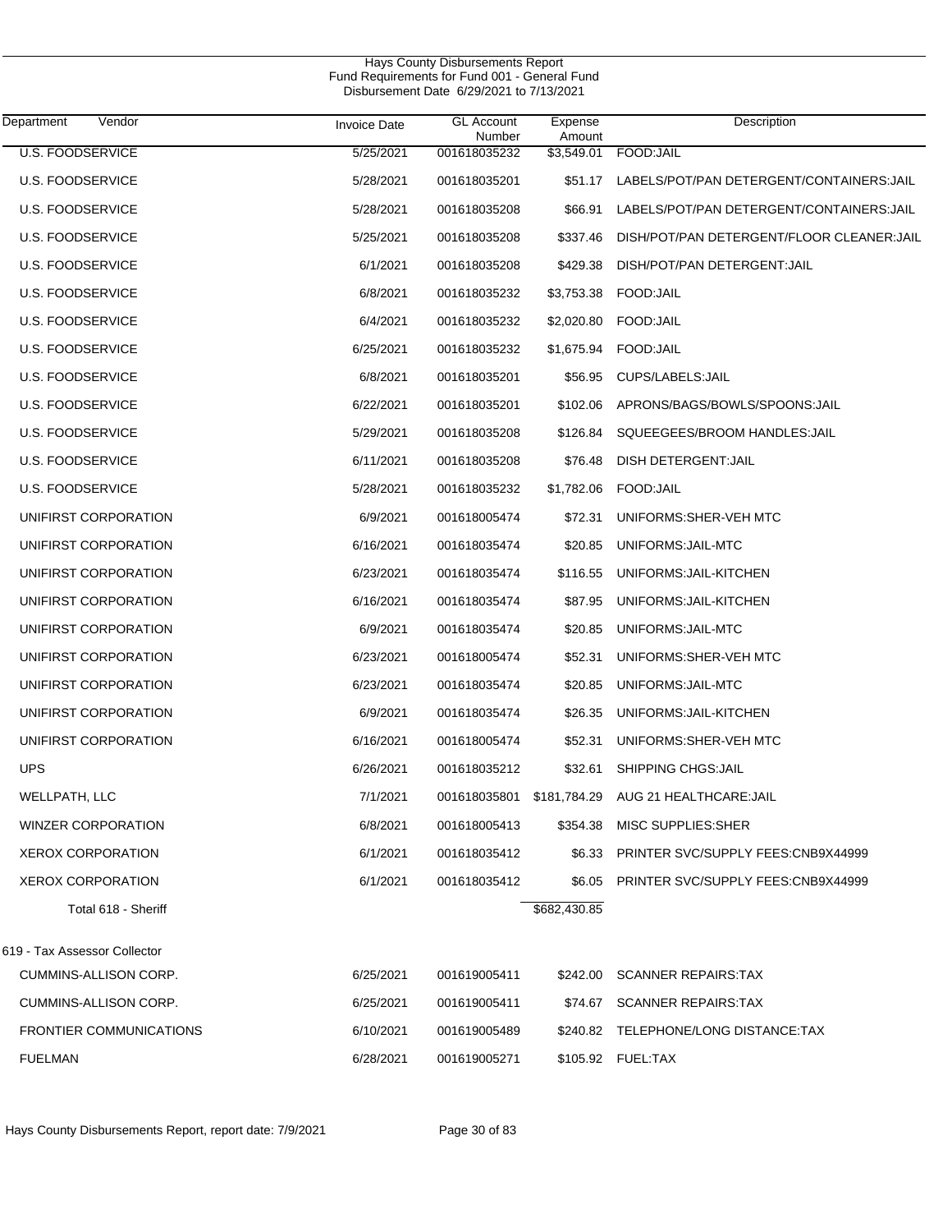Hays County Disbursements Report
Fund Requirements for Fund 001 - General Fund
Disbursement Date 6/29/2021 to 7/13/2021

| Department | Vendor | Invoice Date | GL Account Number | Expense Amount | Description |
|---|---|---|---|---|---|
| U.S. FOODSERVICE | | 5/25/2021 | 001618035232 | $3,549.01 | FOOD:JAIL |
| U.S. FOODSERVICE | | 5/28/2021 | 001618035201 | $51.17 | LABELS/POT/PAN DETERGENT/CONTAINERS:JAIL |
| U.S. FOODSERVICE | | 5/28/2021 | 001618035208 | $66.91 | LABELS/POT/PAN DETERGENT/CONTAINERS:JAIL |
| U.S. FOODSERVICE | | 5/25/2021 | 001618035208 | $337.46 | DISH/POT/PAN DETERGENT/FLOOR CLEANER:JAIL |
| U.S. FOODSERVICE | | 6/1/2021 | 001618035208 | $429.38 | DISH/POT/PAN DETERGENT:JAIL |
| U.S. FOODSERVICE | | 6/8/2021 | 001618035232 | $3,753.38 | FOOD:JAIL |
| U.S. FOODSERVICE | | 6/4/2021 | 001618035232 | $2,020.80 | FOOD:JAIL |
| U.S. FOODSERVICE | | 6/25/2021 | 001618035232 | $1,675.94 | FOOD:JAIL |
| U.S. FOODSERVICE | | 6/8/2021 | 001618035201 | $56.95 | CUPS/LABELS:JAIL |
| U.S. FOODSERVICE | | 6/22/2021 | 001618035201 | $102.06 | APRONS/BAGS/BOWLS/SPOONS:JAIL |
| U.S. FOODSERVICE | | 5/29/2021 | 001618035208 | $126.84 | SQUEEGEES/BROOM HANDLES:JAIL |
| U.S. FOODSERVICE | | 6/11/2021 | 001618035208 | $76.48 | DISH DETERGENT:JAIL |
| U.S. FOODSERVICE | | 5/28/2021 | 001618035232 | $1,782.06 | FOOD:JAIL |
| UNIFIRST CORPORATION | | 6/9/2021 | 001618005474 | $72.31 | UNIFORMS:SHER-VEH MTC |
| UNIFIRST CORPORATION | | 6/16/2021 | 001618035474 | $20.85 | UNIFORMS:JAIL-MTC |
| UNIFIRST CORPORATION | | 6/23/2021 | 001618035474 | $116.55 | UNIFORMS:JAIL-KITCHEN |
| UNIFIRST CORPORATION | | 6/16/2021 | 001618035474 | $87.95 | UNIFORMS:JAIL-KITCHEN |
| UNIFIRST CORPORATION | | 6/9/2021 | 001618035474 | $20.85 | UNIFORMS:JAIL-MTC |
| UNIFIRST CORPORATION | | 6/23/2021 | 001618005474 | $52.31 | UNIFORMS:SHER-VEH MTC |
| UNIFIRST CORPORATION | | 6/23/2021 | 001618035474 | $20.85 | UNIFORMS:JAIL-MTC |
| UNIFIRST CORPORATION | | 6/9/2021 | 001618035474 | $26.35 | UNIFORMS:JAIL-KITCHEN |
| UNIFIRST CORPORATION | | 6/16/2021 | 001618005474 | $52.31 | UNIFORMS:SHER-VEH MTC |
| UPS | | 6/26/2021 | 001618035212 | $32.61 | SHIPPING CHGS:JAIL |
| WELLPATH, LLC | | 7/1/2021 | 001618035801 | $181,784.29 | AUG 21 HEALTHCARE:JAIL |
| WINZER CORPORATION | | 6/8/2021 | 001618005413 | $354.38 | MISC SUPPLIES:SHER |
| XEROX CORPORATION | | 6/1/2021 | 001618035412 | $6.33 | PRINTER SVC/SUPPLY FEES:CNB9X44999 |
| XEROX CORPORATION | | 6/1/2021 | 001618035412 | $6.05 | PRINTER SVC/SUPPLY FEES:CNB9X44999 |
| Total 618 - Sheriff | | | | $682,430.85 | |
| 619 - Tax Assessor Collector | | | | | |
| CUMMINS-ALLISON CORP. | | 6/25/2021 | 001619005411 | $242.00 | SCANNER REPAIRS:TAX |
| CUMMINS-ALLISON CORP. | | 6/25/2021 | 001619005411 | $74.67 | SCANNER REPAIRS:TAX |
| FRONTIER COMMUNICATIONS | | 6/10/2021 | 001619005489 | $240.82 | TELEPHONE/LONG DISTANCE:TAX |
| FUELMAN | | 6/28/2021 | 001619005271 | $105.92 | FUEL:TAX |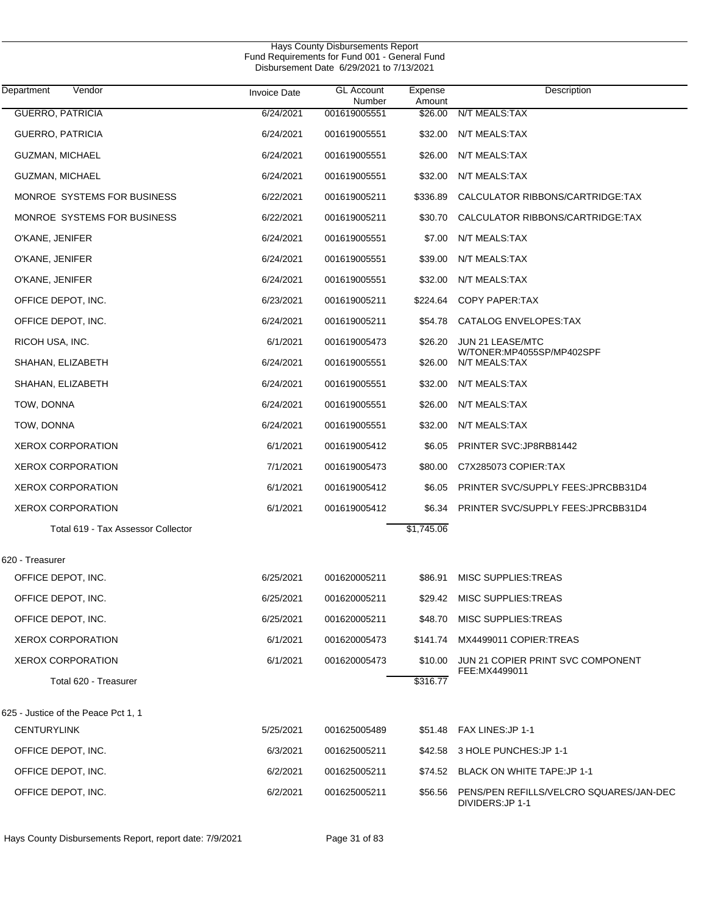Hays County Disbursements Report
Fund Requirements for Fund 001 - General Fund
Disbursement Date 6/29/2021 to 7/13/2021

| Department Vendor | Invoice Date | GL Account Number | Expense Amount | Description |
|---|---|---|---|---|
| GUERRO, PATRICIA | 6/24/2021 | 001619005551 | $26.00 | N/T MEALS:TAX |
| GUERRO, PATRICIA | 6/24/2021 | 001619005551 | $32.00 | N/T MEALS:TAX |
| GUZMAN, MICHAEL | 6/24/2021 | 001619005551 | $26.00 | N/T MEALS:TAX |
| GUZMAN, MICHAEL | 6/24/2021 | 001619005551 | $32.00 | N/T MEALS:TAX |
| MONROE SYSTEMS FOR BUSINESS | 6/22/2021 | 001619005211 | $336.89 | CALCULATOR RIBBONS/CARTRIDGE:TAX |
| MONROE SYSTEMS FOR BUSINESS | 6/22/2021 | 001619005211 | $30.70 | CALCULATOR RIBBONS/CARTRIDGE:TAX |
| O'KANE, JENIFER | 6/24/2021 | 001619005551 | $7.00 | N/T MEALS:TAX |
| O'KANE, JENIFER | 6/24/2021 | 001619005551 | $39.00 | N/T MEALS:TAX |
| O'KANE, JENIFER | 6/24/2021 | 001619005551 | $32.00 | N/T MEALS:TAX |
| OFFICE DEPOT, INC. | 6/23/2021 | 001619005211 | $224.64 | COPY PAPER:TAX |
| OFFICE DEPOT, INC. | 6/24/2021 | 001619005211 | $54.78 | CATALOG ENVELOPES:TAX |
| RICOH USA, INC. | 6/1/2021 | 001619005473 | $26.20 | JUN 21 LEASE/MTC W/TONER:MP4055SP/MP402SPF |
| SHAHAN, ELIZABETH | 6/24/2021 | 001619005551 | $26.00 | N/T MEALS:TAX |
| SHAHAN, ELIZABETH | 6/24/2021 | 001619005551 | $32.00 | N/T MEALS:TAX |
| TOW, DONNA | 6/24/2021 | 001619005551 | $26.00 | N/T MEALS:TAX |
| TOW, DONNA | 6/24/2021 | 001619005551 | $32.00 | N/T MEALS:TAX |
| XEROX CORPORATION | 6/1/2021 | 001619005412 | $6.05 | PRINTER SVC:JP8RB81442 |
| XEROX CORPORATION | 7/1/2021 | 001619005473 | $80.00 | C7X285073 COPIER:TAX |
| XEROX CORPORATION | 6/1/2021 | 001619005412 | $6.05 | PRINTER SVC/SUPPLY FEES:JPRCBB31D4 |
| XEROX CORPORATION | 6/1/2021 | 001619005412 | $6.34 | PRINTER SVC/SUPPLY FEES:JPRCBB31D4 |
| Total 619 - Tax Assessor Collector | | | $1,745.06 | |
| **620 - Treasurer** | | | | |
| OFFICE DEPOT, INC. | 6/25/2021 | 001620005211 | $86.91 | MISC SUPPLIES:TREAS |
| OFFICE DEPOT, INC. | 6/25/2021 | 001620005211 | $29.42 | MISC SUPPLIES:TREAS |
| OFFICE DEPOT, INC. | 6/25/2021 | 001620005211 | $48.70 | MISC SUPPLIES:TREAS |
| XEROX CORPORATION | 6/1/2021 | 001620005473 | $141.74 | MX4499011 COPIER:TREAS |
| XEROX CORPORATION | 6/1/2021 | 001620005473 | $10.00 | JUN 21 COPIER PRINT SVC COMPONENT FEE:MX4499011 |
| Total 620 - Treasurer | | | $316.77 | |
| **625 - Justice of the Peace Pct 1, 1** | | | | |
| CENTURYLINK | 5/25/2021 | 001625005489 | $51.48 | FAX LINES:JP 1-1 |
| OFFICE DEPOT, INC. | 6/3/2021 | 001625005211 | $42.58 | 3 HOLE PUNCHES:JP 1-1 |
| OFFICE DEPOT, INC. | 6/2/2021 | 001625005211 | $74.52 | BLACK ON WHITE TAPE:JP 1-1 |
| OFFICE DEPOT, INC. | 6/2/2021 | 001625005211 | $56.56 | PENS/PEN REFILLS/VELCRO SQUARES/JAN-DEC DIVIDERS:JP 1-1 |

Hays County Disbursements Report, report date: 7/9/2021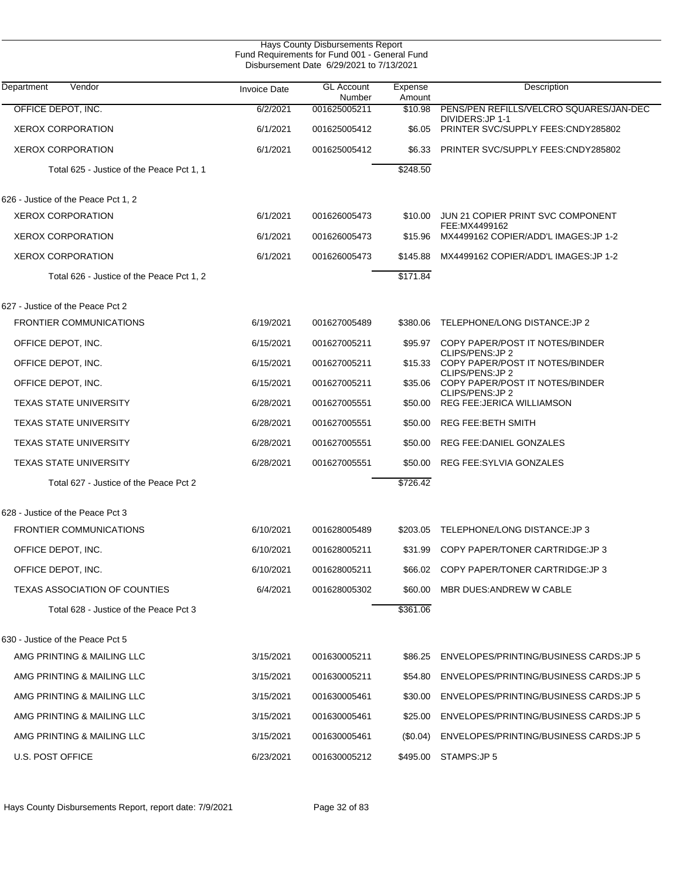Hays County Disbursements Report
Fund Requirements for Fund 001 - General Fund
Disbursement Date 6/29/2021 to 7/13/2021

| Department | Vendor | Invoice Date | GL Account Number | Expense Amount | Description |
|---|---|---|---|---|---|
| | OFFICE DEPOT, INC. | 6/2/2021 | 001625005211 | $10.98 | PENS/PEN REFILLS/VELCRO SQUARES/JAN-DEC DIVIDERS:JP 1-1 |
| | XEROX CORPORATION | 6/1/2021 | 001625005412 | $6.05 | PRINTER SVC/SUPPLY FEES:CNDY285802 |
| | XEROX CORPORATION | 6/1/2021 | 001625005412 | $6.33 | PRINTER SVC/SUPPLY FEES:CNDY285802 |
| | Total 625 - Justice of the Peace Pct 1, 1 | | | $248.50 | |
| 626 - Justice of the Peace Pct 1, 2 | | | | | |
| | XEROX CORPORATION | 6/1/2021 | 001626005473 | $10.00 | JUN 21 COPIER PRINT SVC COMPONENT FEE:MX4499162 |
| | XEROX CORPORATION | 6/1/2021 | 001626005473 | $15.96 | MX4499162 COPIER/ADD'L IMAGES:JP 1-2 |
| | XEROX CORPORATION | 6/1/2021 | 001626005473 | $145.88 | MX4499162 COPIER/ADD'L IMAGES:JP 1-2 |
| | Total 626 - Justice of the Peace Pct 1, 2 | | | $171.84 | |
| 627 - Justice of the Peace Pct 2 | | | | | |
| | FRONTIER COMMUNICATIONS | 6/19/2021 | 001627005489 | $380.06 | TELEPHONE/LONG DISTANCE:JP 2 |
| | OFFICE DEPOT, INC. | 6/15/2021 | 001627005211 | $95.97 | COPY PAPER/POST IT NOTES/BINDER CLIPS/PENS:JP 2 |
| | OFFICE DEPOT, INC. | 6/15/2021 | 001627005211 | $15.33 | COPY PAPER/POST IT NOTES/BINDER CLIPS/PENS:JP 2 |
| | OFFICE DEPOT, INC. | 6/15/2021 | 001627005211 | $35.06 | COPY PAPER/POST IT NOTES/BINDER CLIPS/PENS:JP 2 |
| | TEXAS STATE UNIVERSITY | 6/28/2021 | 001627005551 | $50.00 | REG FEE:JERICA WILLIAMSON |
| | TEXAS STATE UNIVERSITY | 6/28/2021 | 001627005551 | $50.00 | REG FEE:BETH SMITH |
| | TEXAS STATE UNIVERSITY | 6/28/2021 | 001627005551 | $50.00 | REG FEE:DANIEL GONZALES |
| | TEXAS STATE UNIVERSITY | 6/28/2021 | 001627005551 | $50.00 | REG FEE:SYLVIA GONZALES |
| | Total 627 - Justice of the Peace Pct 2 | | | $726.42 | |
| 628 - Justice of the Peace Pct 3 | | | | | |
| | FRONTIER COMMUNICATIONS | 6/10/2021 | 001628005489 | $203.05 | TELEPHONE/LONG DISTANCE:JP 3 |
| | OFFICE DEPOT, INC. | 6/10/2021 | 001628005211 | $31.99 | COPY PAPER/TONER CARTRIDGE:JP 3 |
| | OFFICE DEPOT, INC. | 6/10/2021 | 001628005211 | $66.02 | COPY PAPER/TONER CARTRIDGE:JP 3 |
| | TEXAS ASSOCIATION OF COUNTIES | 6/4/2021 | 001628005302 | $60.00 | MBR DUES:ANDREW W CABLE |
| | Total 628 - Justice of the Peace Pct 3 | | | $361.06 | |
| 630 - Justice of the Peace Pct 5 | | | | | |
| | AMG PRINTING & MAILING LLC | 3/15/2021 | 001630005211 | $86.25 | ENVELOPES/PRINTING/BUSINESS CARDS:JP 5 |
| | AMG PRINTING & MAILING LLC | 3/15/2021 | 001630005211 | $54.80 | ENVELOPES/PRINTING/BUSINESS CARDS:JP 5 |
| | AMG PRINTING & MAILING LLC | 3/15/2021 | 001630005461 | $30.00 | ENVELOPES/PRINTING/BUSINESS CARDS:JP 5 |
| | AMG PRINTING & MAILING LLC | 3/15/2021 | 001630005461 | $25.00 | ENVELOPES/PRINTING/BUSINESS CARDS:JP 5 |
| | AMG PRINTING & MAILING LLC | 3/15/2021 | 001630005461 | ($0.04) | ENVELOPES/PRINTING/BUSINESS CARDS:JP 5 |
| | U.S. POST OFFICE | 6/23/2021 | 001630005212 | $495.00 | STAMPS:JP 5 |

Hays County Disbursements Report, report date: 7/9/2021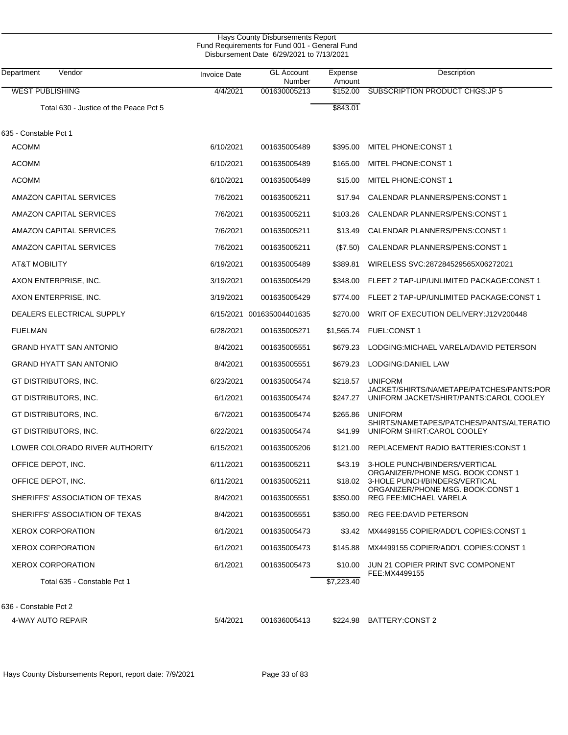Hays County Disbursements Report
Fund Requirements for Fund 001 - General Fund
Disbursement Date 6/29/2021 to 7/13/2021

| Department | Vendor | Invoice Date | GL Account Number | Expense Amount | Description |
|---|---|---|---|---|---|
| WEST PUBLISHING | | 4/4/2021 | 001630005213 | $152.00 | SUBSCRIPTION PRODUCT CHGS:JP 5 |
| Total 630 - Justice of the Peace Pct 5 | | | | $843.01 | |
| 635 - Constable Pct 1 | | | | | |
| ACOMM | | 6/10/2021 | 001635005489 | $395.00 | MITEL PHONE:CONST 1 |
| ACOMM | | 6/10/2021 | 001635005489 | $165.00 | MITEL PHONE:CONST 1 |
| ACOMM | | 6/10/2021 | 001635005489 | $15.00 | MITEL PHONE:CONST 1 |
| AMAZON CAPITAL SERVICES | | 7/6/2021 | 001635005211 | $17.94 | CALENDAR PLANNERS/PENS:CONST 1 |
| AMAZON CAPITAL SERVICES | | 7/6/2021 | 001635005211 | $103.26 | CALENDAR PLANNERS/PENS:CONST 1 |
| AMAZON CAPITAL SERVICES | | 7/6/2021 | 001635005211 | $13.49 | CALENDAR PLANNERS/PENS:CONST 1 |
| AMAZON CAPITAL SERVICES | | 7/6/2021 | 001635005211 | ($7.50) | CALENDAR PLANNERS/PENS:CONST 1 |
| AT&T MOBILITY | | 6/19/2021 | 001635005489 | $389.81 | WIRELESS SVC:287284529565X06272021 |
| AXON ENTERPRISE, INC. | | 3/19/2021 | 001635005429 | $348.00 | FLEET 2 TAP-UP/UNLIMITED PACKAGE:CONST 1 |
| AXON ENTERPRISE, INC. | | 3/19/2021 | 001635005429 | $774.00 | FLEET 2 TAP-UP/UNLIMITED PACKAGE:CONST 1 |
| DEALERS ELECTRICAL SUPPLY | | 6/15/2021 | 001635004401635 | $270.00 | WRIT OF EXECUTION DELIVERY:J12V200448 |
| FUELMAN | | 6/28/2021 | 001635005271 | $1,565.74 | FUEL:CONST 1 |
| GRAND HYATT SAN ANTONIO | | 8/4/2021 | 001635005551 | $679.23 | LODGING:MICHAEL VARELA/DAVID PETERSON |
| GRAND HYATT SAN ANTONIO | | 8/4/2021 | 001635005551 | $679.23 | LODGING:DANIEL LAW |
| GT DISTRIBUTORS, INC. | | 6/23/2021 | 001635005474 | $218.57 | UNIFORM JACKET/SHIRTS/NAMETAPE/PATCHES/PANTS:POR |
| GT DISTRIBUTORS, INC. | | 6/1/2021 | 001635005474 | $247.27 | UNIFORM JACKET/SHIRT/PANTS:CAROL COOLEY |
| GT DISTRIBUTORS, INC. | | 6/7/2021 | 001635005474 | $265.86 | UNIFORM SHIRTS/NAMETAPES/PATCHES/PANTS/ALTERATIO |
| GT DISTRIBUTORS, INC. | | 6/22/2021 | 001635005474 | $41.99 | UNIFORM SHIRT:CAROL COOLEY |
| LOWER COLORADO RIVER AUTHORITY | | 6/15/2021 | 001635005206 | $121.00 | REPLACEMENT RADIO BATTERIES:CONST 1 |
| OFFICE DEPOT, INC. | | 6/11/2021 | 001635005211 | $43.19 | 3-HOLE PUNCH/BINDERS/VERTICAL ORGANIZER/PHONE MSG. BOOK:CONST 1 |
| OFFICE DEPOT, INC. | | 6/11/2021 | 001635005211 | $18.02 | 3-HOLE PUNCH/BINDERS/VERTICAL ORGANIZER/PHONE MSG. BOOK:CONST 1 |
| SHERIFFS' ASSOCIATION OF TEXAS | | 8/4/2021 | 001635005551 | $350.00 | REG FEE:MICHAEL VARELA |
| SHERIFFS' ASSOCIATION OF TEXAS | | 8/4/2021 | 001635005551 | $350.00 | REG FEE:DAVID PETERSON |
| XEROX CORPORATION | | 6/1/2021 | 001635005473 | $3.42 | MX4499155 COPIER/ADD'L COPIES:CONST 1 |
| XEROX CORPORATION | | 6/1/2021 | 001635005473 | $145.88 | MX4499155 COPIER/ADD'L COPIES:CONST 1 |
| XEROX CORPORATION | | 6/1/2021 | 001635005473 | $10.00 | JUN 21 COPIER PRINT SVC COMPONENT FEE:MX4499155 |
| Total 635 - Constable Pct 1 | | | | $7,223.40 | |
| 636 - Constable Pct 2 | | | | | |
| 4-WAY AUTO REPAIR | | 5/4/2021 | 001636005413 | $224.98 | BATTERY:CONST 2 |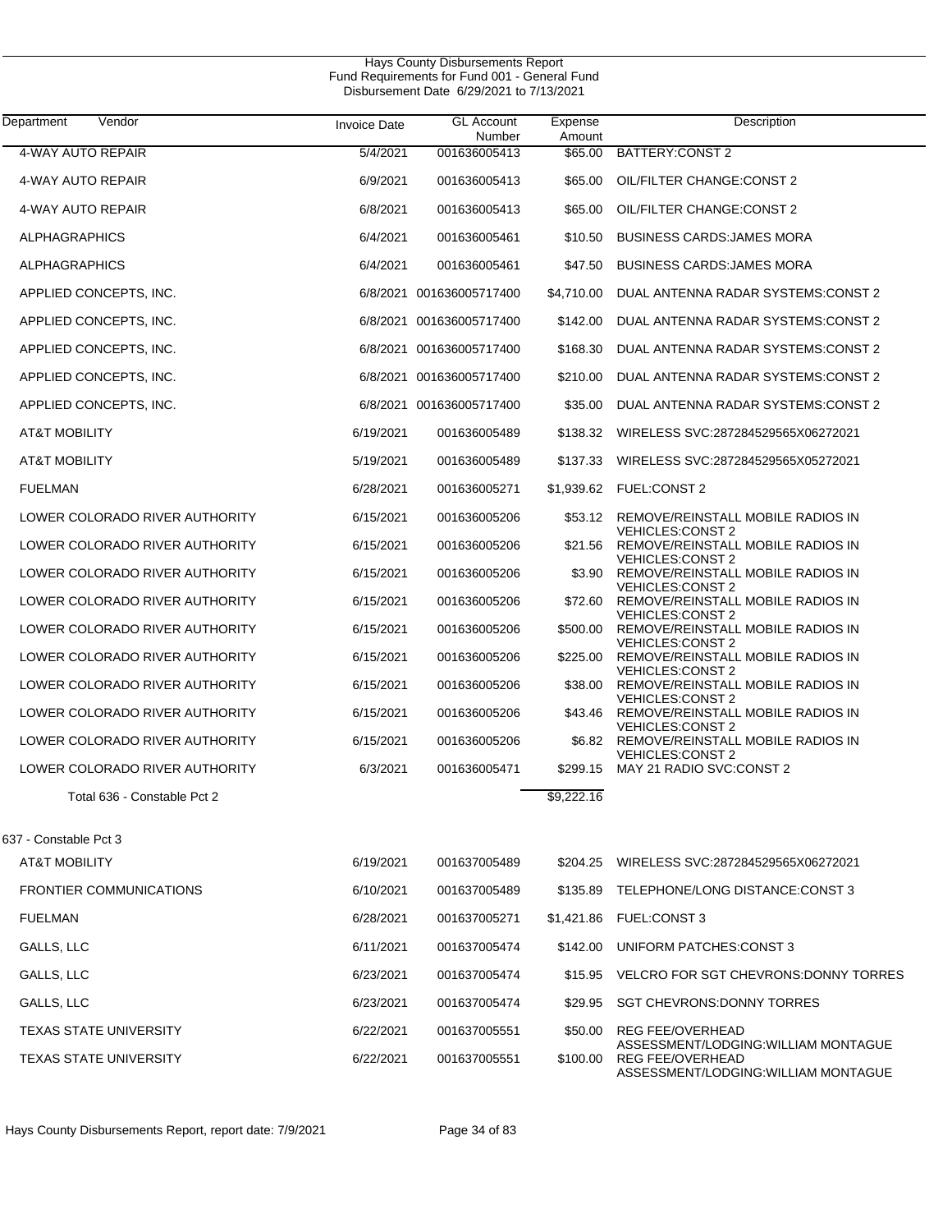Hays County Disbursements Report
Fund Requirements for Fund 001 - General Fund
Disbursement Date 6/29/2021 to 7/13/2021

| Department Vendor | Invoice Date | GL Account Number | Expense Amount | Description |
|---|---|---|---|---|
| 4-WAY AUTO REPAIR | 5/4/2021 | 001636005413 | $65.00 | BATTERY:CONST 2 |
| 4-WAY AUTO REPAIR | 6/9/2021 | 001636005413 | $65.00 | OIL/FILTER CHANGE:CONST 2 |
| 4-WAY AUTO REPAIR | 6/8/2021 | 001636005413 | $65.00 | OIL/FILTER CHANGE:CONST 2 |
| ALPHAGRAPHICS | 6/4/2021 | 001636005461 | $10.50 | BUSINESS CARDS:JAMES MORA |
| ALPHAGRAPHICS | 6/4/2021 | 001636005461 | $47.50 | BUSINESS CARDS:JAMES MORA |
| APPLIED CONCEPTS, INC. | 6/8/2021 | 001636005717400 | $4,710.00 | DUAL ANTENNA RADAR SYSTEMS:CONST 2 |
| APPLIED CONCEPTS, INC. | 6/8/2021 | 001636005717400 | $142.00 | DUAL ANTENNA RADAR SYSTEMS:CONST 2 |
| APPLIED CONCEPTS, INC. | 6/8/2021 | 001636005717400 | $168.30 | DUAL ANTENNA RADAR SYSTEMS:CONST 2 |
| APPLIED CONCEPTS, INC. | 6/8/2021 | 001636005717400 | $210.00 | DUAL ANTENNA RADAR SYSTEMS:CONST 2 |
| APPLIED CONCEPTS, INC. | 6/8/2021 | 001636005717400 | $35.00 | DUAL ANTENNA RADAR SYSTEMS:CONST 2 |
| AT&T MOBILITY | 6/19/2021 | 001636005489 | $138.32 | WIRELESS SVC:287284529565X06272021 |
| AT&T MOBILITY | 5/19/2021 | 001636005489 | $137.33 | WIRELESS SVC:287284529565X05272021 |
| FUELMAN | 6/28/2021 | 001636005271 | $1,939.62 | FUEL:CONST 2 |
| LOWER COLORADO RIVER AUTHORITY | 6/15/2021 | 001636005206 | $53.12 | REMOVE/REINSTALL MOBILE RADIOS IN VEHICLES:CONST 2 |
| LOWER COLORADO RIVER AUTHORITY | 6/15/2021 | 001636005206 | $21.56 | REMOVE/REINSTALL MOBILE RADIOS IN VEHICLES:CONST 2 |
| LOWER COLORADO RIVER AUTHORITY | 6/15/2021 | 001636005206 | $3.90 | REMOVE/REINSTALL MOBILE RADIOS IN VEHICLES:CONST 2 |
| LOWER COLORADO RIVER AUTHORITY | 6/15/2021 | 001636005206 | $72.60 | REMOVE/REINSTALL MOBILE RADIOS IN VEHICLES:CONST 2 |
| LOWER COLORADO RIVER AUTHORITY | 6/15/2021 | 001636005206 | $500.00 | REMOVE/REINSTALL MOBILE RADIOS IN VEHICLES:CONST 2 |
| LOWER COLORADO RIVER AUTHORITY | 6/15/2021 | 001636005206 | $225.00 | REMOVE/REINSTALL MOBILE RADIOS IN VEHICLES:CONST 2 |
| LOWER COLORADO RIVER AUTHORITY | 6/15/2021 | 001636005206 | $38.00 | REMOVE/REINSTALL MOBILE RADIOS IN VEHICLES:CONST 2 |
| LOWER COLORADO RIVER AUTHORITY | 6/15/2021 | 001636005206 | $43.46 | REMOVE/REINSTALL MOBILE RADIOS IN VEHICLES:CONST 2 |
| LOWER COLORADO RIVER AUTHORITY | 6/15/2021 | 001636005206 | $6.82 | REMOVE/REINSTALL MOBILE RADIOS IN VEHICLES:CONST 2 |
| LOWER COLORADO RIVER AUTHORITY | 6/3/2021 | 001636005471 | $299.15 | MAY 21 RADIO SVC:CONST 2 |
| Total 636 - Constable Pct 2 | | | $9,222.16 | |
| **637 - Constable Pct 3** | | | | |
| AT&T MOBILITY | 6/19/2021 | 001637005489 | $204.25 | WIRELESS SVC:287284529565X06272021 |
| FRONTIER COMMUNICATIONS | 6/10/2021 | 001637005489 | $135.89 | TELEPHONE/LONG DISTANCE:CONST 3 |
| FUELMAN | 6/28/2021 | 001637005271 | $1,421.86 | FUEL:CONST 3 |
| GALLS, LLC | 6/11/2021 | 001637005474 | $142.00 | UNIFORM PATCHES:CONST 3 |
| GALLS, LLC | 6/23/2021 | 001637005474 | $15.95 | VELCRO FOR SGT CHEVRONS:DONNY TORRES |
| GALLS, LLC | 6/23/2021 | 001637005474 | $29.95 | SGT CHEVRONS:DONNY TORRES |
| TEXAS STATE UNIVERSITY | 6/22/2021 | 001637005551 | $50.00 | REG FEE/OVERHEAD ASSESSMENT/LODGING:WILLIAM MONTAGUE |
| TEXAS STATE UNIVERSITY | 6/22/2021 | 001637005551 | $100.00 | REG FEE/OVERHEAD ASSESSMENT/LODGING:WILLIAM MONTAGUE |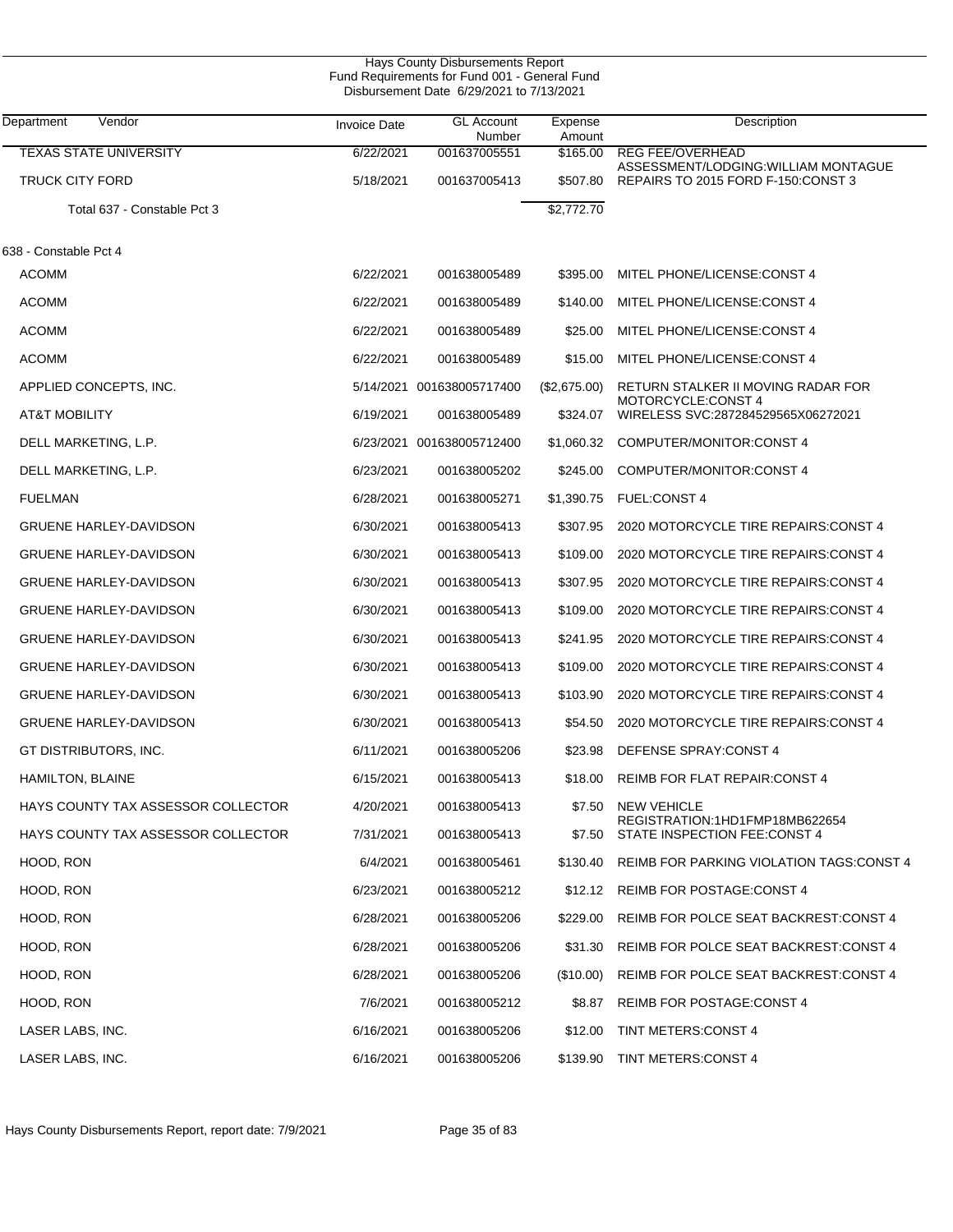Hays County Disbursements Report
Fund Requirements for Fund 001 - General Fund
Disbursement Date 6/29/2021 to 7/13/2021

| Department Vendor | Invoice Date | GL Account Number | Expense Amount | Description |
|---|---|---|---|---|
| TEXAS STATE UNIVERSITY | 6/22/2021 | 001637005551 | $165.00 | REG FEE/OVERHEAD ASSESSMENT/LODGING:WILLIAM MONTAGUE |
| TRUCK CITY FORD | 5/18/2021 | 001637005413 | $507.80 | REPAIRS TO 2015 FORD F-150:CONST 3 |
| Total 637 - Constable Pct 3 | | | $2,772.70 | |
| 638 - Constable Pct 4 | | | | |
| ACOMM | 6/22/2021 | 001638005489 | $395.00 | MITEL PHONE/LICENSE:CONST 4 |
| ACOMM | 6/22/2021 | 001638005489 | $140.00 | MITEL PHONE/LICENSE:CONST 4 |
| ACOMM | 6/22/2021 | 001638005489 | $25.00 | MITEL PHONE/LICENSE:CONST 4 |
| ACOMM | 6/22/2021 | 001638005489 | $15.00 | MITEL PHONE/LICENSE:CONST 4 |
| APPLIED CONCEPTS, INC. | 5/14/2021 | 001638005717400 | ($2,675.00) | RETURN STALKER II MOVING RADAR FOR MOTORCYCLE:CONST 4 |
| AT&T MOBILITY | 6/19/2021 | 001638005489 | $324.07 | WIRELESS SVC:287284529565X06272021 |
| DELL MARKETING, L.P. | 6/23/2021 | 001638005712400 | $1,060.32 | COMPUTER/MONITOR:CONST 4 |
| DELL MARKETING, L.P. | 6/23/2021 | 001638005202 | $245.00 | COMPUTER/MONITOR:CONST 4 |
| FUELMAN | 6/28/2021 | 001638005271 | $1,390.75 | FUEL:CONST 4 |
| GRUENE HARLEY-DAVIDSON | 6/30/2021 | 001638005413 | $307.95 | 2020 MOTORCYCLE TIRE REPAIRS:CONST 4 |
| GRUENE HARLEY-DAVIDSON | 6/30/2021 | 001638005413 | $109.00 | 2020 MOTORCYCLE TIRE REPAIRS:CONST 4 |
| GRUENE HARLEY-DAVIDSON | 6/30/2021 | 001638005413 | $307.95 | 2020 MOTORCYCLE TIRE REPAIRS:CONST 4 |
| GRUENE HARLEY-DAVIDSON | 6/30/2021 | 001638005413 | $109.00 | 2020 MOTORCYCLE TIRE REPAIRS:CONST 4 |
| GRUENE HARLEY-DAVIDSON | 6/30/2021 | 001638005413 | $241.95 | 2020 MOTORCYCLE TIRE REPAIRS:CONST 4 |
| GRUENE HARLEY-DAVIDSON | 6/30/2021 | 001638005413 | $109.00 | 2020 MOTORCYCLE TIRE REPAIRS:CONST 4 |
| GRUENE HARLEY-DAVIDSON | 6/30/2021 | 001638005413 | $103.90 | 2020 MOTORCYCLE TIRE REPAIRS:CONST 4 |
| GRUENE HARLEY-DAVIDSON | 6/30/2021 | 001638005413 | $54.50 | 2020 MOTORCYCLE TIRE REPAIRS:CONST 4 |
| GT DISTRIBUTORS, INC. | 6/11/2021 | 001638005206 | $23.98 | DEFENSE SPRAY:CONST 4 |
| HAMILTON, BLAINE | 6/15/2021 | 001638005413 | $18.00 | REIMB FOR FLAT REPAIR:CONST 4 |
| HAYS COUNTY TAX ASSESSOR COLLECTOR | 4/20/2021 | 001638005413 | $7.50 | NEW VEHICLE REGISTRATION:1HD1FMP18MB622654 |
| HAYS COUNTY TAX ASSESSOR COLLECTOR | 7/31/2021 | 001638005413 | $7.50 | STATE INSPECTION FEE:CONST 4 |
| HOOD, RON | 6/4/2021 | 001638005461 | $130.40 | REIMB FOR PARKING VIOLATION TAGS:CONST 4 |
| HOOD, RON | 6/23/2021 | 001638005212 | $12.12 | REIMB FOR POSTAGE:CONST 4 |
| HOOD, RON | 6/28/2021 | 001638005206 | $229.00 | REIMB FOR POLCE SEAT BACKREST:CONST 4 |
| HOOD, RON | 6/28/2021 | 001638005206 | $31.30 | REIMB FOR POLCE SEAT BACKREST:CONST 4 |
| HOOD, RON | 6/28/2021 | 001638005206 | ($10.00) | REIMB FOR POLCE SEAT BACKREST:CONST 4 |
| HOOD, RON | 7/6/2021 | 001638005212 | $8.87 | REIMB FOR POSTAGE:CONST 4 |
| LASER LABS, INC. | 6/16/2021 | 001638005206 | $12.00 | TINT METERS:CONST 4 |
| LASER LABS, INC. | 6/16/2021 | 001638005206 | $139.90 | TINT METERS:CONST 4 |

Hays County Disbursements Report, report date: 7/9/2021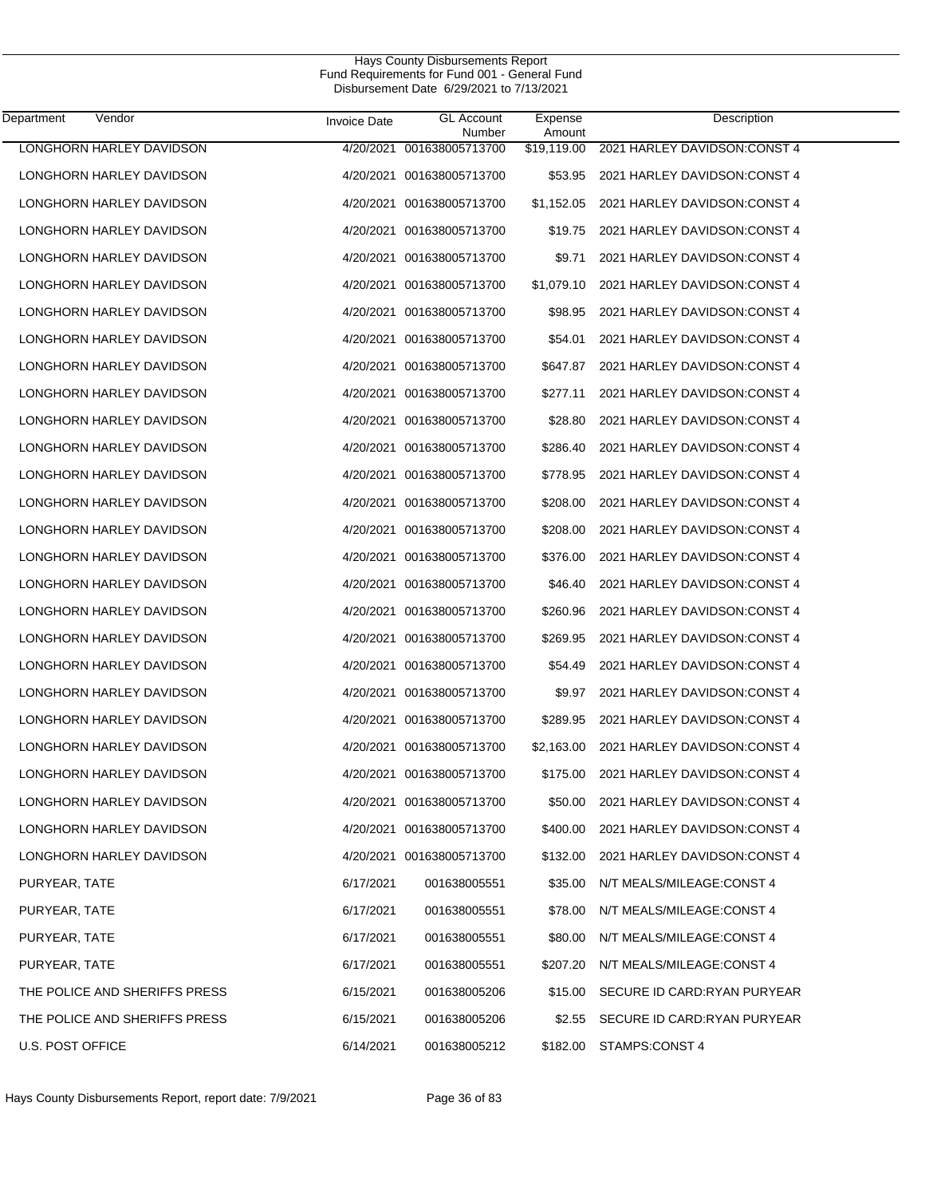Hays County Disbursements Report
Fund Requirements for Fund 001 - General Fund
Disbursement Date 6/29/2021 to 7/13/2021

| Department | Vendor | Invoice Date | GL Account Number | Expense Amount | Description |
|---|---|---|---|---|---|
| | LONGHORN HARLEY DAVIDSON | 4/20/2021 | 001638005713700 | $19,119.00 | 2021 HARLEY DAVIDSON:CONST 4 |
| | LONGHORN HARLEY DAVIDSON | 4/20/2021 | 001638005713700 | $53.95 | 2021 HARLEY DAVIDSON:CONST 4 |
| | LONGHORN HARLEY DAVIDSON | 4/20/2021 | 001638005713700 | $1,152.05 | 2021 HARLEY DAVIDSON:CONST 4 |
| | LONGHORN HARLEY DAVIDSON | 4/20/2021 | 001638005713700 | $19.75 | 2021 HARLEY DAVIDSON:CONST 4 |
| | LONGHORN HARLEY DAVIDSON | 4/20/2021 | 001638005713700 | $9.71 | 2021 HARLEY DAVIDSON:CONST 4 |
| | LONGHORN HARLEY DAVIDSON | 4/20/2021 | 001638005713700 | $1,079.10 | 2021 HARLEY DAVIDSON:CONST 4 |
| | LONGHORN HARLEY DAVIDSON | 4/20/2021 | 001638005713700 | $98.95 | 2021 HARLEY DAVIDSON:CONST 4 |
| | LONGHORN HARLEY DAVIDSON | 4/20/2021 | 001638005713700 | $54.01 | 2021 HARLEY DAVIDSON:CONST 4 |
| | LONGHORN HARLEY DAVIDSON | 4/20/2021 | 001638005713700 | $647.87 | 2021 HARLEY DAVIDSON:CONST 4 |
| | LONGHORN HARLEY DAVIDSON | 4/20/2021 | 001638005713700 | $277.11 | 2021 HARLEY DAVIDSON:CONST 4 |
| | LONGHORN HARLEY DAVIDSON | 4/20/2021 | 001638005713700 | $28.80 | 2021 HARLEY DAVIDSON:CONST 4 |
| | LONGHORN HARLEY DAVIDSON | 4/20/2021 | 001638005713700 | $286.40 | 2021 HARLEY DAVIDSON:CONST 4 |
| | LONGHORN HARLEY DAVIDSON | 4/20/2021 | 001638005713700 | $778.95 | 2021 HARLEY DAVIDSON:CONST 4 |
| | LONGHORN HARLEY DAVIDSON | 4/20/2021 | 001638005713700 | $208.00 | 2021 HARLEY DAVIDSON:CONST 4 |
| | LONGHORN HARLEY DAVIDSON | 4/20/2021 | 001638005713700 | $208.00 | 2021 HARLEY DAVIDSON:CONST 4 |
| | LONGHORN HARLEY DAVIDSON | 4/20/2021 | 001638005713700 | $376.00 | 2021 HARLEY DAVIDSON:CONST 4 |
| | LONGHORN HARLEY DAVIDSON | 4/20/2021 | 001638005713700 | $46.40 | 2021 HARLEY DAVIDSON:CONST 4 |
| | LONGHORN HARLEY DAVIDSON | 4/20/2021 | 001638005713700 | $260.96 | 2021 HARLEY DAVIDSON:CONST 4 |
| | LONGHORN HARLEY DAVIDSON | 4/20/2021 | 001638005713700 | $269.95 | 2021 HARLEY DAVIDSON:CONST 4 |
| | LONGHORN HARLEY DAVIDSON | 4/20/2021 | 001638005713700 | $54.49 | 2021 HARLEY DAVIDSON:CONST 4 |
| | LONGHORN HARLEY DAVIDSON | 4/20/2021 | 001638005713700 | $9.97 | 2021 HARLEY DAVIDSON:CONST 4 |
| | LONGHORN HARLEY DAVIDSON | 4/20/2021 | 001638005713700 | $289.95 | 2021 HARLEY DAVIDSON:CONST 4 |
| | LONGHORN HARLEY DAVIDSON | 4/20/2021 | 001638005713700 | $2,163.00 | 2021 HARLEY DAVIDSON:CONST 4 |
| | LONGHORN HARLEY DAVIDSON | 4/20/2021 | 001638005713700 | $175.00 | 2021 HARLEY DAVIDSON:CONST 4 |
| | LONGHORN HARLEY DAVIDSON | 4/20/2021 | 001638005713700 | $50.00 | 2021 HARLEY DAVIDSON:CONST 4 |
| | LONGHORN HARLEY DAVIDSON | 4/20/2021 | 001638005713700 | $400.00 | 2021 HARLEY DAVIDSON:CONST 4 |
| | LONGHORN HARLEY DAVIDSON | 4/20/2021 | 001638005713700 | $132.00 | 2021 HARLEY DAVIDSON:CONST 4 |
| | PURYEAR, TATE | 6/17/2021 | 001638005551 | $35.00 | N/T MEALS/MILEAGE:CONST 4 |
| | PURYEAR, TATE | 6/17/2021 | 001638005551 | $78.00 | N/T MEALS/MILEAGE:CONST 4 |
| | PURYEAR, TATE | 6/17/2021 | 001638005551 | $80.00 | N/T MEALS/MILEAGE:CONST 4 |
| | PURYEAR, TATE | 6/17/2021 | 001638005551 | $207.20 | N/T MEALS/MILEAGE:CONST 4 |
| | THE POLICE AND SHERIFFS PRESS | 6/15/2021 | 001638005206 | $15.00 | SECURE ID CARD:RYAN PURYEAR |
| | THE POLICE AND SHERIFFS PRESS | 6/15/2021 | 001638005206 | $2.55 | SECURE ID CARD:RYAN PURYEAR |
| | U.S. POST OFFICE | 6/14/2021 | 001638005212 | $182.00 | STAMPS:CONST 4 |

Hays County Disbursements Report, report date: 7/9/2021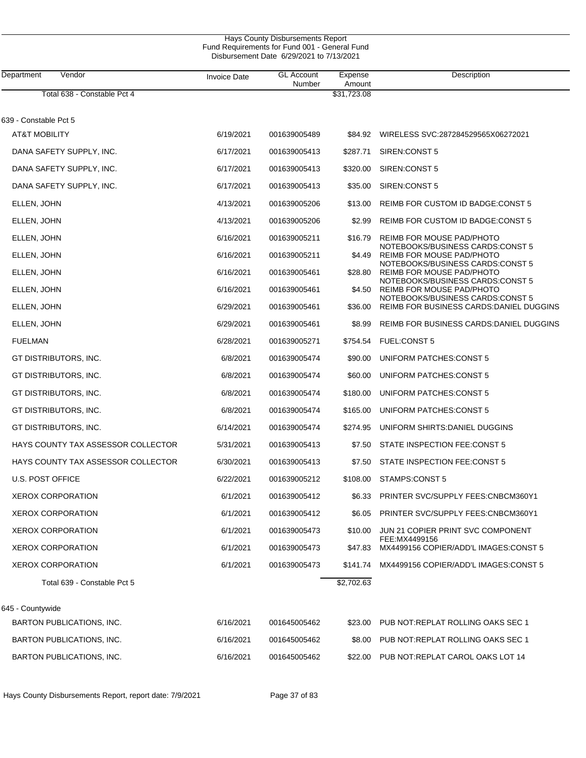Hays County Disbursements Report
Fund Requirements for Fund 001 - General Fund
Disbursement Date 6/29/2021 to 7/13/2021

| Department | Vendor | Invoice Date | GL Account Number | Expense Amount | Description |
|---|---|---|---|---|---|
| | Total 638 - Constable Pct 4 | | | $31,723.08 | |
| 639 - Constable Pct 5 | | | | | |
| | AT&T MOBILITY | 6/19/2021 | 001639005489 | $84.92 | WIRELESS SVC:287284529565X06272021 |
| | DANA SAFETY SUPPLY, INC. | 6/17/2021 | 001639005413 | $287.71 | SIREN:CONST 5 |
| | DANA SAFETY SUPPLY, INC. | 6/17/2021 | 001639005413 | $320.00 | SIREN:CONST 5 |
| | DANA SAFETY SUPPLY, INC. | 6/17/2021 | 001639005413 | $35.00 | SIREN:CONST 5 |
| | ELLEN, JOHN | 4/13/2021 | 001639005206 | $13.00 | REIMB FOR CUSTOM ID BADGE:CONST 5 |
| | ELLEN, JOHN | 4/13/2021 | 001639005206 | $2.99 | REIMB FOR CUSTOM ID BADGE:CONST 5 |
| | ELLEN, JOHN | 6/16/2021 | 001639005211 | $16.79 | REIMB FOR MOUSE PAD/PHOTO NOTEBOOKS/BUSINESS CARDS:CONST 5 |
| | ELLEN, JOHN | 6/16/2021 | 001639005211 | $4.49 | REIMB FOR MOUSE PAD/PHOTO NOTEBOOKS/BUSINESS CARDS:CONST 5 |
| | ELLEN, JOHN | 6/16/2021 | 001639005461 | $28.80 | REIMB FOR MOUSE PAD/PHOTO NOTEBOOKS/BUSINESS CARDS:CONST 5 |
| | ELLEN, JOHN | 6/16/2021 | 001639005461 | $4.50 | REIMB FOR MOUSE PAD/PHOTO NOTEBOOKS/BUSINESS CARDS:CONST 5 |
| | ELLEN, JOHN | 6/29/2021 | 001639005461 | $36.00 | REIMB FOR BUSINESS CARDS:DANIEL DUGGINS |
| | ELLEN, JOHN | 6/29/2021 | 001639005461 | $8.99 | REIMB FOR BUSINESS CARDS:DANIEL DUGGINS |
| | FUELMAN | 6/28/2021 | 001639005271 | $754.54 | FUEL:CONST 5 |
| | GT DISTRIBUTORS, INC. | 6/8/2021 | 001639005474 | $90.00 | UNIFORM PATCHES:CONST 5 |
| | GT DISTRIBUTORS, INC. | 6/8/2021 | 001639005474 | $60.00 | UNIFORM PATCHES:CONST 5 |
| | GT DISTRIBUTORS, INC. | 6/8/2021 | 001639005474 | $180.00 | UNIFORM PATCHES:CONST 5 |
| | GT DISTRIBUTORS, INC. | 6/8/2021 | 001639005474 | $165.00 | UNIFORM PATCHES:CONST 5 |
| | GT DISTRIBUTORS, INC. | 6/14/2021 | 001639005474 | $274.95 | UNIFORM SHIRTS:DANIEL DUGGINS |
| | HAYS COUNTY TAX ASSESSOR COLLECTOR | 5/31/2021 | 001639005413 | $7.50 | STATE INSPECTION FEE:CONST 5 |
| | HAYS COUNTY TAX ASSESSOR COLLECTOR | 6/30/2021 | 001639005413 | $7.50 | STATE INSPECTION FEE:CONST 5 |
| | U.S. POST OFFICE | 6/22/2021 | 001639005212 | $108.00 | STAMPS:CONST 5 |
| | XEROX CORPORATION | 6/1/2021 | 001639005412 | $6.33 | PRINTER SVC/SUPPLY FEES:CNBCM360Y1 |
| | XEROX CORPORATION | 6/1/2021 | 001639005412 | $6.05 | PRINTER SVC/SUPPLY FEES:CNBCM360Y1 |
| | XEROX CORPORATION | 6/1/2021 | 001639005473 | $10.00 | JUN 21 COPIER PRINT SVC COMPONENT FEE:MX4499156 |
| | XEROX CORPORATION | 6/1/2021 | 001639005473 | $47.83 | MX4499156 COPIER/ADD'L IMAGES:CONST 5 |
| | XEROX CORPORATION | 6/1/2021 | 001639005473 | $141.74 | MX4499156 COPIER/ADD'L IMAGES:CONST 5 |
| | Total 639 - Constable Pct 5 | | | $2,702.63 | |
| 645 - Countywide | | | | | |
| | BARTON PUBLICATIONS, INC. | 6/16/2021 | 001645005462 | $23.00 | PUB NOT:REPLAT ROLLING OAKS SEC 1 |
| | BARTON PUBLICATIONS, INC. | 6/16/2021 | 001645005462 | $8.00 | PUB NOT:REPLAT ROLLING OAKS SEC 1 |
| | BARTON PUBLICATIONS, INC. | 6/16/2021 | 001645005462 | $22.00 | PUB NOT:REPLAT CAROL OAKS LOT 14 |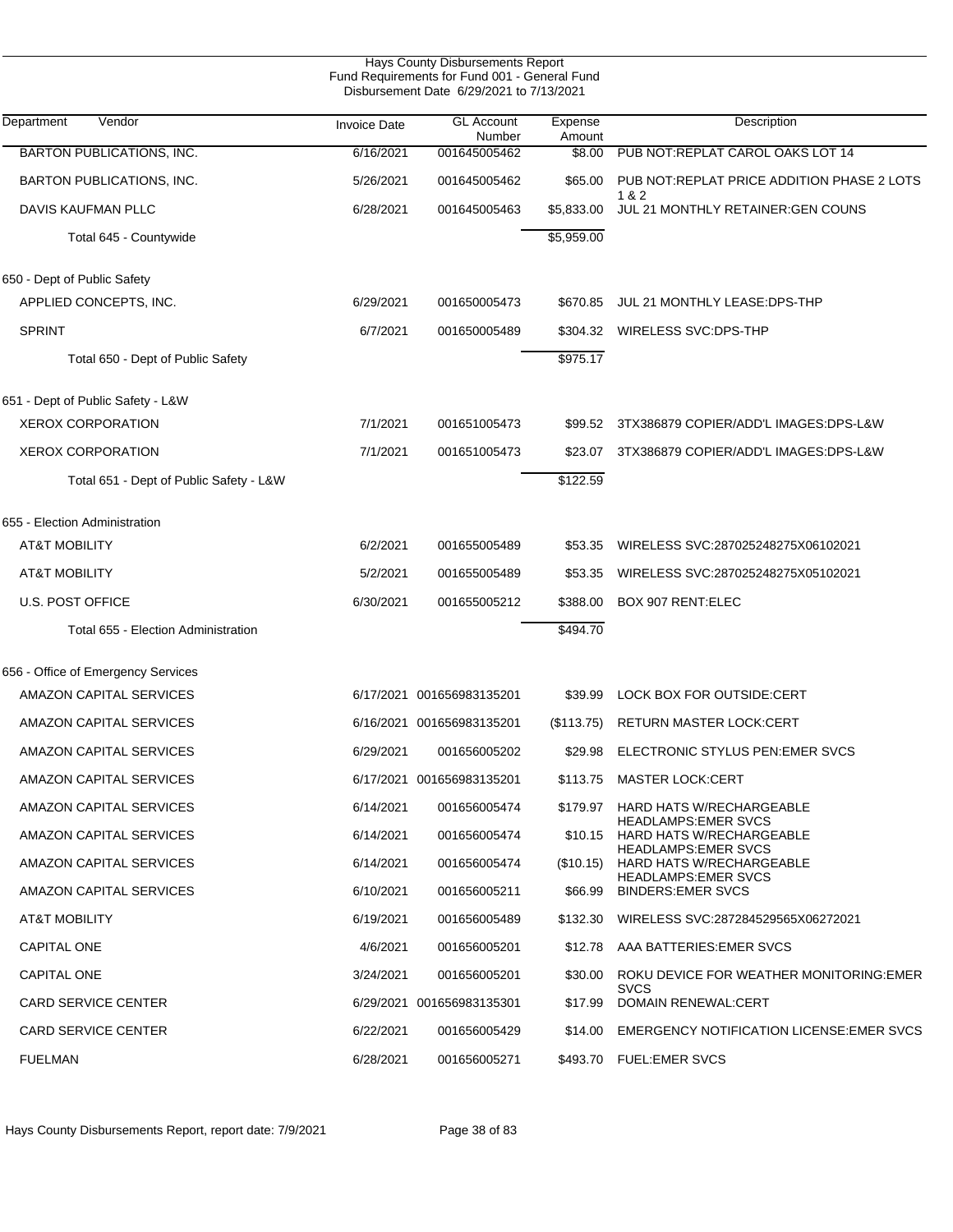Hays County Disbursements Report
Fund Requirements for Fund 001 - General Fund
Disbursement Date 6/29/2021 to 7/13/2021

| Department Vendor | Invoice Date | GL Account Number | Expense Amount | Description |
|---|---|---|---|---|
| BARTON PUBLICATIONS, INC. | 6/16/2021 | 001645005462 | $8.00 | PUB NOT:REPLAT CAROL OAKS LOT 14 |
| BARTON PUBLICATIONS, INC. | 5/26/2021 | 001645005462 | $65.00 | PUB NOT:REPLAT PRICE ADDITION PHASE 2 LOTS 1 & 2 |
| DAVIS KAUFMAN PLLC | 6/28/2021 | 001645005463 | $5,833.00 | JUL 21 MONTHLY RETAINER:GEN COUNS |
| Total 645 - Countywide | | | $5,959.00 | |
| 650 - Dept of Public Safety | | | | |
| APPLIED CONCEPTS, INC. | 6/29/2021 | 001650005473 | $670.85 | JUL 21 MONTHLY LEASE:DPS-THP |
| SPRINT | 6/7/2021 | 001650005489 | $304.32 | WIRELESS SVC:DPS-THP |
| Total 650 - Dept of Public Safety | | | $975.17 | |
| 651 - Dept of Public Safety - L&W | | | | |
| XEROX CORPORATION | 7/1/2021 | 001651005473 | $99.52 | 3TX386879 COPIER/ADD'L IMAGES:DPS-L&W |
| XEROX CORPORATION | 7/1/2021 | 001651005473 | $23.07 | 3TX386879 COPIER/ADD'L IMAGES:DPS-L&W |
| Total 651 - Dept of Public Safety - L&W | | | $122.59 | |
| 655 - Election Administration | | | | |
| AT&T MOBILITY | 6/2/2021 | 001655005489 | $53.35 | WIRELESS SVC:287025248275X06102021 |
| AT&T MOBILITY | 5/2/2021 | 001655005489 | $53.35 | WIRELESS SVC:287025248275X05102021 |
| U.S. POST OFFICE | 6/30/2021 | 001655005212 | $388.00 | BOX 907 RENT:ELEC |
| Total 655 - Election Administration | | | $494.70 | |
| 656 - Office of Emergency Services | | | | |
| AMAZON CAPITAL SERVICES | 6/17/2021 | 001656983135201 | $39.99 | LOCK BOX FOR OUTSIDE:CERT |
| AMAZON CAPITAL SERVICES | 6/16/2021 | 001656983135201 | ($113.75) | RETURN MASTER LOCK:CERT |
| AMAZON CAPITAL SERVICES | 6/29/2021 | 001656005202 | $29.98 | ELECTRONIC STYLUS PEN:EMER SVCS |
| AMAZON CAPITAL SERVICES | 6/17/2021 | 001656983135201 | $113.75 | MASTER LOCK:CERT |
| AMAZON CAPITAL SERVICES | 6/14/2021 | 001656005474 | $179.97 | HARD HATS W/RECHARGEABLE HEADLAMPS:EMER SVCS |
| AMAZON CAPITAL SERVICES | 6/14/2021 | 001656005474 | $10.15 | HARD HATS W/RECHARGEABLE HEADLAMPS:EMER SVCS |
| AMAZON CAPITAL SERVICES | 6/14/2021 | 001656005474 | ($10.15) | HARD HATS W/RECHARGEABLE HEADLAMPS:EMER SVCS |
| AMAZON CAPITAL SERVICES | 6/10/2021 | 001656005211 | $66.99 | BINDERS:EMER SVCS |
| AT&T MOBILITY | 6/19/2021 | 001656005489 | $132.30 | WIRELESS SVC:287284529565X06272021 |
| CAPITAL ONE | 4/6/2021 | 001656005201 | $12.78 | AAA BATTERIES:EMER SVCS |
| CAPITAL ONE | 3/24/2021 | 001656005201 | $30.00 | ROKU DEVICE FOR WEATHER MONITORING:EMER SVCS |
| CARD SERVICE CENTER | 6/29/2021 | 001656983135301 | $17.99 | DOMAIN RENEWAL:CERT |
| CARD SERVICE CENTER | 6/22/2021 | 001656005429 | $14.00 | EMERGENCY NOTIFICATION LICENSE:EMER SVCS |
| FUELMAN | 6/28/2021 | 001656005271 | $493.70 | FUEL:EMER SVCS |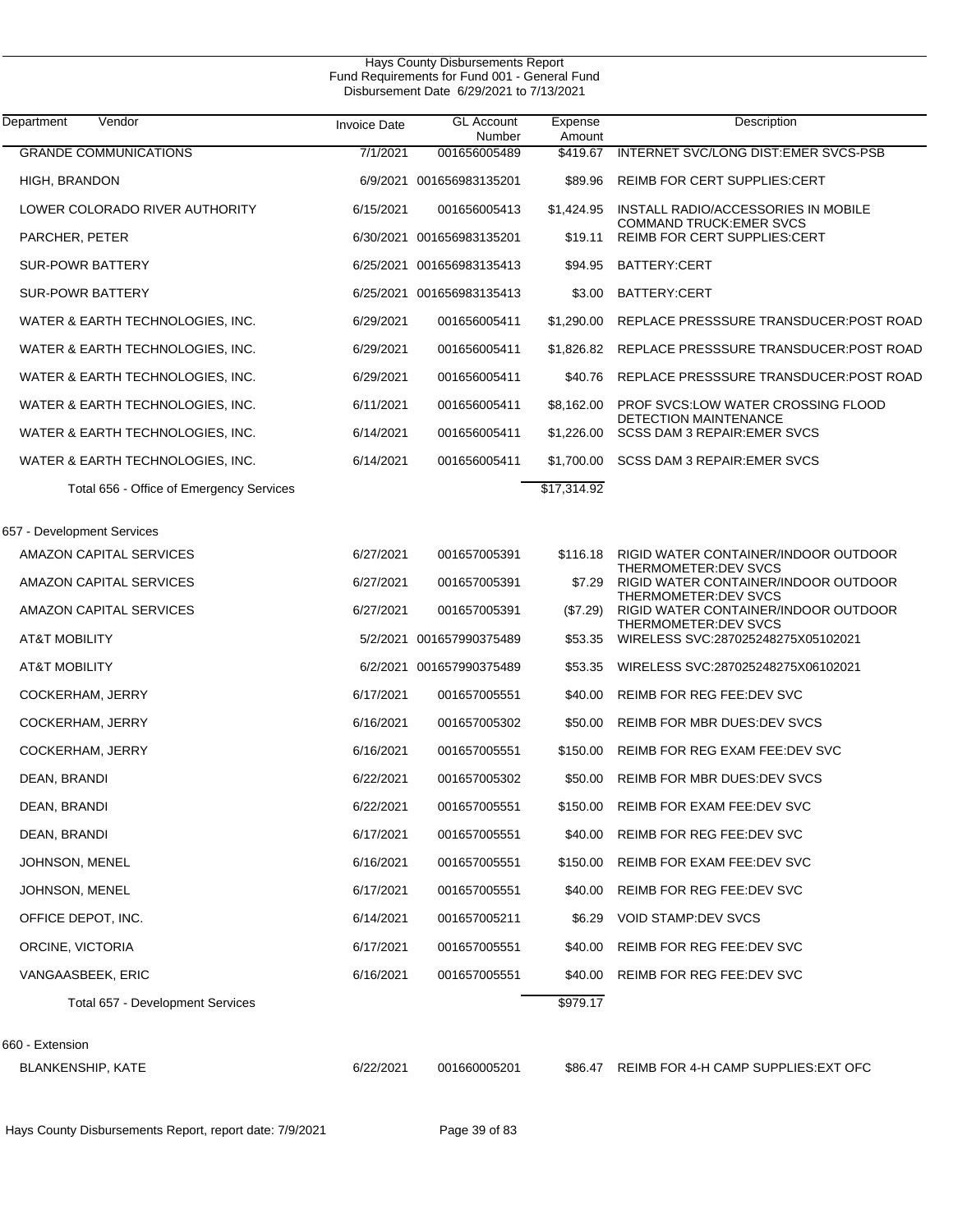Hays County Disbursements Report
Fund Requirements for Fund 001 - General Fund
Disbursement Date 6/29/2021 to 7/13/2021

| Department Vendor | Invoice Date | GL Account Number | Expense Amount | Description |
|---|---|---|---|---|
| GRANDE COMMUNICATIONS | 7/1/2021 | 001656005489 | $419.67 | INTERNET SVC/LONG DIST:EMER SVCS-PSB |
| HIGH, BRANDON | 6/9/2021 | 001656983135201 | $89.96 | REIMB FOR CERT SUPPLIES:CERT |
| LOWER COLORADO RIVER AUTHORITY | 6/15/2021 | 001656005413 | $1,424.95 | INSTALL RADIO/ACCESSORIES IN MOBILE COMMAND TRUCK:EMER SVCS |
| PARCHER, PETER | 6/30/2021 | 001656983135201 | $19.11 | REIMB FOR CERT SUPPLIES:CERT |
| SUR-POWR BATTERY | 6/25/2021 | 001656983135413 | $94.95 | BATTERY:CERT |
| SUR-POWR BATTERY | 6/25/2021 | 001656983135413 | $3.00 | BATTERY:CERT |
| WATER & EARTH TECHNOLOGIES, INC. | 6/29/2021 | 001656005411 | $1,290.00 | REPLACE PRESSSURE TRANSDUCER:POST ROAD |
| WATER & EARTH TECHNOLOGIES, INC. | 6/29/2021 | 001656005411 | $1,826.82 | REPLACE PRESSSURE TRANSDUCER:POST ROAD |
| WATER & EARTH TECHNOLOGIES, INC. | 6/29/2021 | 001656005411 | $40.76 | REPLACE PRESSSURE TRANSDUCER:POST ROAD |
| WATER & EARTH TECHNOLOGIES, INC. | 6/11/2021 | 001656005411 | $8,162.00 | PROF SVCS:LOW WATER CROSSING FLOOD DETECTION MAINTENANCE |
| WATER & EARTH TECHNOLOGIES, INC. | 6/14/2021 | 001656005411 | $1,226.00 | SCSS DAM 3 REPAIR:EMER SVCS |
| WATER & EARTH TECHNOLOGIES, INC. | 6/14/2021 | 001656005411 | $1,700.00 | SCSS DAM 3 REPAIR:EMER SVCS |
| Total 656 - Office of Emergency Services | | | $17,314.92 | |
| 657 - Development Services | | | | |
| AMAZON CAPITAL SERVICES | 6/27/2021 | 001657005391 | $116.18 | RIGID WATER CONTAINER/INDOOR OUTDOOR THERMOMETER:DEV SVCS |
| AMAZON CAPITAL SERVICES | 6/27/2021 | 001657005391 | $7.29 | RIGID WATER CONTAINER/INDOOR OUTDOOR THERMOMETER:DEV SVCS |
| AMAZON CAPITAL SERVICES | 6/27/2021 | 001657005391 | ($7.29) | RIGID WATER CONTAINER/INDOOR OUTDOOR THERMOMETER:DEV SVCS |
| AT&T MOBILITY | 5/2/2021 | 001657990375489 | $53.35 | WIRELESS SVC:287025248275X05102021 |
| AT&T MOBILITY | 6/2/2021 | 001657990375489 | $53.35 | WIRELESS SVC:287025248275X06102021 |
| COCKERHAM, JERRY | 6/17/2021 | 001657005551 | $40.00 | REIMB FOR REG FEE:DEV SVC |
| COCKERHAM, JERRY | 6/16/2021 | 001657005302 | $50.00 | REIMB FOR MBR DUES:DEV SVCS |
| COCKERHAM, JERRY | 6/16/2021 | 001657005551 | $150.00 | REIMB FOR REG EXAM FEE:DEV SVC |
| DEAN, BRANDI | 6/22/2021 | 001657005302 | $50.00 | REIMB FOR MBR DUES:DEV SVCS |
| DEAN, BRANDI | 6/22/2021 | 001657005551 | $150.00 | REIMB FOR EXAM FEE:DEV SVC |
| DEAN, BRANDI | 6/17/2021 | 001657005551 | $40.00 | REIMB FOR REG FEE:DEV SVC |
| JOHNSON, MENEL | 6/16/2021 | 001657005551 | $150.00 | REIMB FOR EXAM FEE:DEV SVC |
| JOHNSON, MENEL | 6/17/2021 | 001657005551 | $40.00 | REIMB FOR REG FEE:DEV SVC |
| OFFICE DEPOT, INC. | 6/14/2021 | 001657005211 | $6.29 | VOID STAMP:DEV SVCS |
| ORCINE, VICTORIA | 6/17/2021 | 001657005551 | $40.00 | REIMB FOR REG FEE:DEV SVC |
| VANGAASBEEK, ERIC | 6/16/2021 | 001657005551 | $40.00 | REIMB FOR REG FEE:DEV SVC |
| Total 657 - Development Services | | | $979.17 | |
| 660 - Extension | | | | |
| BLANKENSHIP, KATE | 6/22/2021 | 001660005201 | $86.47 | REIMB FOR 4-H CAMP SUPPLIES:EXT OFC |

Hays County Disbursements Report, report date: 7/9/2021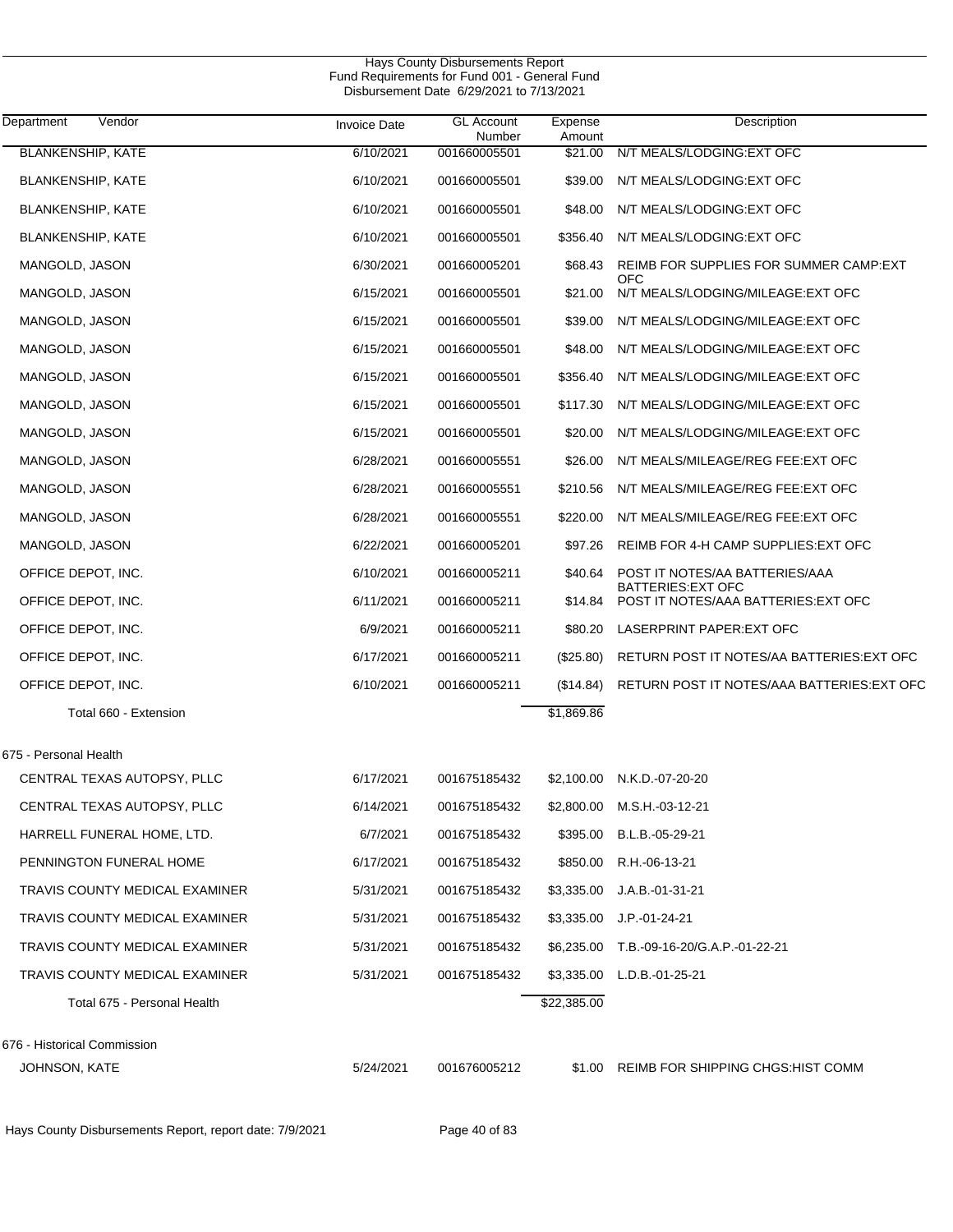Hays County Disbursements Report
Fund Requirements for Fund 001 - General Fund
Disbursement Date 6/29/2021 to 7/13/2021

| Department Vendor | Invoice Date | GL Account Number | Expense Amount | Description |
|---|---|---|---|---|
| BLANKENSHIP, KATE | 6/10/2021 | 001660005501 | $21.00 | N/T MEALS/LODGING:EXT OFC |
| BLANKENSHIP, KATE | 6/10/2021 | 001660005501 | $39.00 | N/T MEALS/LODGING:EXT OFC |
| BLANKENSHIP, KATE | 6/10/2021 | 001660005501 | $48.00 | N/T MEALS/LODGING:EXT OFC |
| BLANKENSHIP, KATE | 6/10/2021 | 001660005501 | $356.40 | N/T MEALS/LODGING:EXT OFC |
| MANGOLD, JASON | 6/30/2021 | 001660005201 | $68.43 | REIMB FOR SUPPLIES FOR SUMMER CAMP:EXT OFC |
| MANGOLD, JASON | 6/15/2021 | 001660005501 | $21.00 | N/T MEALS/LODGING/MILEAGE:EXT OFC |
| MANGOLD, JASON | 6/15/2021 | 001660005501 | $39.00 | N/T MEALS/LODGING/MILEAGE:EXT OFC |
| MANGOLD, JASON | 6/15/2021 | 001660005501 | $48.00 | N/T MEALS/LODGING/MILEAGE:EXT OFC |
| MANGOLD, JASON | 6/15/2021 | 001660005501 | $356.40 | N/T MEALS/LODGING/MILEAGE:EXT OFC |
| MANGOLD, JASON | 6/15/2021 | 001660005501 | $117.30 | N/T MEALS/LODGING/MILEAGE:EXT OFC |
| MANGOLD, JASON | 6/15/2021 | 001660005501 | $20.00 | N/T MEALS/LODGING/MILEAGE:EXT OFC |
| MANGOLD, JASON | 6/28/2021 | 001660005551 | $26.00 | N/T MEALS/MILEAGE/REG FEE:EXT OFC |
| MANGOLD, JASON | 6/28/2021 | 001660005551 | $210.56 | N/T MEALS/MILEAGE/REG FEE:EXT OFC |
| MANGOLD, JASON | 6/28/2021 | 001660005551 | $220.00 | N/T MEALS/MILEAGE/REG FEE:EXT OFC |
| MANGOLD, JASON | 6/22/2021 | 001660005201 | $97.26 | REIMB FOR 4-H CAMP SUPPLIES:EXT OFC |
| OFFICE DEPOT, INC. | 6/10/2021 | 001660005211 | $40.64 | POST IT NOTES/AA BATTERIES/AAA BATTERIES:EXT OFC |
| OFFICE DEPOT, INC. | 6/11/2021 | 001660005211 | $14.84 | POST IT NOTES/AAA BATTERIES:EXT OFC |
| OFFICE DEPOT, INC. | 6/9/2021 | 001660005211 | $80.20 | LASERPRINT PAPER:EXT OFC |
| OFFICE DEPOT, INC. | 6/17/2021 | 001660005211 | ($25.80) | RETURN POST IT NOTES/AA BATTERIES:EXT OFC |
| OFFICE DEPOT, INC. | 6/10/2021 | 001660005211 | ($14.84) | RETURN POST IT NOTES/AAA BATTERIES:EXT OFC |
| Total 660 - Extension | | | $1,869.86 | |
| 675 - Personal Health | | | | |
| CENTRAL TEXAS AUTOPSY, PLLC | 6/17/2021 | 001675185432 | $2,100.00 | N.K.D.-07-20-20 |
| CENTRAL TEXAS AUTOPSY, PLLC | 6/14/2021 | 001675185432 | $2,800.00 | M.S.H.-03-12-21 |
| HARRELL FUNERAL HOME, LTD. | 6/7/2021 | 001675185432 | $395.00 | B.L.B.-05-29-21 |
| PENNINGTON FUNERAL HOME | 6/17/2021 | 001675185432 | $850.00 | R.H.-06-13-21 |
| TRAVIS COUNTY MEDICAL EXAMINER | 5/31/2021 | 001675185432 | $3,335.00 | J.A.B.-01-31-21 |
| TRAVIS COUNTY MEDICAL EXAMINER | 5/31/2021 | 001675185432 | $3,335.00 | J.P.-01-24-21 |
| TRAVIS COUNTY MEDICAL EXAMINER | 5/31/2021 | 001675185432 | $6,235.00 | T.B.-09-16-20/G.A.P.-01-22-21 |
| TRAVIS COUNTY MEDICAL EXAMINER | 5/31/2021 | 001675185432 | $3,335.00 | L.D.B.-01-25-21 |
| Total 675 - Personal Health | | | $22,385.00 | |
| 676 - Historical Commission | | | | |
| JOHNSON, KATE | 5/24/2021 | 001676005212 | $1.00 | REIMB FOR SHIPPING CHGS:HIST COMM |

Hays County Disbursements Report, report date: 7/9/2021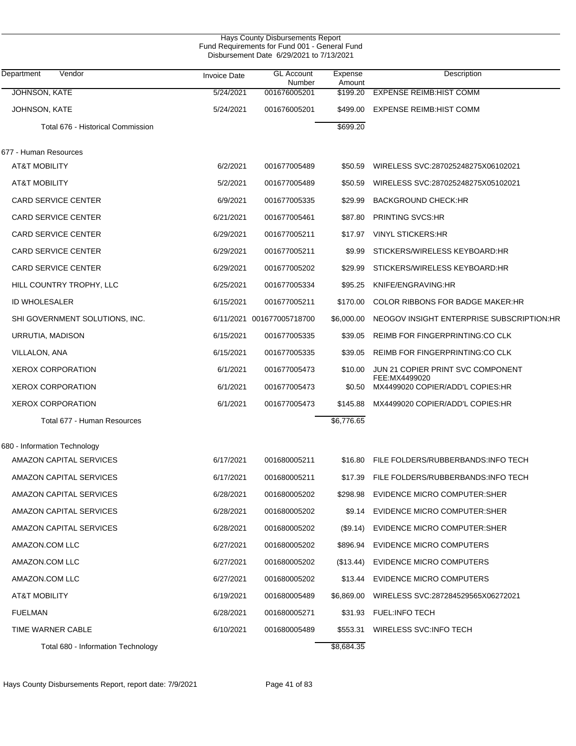Hays County Disbursements Report
Fund Requirements for Fund 001 - General Fund
Disbursement Date 6/29/2021 to 7/13/2021

| Department | Vendor | Invoice Date | GL Account Number | Expense Amount | Description |
|---|---|---|---|---|---|
| JOHNSON, KATE | | 5/24/2021 | 001676005201 | $199.20 | EXPENSE REIMB:HIST COMM |
| JOHNSON, KATE | | 5/24/2021 | 001676005201 | $499.00 | EXPENSE REIMB:HIST COMM |
| Total 676 - Historical Commission | | | | $699.20 | |
| 677 - Human Resources | | | | | |
| AT&T MOBILITY | | 6/2/2021 | 001677005489 | $50.59 | WIRELESS SVC:287025248275X06102021 |
| AT&T MOBILITY | | 5/2/2021 | 001677005489 | $50.59 | WIRELESS SVC:287025248275X05102021 |
| CARD SERVICE CENTER | | 6/9/2021 | 001677005335 | $29.99 | BACKGROUND CHECK:HR |
| CARD SERVICE CENTER | | 6/21/2021 | 001677005461 | $87.80 | PRINTING SVCS:HR |
| CARD SERVICE CENTER | | 6/29/2021 | 001677005211 | $17.97 | VINYL STICKERS:HR |
| CARD SERVICE CENTER | | 6/29/2021 | 001677005211 | $9.99 | STICKERS/WIRELESS KEYBOARD:HR |
| CARD SERVICE CENTER | | 6/29/2021 | 001677005202 | $29.99 | STICKERS/WIRELESS KEYBOARD:HR |
| HILL COUNTRY TROPHY, LLC | | 6/25/2021 | 001677005334 | $95.25 | KNIFE/ENGRAVING:HR |
| ID WHOLESALER | | 6/15/2021 | 001677005211 | $170.00 | COLOR RIBBONS FOR BADGE MAKER:HR |
| SHI GOVERNMENT SOLUTIONS, INC. | | 6/11/2021 | 001677005718700 | $6,000.00 | NEOGOV INSIGHT ENTERPRISE SUBSCRIPTION:HR |
| URRUTIA, MADISON | | 6/15/2021 | 001677005335 | $39.05 | REIMB FOR FINGERPRINTING:CO CLK |
| VILLALON, ANA | | 6/15/2021 | 001677005335 | $39.05 | REIMB FOR FINGERPRINTING:CO CLK |
| XEROX CORPORATION | | 6/1/2021 | 001677005473 | $10.00 | JUN 21 COPIER PRINT SVC COMPONENT FEE:MX4499020 |
| XEROX CORPORATION | | 6/1/2021 | 001677005473 | $0.50 | MX4499020 COPIER/ADD'L COPIES:HR |
| XEROX CORPORATION | | 6/1/2021 | 001677005473 | $145.88 | MX4499020 COPIER/ADD'L COPIES:HR |
| Total 677 - Human Resources | | | | $6,776.65 | |
| 680 - Information Technology | | | | | |
| AMAZON CAPITAL SERVICES | | 6/17/2021 | 001680005211 | $16.80 | FILE FOLDERS/RUBBERBANDS:INFO TECH |
| AMAZON CAPITAL SERVICES | | 6/17/2021 | 001680005211 | $17.39 | FILE FOLDERS/RUBBERBANDS:INFO TECH |
| AMAZON CAPITAL SERVICES | | 6/28/2021 | 001680005202 | $298.98 | EVIDENCE MICRO COMPUTER:SHER |
| AMAZON CAPITAL SERVICES | | 6/28/2021 | 001680005202 | $9.14 | EVIDENCE MICRO COMPUTER:SHER |
| AMAZON CAPITAL SERVICES | | 6/28/2021 | 001680005202 | ($9.14) | EVIDENCE MICRO COMPUTER:SHER |
| AMAZON.COM LLC | | 6/27/2021 | 001680005202 | $896.94 | EVIDENCE MICRO COMPUTERS |
| AMAZON.COM LLC | | 6/27/2021 | 001680005202 | ($13.44) | EVIDENCE MICRO COMPUTERS |
| AMAZON.COM LLC | | 6/27/2021 | 001680005202 | $13.44 | EVIDENCE MICRO COMPUTERS |
| AT&T MOBILITY | | 6/19/2021 | 001680005489 | $6,869.00 | WIRELESS SVC:287284529565X06272021 |
| FUELMAN | | 6/28/2021 | 001680005271 | $31.93 | FUEL:INFO TECH |
| TIME WARNER CABLE | | 6/10/2021 | 001680005489 | $553.31 | WIRELESS SVC:INFO TECH |
| Total 680 - Information Technology | | | | $8,684.35 | |

Hays County Disbursements Report, report date: 7/9/2021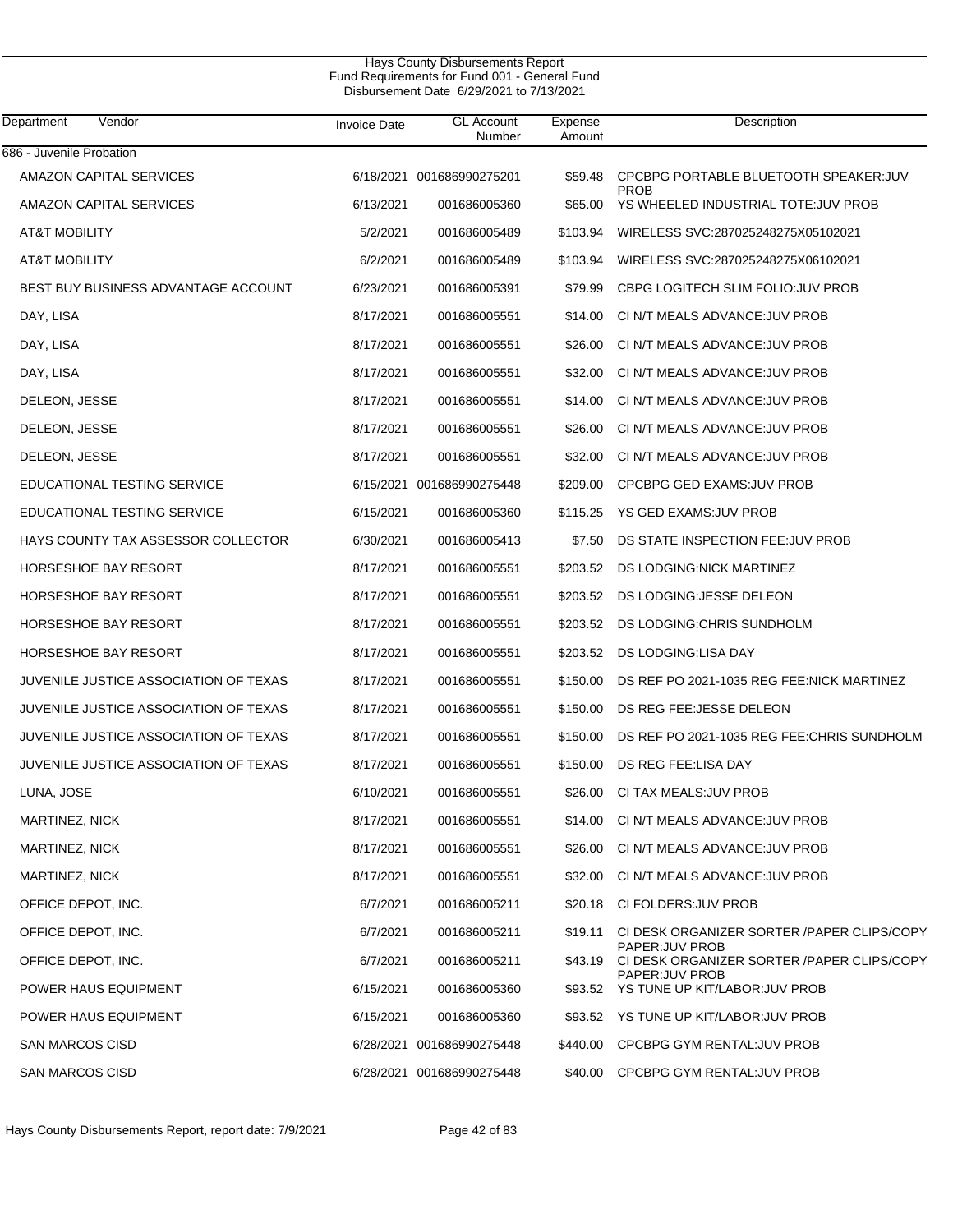# Hays County Disbursements Report
## Fund Requirements for Fund 001 - General Fund
### Disbursement Date 6/29/2021 to 7/13/2021

| Department | Vendor | Invoice Date | GL Account Number | Expense Amount | Description |
|---|---|---|---|---|---|
| 686 - Juvenile Probation | | | | | |
| | AMAZON CAPITAL SERVICES | 6/18/2021 | 001686990275201 | $59.48 | CPCBPG PORTABLE BLUETOOTH SPEAKER:JUV PROB |
| | AMAZON CAPITAL SERVICES | 6/13/2021 | 001686005360 | $65.00 | YS WHEELED INDUSTRIAL TOTE:JUV PROB |
| | AT&T MOBILITY | 5/2/2021 | 001686005489 | $103.94 | WIRELESS SVC:287025248275X05102021 |
| | AT&T MOBILITY | 6/2/2021 | 001686005489 | $103.94 | WIRELESS SVC:287025248275X06102021 |
| | BEST BUY BUSINESS ADVANTAGE ACCOUNT | 6/23/2021 | 001686005391 | $79.99 | CBPG LOGITECH SLIM FOLIO:JUV PROB |
| | DAY, LISA | 8/17/2021 | 001686005551 | $14.00 | CI N/T MEALS ADVANCE:JUV PROB |
| | DAY, LISA | 8/17/2021 | 001686005551 | $26.00 | CI N/T MEALS ADVANCE:JUV PROB |
| | DAY, LISA | 8/17/2021 | 001686005551 | $32.00 | CI N/T MEALS ADVANCE:JUV PROB |
| | DELEON, JESSE | 8/17/2021 | 001686005551 | $14.00 | CI N/T MEALS ADVANCE:JUV PROB |
| | DELEON, JESSE | 8/17/2021 | 001686005551 | $26.00 | CI N/T MEALS ADVANCE:JUV PROB |
| | DELEON, JESSE | 8/17/2021 | 001686005551 | $32.00 | CI N/T MEALS ADVANCE:JUV PROB |
| | EDUCATIONAL TESTING SERVICE | 6/15/2021 | 001686990275448 | $209.00 | CPCBPG GED EXAMS:JUV PROB |
| | EDUCATIONAL TESTING SERVICE | 6/15/2021 | 001686005360 | $115.25 | YS GED EXAMS:JUV PROB |
| | HAYS COUNTY TAX ASSESSOR COLLECTOR | 6/30/2021 | 001686005413 | $7.50 | DS STATE INSPECTION FEE:JUV PROB |
| | HORSESHOE BAY RESORT | 8/17/2021 | 001686005551 | $203.52 | DS LODGING:NICK MARTINEZ |
| | HORSESHOE BAY RESORT | 8/17/2021 | 001686005551 | $203.52 | DS LODGING:JESSE DELEON |
| | HORSESHOE BAY RESORT | 8/17/2021 | 001686005551 | $203.52 | DS LODGING:CHRIS SUNDHOLM |
| | HORSESHOE BAY RESORT | 8/17/2021 | 001686005551 | $203.52 | DS LODGING:LISA DAY |
| | JUVENILE JUSTICE ASSOCIATION OF TEXAS | 8/17/2021 | 001686005551 | $150.00 | DS REF PO 2021-1035 REG FEE:NICK MARTINEZ |
| | JUVENILE JUSTICE ASSOCIATION OF TEXAS | 8/17/2021 | 001686005551 | $150.00 | DS REG FEE:JESSE DELEON |
| | JUVENILE JUSTICE ASSOCIATION OF TEXAS | 8/17/2021 | 001686005551 | $150.00 | DS REF PO 2021-1035 REG FEE:CHRIS SUNDHOLM |
| | JUVENILE JUSTICE ASSOCIATION OF TEXAS | 8/17/2021 | 001686005551 | $150.00 | DS REG FEE:LISA DAY |
| | LUNA, JOSE | 6/10/2021 | 001686005551 | $26.00 | CI TAX MEALS:JUV PROB |
| | MARTINEZ, NICK | 8/17/2021 | 001686005551 | $14.00 | CI N/T MEALS ADVANCE:JUV PROB |
| | MARTINEZ, NICK | 8/17/2021 | 001686005551 | $26.00 | CI N/T MEALS ADVANCE:JUV PROB |
| | MARTINEZ, NICK | 8/17/2021 | 001686005551 | $32.00 | CI N/T MEALS ADVANCE:JUV PROB |
| | OFFICE DEPOT, INC. | 6/7/2021 | 001686005211 | $20.18 | CI FOLDERS:JUV PROB |
| | OFFICE DEPOT, INC. | 6/7/2021 | 001686005211 | $19.11 | CI DESK ORGANIZER SORTER /PAPER CLIPS/COPY PAPER:JUV PROB |
| | OFFICE DEPOT, INC. | 6/7/2021 | 001686005211 | $43.19 | CI DESK ORGANIZER SORTER /PAPER CLIPS/COPY PAPER:JUV PROB |
| | POWER HAUS EQUIPMENT | 6/15/2021 | 001686005360 | $93.52 | YS TUNE UP KIT/LABOR:JUV PROB |
| | POWER HAUS EQUIPMENT | 6/15/2021 | 001686005360 | $93.52 | YS TUNE UP KIT/LABOR:JUV PROB |
| | SAN MARCOS CISD | 6/28/2021 | 001686990275448 | $440.00 | CPCBPG GYM RENTAL:JUV PROB |
| | SAN MARCOS CISD | 6/28/2021 | 001686990275448 | $40.00 | CPCBPG GYM RENTAL:JUV PROB |

Hays County Disbursements Report, report date: 7/9/2021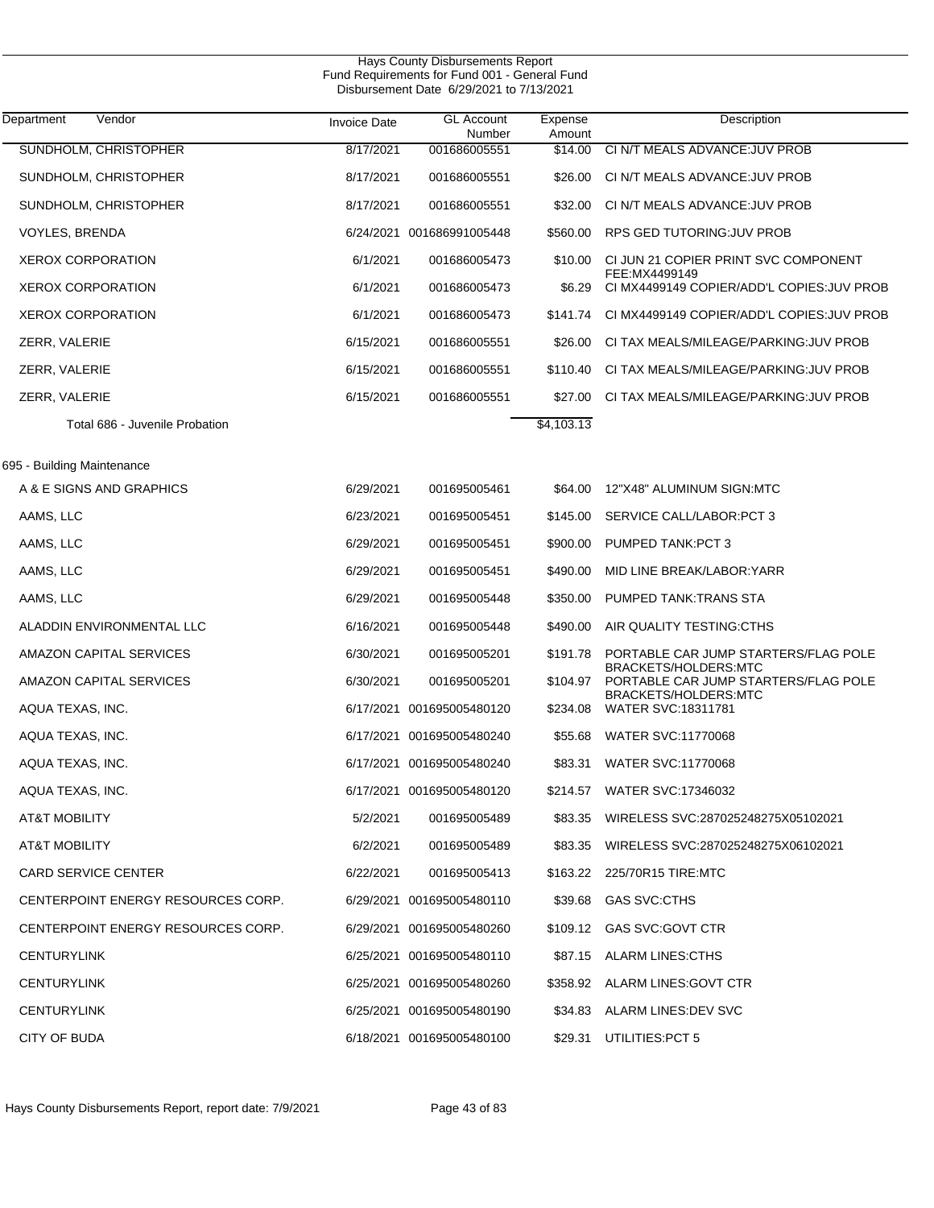Hays County Disbursements Report
Fund Requirements for Fund 001 - General Fund
Disbursement Date 6/29/2021 to 7/13/2021

| Department | Vendor | Invoice Date | GL Account Number | Expense Amount | Description |
|---|---|---|---|---|---|
| | SUNDHOLM, CHRISTOPHER | 8/17/2021 | 001686005551 | $14.00 | CI N/T MEALS ADVANCE:JUV PROB |
| | SUNDHOLM, CHRISTOPHER | 8/17/2021 | 001686005551 | $26.00 | CI N/T MEALS ADVANCE:JUV PROB |
| | SUNDHOLM, CHRISTOPHER | 8/17/2021 | 001686005551 | $32.00 | CI N/T MEALS ADVANCE:JUV PROB |
| | VOYLES, BRENDA | 6/24/2021 | 001686991005448 | $560.00 | RPS GED TUTORING:JUV PROB |
| | XEROX CORPORATION | 6/1/2021 | 001686005473 | $10.00 | CI JUN 21 COPIER PRINT SVC COMPONENT FEE:MX4499149 |
| | XEROX CORPORATION | 6/1/2021 | 001686005473 | $6.29 | CI MX4499149 COPIER/ADD'L COPIES:JUV PROB |
| | XEROX CORPORATION | 6/1/2021 | 001686005473 | $141.74 | CI MX4499149 COPIER/ADD'L COPIES:JUV PROB |
| | ZERR, VALERIE | 6/15/2021 | 001686005551 | $26.00 | CI TAX MEALS/MILEAGE/PARKING:JUV PROB |
| | ZERR, VALERIE | 6/15/2021 | 001686005551 | $110.40 | CI TAX MEALS/MILEAGE/PARKING:JUV PROB |
| | ZERR, VALERIE | 6/15/2021 | 001686005551 | $27.00 | CI TAX MEALS/MILEAGE/PARKING:JUV PROB |
| | Total 686 - Juvenile Probation | | | $4,103.13 | |
| 695 - Building Maintenance | | | | | |
| | A & E SIGNS AND GRAPHICS | 6/29/2021 | 001695005461 | $64.00 | 12"X48" ALUMINUM SIGN:MTC |
| | AAMS, LLC | 6/23/2021 | 001695005451 | $145.00 | SERVICE CALL/LABOR:PCT 3 |
| | AAMS, LLC | 6/29/2021 | 001695005451 | $900.00 | PUMPED TANK:PCT 3 |
| | AAMS, LLC | 6/29/2021 | 001695005451 | $490.00 | MID LINE BREAK/LABOR:YARR |
| | AAMS, LLC | 6/29/2021 | 001695005448 | $350.00 | PUMPED TANK:TRANS STA |
| | ALADDIN ENVIRONMENTAL LLC | 6/16/2021 | 001695005448 | $490.00 | AIR QUALITY TESTING:CTHS |
| | AMAZON CAPITAL SERVICES | 6/30/2021 | 001695005201 | $191.78 | PORTABLE CAR JUMP STARTERS/FLAG POLE BRACKETS/HOLDERS:MTC |
| | AMAZON CAPITAL SERVICES | 6/30/2021 | 001695005201 | $104.97 | PORTABLE CAR JUMP STARTERS/FLAG POLE BRACKETS/HOLDERS:MTC |
| | AQUA TEXAS, INC. | 6/17/2021 | 001695005480120 | $234.08 | WATER SVC:18311781 |
| | AQUA TEXAS, INC. | 6/17/2021 | 001695005480240 | $55.68 | WATER SVC:11770068 |
| | AQUA TEXAS, INC. | 6/17/2021 | 001695005480240 | $83.31 | WATER SVC:11770068 |
| | AQUA TEXAS, INC. | 6/17/2021 | 001695005480120 | $214.57 | WATER SVC:17346032 |
| | AT&T MOBILITY | 5/2/2021 | 001695005489 | $83.35 | WIRELESS SVC:287025248275X05102021 |
| | AT&T MOBILITY | 6/2/2021 | 001695005489 | $83.35 | WIRELESS SVC:287025248275X06102021 |
| | CARD SERVICE CENTER | 6/22/2021 | 001695005413 | $163.22 | 225/70R15 TIRE:MTC |
| | CENTERPOINT ENERGY RESOURCES CORP. | 6/29/2021 | 001695005480110 | $39.68 | GAS SVC:CTHS |
| | CENTERPOINT ENERGY RESOURCES CORP. | 6/29/2021 | 001695005480260 | $109.12 | GAS SVC:GOVT CTR |
| | CENTURYLINK | 6/25/2021 | 001695005480110 | $87.15 | ALARM LINES:CTHS |
| | CENTURYLINK | 6/25/2021 | 001695005480260 | $358.92 | ALARM LINES:GOVT CTR |
| | CENTURYLINK | 6/25/2021 | 001695005480190 | $34.83 | ALARM LINES:DEV SVC |
| | CITY OF BUDA | 6/18/2021 | 001695005480100 | $29.31 | UTILITIES:PCT 5 |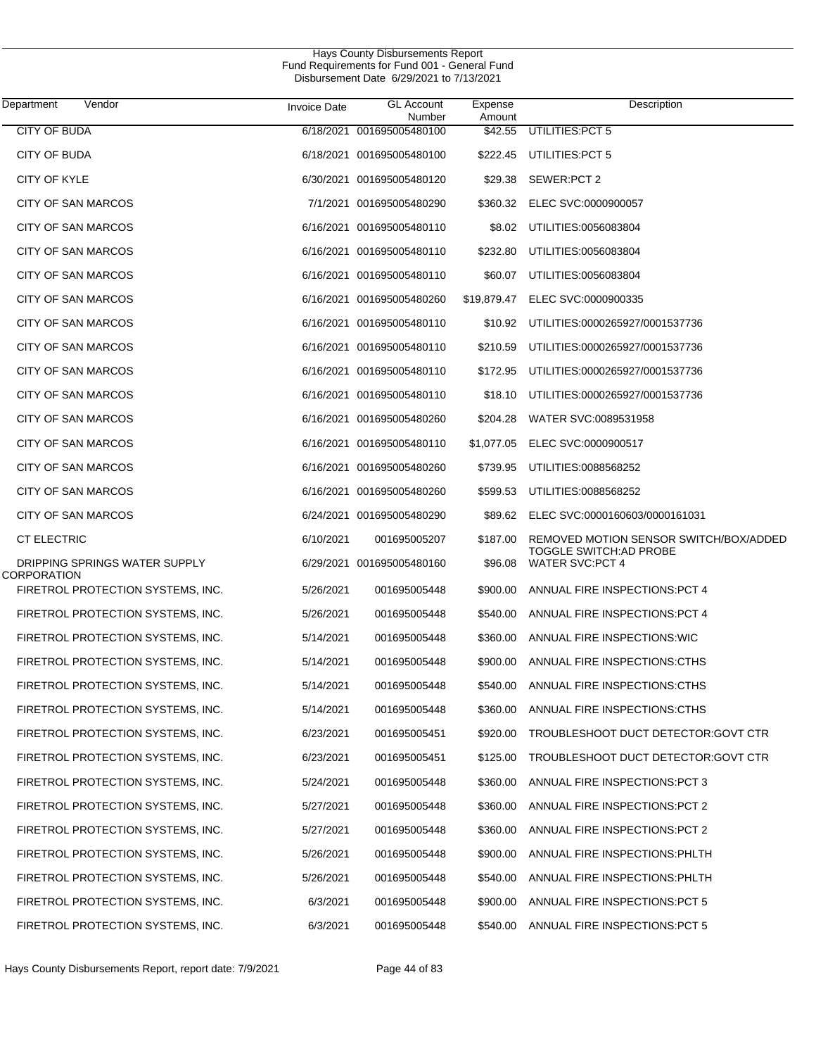Hays County Disbursements Report
Fund Requirements for Fund 001 - General Fund
Disbursement Date 6/29/2021 to 7/13/2021

| Department | Vendor | Invoice Date | GL Account Number | Expense Amount | Description |
|---|---|---|---|---|---|
| CITY OF BUDA | | 6/18/2021 | 001695005480100 | $42.55 | UTILITIES:PCT 5 |
| CITY OF BUDA | | 6/18/2021 | 001695005480100 | $222.45 | UTILITIES:PCT 5 |
| CITY OF KYLE | | 6/30/2021 | 001695005480120 | $29.38 | SEWER:PCT 2 |
| CITY OF SAN MARCOS | | 7/1/2021 | 001695005480290 | $360.32 | ELEC SVC:0000900057 |
| CITY OF SAN MARCOS | | 6/16/2021 | 001695005480110 | $8.02 | UTILITIES:0056083804 |
| CITY OF SAN MARCOS | | 6/16/2021 | 001695005480110 | $232.80 | UTILITIES:0056083804 |
| CITY OF SAN MARCOS | | 6/16/2021 | 001695005480110 | $60.07 | UTILITIES:0056083804 |
| CITY OF SAN MARCOS | | 6/16/2021 | 001695005480260 | $19,879.47 | ELEC SVC:0000900335 |
| CITY OF SAN MARCOS | | 6/16/2021 | 001695005480110 | $10.92 | UTILITIES:0000265927/0001537736 |
| CITY OF SAN MARCOS | | 6/16/2021 | 001695005480110 | $210.59 | UTILITIES:0000265927/0001537736 |
| CITY OF SAN MARCOS | | 6/16/2021 | 001695005480110 | $172.95 | UTILITIES:0000265927/0001537736 |
| CITY OF SAN MARCOS | | 6/16/2021 | 001695005480110 | $18.10 | UTILITIES:0000265927/0001537736 |
| CITY OF SAN MARCOS | | 6/16/2021 | 001695005480260 | $204.28 | WATER SVC:0089531958 |
| CITY OF SAN MARCOS | | 6/16/2021 | 001695005480110 | $1,077.05 | ELEC SVC:0000900517 |
| CITY OF SAN MARCOS | | 6/16/2021 | 001695005480260 | $739.95 | UTILITIES:0088568252 |
| CITY OF SAN MARCOS | | 6/16/2021 | 001695005480260 | $599.53 | UTILITIES:0088568252 |
| CITY OF SAN MARCOS | | 6/24/2021 | 001695005480290 | $89.62 | ELEC SVC:0000160603/0000161031 |
| CT ELECTRIC | | 6/10/2021 | 001695005207 | $187.00 | REMOVED MOTION SENSOR SWITCH/BOX/ADDED TOGGLE SWITCH:AD PROBE |
| DRIPPING SPRINGS WATER SUPPLY CORPORATION | | 6/29/2021 | 001695005480160 | $96.08 | WATER SVC:PCT 4 |
| FIRETROL PROTECTION SYSTEMS, INC. | | 5/26/2021 | 001695005448 | $900.00 | ANNUAL FIRE INSPECTIONS:PCT 4 |
| FIRETROL PROTECTION SYSTEMS, INC. | | 5/26/2021 | 001695005448 | $540.00 | ANNUAL FIRE INSPECTIONS:PCT 4 |
| FIRETROL PROTECTION SYSTEMS, INC. | | 5/14/2021 | 001695005448 | $360.00 | ANNUAL FIRE INSPECTIONS:WIC |
| FIRETROL PROTECTION SYSTEMS, INC. | | 5/14/2021 | 001695005448 | $900.00 | ANNUAL FIRE INSPECTIONS:CTHS |
| FIRETROL PROTECTION SYSTEMS, INC. | | 5/14/2021 | 001695005448 | $540.00 | ANNUAL FIRE INSPECTIONS:CTHS |
| FIRETROL PROTECTION SYSTEMS, INC. | | 5/14/2021 | 001695005448 | $360.00 | ANNUAL FIRE INSPECTIONS:CTHS |
| FIRETROL PROTECTION SYSTEMS, INC. | | 6/23/2021 | 001695005451 | $920.00 | TROUBLESHOOT DUCT DETECTOR:GOVT CTR |
| FIRETROL PROTECTION SYSTEMS, INC. | | 6/23/2021 | 001695005451 | $125.00 | TROUBLESHOOT DUCT DETECTOR:GOVT CTR |
| FIRETROL PROTECTION SYSTEMS, INC. | | 5/24/2021 | 001695005448 | $360.00 | ANNUAL FIRE INSPECTIONS:PCT 3 |
| FIRETROL PROTECTION SYSTEMS, INC. | | 5/27/2021 | 001695005448 | $360.00 | ANNUAL FIRE INSPECTIONS:PCT 2 |
| FIRETROL PROTECTION SYSTEMS, INC. | | 5/27/2021 | 001695005448 | $360.00 | ANNUAL FIRE INSPECTIONS:PCT 2 |
| FIRETROL PROTECTION SYSTEMS, INC. | | 5/26/2021 | 001695005448 | $900.00 | ANNUAL FIRE INSPECTIONS:PHLTH |
| FIRETROL PROTECTION SYSTEMS, INC. | | 5/26/2021 | 001695005448 | $540.00 | ANNUAL FIRE INSPECTIONS:PHLTH |
| FIRETROL PROTECTION SYSTEMS, INC. | | 6/3/2021 | 001695005448 | $900.00 | ANNUAL FIRE INSPECTIONS:PCT 5 |
| FIRETROL PROTECTION SYSTEMS, INC. | | 6/3/2021 | 001695005448 | $540.00 | ANNUAL FIRE INSPECTIONS:PCT 5 |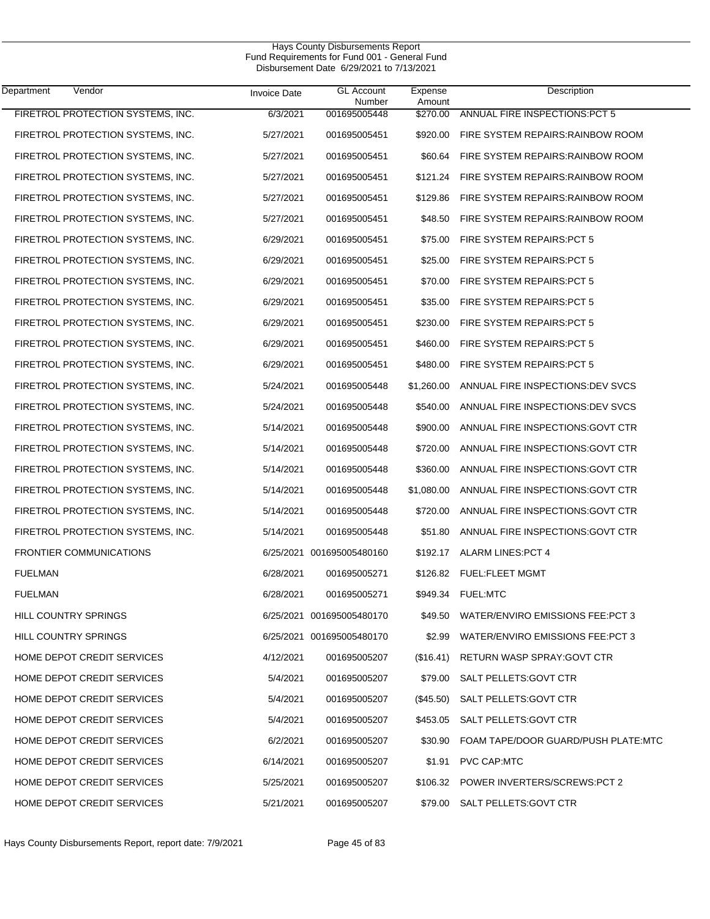Hays County Disbursements Report
Fund Requirements for Fund 001 - General Fund
Disbursement Date 6/29/2021 to 7/13/2021

| Department | Vendor | Invoice Date | GL Account Number | Expense Amount | Description |
|---|---|---|---|---|---|
| | FIRETROL PROTECTION SYSTEMS, INC. | 6/3/2021 | 001695005448 | $270.00 | ANNUAL FIRE INSPECTIONS:PCT 5 |
| | FIRETROL PROTECTION SYSTEMS, INC. | 5/27/2021 | 001695005451 | $920.00 | FIRE SYSTEM REPAIRS:RAINBOW ROOM |
| | FIRETROL PROTECTION SYSTEMS, INC. | 5/27/2021 | 001695005451 | $60.64 | FIRE SYSTEM REPAIRS:RAINBOW ROOM |
| | FIRETROL PROTECTION SYSTEMS, INC. | 5/27/2021 | 001695005451 | $121.24 | FIRE SYSTEM REPAIRS:RAINBOW ROOM |
| | FIRETROL PROTECTION SYSTEMS, INC. | 5/27/2021 | 001695005451 | $129.86 | FIRE SYSTEM REPAIRS:RAINBOW ROOM |
| | FIRETROL PROTECTION SYSTEMS, INC. | 5/27/2021 | 001695005451 | $48.50 | FIRE SYSTEM REPAIRS:RAINBOW ROOM |
| | FIRETROL PROTECTION SYSTEMS, INC. | 6/29/2021 | 001695005451 | $75.00 | FIRE SYSTEM REPAIRS:PCT 5 |
| | FIRETROL PROTECTION SYSTEMS, INC. | 6/29/2021 | 001695005451 | $25.00 | FIRE SYSTEM REPAIRS:PCT 5 |
| | FIRETROL PROTECTION SYSTEMS, INC. | 6/29/2021 | 001695005451 | $70.00 | FIRE SYSTEM REPAIRS:PCT 5 |
| | FIRETROL PROTECTION SYSTEMS, INC. | 6/29/2021 | 001695005451 | $35.00 | FIRE SYSTEM REPAIRS:PCT 5 |
| | FIRETROL PROTECTION SYSTEMS, INC. | 6/29/2021 | 001695005451 | $230.00 | FIRE SYSTEM REPAIRS:PCT 5 |
| | FIRETROL PROTECTION SYSTEMS, INC. | 6/29/2021 | 001695005451 | $460.00 | FIRE SYSTEM REPAIRS:PCT 5 |
| | FIRETROL PROTECTION SYSTEMS, INC. | 6/29/2021 | 001695005451 | $480.00 | FIRE SYSTEM REPAIRS:PCT 5 |
| | FIRETROL PROTECTION SYSTEMS, INC. | 5/24/2021 | 001695005448 | $1,260.00 | ANNUAL FIRE INSPECTIONS:DEV SVCS |
| | FIRETROL PROTECTION SYSTEMS, INC. | 5/24/2021 | 001695005448 | $540.00 | ANNUAL FIRE INSPECTIONS:DEV SVCS |
| | FIRETROL PROTECTION SYSTEMS, INC. | 5/14/2021 | 001695005448 | $900.00 | ANNUAL FIRE INSPECTIONS:GOVT CTR |
| | FIRETROL PROTECTION SYSTEMS, INC. | 5/14/2021 | 001695005448 | $720.00 | ANNUAL FIRE INSPECTIONS:GOVT CTR |
| | FIRETROL PROTECTION SYSTEMS, INC. | 5/14/2021 | 001695005448 | $360.00 | ANNUAL FIRE INSPECTIONS:GOVT CTR |
| | FIRETROL PROTECTION SYSTEMS, INC. | 5/14/2021 | 001695005448 | $1,080.00 | ANNUAL FIRE INSPECTIONS:GOVT CTR |
| | FIRETROL PROTECTION SYSTEMS, INC. | 5/14/2021 | 001695005448 | $720.00 | ANNUAL FIRE INSPECTIONS:GOVT CTR |
| | FIRETROL PROTECTION SYSTEMS, INC. | 5/14/2021 | 001695005448 | $51.80 | ANNUAL FIRE INSPECTIONS:GOVT CTR |
| | FRONTIER COMMUNICATIONS | 6/25/2021 | 001695005480160 | $192.17 | ALARM LINES:PCT 4 |
| | FUELMAN | 6/28/2021 | 001695005271 | $126.82 | FUEL:FLEET MGMT |
| | FUELMAN | 6/28/2021 | 001695005271 | $949.34 | FUEL:MTC |
| | HILL COUNTRY SPRINGS | 6/25/2021 | 001695005480170 | $49.50 | WATER/ENVIRO EMISSIONS FEE:PCT 3 |
| | HILL COUNTRY SPRINGS | 6/25/2021 | 001695005480170 | $2.99 | WATER/ENVIRO EMISSIONS FEE:PCT 3 |
| | HOME DEPOT CREDIT SERVICES | 4/12/2021 | 001695005207 | ($16.41) | RETURN WASP SPRAY:GOVT CTR |
| | HOME DEPOT CREDIT SERVICES | 5/4/2021 | 001695005207 | $79.00 | SALT PELLETS:GOVT CTR |
| | HOME DEPOT CREDIT SERVICES | 5/4/2021 | 001695005207 | ($45.50) | SALT PELLETS:GOVT CTR |
| | HOME DEPOT CREDIT SERVICES | 5/4/2021 | 001695005207 | $453.05 | SALT PELLETS:GOVT CTR |
| | HOME DEPOT CREDIT SERVICES | 6/2/2021 | 001695005207 | $30.90 | FOAM TAPE/DOOR GUARD/PUSH PLATE:MTC |
| | HOME DEPOT CREDIT SERVICES | 6/14/2021 | 001695005207 | $1.91 | PVC CAP:MTC |
| | HOME DEPOT CREDIT SERVICES | 5/25/2021 | 001695005207 | $106.32 | POWER INVERTERS/SCREWS:PCT 2 |
| | HOME DEPOT CREDIT SERVICES | 5/21/2021 | 001695005207 | $79.00 | SALT PELLETS:GOVT CTR |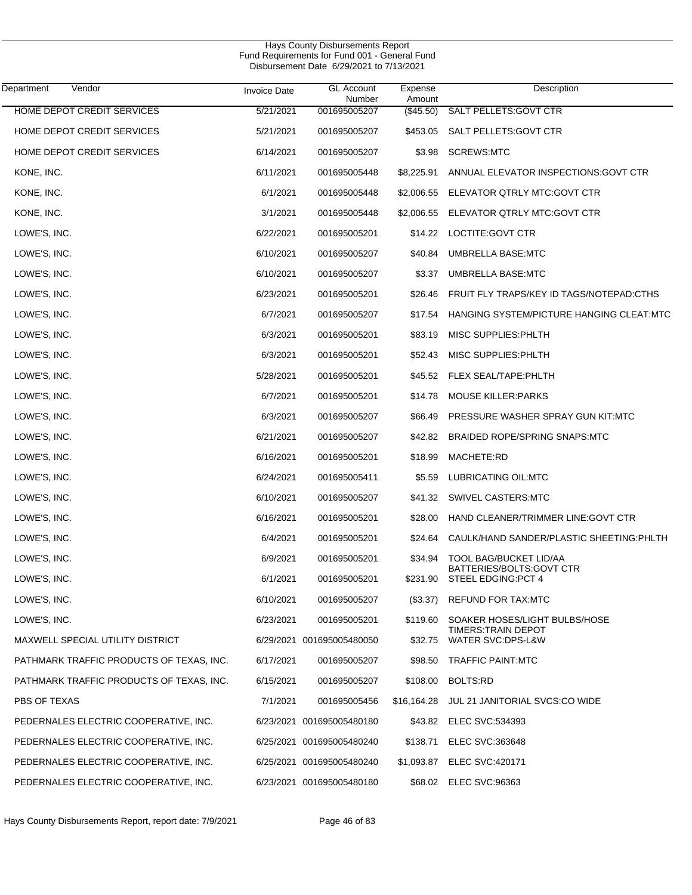Hays County Disbursements Report
Fund Requirements for Fund 001 - General Fund
Disbursement Date 6/29/2021 to 7/13/2021

| Department Vendor | Invoice Date | GL Account Number | Expense Amount | Description |
|---|---|---|---|---|
| HOME DEPOT CREDIT SERVICES | 5/21/2021 | 001695005207 | ($45.50) | SALT PELLETS:GOVT CTR |
| HOME DEPOT CREDIT SERVICES | 5/21/2021 | 001695005207 | $453.05 | SALT PELLETS:GOVT CTR |
| HOME DEPOT CREDIT SERVICES | 6/14/2021 | 001695005207 | $3.98 | SCREWS:MTC |
| KONE, INC. | 6/11/2021 | 001695005448 | $8,225.91 | ANNUAL ELEVATOR INSPECTIONS:GOVT CTR |
| KONE, INC. | 6/1/2021 | 001695005448 | $2,006.55 | ELEVATOR QTRLY MTC:GOVT CTR |
| KONE, INC. | 3/1/2021 | 001695005448 | $2,006.55 | ELEVATOR QTRLY MTC:GOVT CTR |
| LOWE'S, INC. | 6/22/2021 | 001695005201 | $14.22 | LOCTITE:GOVT CTR |
| LOWE'S, INC. | 6/10/2021 | 001695005207 | $40.84 | UMBRELLA BASE:MTC |
| LOWE'S, INC. | 6/10/2021 | 001695005207 | $3.37 | UMBRELLA BASE:MTC |
| LOWE'S, INC. | 6/23/2021 | 001695005201 | $26.46 | FRUIT FLY TRAPS/KEY ID TAGS/NOTEPAD:CTHS |
| LOWE'S, INC. | 6/7/2021 | 001695005207 | $17.54 | HANGING SYSTEM/PICTURE HANGING CLEAT:MTC |
| LOWE'S, INC. | 6/3/2021 | 001695005201 | $83.19 | MISC SUPPLIES:PHLTH |
| LOWE'S, INC. | 6/3/2021 | 001695005201 | $52.43 | MISC SUPPLIES:PHLTH |
| LOWE'S, INC. | 5/28/2021 | 001695005201 | $45.52 | FLEX SEAL/TAPE:PHLTH |
| LOWE'S, INC. | 6/7/2021 | 001695005201 | $14.78 | MOUSE KILLER:PARKS |
| LOWE'S, INC. | 6/3/2021 | 001695005207 | $66.49 | PRESSURE WASHER SPRAY GUN KIT:MTC |
| LOWE'S, INC. | 6/21/2021 | 001695005207 | $42.82 | BRAIDED ROPE/SPRING SNAPS:MTC |
| LOWE'S, INC. | 6/16/2021 | 001695005201 | $18.99 | MACHETE:RD |
| LOWE'S, INC. | 6/24/2021 | 001695005411 | $5.59 | LUBRICATING OIL:MTC |
| LOWE'S, INC. | 6/10/2021 | 001695005207 | $41.32 | SWIVEL CASTERS:MTC |
| LOWE'S, INC. | 6/16/2021 | 001695005201 | $28.00 | HAND CLEANER/TRIMMER LINE:GOVT CTR |
| LOWE'S, INC. | 6/4/2021 | 001695005201 | $24.64 | CAULK/HAND SANDER/PLASTIC SHEETING:PHLTH |
| LOWE'S, INC. | 6/9/2021 | 001695005201 | $34.94 | TOOL BAG/BUCKET LID/AA BATTERIES/BOLTS:GOVT CTR |
| LOWE'S, INC. | 6/1/2021 | 001695005201 | $231.90 | STEEL EDGING:PCT 4 |
| LOWE'S, INC. | 6/10/2021 | 001695005207 | ($3.37) | REFUND FOR TAX:MTC |
| LOWE'S, INC. | 6/23/2021 | 001695005201 | $119.60 | SOAKER HOSES/LIGHT BULBS/HOSE TIMERS:TRAIN DEPOT |
| MAXWELL SPECIAL UTILITY DISTRICT | 6/29/2021 | 001695005480050 | $32.75 | WATER SVC:DPS-L&W |
| PATHMARK TRAFFIC PRODUCTS OF TEXAS, INC. | 6/17/2021 | 001695005207 | $98.50 | TRAFFIC PAINT:MTC |
| PATHMARK TRAFFIC PRODUCTS OF TEXAS, INC. | 6/15/2021 | 001695005207 | $108.00 | BOLTS:RD |
| PBS OF TEXAS | 7/1/2021 | 001695005456 | $16,164.28 | JUL 21 JANITORIAL SVCS:CO WIDE |
| PEDERNALES ELECTRIC COOPERATIVE, INC. | 6/23/2021 | 001695005480180 | $43.82 | ELEC SVC:534393 |
| PEDERNALES ELECTRIC COOPERATIVE, INC. | 6/25/2021 | 001695005480240 | $138.71 | ELEC SVC:363648 |
| PEDERNALES ELECTRIC COOPERATIVE, INC. | 6/25/2021 | 001695005480240 | $1,093.87 | ELEC SVC:420171 |
| PEDERNALES ELECTRIC COOPERATIVE, INC. | 6/23/2021 | 001695005480180 | $68.02 | ELEC SVC:96363 |

Hays County Disbursements Report, report date: 7/9/2021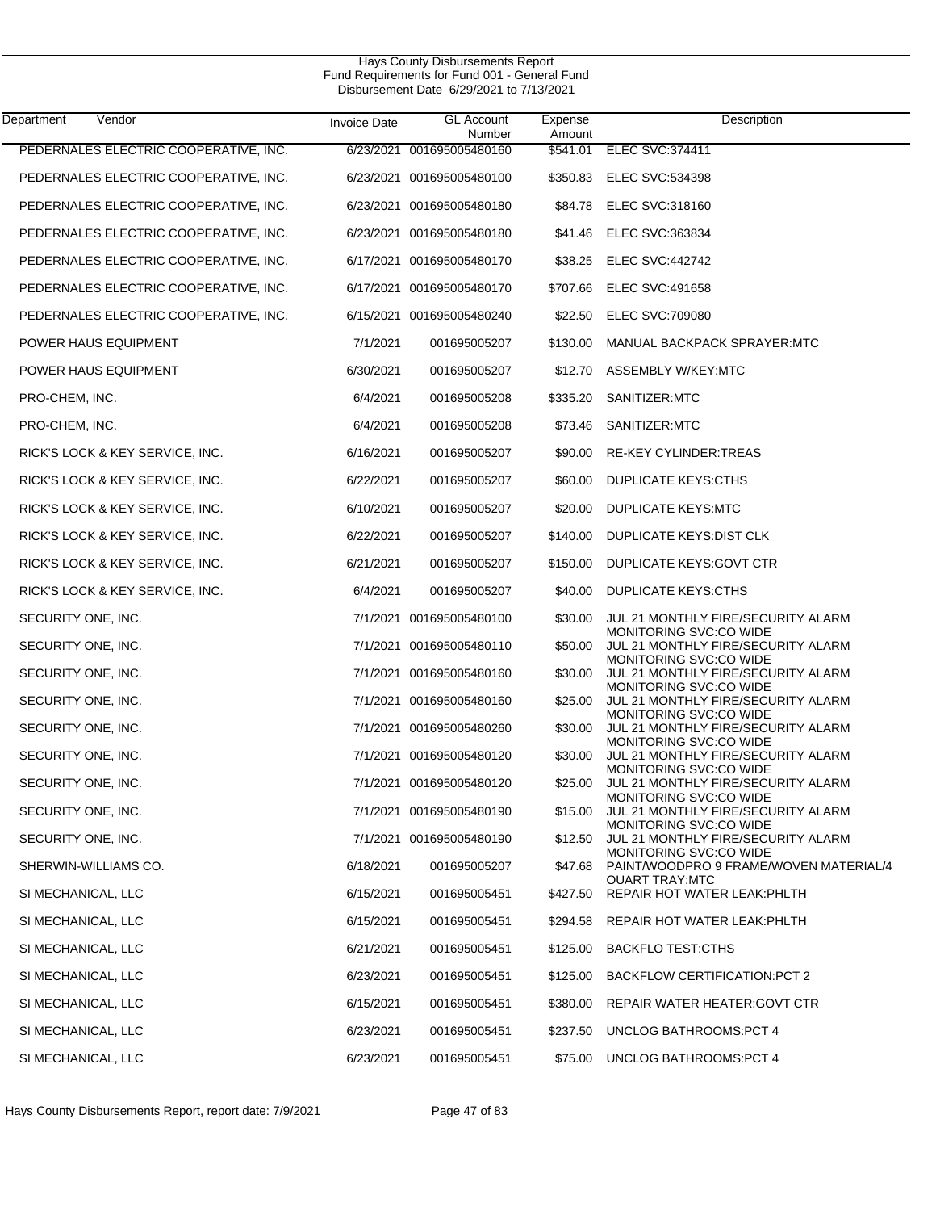# Hays County Disbursements Report
## Fund Requirements for Fund 001 - General Fund
### Disbursement Date 6/29/2021 to 7/13/2021

| Department | Vendor | Invoice Date | GL Account Number | Expense Amount | Description |
|---|---|---|---|---|---|
| | PEDERNALES ELECTRIC COOPERATIVE, INC. | 6/23/2021 | 001695005480160 | $541.01 | ELEC SVC:374411 |
| | PEDERNALES ELECTRIC COOPERATIVE, INC. | 6/23/2021 | 001695005480100 | $350.83 | ELEC SVC:534398 |
| | PEDERNALES ELECTRIC COOPERATIVE, INC. | 6/23/2021 | 001695005480180 | $84.78 | ELEC SVC:318160 |
| | PEDERNALES ELECTRIC COOPERATIVE, INC. | 6/23/2021 | 001695005480180 | $41.46 | ELEC SVC:363834 |
| | PEDERNALES ELECTRIC COOPERATIVE, INC. | 6/17/2021 | 001695005480170 | $38.25 | ELEC SVC:442742 |
| | PEDERNALES ELECTRIC COOPERATIVE, INC. | 6/17/2021 | 001695005480170 | $707.66 | ELEC SVC:491658 |
| | PEDERNALES ELECTRIC COOPERATIVE, INC. | 6/15/2021 | 001695005480240 | $22.50 | ELEC SVC:709080 |
| | POWER HAUS EQUIPMENT | 7/1/2021 | 001695005207 | $130.00 | MANUAL BACKPACK SPRAYER:MTC |
| | POWER HAUS EQUIPMENT | 6/30/2021 | 001695005207 | $12.70 | ASSEMBLY W/KEY:MTC |
| | PRO-CHEM, INC. | 6/4/2021 | 001695005208 | $335.20 | SANITIZER:MTC |
| | PRO-CHEM, INC. | 6/4/2021 | 001695005208 | $73.46 | SANITIZER:MTC |
| | RICK'S LOCK & KEY SERVICE, INC. | 6/16/2021 | 001695005207 | $90.00 | RE-KEY CYLINDER:TREAS |
| | RICK'S LOCK & KEY SERVICE, INC. | 6/22/2021 | 001695005207 | $60.00 | DUPLICATE KEYS:CTHS |
| | RICK'S LOCK & KEY SERVICE, INC. | 6/10/2021 | 001695005207 | $20.00 | DUPLICATE KEYS:MTC |
| | RICK'S LOCK & KEY SERVICE, INC. | 6/22/2021 | 001695005207 | $140.00 | DUPLICATE KEYS:DIST CLK |
| | RICK'S LOCK & KEY SERVICE, INC. | 6/21/2021 | 001695005207 | $150.00 | DUPLICATE KEYS:GOVT CTR |
| | RICK'S LOCK & KEY SERVICE, INC. | 6/4/2021 | 001695005207 | $40.00 | DUPLICATE KEYS:CTHS |
| | SECURITY ONE, INC. | 7/1/2021 | 001695005480100 | $30.00 | JUL 21 MONTHLY FIRE/SECURITY ALARM MONITORING SVC:CO WIDE |
| | SECURITY ONE, INC. | 7/1/2021 | 001695005480110 | $50.00 | JUL 21 MONTHLY FIRE/SECURITY ALARM MONITORING SVC:CO WIDE |
| | SECURITY ONE, INC. | 7/1/2021 | 001695005480160 | $30.00 | JUL 21 MONTHLY FIRE/SECURITY ALARM MONITORING SVC:CO WIDE |
| | SECURITY ONE, INC. | 7/1/2021 | 001695005480160 | $25.00 | JUL 21 MONTHLY FIRE/SECURITY ALARM MONITORING SVC:CO WIDE |
| | SECURITY ONE, INC. | 7/1/2021 | 001695005480260 | $30.00 | JUL 21 MONTHLY FIRE/SECURITY ALARM MONITORING SVC:CO WIDE |
| | SECURITY ONE, INC. | 7/1/2021 | 001695005480120 | $30.00 | JUL 21 MONTHLY FIRE/SECURITY ALARM MONITORING SVC:CO WIDE |
| | SECURITY ONE, INC. | 7/1/2021 | 001695005480120 | $25.00 | JUL 21 MONTHLY FIRE/SECURITY ALARM MONITORING SVC:CO WIDE |
| | SECURITY ONE, INC. | 7/1/2021 | 001695005480190 | $15.00 | JUL 21 MONTHLY FIRE/SECURITY ALARM MONITORING SVC:CO WIDE |
| | SECURITY ONE, INC. | 7/1/2021 | 001695005480190 | $12.50 | JUL 21 MONTHLY FIRE/SECURITY ALARM MONITORING SVC:CO WIDE |
| | SHERWIN-WILLIAMS CO. | 6/18/2021 | 001695005207 | $47.68 | PAINT/WOODPRO 9 FRAME/WOVEN MATERIAL/4 OUART TRAY:MTC |
| | SI MECHANICAL, LLC | 6/15/2021 | 001695005451 | $427.50 | REPAIR HOT WATER LEAK:PHLTH |
| | SI MECHANICAL, LLC | 6/15/2021 | 001695005451 | $294.58 | REPAIR HOT WATER LEAK:PHLTH |
| | SI MECHANICAL, LLC | 6/21/2021 | 001695005451 | $125.00 | BACKFLO TEST:CTHS |
| | SI MECHANICAL, LLC | 6/23/2021 | 001695005451 | $125.00 | BACKFLOW CERTIFICATION:PCT 2 |
| | SI MECHANICAL, LLC | 6/15/2021 | 001695005451 | $380.00 | REPAIR WATER HEATER:GOVT CTR |
| | SI MECHANICAL, LLC | 6/23/2021 | 001695005451 | $237.50 | UNCLOG BATHROOMS:PCT 4 |
| | SI MECHANICAL, LLC | 6/23/2021 | 001695005451 | $75.00 | UNCLOG BATHROOMS:PCT 4 |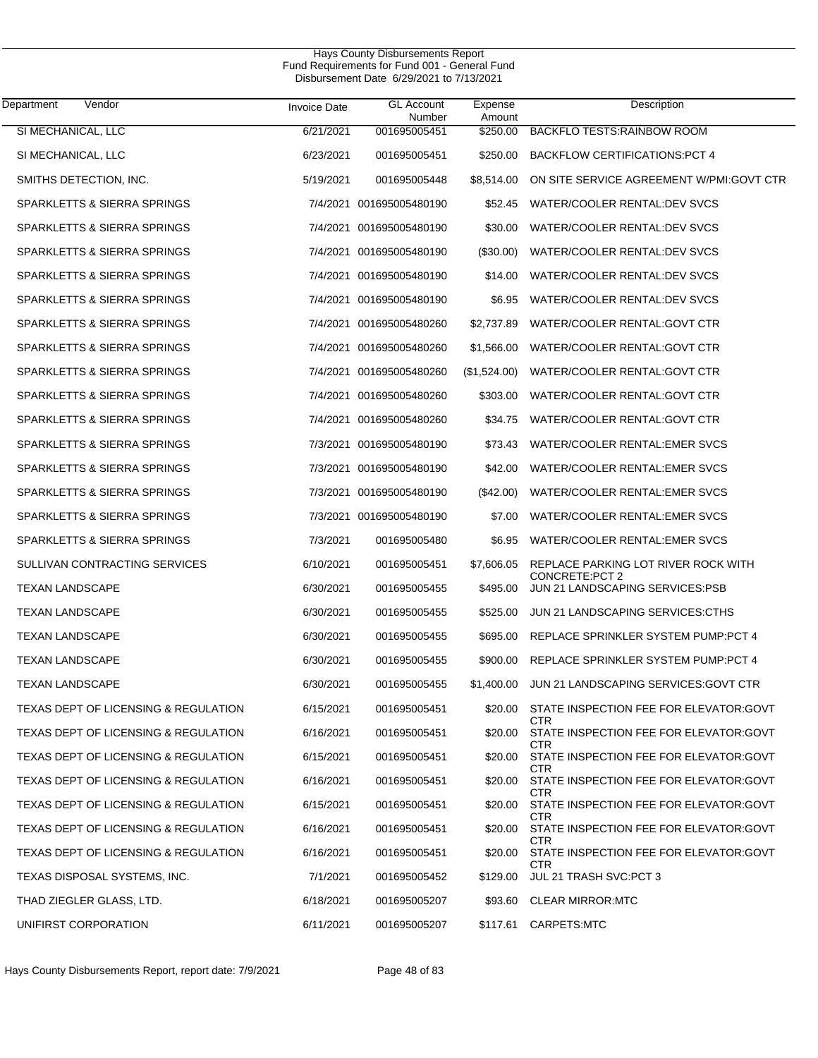Hays County Disbursements Report
Fund Requirements for Fund 001 - General Fund
Disbursement Date 6/29/2021 to 7/13/2021

| Department Vendor | Invoice Date | GL Account Number | Expense Amount | Description |
|---|---|---|---|---|
| SI MECHANICAL, LLC | 6/21/2021 | 001695005451 | $250.00 | BACKFLO TESTS:RAINBOW ROOM |
| SI MECHANICAL, LLC | 6/23/2021 | 001695005451 | $250.00 | BACKFLOW CERTIFICATIONS:PCT 4 |
| SMITHS DETECTION, INC. | 5/19/2021 | 001695005448 | $8,514.00 | ON SITE SERVICE AGREEMENT W/PMI:GOVT CTR |
| SPARKLETTS & SIERRA SPRINGS | 7/4/2021 | 001695005480190 | $52.45 | WATER/COOLER RENTAL:DEV SVCS |
| SPARKLETTS & SIERRA SPRINGS | 7/4/2021 | 001695005480190 | $30.00 | WATER/COOLER RENTAL:DEV SVCS |
| SPARKLETTS & SIERRA SPRINGS | 7/4/2021 | 001695005480190 | ($30.00) | WATER/COOLER RENTAL:DEV SVCS |
| SPARKLETTS & SIERRA SPRINGS | 7/4/2021 | 001695005480190 | $14.00 | WATER/COOLER RENTAL:DEV SVCS |
| SPARKLETTS & SIERRA SPRINGS | 7/4/2021 | 001695005480190 | $6.95 | WATER/COOLER RENTAL:DEV SVCS |
| SPARKLETTS & SIERRA SPRINGS | 7/4/2021 | 001695005480260 | $2,737.89 | WATER/COOLER RENTAL:GOVT CTR |
| SPARKLETTS & SIERRA SPRINGS | 7/4/2021 | 001695005480260 | $1,566.00 | WATER/COOLER RENTAL:GOVT CTR |
| SPARKLETTS & SIERRA SPRINGS | 7/4/2021 | 001695005480260 | ($1,524.00) | WATER/COOLER RENTAL:GOVT CTR |
| SPARKLETTS & SIERRA SPRINGS | 7/4/2021 | 001695005480260 | $303.00 | WATER/COOLER RENTAL:GOVT CTR |
| SPARKLETTS & SIERRA SPRINGS | 7/4/2021 | 001695005480260 | $34.75 | WATER/COOLER RENTAL:GOVT CTR |
| SPARKLETTS & SIERRA SPRINGS | 7/3/2021 | 001695005480190 | $73.43 | WATER/COOLER RENTAL:EMER SVCS |
| SPARKLETTS & SIERRA SPRINGS | 7/3/2021 | 001695005480190 | $42.00 | WATER/COOLER RENTAL:EMER SVCS |
| SPARKLETTS & SIERRA SPRINGS | 7/3/2021 | 001695005480190 | ($42.00) | WATER/COOLER RENTAL:EMER SVCS |
| SPARKLETTS & SIERRA SPRINGS | 7/3/2021 | 001695005480190 | $7.00 | WATER/COOLER RENTAL:EMER SVCS |
| SPARKLETTS & SIERRA SPRINGS | 7/3/2021 | 001695005480 | $6.95 | WATER/COOLER RENTAL:EMER SVCS |
| SULLIVAN CONTRACTING SERVICES | 6/10/2021 | 001695005451 | $7,606.05 | REPLACE PARKING LOT RIVER ROCK WITH CONCRETE:PCT 2 |
| TEXAN LANDSCAPE | 6/30/2021 | 001695005455 | $495.00 | JUN 21 LANDSCAPING SERVICES:PSB |
| TEXAN LANDSCAPE | 6/30/2021 | 001695005455 | $525.00 | JUN 21 LANDSCAPING SERVICES:CTHS |
| TEXAN LANDSCAPE | 6/30/2021 | 001695005455 | $695.00 | REPLACE SPRINKLER SYSTEM PUMP:PCT 4 |
| TEXAN LANDSCAPE | 6/30/2021 | 001695005455 | $900.00 | REPLACE SPRINKLER SYSTEM PUMP:PCT 4 |
| TEXAN LANDSCAPE | 6/30/2021 | 001695005455 | $1,400.00 | JUN 21 LANDSCAPING SERVICES:GOVT CTR |
| TEXAS DEPT OF LICENSING & REGULATION | 6/15/2021 | 001695005451 | $20.00 | STATE INSPECTION FEE FOR ELEVATOR:GOVT CTR |
| TEXAS DEPT OF LICENSING & REGULATION | 6/16/2021 | 001695005451 | $20.00 | STATE INSPECTION FEE FOR ELEVATOR:GOVT CTR |
| TEXAS DEPT OF LICENSING & REGULATION | 6/15/2021 | 001695005451 | $20.00 | STATE INSPECTION FEE FOR ELEVATOR:GOVT CTR |
| TEXAS DEPT OF LICENSING & REGULATION | 6/16/2021 | 001695005451 | $20.00 | STATE INSPECTION FEE FOR ELEVATOR:GOVT CTR |
| TEXAS DEPT OF LICENSING & REGULATION | 6/15/2021 | 001695005451 | $20.00 | STATE INSPECTION FEE FOR ELEVATOR:GOVT CTR |
| TEXAS DEPT OF LICENSING & REGULATION | 6/16/2021 | 001695005451 | $20.00 | STATE INSPECTION FEE FOR ELEVATOR:GOVT CTR |
| TEXAS DEPT OF LICENSING & REGULATION | 6/16/2021 | 001695005451 | $20.00 | STATE INSPECTION FEE FOR ELEVATOR:GOVT CTR |
| TEXAS DISPOSAL SYSTEMS, INC. | 7/1/2021 | 001695005452 | $129.00 | JUL 21 TRASH SVC:PCT 3 |
| THAD ZIEGLER GLASS, LTD. | 6/18/2021 | 001695005207 | $93.60 | CLEAR MIRROR:MTC |
| UNIFIRST CORPORATION | 6/11/2021 | 001695005207 | $117.61 | CARPETS:MTC |

Hays County Disbursements Report, report date: 7/9/2021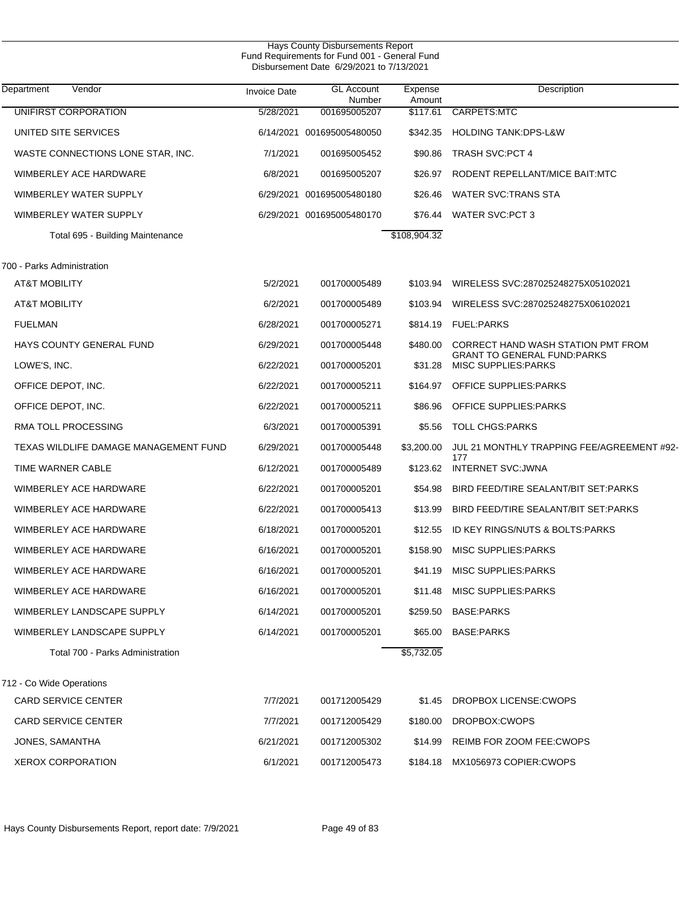Hays County Disbursements Report
Fund Requirements for Fund 001 - General Fund
Disbursement Date 6/29/2021 to 7/13/2021

| Department | Vendor | Invoice Date | GL Account Number | Expense Amount | Description |
|---|---|---|---|---|---|
| | UNIFIRST CORPORATION | 5/28/2021 | 001695005207 | $117.61 | CARPETS:MTC |
| | UNITED SITE SERVICES | 6/14/2021 | 001695005480050 | $342.35 | HOLDING TANK:DPS-L&W |
| | WASTE CONNECTIONS LONE STAR, INC. | 7/1/2021 | 001695005452 | $90.86 | TRASH SVC:PCT 4 |
| | WIMBERLEY ACE HARDWARE | 6/8/2021 | 001695005207 | $26.97 | RODENT REPELLANT/MICE BAIT:MTC |
| | WIMBERLEY WATER SUPPLY | 6/29/2021 | 001695005480180 | $26.46 | WATER SVC:TRANS STA |
| | WIMBERLEY WATER SUPPLY | 6/29/2021 | 001695005480170 | $76.44 | WATER SVC:PCT 3 |
| | Total 695 - Building Maintenance | | | $108,904.32 | |
| 700 - Parks Administration | | | | | |
| | AT&T MOBILITY | 5/2/2021 | 001700005489 | $103.94 | WIRELESS SVC:287025248275X05102021 |
| | AT&T MOBILITY | 6/2/2021 | 001700005489 | $103.94 | WIRELESS SVC:287025248275X06102021 |
| | FUELMAN | 6/28/2021 | 001700005271 | $814.19 | FUEL:PARKS |
| | HAYS COUNTY GENERAL FUND | 6/29/2021 | 001700005448 | $480.00 | CORRECT HAND WASH STATION PMT FROM GRANT TO GENERAL FUND:PARKS |
| | LOWE'S, INC. | 6/22/2021 | 001700005201 | $31.28 | MISC SUPPLIES:PARKS |
| | OFFICE DEPOT, INC. | 6/22/2021 | 001700005211 | $164.97 | OFFICE SUPPLIES:PARKS |
| | OFFICE DEPOT, INC. | 6/22/2021 | 001700005211 | $86.96 | OFFICE SUPPLIES:PARKS |
| | RMA TOLL PROCESSING | 6/3/2021 | 001700005391 | $5.56 | TOLL CHGS:PARKS |
| | TEXAS WILDLIFE DAMAGE MANAGEMENT FUND | 6/29/2021 | 001700005448 | $3,200.00 | JUL 21 MONTHLY TRAPPING FEE/AGREEMENT #92-177 |
| | TIME WARNER CABLE | 6/12/2021 | 001700005489 | $123.62 | INTERNET SVC:JWNA |
| | WIMBERLEY ACE HARDWARE | 6/22/2021 | 001700005201 | $54.98 | BIRD FEED/TIRE SEALANT/BIT SET:PARKS |
| | WIMBERLEY ACE HARDWARE | 6/22/2021 | 001700005413 | $13.99 | BIRD FEED/TIRE SEALANT/BIT SET:PARKS |
| | WIMBERLEY ACE HARDWARE | 6/18/2021 | 001700005201 | $12.55 | ID KEY RINGS/NUTS & BOLTS:PARKS |
| | WIMBERLEY ACE HARDWARE | 6/16/2021 | 001700005201 | $158.90 | MISC SUPPLIES:PARKS |
| | WIMBERLEY ACE HARDWARE | 6/16/2021 | 001700005201 | $41.19 | MISC SUPPLIES:PARKS |
| | WIMBERLEY ACE HARDWARE | 6/16/2021 | 001700005201 | $11.48 | MISC SUPPLIES:PARKS |
| | WIMBERLEY LANDSCAPE SUPPLY | 6/14/2021 | 001700005201 | $259.50 | BASE:PARKS |
| | WIMBERLEY LANDSCAPE SUPPLY | 6/14/2021 | 001700005201 | $65.00 | BASE:PARKS |
| | Total 700 - Parks Administration | | | $5,732.05 | |
| 712 - Co Wide Operations | | | | | |
| | CARD SERVICE CENTER | 7/7/2021 | 001712005429 | $1.45 | DROPBOX LICENSE:CWOPS |
| | CARD SERVICE CENTER | 7/7/2021 | 001712005429 | $180.00 | DROPBOX:CWOPS |
| | JONES, SAMANTHA | 6/21/2021 | 001712005302 | $14.99 | REIMB FOR ZOOM FEE:CWOPS |
| | XEROX CORPORATION | 6/1/2021 | 001712005473 | $184.18 | MX1056973 COPIER:CWOPS |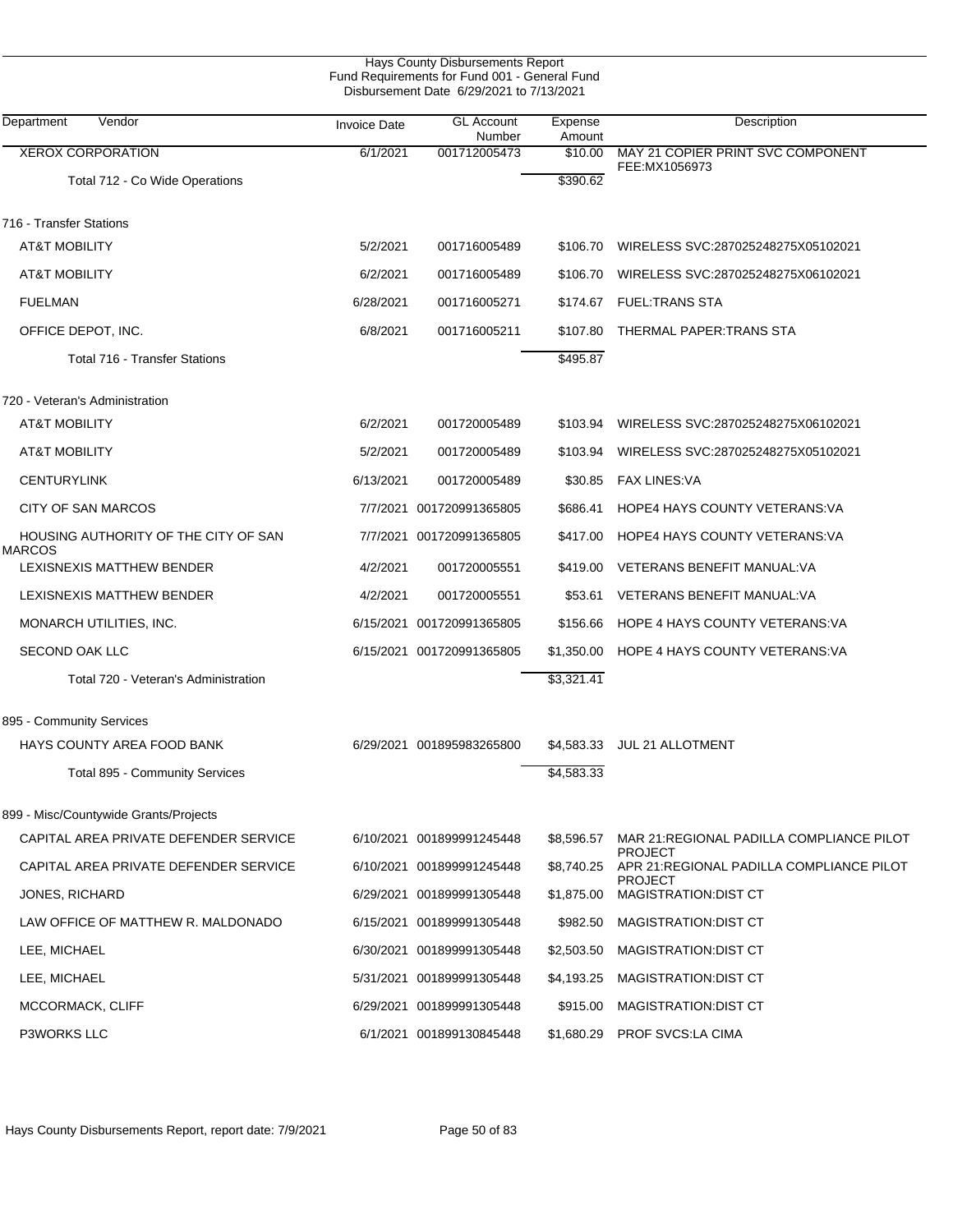Hays County Disbursements Report
Fund Requirements for Fund 001 - General Fund
Disbursement Date 6/29/2021 to 7/13/2021

| Department | Vendor | Invoice Date | GL Account Number | Expense Amount | Description |
|---|---|---|---|---|---|
| | XEROX CORPORATION | 6/1/2021 | 001712005473 | $10.00 | MAY 21 COPIER PRINT SVC COMPONENT FEE:MX1056973 |
| | Total 712 - Co Wide Operations | | | $390.62 | |
| 716 - Transfer Stations | | | | | |
| | AT&T MOBILITY | 5/2/2021 | 001716005489 | $106.70 | WIRELESS SVC:287025248275X05102021 |
| | AT&T MOBILITY | 6/2/2021 | 001716005489 | $106.70 | WIRELESS SVC:287025248275X06102021 |
| | FUELMAN | 6/28/2021 | 001716005271 | $174.67 | FUEL:TRANS STA |
| | OFFICE DEPOT, INC. | 6/8/2021 | 001716005211 | $107.80 | THERMAL PAPER:TRANS STA |
| | Total 716 - Transfer Stations | | | $495.87 | |
| 720 - Veteran's Administration | | | | | |
| | AT&T MOBILITY | 6/2/2021 | 001720005489 | $103.94 | WIRELESS SVC:287025248275X06102021 |
| | AT&T MOBILITY | 5/2/2021 | 001720005489 | $103.94 | WIRELESS SVC:287025248275X05102021 |
| | CENTURYLINK | 6/13/2021 | 001720005489 | $30.85 | FAX LINES:VA |
| | CITY OF SAN MARCOS | 7/7/2021 | 001720991365805 | $686.41 | HOPE4 HAYS COUNTY VETERANS:VA |
| | HOUSING AUTHORITY OF THE CITY OF SAN MARCOS | 7/7/2021 | 001720991365805 | $417.00 | HOPE4 HAYS COUNTY VETERANS:VA |
| | LEXISNEXIS MATTHEW BENDER | 4/2/2021 | 001720005551 | $419.00 | VETERANS BENEFIT MANUAL:VA |
| | LEXISNEXIS MATTHEW BENDER | 4/2/2021 | 001720005551 | $53.61 | VETERANS BENEFIT MANUAL:VA |
| | MONARCH UTILITIES, INC. | 6/15/2021 | 001720991365805 | $156.66 | HOPE 4 HAYS COUNTY VETERANS:VA |
| | SECOND OAK LLC | 6/15/2021 | 001720991365805 | $1,350.00 | HOPE 4 HAYS COUNTY VETERANS:VA |
| | Total 720 - Veteran's Administration | | | $3,321.41 | |
| 895 - Community Services | | | | | |
| | HAYS COUNTY AREA FOOD BANK | 6/29/2021 | 001895983265800 | $4,583.33 | JUL 21 ALLOTMENT |
| | Total 895 - Community Services | | | $4,583.33 | |
| 899 - Misc/Countywide Grants/Projects | | | | | |
| | CAPITAL AREA PRIVATE DEFENDER SERVICE | 6/10/2021 | 001899991245448 | $8,596.57 | MAR 21:REGIONAL PADILLA COMPLIANCE PILOT PROJECT |
| | CAPITAL AREA PRIVATE DEFENDER SERVICE | 6/10/2021 | 001899991245448 | $8,740.25 | APR 21:REGIONAL PADILLA COMPLIANCE PILOT PROJECT |
| | JONES, RICHARD | 6/29/2021 | 001899991305448 | $1,875.00 | MAGISTRATION:DIST CT |
| | LAW OFFICE OF MATTHEW R. MALDONADO | 6/15/2021 | 001899991305448 | $982.50 | MAGISTRATION:DIST CT |
| | LEE, MICHAEL | 6/30/2021 | 001899991305448 | $2,503.50 | MAGISTRATION:DIST CT |
| | LEE, MICHAEL | 5/31/2021 | 001899991305448 | $4,193.25 | MAGISTRATION:DIST CT |
| | MCCORMACK, CLIFF | 6/29/2021 | 001899991305448 | $915.00 | MAGISTRATION:DIST CT |
| | P3WORKS LLC | 6/1/2021 | 001899130845448 | $1,680.29 | PROF SVCS:LA CIMA |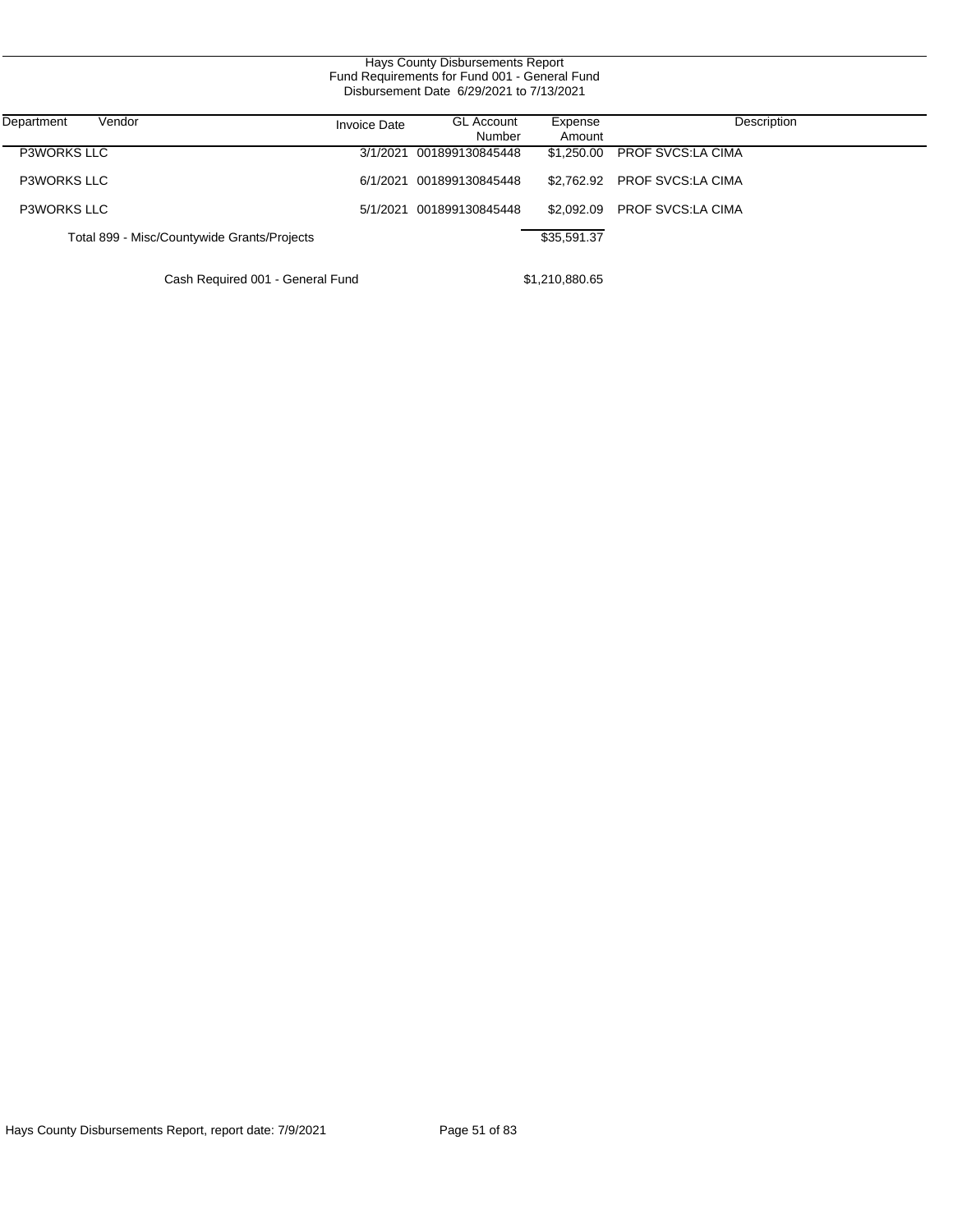Hays County Disbursements Report
Fund Requirements for Fund 001 - General Fund
Disbursement Date 6/29/2021 to 7/13/2021

| Department | Vendor | Invoice Date | GL Account Number | Expense Amount | Description |
|---|---|---|---|---|---|
| P3WORKS LLC | | 3/1/2021 | 001899130845448 | $1,250.00 | PROF SVCS:LA CIMA |
| P3WORKS LLC | | 6/1/2021 | 001899130845448 | $2,762.92 | PROF SVCS:LA CIMA |
| P3WORKS LLC | | 5/1/2021 | 001899130845448 | $2,092.09 | PROF SVCS:LA CIMA |
| Total 899 - Misc/Countywide Grants/Projects | | | | $35,591.37 | |
| Cash Required 001 - General Fund | | | | $1,210,880.65 | |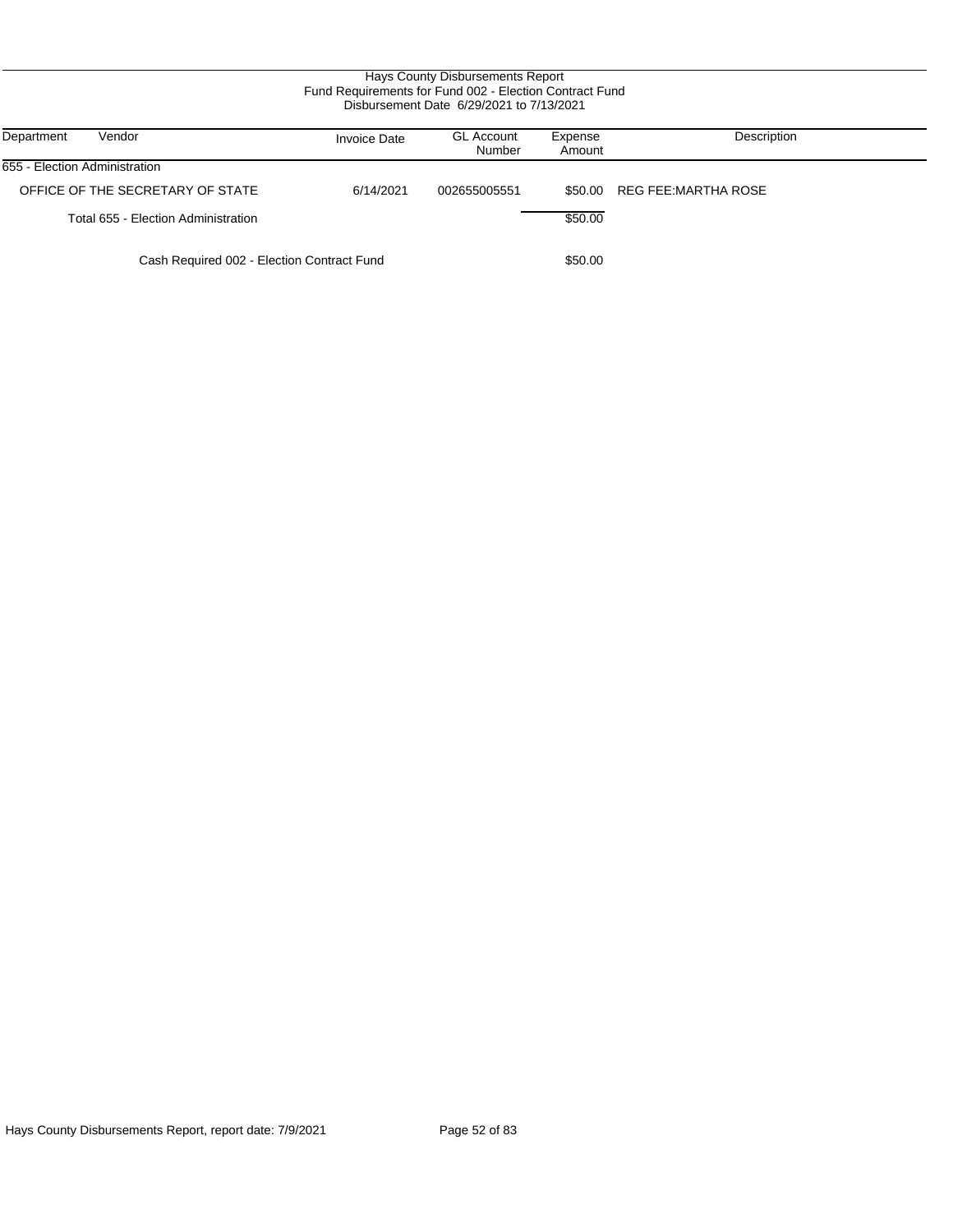Hays County Disbursements Report
Fund Requirements for Fund 002 - Election Contract Fund
Disbursement Date 6/29/2021 to 7/13/2021

| Department | Vendor | Invoice Date | GL Account Number | Expense Amount | Description |
|---|---|---|---|---|---|
| 655 - Election Administration | | | | | |
| | OFFICE OF THE SECRETARY OF STATE | 6/14/2021 | 002655005551 | $50.00 | REG FEE:MARTHA ROSE |
| | Total 655 - Election Administration | | | $50.00 | |
| | Cash Required 002 - Election Contract Fund | | | $50.00 | |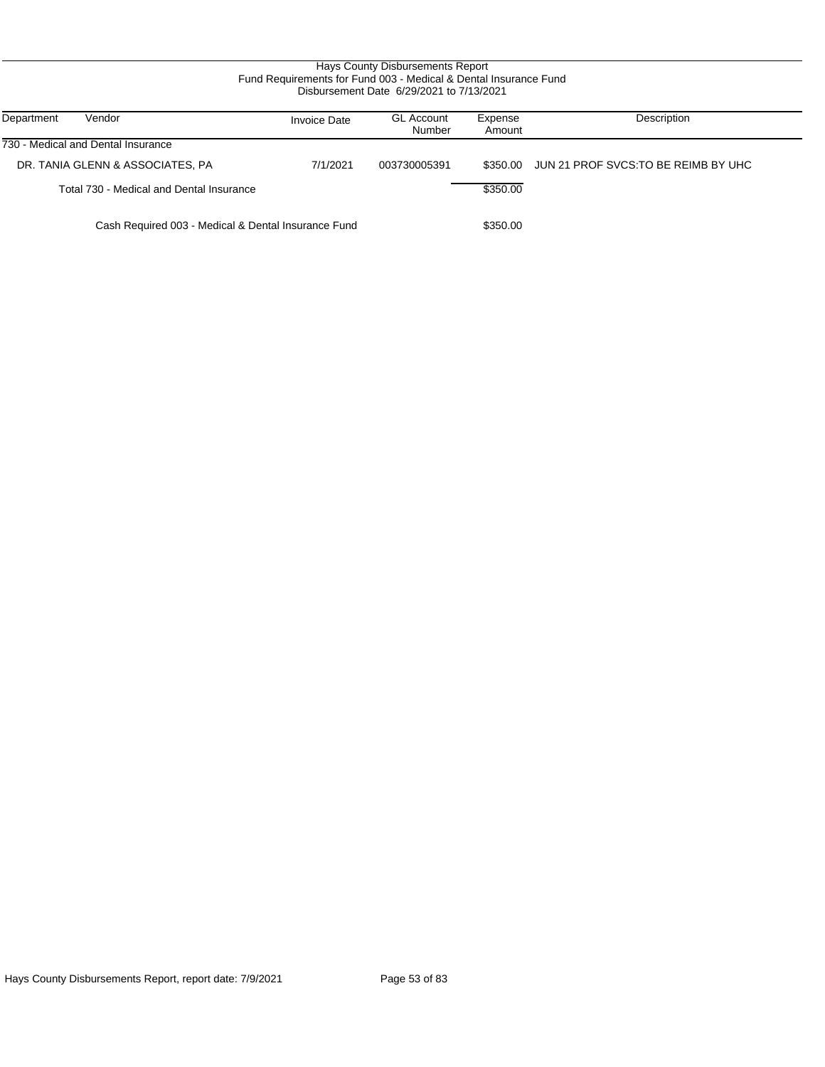Hays County Disbursements Report
Fund Requirements for Fund 003 - Medical & Dental Insurance Fund
Disbursement Date 6/29/2021 to 7/13/2021

| Department | Vendor | Invoice Date | GL Account Number | Expense Amount | Description |
|---|---|---|---|---|---|
| 730 - Medical and Dental Insurance | | | | | |
| | DR. TANIA GLENN & ASSOCIATES, PA | 7/1/2021 | 003730005391 | $350.00 | JUN 21 PROF SVCS:TO BE REIMB BY UHC |
| | Total 730 - Medical and Dental Insurance | | | $350.00 | |
| | Cash Required 003 - Medical & Dental Insurance Fund | | | $350.00 | |

Hays County Disbursements Report, report date: 7/9/2021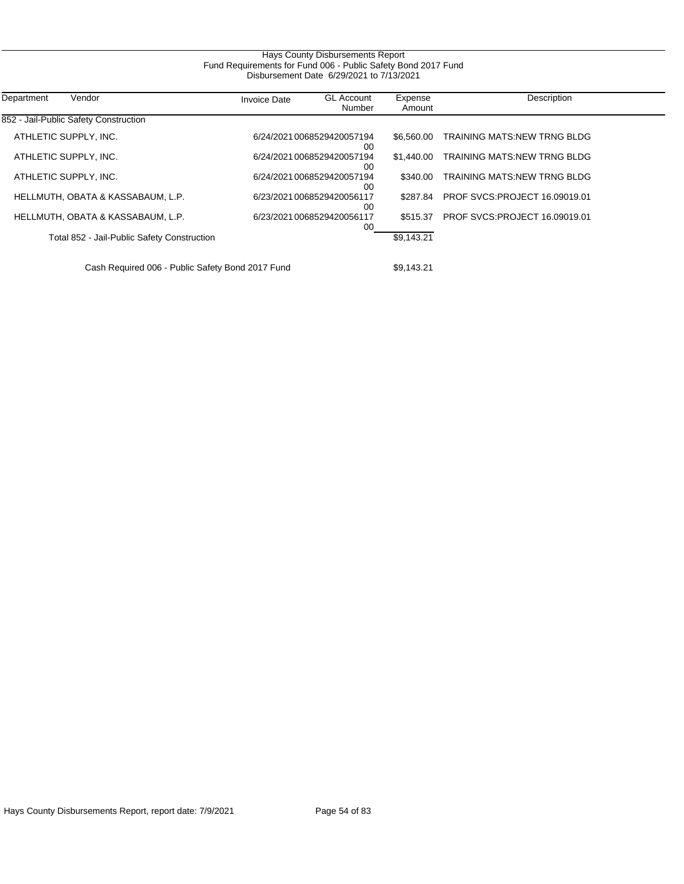Hays County Disbursements Report
Fund Requirements for Fund 006 - Public Safety Bond 2017 Fund
Disbursement Date 6/29/2021 to 7/13/2021

| Department | Vendor | Invoice Date | GL Account Number | Expense Amount | Description |
|---|---|---|---|---|---|
| 852 - Jail-Public Safety Construction | | | | | |
| | ATHLETIC SUPPLY, INC. | 6/24/2021 | 006852942005719400 | $6,560.00 | TRAINING MATS:NEW TRNG BLDG |
| | ATHLETIC SUPPLY, INC. | 6/24/2021 | 006852942005719400 | $1,440.00 | TRAINING MATS:NEW TRNG BLDG |
| | ATHLETIC SUPPLY, INC. | 6/24/2021 | 006852942005719400 | $340.00 | TRAINING MATS:NEW TRNG BLDG |
| | HELLMUTH, OBATA & KASSABAUM, L.P. | 6/23/2021 | 006852942005611700 | $287.84 | PROF SVCS:PROJECT 16.09019.01 |
| | HELLMUTH, OBATA & KASSABAUM, L.P. | 6/23/2021 | 006852942005611700 | $515.37 | PROF SVCS:PROJECT 16.09019.01 |
| | Total 852 - Jail-Public Safety Construction | | | $9,143.21 | |
| | Cash Required 006 - Public Safety Bond 2017 Fund | | | $9,143.21 | |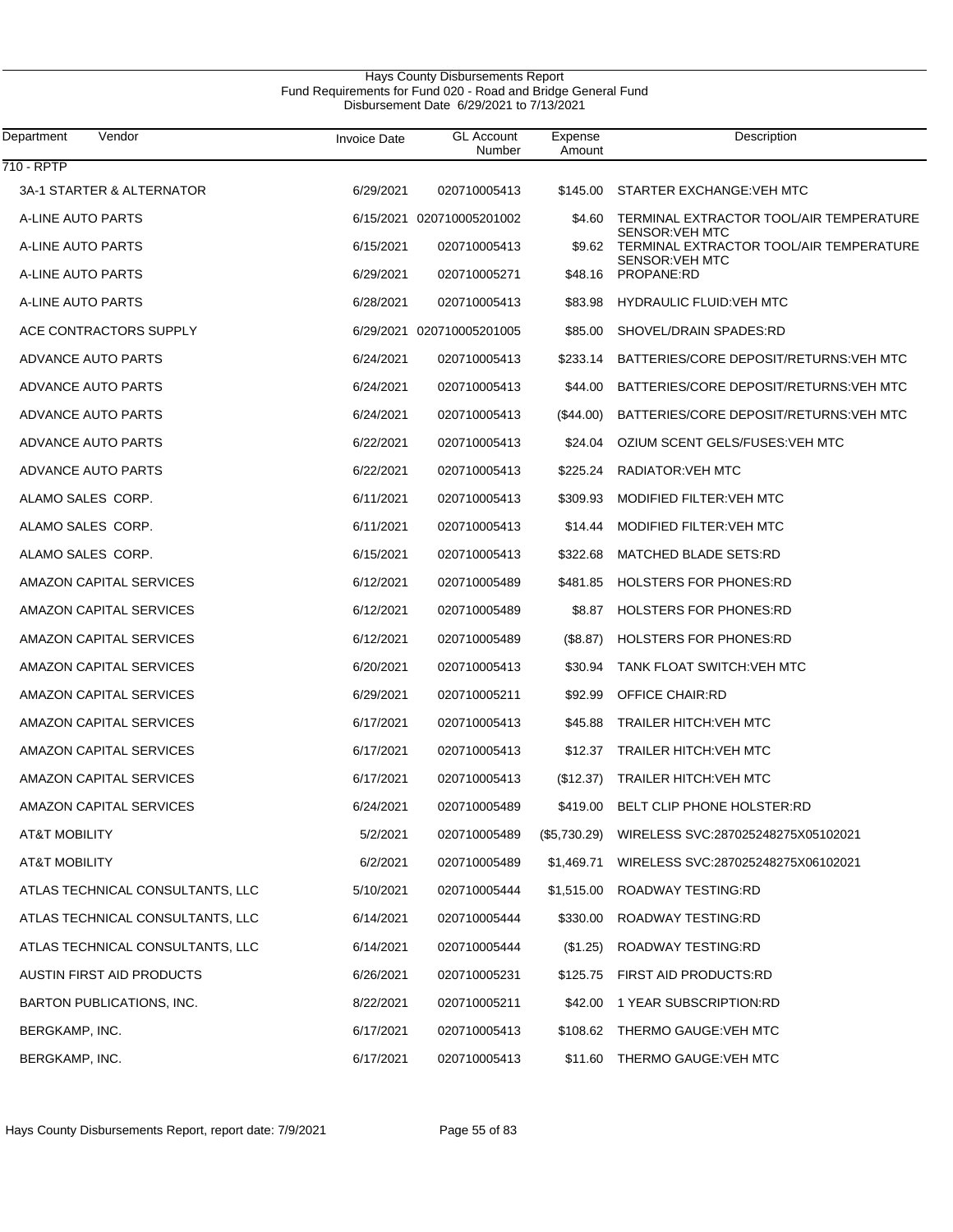Hays County Disbursements Report
Fund Requirements for Fund 020 - Road and Bridge General Fund
Disbursement Date 6/29/2021 to 7/13/2021

| Department | Vendor | Invoice Date | GL Account Number | Expense Amount | Description |
|---|---|---|---|---|---|
| 710 - RPTP | | | | | |
| | 3A-1 STARTER & ALTERNATOR | 6/29/2021 | 020710005413 | $145.00 | STARTER EXCHANGE:VEH MTC |
| | A-LINE AUTO PARTS | 6/15/2021 | 020710005201002 | $4.60 | TERMINAL EXTRACTOR TOOL/AIR TEMPERATURE SENSOR:VEH MTC |
| | A-LINE AUTO PARTS | 6/15/2021 | 020710005413 | $9.62 | TERMINAL EXTRACTOR TOOL/AIR TEMPERATURE SENSOR:VEH MTC |
| | A-LINE AUTO PARTS | 6/29/2021 | 020710005271 | $48.16 | PROPANE:RD |
| | A-LINE AUTO PARTS | 6/28/2021 | 020710005413 | $83.98 | HYDRAULIC FLUID:VEH MTC |
| | ACE CONTRACTORS SUPPLY | 6/29/2021 | 020710005201005 | $85.00 | SHOVEL/DRAIN SPADES:RD |
| | ADVANCE AUTO PARTS | 6/24/2021 | 020710005413 | $233.14 | BATTERIES/CORE DEPOSIT/RETURNS:VEH MTC |
| | ADVANCE AUTO PARTS | 6/24/2021 | 020710005413 | $44.00 | BATTERIES/CORE DEPOSIT/RETURNS:VEH MTC |
| | ADVANCE AUTO PARTS | 6/24/2021 | 020710005413 | ($44.00) | BATTERIES/CORE DEPOSIT/RETURNS:VEH MTC |
| | ADVANCE AUTO PARTS | 6/22/2021 | 020710005413 | $24.04 | OZIUM SCENT GELS/FUSES:VEH MTC |
| | ADVANCE AUTO PARTS | 6/22/2021 | 020710005413 | $225.24 | RADIATOR:VEH MTC |
| | ALAMO SALES CORP. | 6/11/2021 | 020710005413 | $309.93 | MODIFIED FILTER:VEH MTC |
| | ALAMO SALES CORP. | 6/11/2021 | 020710005413 | $14.44 | MODIFIED FILTER:VEH MTC |
| | ALAMO SALES CORP. | 6/15/2021 | 020710005413 | $322.68 | MATCHED BLADE SETS:RD |
| | AMAZON CAPITAL SERVICES | 6/12/2021 | 020710005489 | $481.85 | HOLSTERS FOR PHONES:RD |
| | AMAZON CAPITAL SERVICES | 6/12/2021 | 020710005489 | $8.87 | HOLSTERS FOR PHONES:RD |
| | AMAZON CAPITAL SERVICES | 6/12/2021 | 020710005489 | ($8.87) | HOLSTERS FOR PHONES:RD |
| | AMAZON CAPITAL SERVICES | 6/20/2021 | 020710005413 | $30.94 | TANK FLOAT SWITCH:VEH MTC |
| | AMAZON CAPITAL SERVICES | 6/29/2021 | 020710005211 | $92.99 | OFFICE CHAIR:RD |
| | AMAZON CAPITAL SERVICES | 6/17/2021 | 020710005413 | $45.88 | TRAILER HITCH:VEH MTC |
| | AMAZON CAPITAL SERVICES | 6/17/2021 | 020710005413 | $12.37 | TRAILER HITCH:VEH MTC |
| | AMAZON CAPITAL SERVICES | 6/17/2021 | 020710005413 | ($12.37) | TRAILER HITCH:VEH MTC |
| | AMAZON CAPITAL SERVICES | 6/24/2021 | 020710005489 | $419.00 | BELT CLIP PHONE HOLSTER:RD |
| | AT&T MOBILITY | 5/2/2021 | 020710005489 | ($5,730.29) | WIRELESS SVC:287025248275X05102021 |
| | AT&T MOBILITY | 6/2/2021 | 020710005489 | $1,469.71 | WIRELESS SVC:287025248275X06102021 |
| | ATLAS TECHNICAL CONSULTANTS, LLC | 5/10/2021 | 020710005444 | $1,515.00 | ROADWAY TESTING:RD |
| | ATLAS TECHNICAL CONSULTANTS, LLC | 6/14/2021 | 020710005444 | $330.00 | ROADWAY TESTING:RD |
| | ATLAS TECHNICAL CONSULTANTS, LLC | 6/14/2021 | 020710005444 | ($1.25) | ROADWAY TESTING:RD |
| | AUSTIN FIRST AID PRODUCTS | 6/26/2021 | 020710005231 | $125.75 | FIRST AID PRODUCTS:RD |
| | BARTON PUBLICATIONS, INC. | 8/22/2021 | 020710005211 | $42.00 | 1 YEAR SUBSCRIPTION:RD |
| | BERGKAMP, INC. | 6/17/2021 | 020710005413 | $108.62 | THERMO GAUGE:VEH MTC |
| | BERGKAMP, INC. | 6/17/2021 | 020710005413 | $11.60 | THERMO GAUGE:VEH MTC |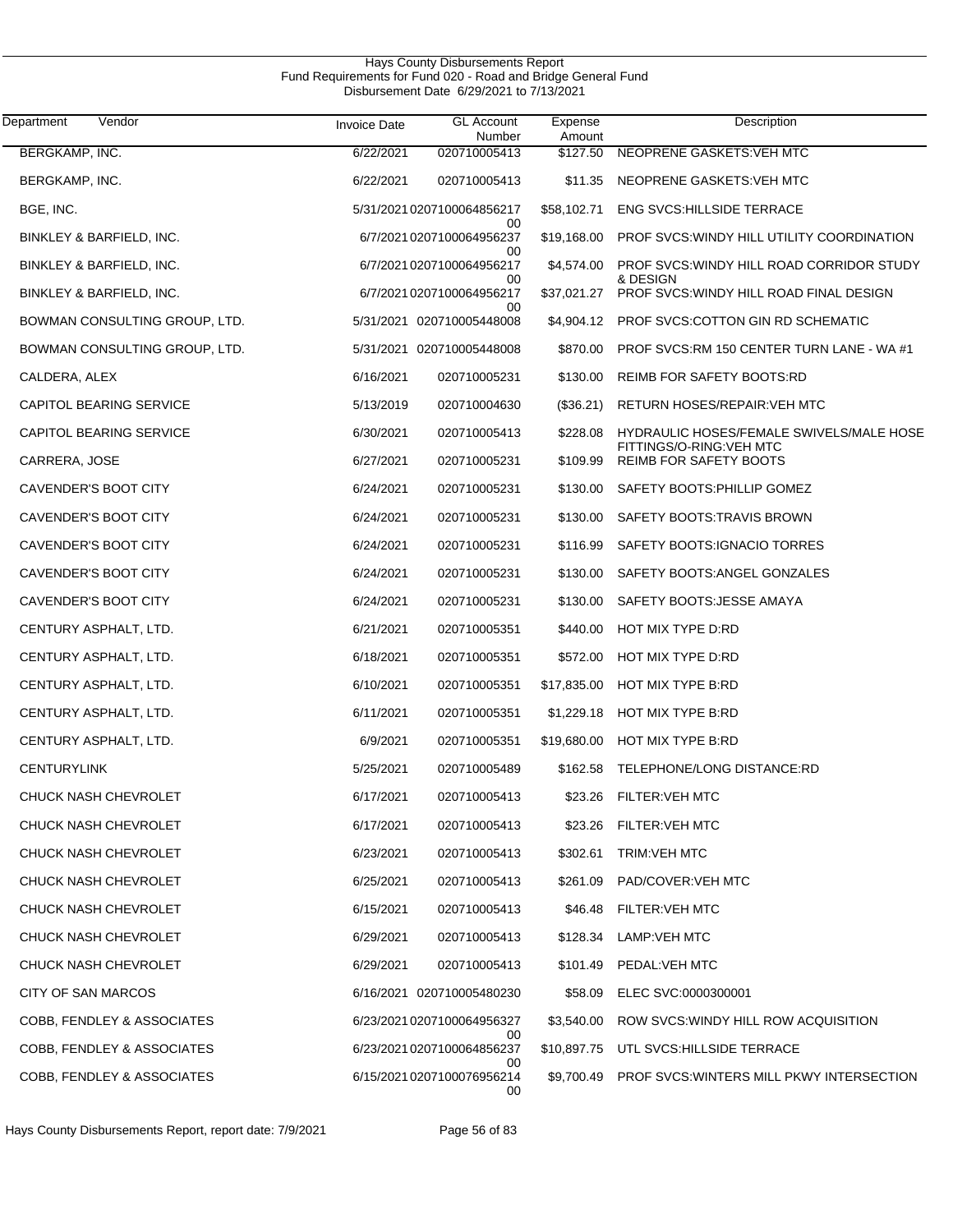# Hays County Disbursements Report
## Fund Requirements for Fund 020 - Road and Bridge General Fund
### Disbursement Date 6/29/2021 to 7/13/2021

| Department Vendor | Invoice Date | GL Account Number | Expense Amount | Description |
|---|---|---|---|---|
| BERGKAMP, INC. | 6/22/2021 | 020710005413 | $127.50 | NEOPRENE GASKETS:VEH MTC |
| BERGKAMP, INC. | 6/22/2021 | 020710005413 | $11.35 | NEOPRENE GASKETS:VEH MTC |
| BGE, INC. | 5/31/2021 | 020710006485621700 | $58,102.71 | ENG SVCS:HILLSIDE TERRACE |
| BINKLEY & BARFIELD, INC. | 6/7/2021 | 020710006495623700 | $19,168.00 | PROF SVCS:WINDY HILL UTILITY COORDINATION |
| BINKLEY & BARFIELD, INC. | 6/7/2021 | 020710006495621700 | $4,574.00 | PROF SVCS:WINDY HILL ROAD CORRIDOR STUDY & DESIGN |
| BINKLEY & BARFIELD, INC. | 6/7/2021 | 020710006495621700 | $37,021.27 | PROF SVCS:WINDY HILL ROAD FINAL DESIGN |
| BOWMAN CONSULTING GROUP, LTD. | 5/31/2021 | 020710005448008 | $4,904.12 | PROF SVCS:COTTON GIN RD SCHEMATIC |
| BOWMAN CONSULTING GROUP, LTD. | 5/31/2021 | 020710005448008 | $870.00 | PROF SVCS:RM 150 CENTER TURN LANE - WA #1 |
| CALDERA, ALEX | 6/16/2021 | 020710005231 | $130.00 | REIMB FOR SAFETY BOOTS:RD |
| CAPITOL BEARING SERVICE | 5/13/2019 | 020710004630 | ($36.21) | RETURN HOSES/REPAIR:VEH MTC |
| CAPITOL BEARING SERVICE | 6/30/2021 | 020710005413 | $228.08 | HYDRAULIC HOSES/FEMALE SWIVELS/MALE HOSE FITTINGS/O-RING:VEH MTC |
| CARRERA, JOSE | 6/27/2021 | 020710005231 | $109.99 | REIMB FOR SAFETY BOOTS |
| CAVENDER'S BOOT CITY | 6/24/2021 | 020710005231 | $130.00 | SAFETY BOOTS:PHILLIP GOMEZ |
| CAVENDER'S BOOT CITY | 6/24/2021 | 020710005231 | $130.00 | SAFETY BOOTS:TRAVIS BROWN |
| CAVENDER'S BOOT CITY | 6/24/2021 | 020710005231 | $116.99 | SAFETY BOOTS:IGNACIO TORRES |
| CAVENDER'S BOOT CITY | 6/24/2021 | 020710005231 | $130.00 | SAFETY BOOTS:ANGEL GONZALES |
| CAVENDER'S BOOT CITY | 6/24/2021 | 020710005231 | $130.00 | SAFETY BOOTS:JESSE AMAYA |
| CENTURY ASPHALT, LTD. | 6/21/2021 | 020710005351 | $440.00 | HOT MIX TYPE D:RD |
| CENTURY ASPHALT, LTD. | 6/18/2021 | 020710005351 | $572.00 | HOT MIX TYPE D:RD |
| CENTURY ASPHALT, LTD. | 6/10/2021 | 020710005351 | $17,835.00 | HOT MIX TYPE B:RD |
| CENTURY ASPHALT, LTD. | 6/11/2021 | 020710005351 | $1,229.18 | HOT MIX TYPE B:RD |
| CENTURY ASPHALT, LTD. | 6/9/2021 | 020710005351 | $19,680.00 | HOT MIX TYPE B:RD |
| CENTURYLINK | 5/25/2021 | 020710005489 | $162.58 | TELEPHONE/LONG DISTANCE:RD |
| CHUCK NASH CHEVROLET | 6/17/2021 | 020710005413 | $23.26 | FILTER:VEH MTC |
| CHUCK NASH CHEVROLET | 6/17/2021 | 020710005413 | $23.26 | FILTER:VEH MTC |
| CHUCK NASH CHEVROLET | 6/23/2021 | 020710005413 | $302.61 | TRIM:VEH MTC |
| CHUCK NASH CHEVROLET | 6/25/2021 | 020710005413 | $261.09 | PAD/COVER:VEH MTC |
| CHUCK NASH CHEVROLET | 6/15/2021 | 020710005413 | $46.48 | FILTER:VEH MTC |
| CHUCK NASH CHEVROLET | 6/29/2021 | 020710005413 | $128.34 | LAMP:VEH MTC |
| CHUCK NASH CHEVROLET | 6/29/2021 | 020710005413 | $101.49 | PEDAL:VEH MTC |
| CITY OF SAN MARCOS | 6/16/2021 | 020710005480230 | $58.09 | ELEC SVC:0000300001 |
| COBB, FENDLEY & ASSOCIATES | 6/23/2021 | 020710006495632700 | $3,540.00 | ROW SVCS:WINDY HILL ROW ACQUISITION |
| COBB, FENDLEY & ASSOCIATES | 6/23/2021 | 020710006485623700 | $10,897.75 | UTL SVCS:HILLSIDE TERRACE |
| COBB, FENDLEY & ASSOCIATES | 6/15/2021 | 020710007695621400 | $9,700.49 | PROF SVCS:WINTERS MILL PKWY INTERSECTION |

Hays County Disbursements Report, report date: 7/9/2021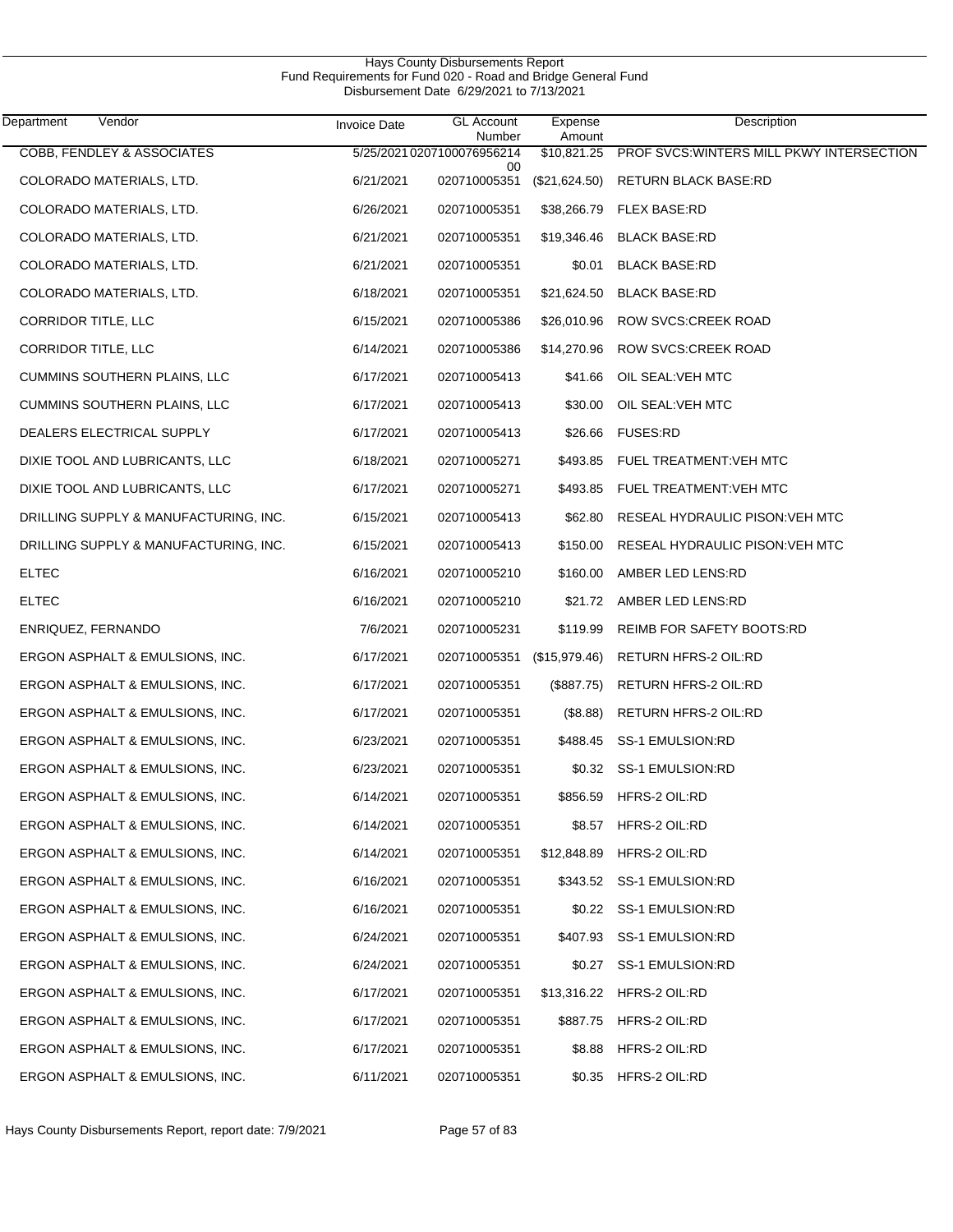# Hays County Disbursements Report
## Fund Requirements for Fund 020 - Road and Bridge General Fund
### Disbursement Date 6/29/2021 to 7/13/2021

| Department Vendor | Invoice Date | GL Account Number | Expense Amount | Description |
|---|---|---|---|---|
| COBB, FENDLEY & ASSOCIATES | 5/25/2021 | 020710007695621400 | $10,821.25 | PROF SVCS:WINTERS MILL PKWY INTERSECTION |
| COLORADO MATERIALS, LTD. | 6/21/2021 | 020710005351 | ($21,624.50) | RETURN BLACK BASE:RD |
| COLORADO MATERIALS, LTD. | 6/26/2021 | 020710005351 | $38,266.79 | FLEX BASE:RD |
| COLORADO MATERIALS, LTD. | 6/21/2021 | 020710005351 | $19,346.46 | BLACK BASE:RD |
| COLORADO MATERIALS, LTD. | 6/21/2021 | 020710005351 | $0.01 | BLACK BASE:RD |
| COLORADO MATERIALS, LTD. | 6/18/2021 | 020710005351 | $21,624.50 | BLACK BASE:RD |
| CORRIDOR TITLE, LLC | 6/15/2021 | 020710005386 | $26,010.96 | ROW SVCS:CREEK ROAD |
| CORRIDOR TITLE, LLC | 6/14/2021 | 020710005386 | $14,270.96 | ROW SVCS:CREEK ROAD |
| CUMMINS SOUTHERN PLAINS, LLC | 6/17/2021 | 020710005413 | $41.66 | OIL SEAL:VEH MTC |
| CUMMINS SOUTHERN PLAINS, LLC | 6/17/2021 | 020710005413 | $30.00 | OIL SEAL:VEH MTC |
| DEALERS ELECTRICAL SUPPLY | 6/17/2021 | 020710005413 | $26.66 | FUSES:RD |
| DIXIE TOOL AND LUBRICANTS, LLC | 6/18/2021 | 020710005271 | $493.85 | FUEL TREATMENT:VEH MTC |
| DIXIE TOOL AND LUBRICANTS, LLC | 6/17/2021 | 020710005271 | $493.85 | FUEL TREATMENT:VEH MTC |
| DRILLING SUPPLY & MANUFACTURING, INC. | 6/15/2021 | 020710005413 | $62.80 | RESEAL HYDRAULIC PISON:VEH MTC |
| DRILLING SUPPLY & MANUFACTURING, INC. | 6/15/2021 | 020710005413 | $150.00 | RESEAL HYDRAULIC PISON:VEH MTC |
| ELTEC | 6/16/2021 | 020710005210 | $160.00 | AMBER LED LENS:RD |
| ELTEC | 6/16/2021 | 020710005210 | $21.72 | AMBER LED LENS:RD |
| ENRIQUEZ, FERNANDO | 7/6/2021 | 020710005231 | $119.99 | REIMB FOR SAFETY BOOTS:RD |
| ERGON ASPHALT & EMULSIONS, INC. | 6/17/2021 | 020710005351 | ($15,979.46) | RETURN HFRS-2 OIL:RD |
| ERGON ASPHALT & EMULSIONS, INC. | 6/17/2021 | 020710005351 | ($887.75) | RETURN HFRS-2 OIL:RD |
| ERGON ASPHALT & EMULSIONS, INC. | 6/17/2021 | 020710005351 | ($8.88) | RETURN HFRS-2 OIL:RD |
| ERGON ASPHALT & EMULSIONS, INC. | 6/23/2021 | 020710005351 | $488.45 | SS-1 EMULSION:RD |
| ERGON ASPHALT & EMULSIONS, INC. | 6/23/2021 | 020710005351 | $0.32 | SS-1 EMULSION:RD |
| ERGON ASPHALT & EMULSIONS, INC. | 6/14/2021 | 020710005351 | $856.59 | HFRS-2 OIL:RD |
| ERGON ASPHALT & EMULSIONS, INC. | 6/14/2021 | 020710005351 | $8.57 | HFRS-2 OIL:RD |
| ERGON ASPHALT & EMULSIONS, INC. | 6/14/2021 | 020710005351 | $12,848.89 | HFRS-2 OIL:RD |
| ERGON ASPHALT & EMULSIONS, INC. | 6/16/2021 | 020710005351 | $343.52 | SS-1 EMULSION:RD |
| ERGON ASPHALT & EMULSIONS, INC. | 6/16/2021 | 020710005351 | $0.22 | SS-1 EMULSION:RD |
| ERGON ASPHALT & EMULSIONS, INC. | 6/24/2021 | 020710005351 | $407.93 | SS-1 EMULSION:RD |
| ERGON ASPHALT & EMULSIONS, INC. | 6/24/2021 | 020710005351 | $0.27 | SS-1 EMULSION:RD |
| ERGON ASPHALT & EMULSIONS, INC. | 6/17/2021 | 020710005351 | $13,316.22 | HFRS-2 OIL:RD |
| ERGON ASPHALT & EMULSIONS, INC. | 6/17/2021 | 020710005351 | $887.75 | HFRS-2 OIL:RD |
| ERGON ASPHALT & EMULSIONS, INC. | 6/17/2021 | 020710005351 | $8.88 | HFRS-2 OIL:RD |
| ERGON ASPHALT & EMULSIONS, INC. | 6/11/2021 | 020710005351 | $0.35 | HFRS-2 OIL:RD |

Hays County Disbursements Report, report date: 7/9/2021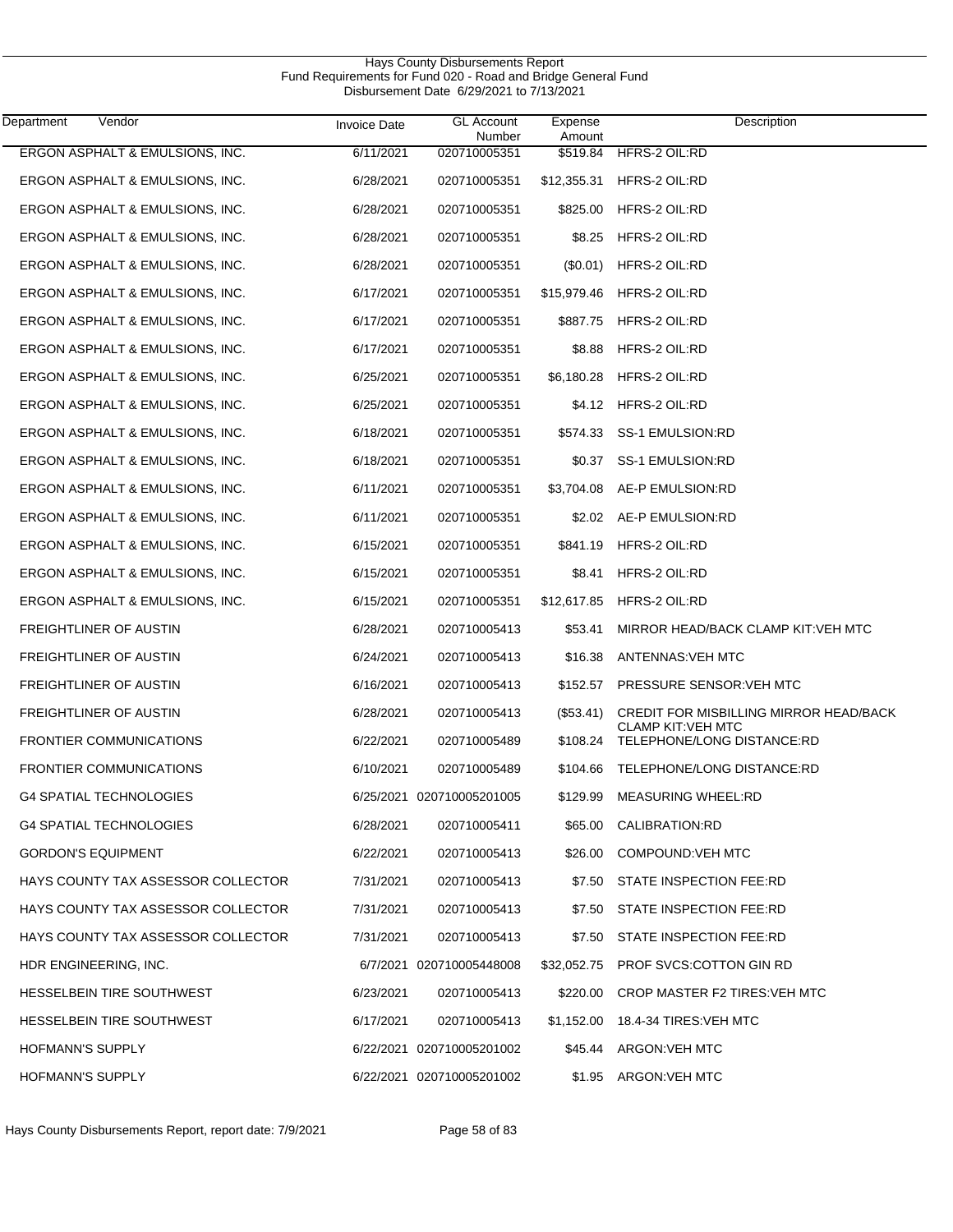Hays County Disbursements Report
Fund Requirements for Fund 020 - Road and Bridge General Fund
Disbursement Date 6/29/2021 to 7/13/2021

| Department | Vendor | Invoice Date | GL Account Number | Expense Amount | Description |
|---|---|---|---|---|---|
| | ERGON ASPHALT & EMULSIONS, INC. | 6/11/2021 | 020710005351 | $519.84 | HFRS-2 OIL:RD |
| | ERGON ASPHALT & EMULSIONS, INC. | 6/28/2021 | 020710005351 | $12,355.31 | HFRS-2 OIL:RD |
| | ERGON ASPHALT & EMULSIONS, INC. | 6/28/2021 | 020710005351 | $825.00 | HFRS-2 OIL:RD |
| | ERGON ASPHALT & EMULSIONS, INC. | 6/28/2021 | 020710005351 | $8.25 | HFRS-2 OIL:RD |
| | ERGON ASPHALT & EMULSIONS, INC. | 6/28/2021 | 020710005351 | ($0.01) | HFRS-2 OIL:RD |
| | ERGON ASPHALT & EMULSIONS, INC. | 6/17/2021 | 020710005351 | $15,979.46 | HFRS-2 OIL:RD |
| | ERGON ASPHALT & EMULSIONS, INC. | 6/17/2021 | 020710005351 | $887.75 | HFRS-2 OIL:RD |
| | ERGON ASPHALT & EMULSIONS, INC. | 6/17/2021 | 020710005351 | $8.88 | HFRS-2 OIL:RD |
| | ERGON ASPHALT & EMULSIONS, INC. | 6/25/2021 | 020710005351 | $6,180.28 | HFRS-2 OIL:RD |
| | ERGON ASPHALT & EMULSIONS, INC. | 6/25/2021 | 020710005351 | $4.12 | HFRS-2 OIL:RD |
| | ERGON ASPHALT & EMULSIONS, INC. | 6/18/2021 | 020710005351 | $574.33 | SS-1 EMULSION:RD |
| | ERGON ASPHALT & EMULSIONS, INC. | 6/18/2021 | 020710005351 | $0.37 | SS-1 EMULSION:RD |
| | ERGON ASPHALT & EMULSIONS, INC. | 6/11/2021 | 020710005351 | $3,704.08 | AE-P EMULSION:RD |
| | ERGON ASPHALT & EMULSIONS, INC. | 6/11/2021 | 020710005351 | $2.02 | AE-P EMULSION:RD |
| | ERGON ASPHALT & EMULSIONS, INC. | 6/15/2021 | 020710005351 | $841.19 | HFRS-2 OIL:RD |
| | ERGON ASPHALT & EMULSIONS, INC. | 6/15/2021 | 020710005351 | $8.41 | HFRS-2 OIL:RD |
| | ERGON ASPHALT & EMULSIONS, INC. | 6/15/2021 | 020710005351 | $12,617.85 | HFRS-2 OIL:RD |
| | FREIGHTLINER OF AUSTIN | 6/28/2021 | 020710005413 | $53.41 | MIRROR HEAD/BACK CLAMP KIT:VEH MTC |
| | FREIGHTLINER OF AUSTIN | 6/24/2021 | 020710005413 | $16.38 | ANTENNAS:VEH MTC |
| | FREIGHTLINER OF AUSTIN | 6/16/2021 | 020710005413 | $152.57 | PRESSURE SENSOR:VEH MTC |
| | FREIGHTLINER OF AUSTIN | 6/28/2021 | 020710005413 | ($53.41) | CREDIT FOR MISBILLING MIRROR HEAD/BACK CLAMP KIT:VEH MTC |
| | FRONTIER COMMUNICATIONS | 6/22/2021 | 020710005489 | $108.24 | TELEPHONE/LONG DISTANCE:RD |
| | FRONTIER COMMUNICATIONS | 6/10/2021 | 020710005489 | $104.66 | TELEPHONE/LONG DISTANCE:RD |
| | G4 SPATIAL TECHNOLOGIES | 6/25/2021 | 020710005201005 | $129.99 | MEASURING WHEEL:RD |
| | G4 SPATIAL TECHNOLOGIES | 6/28/2021 | 020710005411 | $65.00 | CALIBRATION:RD |
| | GORDON'S EQUIPMENT | 6/22/2021 | 020710005413 | $26.00 | COMPOUND:VEH MTC |
| | HAYS COUNTY TAX ASSESSOR COLLECTOR | 7/31/2021 | 020710005413 | $7.50 | STATE INSPECTION FEE:RD |
| | HAYS COUNTY TAX ASSESSOR COLLECTOR | 7/31/2021 | 020710005413 | $7.50 | STATE INSPECTION FEE:RD |
| | HAYS COUNTY TAX ASSESSOR COLLECTOR | 7/31/2021 | 020710005413 | $7.50 | STATE INSPECTION FEE:RD |
| | HDR ENGINEERING, INC. | 6/7/2021 | 020710005448008 | $32,052.75 | PROF SVCS:COTTON GIN RD |
| | HESSELBEIN TIRE SOUTHWEST | 6/23/2021 | 020710005413 | $220.00 | CROP MASTER F2 TIRES:VEH MTC |
| | HESSELBEIN TIRE SOUTHWEST | 6/17/2021 | 020710005413 | $1,152.00 | 18.4-34 TIRES:VEH MTC |
| | HOFMANN'S SUPPLY | 6/22/2021 | 020710005201002 | $45.44 | ARGON:VEH MTC |
| | HOFMANN'S SUPPLY | 6/22/2021 | 020710005201002 | $1.95 | ARGON:VEH MTC |

Hays County Disbursements Report, report date: 7/9/2021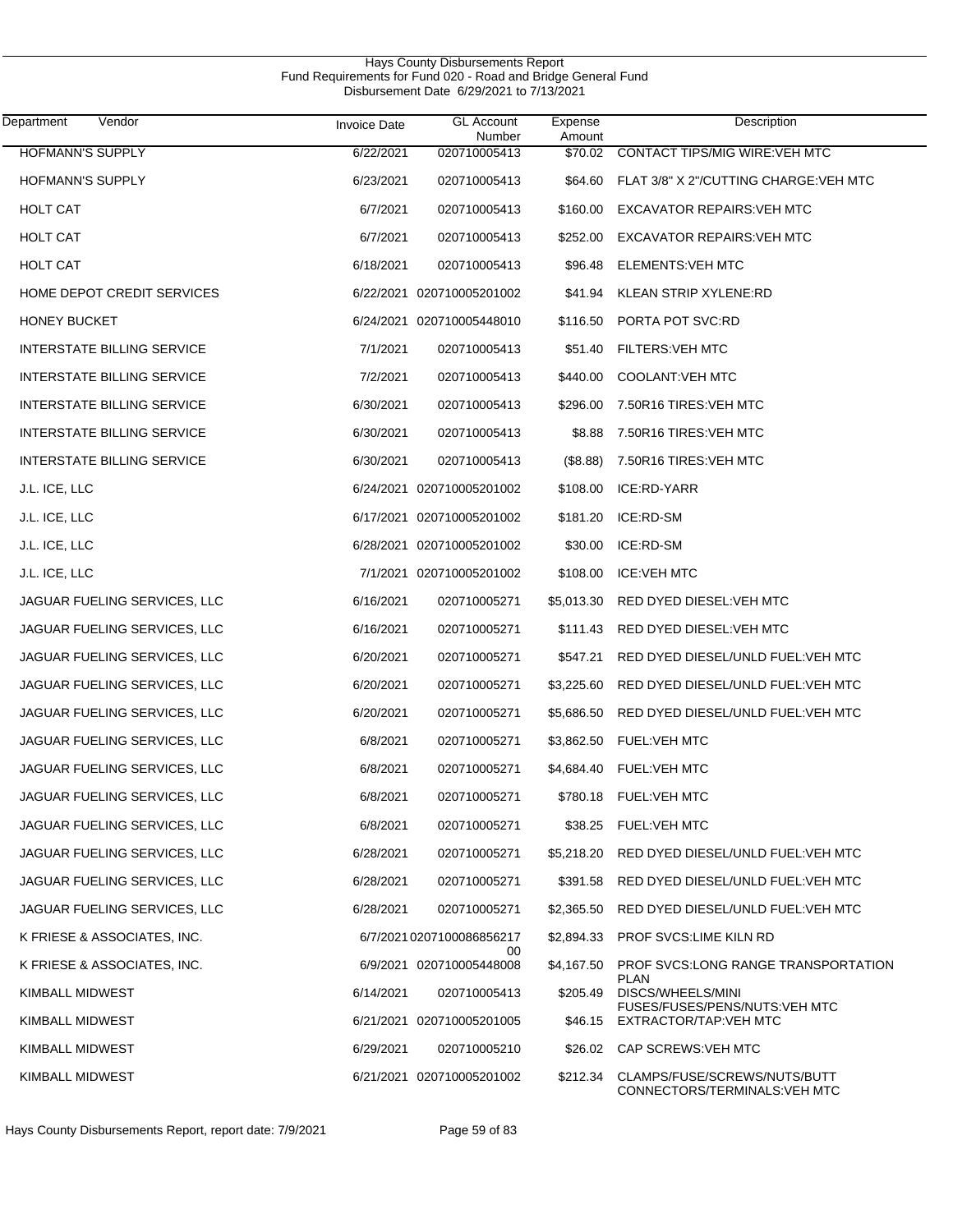Hays County Disbursements Report
Fund Requirements for Fund 020 - Road and Bridge General Fund
Disbursement Date 6/29/2021 to 7/13/2021

| Department | Vendor | Invoice Date | GL Account Number | Expense Amount | Description |
|---|---|---|---|---|---|
| HOFMANN'S SUPPLY | | 6/22/2021 | 020710005413 | $70.02 | CONTACT TIPS/MIG WIRE:VEH MTC |
| HOFMANN'S SUPPLY | | 6/23/2021 | 020710005413 | $64.60 | FLAT 3/8" X 2"/CUTTING CHARGE:VEH MTC |
| HOLT CAT | | 6/7/2021 | 020710005413 | $160.00 | EXCAVATOR REPAIRS:VEH MTC |
| HOLT CAT | | 6/7/2021 | 020710005413 | $252.00 | EXCAVATOR REPAIRS:VEH MTC |
| HOLT CAT | | 6/18/2021 | 020710005413 | $96.48 | ELEMENTS:VEH MTC |
| HOME DEPOT CREDIT SERVICES | | 6/22/2021 | 020710005201002 | $41.94 | KLEAN STRIP XYLENE:RD |
| HONEY BUCKET | | 6/24/2021 | 020710005448010 | $116.50 | PORTA POT SVC:RD |
| INTERSTATE BILLING SERVICE | | 7/1/2021 | 020710005413 | $51.40 | FILTERS:VEH MTC |
| INTERSTATE BILLING SERVICE | | 7/2/2021 | 020710005413 | $440.00 | COOLANT:VEH MTC |
| INTERSTATE BILLING SERVICE | | 6/30/2021 | 020710005413 | $296.00 | 7.50R16 TIRES:VEH MTC |
| INTERSTATE BILLING SERVICE | | 6/30/2021 | 020710005413 | $8.88 | 7.50R16 TIRES:VEH MTC |
| INTERSTATE BILLING SERVICE | | 6/30/2021 | 020710005413 | ($8.88) | 7.50R16 TIRES:VEH MTC |
| J.L. ICE, LLC | | 6/24/2021 | 020710005201002 | $108.00 | ICE:RD-YARR |
| J.L. ICE, LLC | | 6/17/2021 | 020710005201002 | $181.20 | ICE:RD-SM |
| J.L. ICE, LLC | | 6/28/2021 | 020710005201002 | $30.00 | ICE:RD-SM |
| J.L. ICE, LLC | | 7/1/2021 | 020710005201002 | $108.00 | ICE:VEH MTC |
| JAGUAR FUELING SERVICES, LLC | | 6/16/2021 | 020710005271 | $5,013.30 | RED DYED DIESEL:VEH MTC |
| JAGUAR FUELING SERVICES, LLC | | 6/16/2021 | 020710005271 | $111.43 | RED DYED DIESEL:VEH MTC |
| JAGUAR FUELING SERVICES, LLC | | 6/20/2021 | 020710005271 | $547.21 | RED DYED DIESEL/UNLD FUEL:VEH MTC |
| JAGUAR FUELING SERVICES, LLC | | 6/20/2021 | 020710005271 | $3,225.60 | RED DYED DIESEL/UNLD FUEL:VEH MTC |
| JAGUAR FUELING SERVICES, LLC | | 6/20/2021 | 020710005271 | $5,686.50 | RED DYED DIESEL/UNLD FUEL:VEH MTC |
| JAGUAR FUELING SERVICES, LLC | | 6/8/2021 | 020710005271 | $3,862.50 | FUEL:VEH MTC |
| JAGUAR FUELING SERVICES, LLC | | 6/8/2021 | 020710005271 | $4,684.40 | FUEL:VEH MTC |
| JAGUAR FUELING SERVICES, LLC | | 6/8/2021 | 020710005271 | $780.18 | FUEL:VEH MTC |
| JAGUAR FUELING SERVICES, LLC | | 6/8/2021 | 020710005271 | $38.25 | FUEL:VEH MTC |
| JAGUAR FUELING SERVICES, LLC | | 6/28/2021 | 020710005271 | $5,218.20 | RED DYED DIESEL/UNLD FUEL:VEH MTC |
| JAGUAR FUELING SERVICES, LLC | | 6/28/2021 | 020710005271 | $391.58 | RED DYED DIESEL/UNLD FUEL:VEH MTC |
| JAGUAR FUELING SERVICES, LLC | | 6/28/2021 | 020710005271 | $2,365.50 | RED DYED DIESEL/UNLD FUEL:VEH MTC |
| K FRIESE & ASSOCIATES, INC. | | 6/7/2021 | 020710008685621700 | $2,894.33 | PROF SVCS:LIME KILN RD |
| K FRIESE & ASSOCIATES, INC. | | 6/9/2021 | 020710005448008 | $4,167.50 | PROF SVCS:LONG RANGE TRANSPORTATION PLAN |
| KIMBALL MIDWEST | | 6/14/2021 | 020710005413 | $205.49 | DISCS/WHEELS/MINI FUSES/FUSES/PENS/NUTS:VEH MTC |
| KIMBALL MIDWEST | | 6/21/2021 | 020710005201005 | $46.15 | EXTRACTOR/TAP:VEH MTC |
| KIMBALL MIDWEST | | 6/29/2021 | 020710005210 | $26.02 | CAP SCREWS:VEH MTC |
| KIMBALL MIDWEST | | 6/21/2021 | 020710005201002 | $212.34 | CLAMPS/FUSE/SCREWS/NUTS/BUTT CONNECTORS/TERMINALS:VEH MTC |

Hays County Disbursements Report, report date: 7/9/2021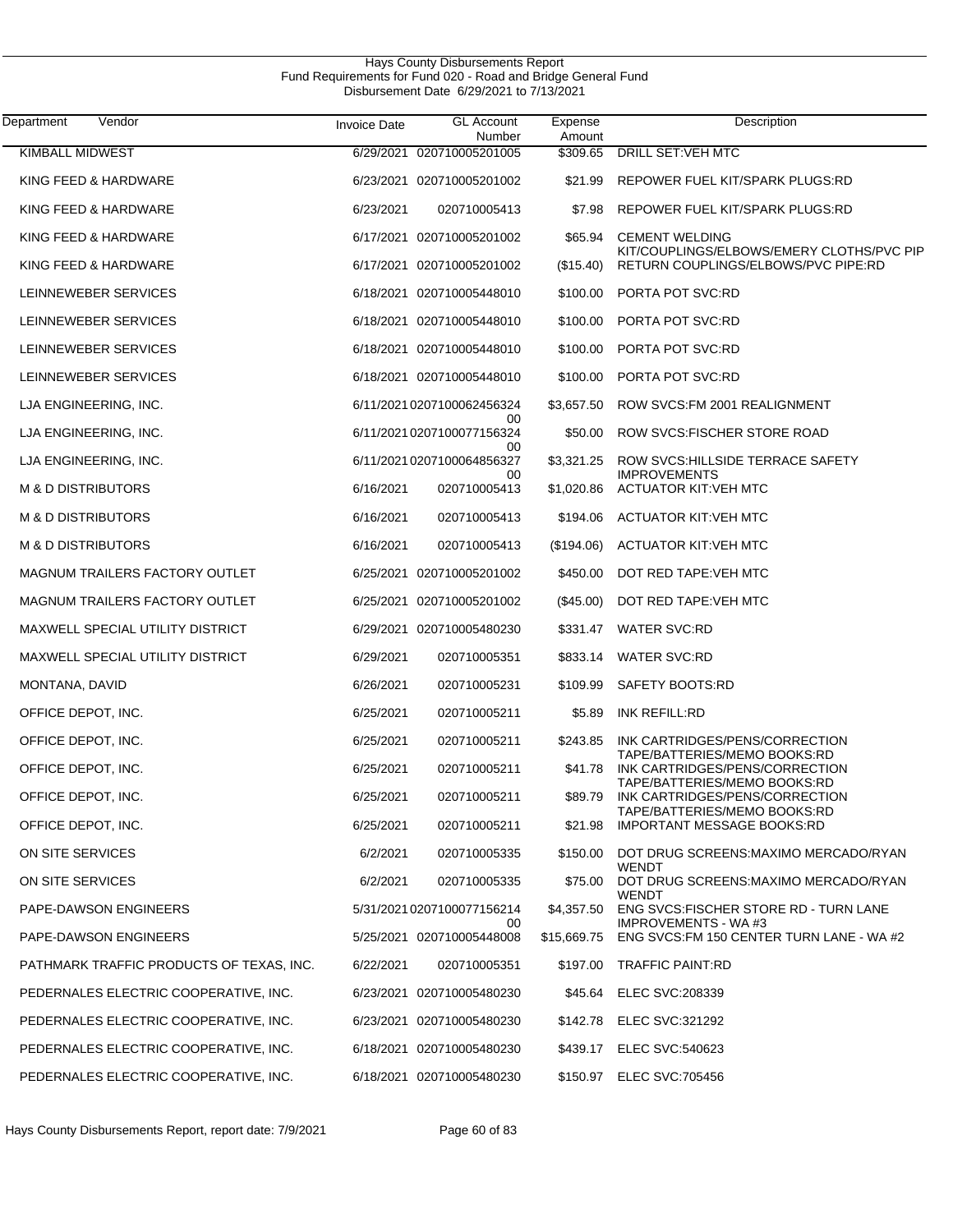# Hays County Disbursements Report
## Fund Requirements for Fund 020 - Road and Bridge General Fund
### Disbursement Date 6/29/2021 to 7/13/2021

| Department | Vendor | Invoice Date | GL Account Number | Expense Amount | Description |
|---|---|---|---|---|---|
| KIMBALL MIDWEST | | 6/29/2021 | 020710005201005 | $309.65 | DRILL SET:VEH MTC |
| KING FEED & HARDWARE | | 6/23/2021 | 020710005201002 | $21.99 | REPOWER FUEL KIT/SPARK PLUGS:RD |
| KING FEED & HARDWARE | | 6/23/2021 | 020710005413 | $7.98 | REPOWER FUEL KIT/SPARK PLUGS:RD |
| KING FEED & HARDWARE | | 6/17/2021 | 020710005201002 | $65.94 | CEMENT WELDING KIT/COUPLINGS/ELBOWS/EMERY CLOTHS/PVC PIP |
| KING FEED & HARDWARE | | 6/17/2021 | 020710005201002 | ($15.40) | RETURN COUPLINGS/ELBOWS/PVC PIPE:RD |
| LEINNEWEBER SERVICES | | 6/18/2021 | 020710005448010 | $100.00 | PORTA POT SVC:RD |
| LEINNEWEBER SERVICES | | 6/18/2021 | 020710005448010 | $100.00 | PORTA POT SVC:RD |
| LEINNEWEBER SERVICES | | 6/18/2021 | 020710005448010 | $100.00 | PORTA POT SVC:RD |
| LEINNEWEBER SERVICES | | 6/18/2021 | 020710005448010 | $100.00 | PORTA POT SVC:RD |
| LJA ENGINEERING, INC. | | 6/11/2021 | 020710006245632400 | $3,657.50 | ROW SVCS:FM 2001 REALIGNMENT |
| LJA ENGINEERING, INC. | | 6/11/2021 | 020710007715632400 | $50.00 | ROW SVCS:FISCHER STORE ROAD |
| LJA ENGINEERING, INC. | | 6/11/2021 | 020710006485632700 | $3,321.25 | ROW SVCS:HILLSIDE TERRACE SAFETY IMPROVEMENTS |
| M & D DISTRIBUTORS | | 6/16/2021 | 020710005413 | $1,020.86 | ACTUATOR KIT:VEH MTC |
| M & D DISTRIBUTORS | | 6/16/2021 | 020710005413 | $194.06 | ACTUATOR KIT:VEH MTC |
| M & D DISTRIBUTORS | | 6/16/2021 | 020710005413 | ($194.06) | ACTUATOR KIT:VEH MTC |
| MAGNUM TRAILERS FACTORY OUTLET | | 6/25/2021 | 020710005201002 | $450.00 | DOT RED TAPE:VEH MTC |
| MAGNUM TRAILERS FACTORY OUTLET | | 6/25/2021 | 020710005201002 | ($45.00) | DOT RED TAPE:VEH MTC |
| MAXWELL SPECIAL UTILITY DISTRICT | | 6/29/2021 | 020710005480230 | $331.47 | WATER SVC:RD |
| MAXWELL SPECIAL UTILITY DISTRICT | | 6/29/2021 | 020710005351 | $833.14 | WATER SVC:RD |
| MONTANA, DAVID | | 6/26/2021 | 020710005231 | $109.99 | SAFETY BOOTS:RD |
| OFFICE DEPOT, INC. | | 6/25/2021 | 020710005211 | $5.89 | INK REFILL:RD |
| OFFICE DEPOT, INC. | | 6/25/2021 | 020710005211 | $243.85 | INK CARTRIDGES/PENS/CORRECTION TAPE/BATTERIES/MEMO BOOKS:RD |
| OFFICE DEPOT, INC. | | 6/25/2021 | 020710005211 | $41.78 | INK CARTRIDGES/PENS/CORRECTION TAPE/BATTERIES/MEMO BOOKS:RD |
| OFFICE DEPOT, INC. | | 6/25/2021 | 020710005211 | $89.79 | INK CARTRIDGES/PENS/CORRECTION TAPE/BATTERIES/MEMO BOOKS:RD |
| OFFICE DEPOT, INC. | | 6/25/2021 | 020710005211 | $21.98 | IMPORTANT MESSAGE BOOKS:RD |
| ON SITE SERVICES | | 6/2/2021 | 020710005335 | $150.00 | DOT DRUG SCREENS:MAXIMO MERCADO/RYAN WENDT |
| ON SITE SERVICES | | 6/2/2021 | 020710005335 | $75.00 | DOT DRUG SCREENS:MAXIMO MERCADO/RYAN WENDT |
| PAPE-DAWSON ENGINEERS | | 5/31/2021 | 020710007715621400 | $4,357.50 | ENG SVCS:FISCHER STORE RD - TURN LANE IMPROVEMENTS - WA #3 |
| PAPE-DAWSON ENGINEERS | | 5/25/2021 | 020710005448008 | $15,669.75 | ENG SVCS:FM 150 CENTER TURN LANE - WA #2 |
| PATHMARK TRAFFIC PRODUCTS OF TEXAS, INC. | | 6/22/2021 | 020710005351 | $197.00 | TRAFFIC PAINT:RD |
| PEDERNALES ELECTRIC COOPERATIVE, INC. | | 6/23/2021 | 020710005480230 | $45.64 | ELEC SVC:208339 |
| PEDERNALES ELECTRIC COOPERATIVE, INC. | | 6/23/2021 | 020710005480230 | $142.78 | ELEC SVC:321292 |
| PEDERNALES ELECTRIC COOPERATIVE, INC. | | 6/18/2021 | 020710005480230 | $439.17 | ELEC SVC:540623 |
| PEDERNALES ELECTRIC COOPERATIVE, INC. | | 6/18/2021 | 020710005480230 | $150.97 | ELEC SVC:705456 |

Hays County Disbursements Report, report date: 7/9/2021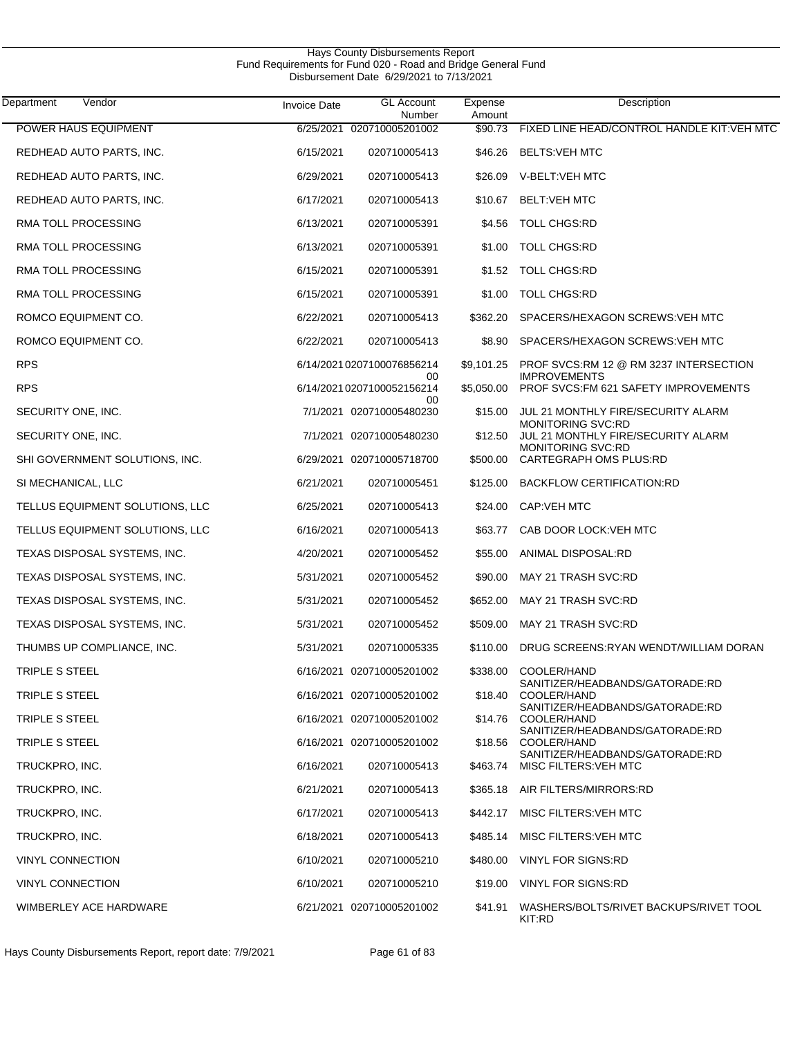Hays County Disbursements Report
Fund Requirements for Fund 020 - Road and Bridge General Fund
Disbursement Date 6/29/2021 to 7/13/2021

| Department | Vendor | Invoice Date | GL Account Number | Expense Amount | Description |
|---|---|---|---|---|---|
| | POWER HAUS EQUIPMENT | 6/25/2021 | 020710005201002 | $90.73 | FIXED LINE HEAD/CONTROL HANDLE KIT:VEH MTC |
| | REDHEAD AUTO PARTS, INC. | 6/15/2021 | 020710005413 | $46.26 | BELTS:VEH MTC |
| | REDHEAD AUTO PARTS, INC. | 6/29/2021 | 020710005413 | $26.09 | V-BELT:VEH MTC |
| | REDHEAD AUTO PARTS, INC. | 6/17/2021 | 020710005413 | $10.67 | BELT:VEH MTC |
| | RMA TOLL PROCESSING | 6/13/2021 | 020710005391 | $4.56 | TOLL CHGS:RD |
| | RMA TOLL PROCESSING | 6/13/2021 | 020710005391 | $1.00 | TOLL CHGS:RD |
| | RMA TOLL PROCESSING | 6/15/2021 | 020710005391 | $1.52 | TOLL CHGS:RD |
| | RMA TOLL PROCESSING | 6/15/2021 | 020710005391 | $1.00 | TOLL CHGS:RD |
| | ROMCO EQUIPMENT CO. | 6/22/2021 | 020710005413 | $362.20 | SPACERS/HEXAGON SCREWS:VEH MTC |
| | ROMCO EQUIPMENT CO. | 6/22/2021 | 020710005413 | $8.90 | SPACERS/HEXAGON SCREWS:VEH MTC |
| | RPS | 6/14/2021 | 020710007685621400 | $9,101.25 | PROF SVCS:RM 12 @ RM 3237 INTERSECTION IMPROVEMENTS |
| | RPS | 6/14/2021 | 020710005215621400 | $5,050.00 | PROF SVCS:FM 621 SAFETY IMPROVEMENTS |
| | SECURITY ONE, INC. | 7/1/2021 | 020710005480230 | $15.00 | JUL 21 MONTHLY FIRE/SECURITY ALARM MONITORING SVC:RD |
| | SECURITY ONE, INC. | 7/1/2021 | 020710005480230 | $12.50 | JUL 21 MONTHLY FIRE/SECURITY ALARM MONITORING SVC:RD |
| | SHI GOVERNMENT SOLUTIONS, INC. | 6/29/2021 | 020710005718700 | $500.00 | CARTEGRAPH OMS PLUS:RD |
| | SI MECHANICAL, LLC | 6/21/2021 | 020710005451 | $125.00 | BACKFLOW CERTIFICATION:RD |
| | TELLUS EQUIPMENT SOLUTIONS, LLC | 6/25/2021 | 020710005413 | $24.00 | CAP:VEH MTC |
| | TELLUS EQUIPMENT SOLUTIONS, LLC | 6/16/2021 | 020710005413 | $63.77 | CAB DOOR LOCK:VEH MTC |
| | TEXAS DISPOSAL SYSTEMS, INC. | 4/20/2021 | 020710005452 | $55.00 | ANIMAL DISPOSAL:RD |
| | TEXAS DISPOSAL SYSTEMS, INC. | 5/31/2021 | 020710005452 | $90.00 | MAY 21 TRASH SVC:RD |
| | TEXAS DISPOSAL SYSTEMS, INC. | 5/31/2021 | 020710005452 | $652.00 | MAY 21 TRASH SVC:RD |
| | TEXAS DISPOSAL SYSTEMS, INC. | 5/31/2021 | 020710005452 | $509.00 | MAY 21 TRASH SVC:RD |
| | THUMBS UP COMPLIANCE, INC. | 5/31/2021 | 020710005335 | $110.00 | DRUG SCREENS:RYAN WENDT/WILLIAM DORAN |
| | TRIPLE S STEEL | 6/16/2021 | 020710005201002 | $338.00 | COOLER/HAND SANITIZER/HEADBANDS/GATORADE:RD |
| | TRIPLE S STEEL | 6/16/2021 | 020710005201002 | $18.40 | COOLER/HAND SANITIZER/HEADBANDS/GATORADE:RD |
| | TRIPLE S STEEL | 6/16/2021 | 020710005201002 | $14.76 | COOLER/HAND SANITIZER/HEADBANDS/GATORADE:RD |
| | TRIPLE S STEEL | 6/16/2021 | 020710005201002 | $18.56 | COOLER/HAND SANITIZER/HEADBANDS/GATORADE:RD |
| | TRUCKPRO, INC. | 6/16/2021 | 020710005413 | $463.74 | MISC FILTERS:VEH MTC |
| | TRUCKPRO, INC. | 6/21/2021 | 020710005413 | $365.18 | AIR FILTERS/MIRRORS:RD |
| | TRUCKPRO, INC. | 6/17/2021 | 020710005413 | $442.17 | MISC FILTERS:VEH MTC |
| | TRUCKPRO, INC. | 6/18/2021 | 020710005413 | $485.14 | MISC FILTERS:VEH MTC |
| | VINYL CONNECTION | 6/10/2021 | 020710005210 | $480.00 | VINYL FOR SIGNS:RD |
| | VINYL CONNECTION | 6/10/2021 | 020710005210 | $19.00 | VINYL FOR SIGNS:RD |
| | WIMBERLEY ACE HARDWARE | 6/21/2021 | 020710005201002 | $41.91 | WASHERS/BOLTS/RIVET BACKUPS/RIVET TOOL KIT:RD |

Hays County Disbursements Report, report date: 7/9/2021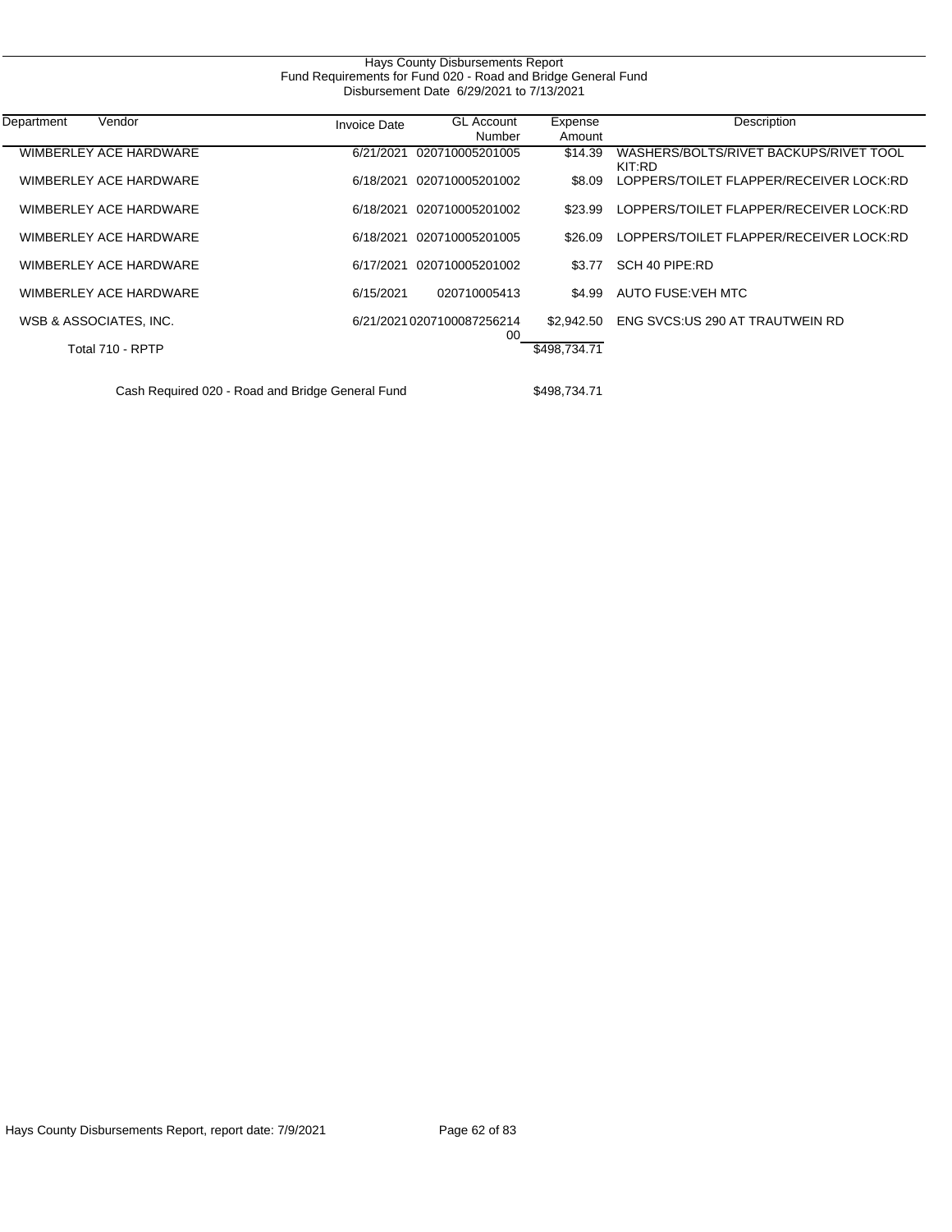Hays County Disbursements Report
Fund Requirements for Fund 020 - Road and Bridge General Fund
Disbursement Date 6/29/2021 to 7/13/2021

| Department | Vendor | Invoice Date | GL Account Number | Expense Amount | Description |
|---|---|---|---|---|---|
| | WIMBERLEY ACE HARDWARE | 6/21/2021 | 020710005201005 | $14.39 | WASHERS/BOLTS/RIVET BACKUPS/RIVET TOOL KIT:RD |
| | WIMBERLEY ACE HARDWARE | 6/18/2021 | 020710005201002 | $8.09 | LOPPERS/TOILET FLAPPER/RECEIVER LOCK:RD |
| | WIMBERLEY ACE HARDWARE | 6/18/2021 | 020710005201002 | $23.99 | LOPPERS/TOILET FLAPPER/RECEIVER LOCK:RD |
| | WIMBERLEY ACE HARDWARE | 6/18/2021 | 020710005201005 | $26.09 | LOPPERS/TOILET FLAPPER/RECEIVER LOCK:RD |
| | WIMBERLEY ACE HARDWARE | 6/17/2021 | 020710005201002 | $3.77 | SCH 40 PIPE:RD |
| | WIMBERLEY ACE HARDWARE | 6/15/2021 | 020710005413 | $4.99 | AUTO FUSE:VEH MTC |
| | WSB & ASSOCIATES, INC. | 6/21/2021 | 020710008725621400 | $2,942.50 | ENG SVCS:US 290 AT TRAUTWEIN RD |
| | Total 710 - RPTP | | | $498,734.71 | |

Cash Required 020 - Road and Bridge General Fund $498,734.71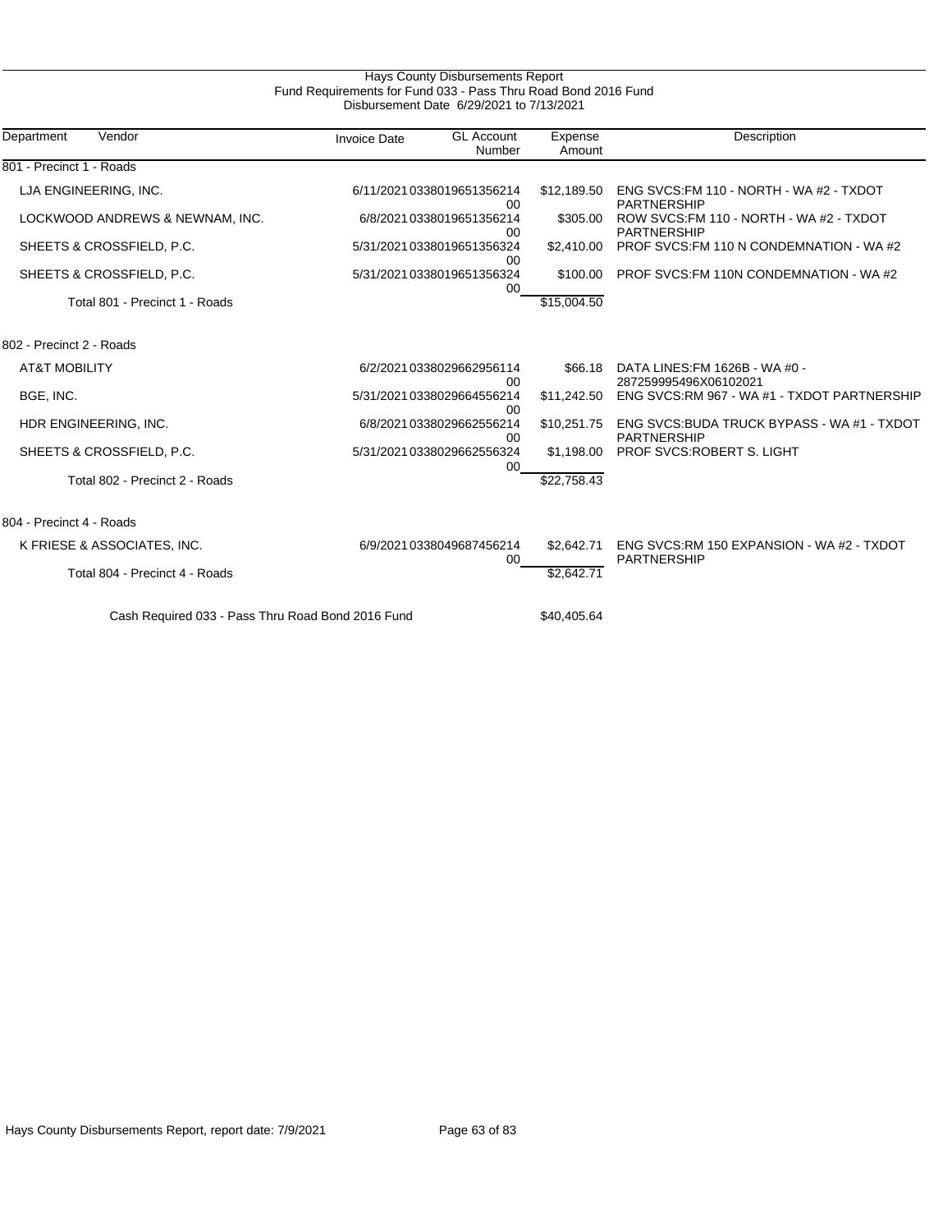# Hays County Disbursements Report

## Fund Requirements for Fund 033 - Pass Thru Road Bond 2016 Fund

Disbursement Date 6/29/2021 to 7/13/2021

| Department | Vendor | Invoice Date | GL Account Number | Expense Amount | Description |
|---|---|---|---|---|---|
| 801 - Precinct 1 - Roads | | | | | |
| | LJA ENGINEERING, INC. | 6/11/2021 | 033801965135621400 | $12,189.50 | ENG SVCS:FM 110 - NORTH - WA #2 - TXDOT PARTNERSHIP |
| | LOCKWOOD ANDREWS & NEWNAM, INC. | 6/8/2021 | 033801965135621400 | $305.00 | ROW SVCS:FM 110 - NORTH - WA #2 - TXDOT PARTNERSHIP |
| | SHEETS & CROSSFIELD, P.C. | 5/31/2021 | 033801965135632400 | $2,410.00 | PROF SVCS:FM 110 N CONDEMNATION - WA #2 |
| | SHEETS & CROSSFIELD, P.C. | 5/31/2021 | 033801965135632400 | $100.00 | PROF SVCS:FM 110N CONDEMNATION - WA #2 |
| | Total 801 - Precinct 1 - Roads | | | $15,004.50 | |
| 802 - Precinct 2 - Roads | | | | | |
| | AT&T MOBILITY | 6/2/2021 | 033802966295611400 | $66.18 | DATA LINES:FM 1626B - WA #0 - 287259995496X06102021 |
| | BGE, INC. | 5/31/2021 | 033802966455621400 | $11,242.50 | ENG SVCS:RM 967 - WA #1 - TXDOT PARTNERSHIP |
| | HDR ENGINEERING, INC. | 6/8/2021 | 033802966255621400 | $10,251.75 | ENG SVCS:BUDA TRUCK BYPASS - WA #1 - TXDOT PARTNERSHIP |
| | SHEETS & CROSSFIELD, P.C. | 5/31/2021 | 033802966255632400 | $1,198.00 | PROF SVCS:ROBERT S. LIGHT |
| | Total 802 - Precinct 2 - Roads | | | $22,758.43 | |
| 804 - Precinct 4 - Roads | | | | | |
| | K FRIESE & ASSOCIATES, INC. | 6/9/2021 | 033804968745621400 | $2,642.71 | ENG SVCS:RM 150 EXPANSION - WA #2 - TXDOT PARTNERSHIP |
| | Total 804 - Precinct 4 - Roads | | | $2,642.71 | |
| | Cash Required 033 - Pass Thru Road Bond 2016 Fund | | | $40,405.64 | |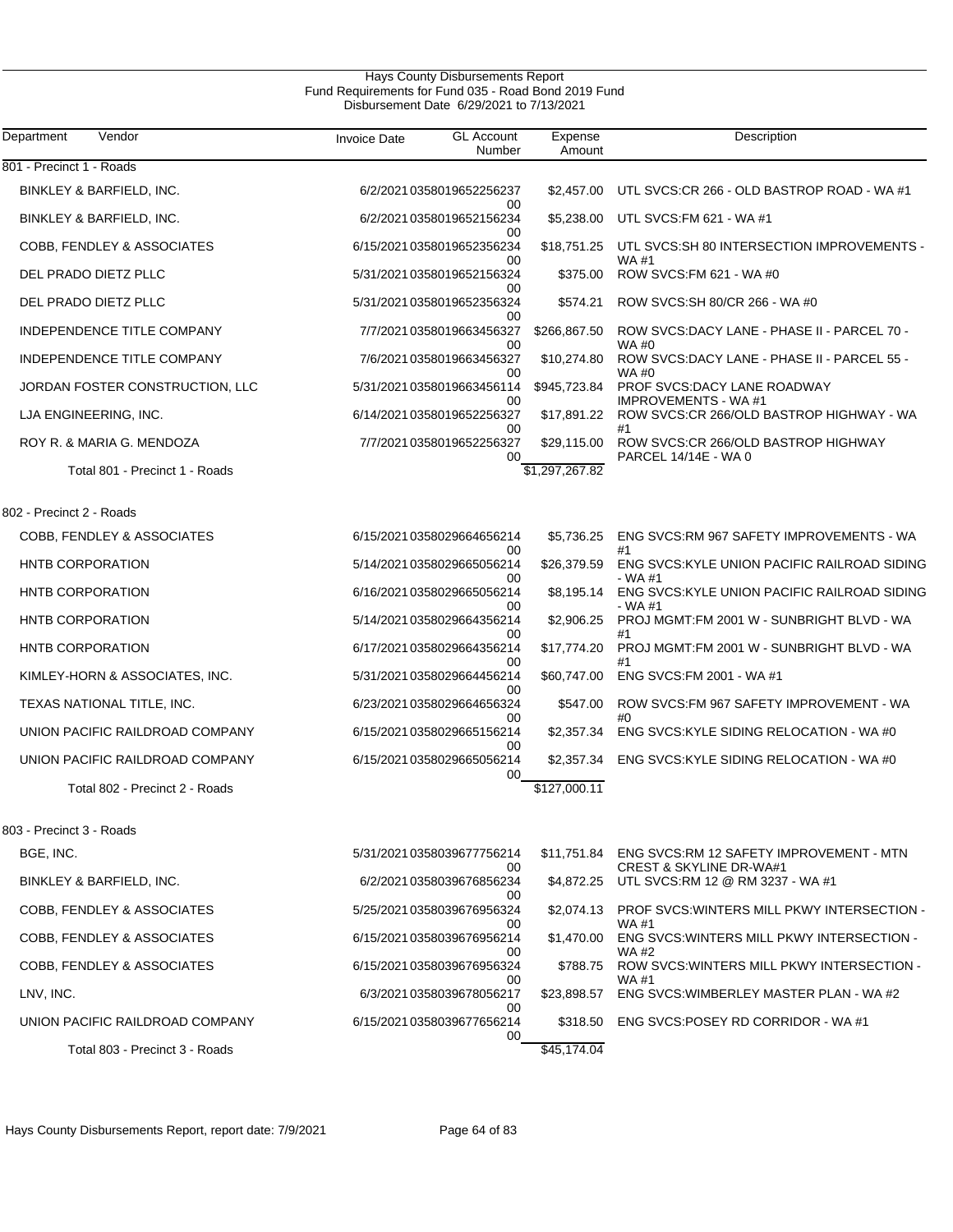Hays County Disbursements Report
Fund Requirements for Fund 035 - Road Bond 2019 Fund
Disbursement Date 6/29/2021 to 7/13/2021

| Department | Vendor | Invoice Date | GL Account Number | Expense Amount | Description |
|---|---|---|---|---|---|
| 801 - Precinct 1 - Roads | | | | | |
| | BINKLEY & BARFIELD, INC. | 6/2/2021 | 035801965225623700 | $2,457.00 | UTL SVCS:CR 266 - OLD BASTROP ROAD - WA #1 |
| | BINKLEY & BARFIELD, INC. | 6/2/2021 | 035801965215623400 | $5,238.00 | UTL SVCS:FM 621 - WA #1 |
| | COBB, FENDLEY & ASSOCIATES | 6/15/2021 | 035801965235623400 | $18,751.25 | UTL SVCS:SH 80 INTERSECTION IMPROVEMENTS - WA #1 |
| | DEL PRADO DIETZ PLLC | 5/31/2021 | 035801965215632400 | $375.00 | ROW SVCS:FM 621 - WA #0 |
| | DEL PRADO DIETZ PLLC | 5/31/2021 | 035801965235632400 | $574.21 | ROW SVCS:SH 80/CR 266 - WA #0 |
| | INDEPENDENCE TITLE COMPANY | 7/7/2021 | 035801966345632700 | $266,867.50 | ROW SVCS:DACY LANE - PHASE II - PARCEL 70 - WA #0 |
| | INDEPENDENCE TITLE COMPANY | 7/6/2021 | 035801966345632700 | $10,274.80 | ROW SVCS:DACY LANE - PHASE II - PARCEL 55 - WA #0 |
| | JORDAN FOSTER CONSTRUCTION, LLC | 5/31/2021 | 035801966345611400 | $945,723.84 | PROF SVCS:DACY LANE ROADWAY IMPROVEMENTS - WA #1 |
| | LJA ENGINEERING, INC. | 6/14/2021 | 035801965225632700 | $17,891.22 | ROW SVCS:CR 266/OLD BASTROP HIGHWAY - WA #1 |
| | ROY R. & MARIA G. MENDOZA | 7/7/2021 | 035801965225632700 | $29,115.00 | ROW SVCS:CR 266/OLD BASTROP HIGHWAY PARCEL 14/14E - WA 0 |
| | Total 801 - Precinct 1 - Roads | | | $1,297,267.82 | |
| 802 - Precinct 2 - Roads | | | | | |
| | COBB, FENDLEY & ASSOCIATES | 6/15/2021 | 035802966465621400 | $5,736.25 | ENG SVCS:RM 967 SAFETY IMPROVEMENTS - WA #1 |
| | HNTB CORPORATION | 5/14/2021 | 035802966505621400 | $26,379.59 | ENG SVCS:KYLE UNION PACIFIC RAILROAD SIDING - WA #1 |
| | HNTB CORPORATION | 6/16/2021 | 035802966505621400 | $8,195.14 | ENG SVCS:KYLE UNION PACIFIC RAILROAD SIDING - WA #1 |
| | HNTB CORPORATION | 5/14/2021 | 035802966435621400 | $2,906.25 | PROJ MGMT:FM 2001 W - SUNBRIGHT BLVD - WA #1 |
| | HNTB CORPORATION | 6/17/2021 | 035802966435621400 | $17,774.20 | PROJ MGMT:FM 2001 W - SUNBRIGHT BLVD - WA #1 |
| | KIMLEY-HORN & ASSOCIATES, INC. | 5/31/2021 | 035802966445621400 | $60,747.00 | ENG SVCS:FM 2001 - WA #1 |
| | TEXAS NATIONAL TITLE, INC. | 6/23/2021 | 035802966465632400 | $547.00 | ROW SVCS:FM 967 SAFETY IMPROVEMENT - WA #0 |
| | UNION PACIFIC RAILDROAD COMPANY | 6/15/2021 | 035802966515621400 | $2,357.34 | ENG SVCS:KYLE SIDING RELOCATION - WA #0 |
| | UNION PACIFIC RAILDROAD COMPANY | 6/15/2021 | 035802966505621400 | $2,357.34 | ENG SVCS:KYLE SIDING RELOCATION - WA #0 |
| | Total 802 - Precinct 2 - Roads | | | $127,000.11 | |
| 803 - Precinct 3 - Roads | | | | | |
| | BGE, INC. | 5/31/2021 | 035803967775621400 | $11,751.84 | ENG SVCS:RM 12 SAFETY IMPROVEMENT - MTN CREST & SKYLINE DR-WA#1 |
| | BINKLEY & BARFIELD, INC. | 6/2/2021 | 035803967685623400 | $4,872.25 | UTL SVCS:RM 12 @ RM 3237 - WA #1 |
| | COBB, FENDLEY & ASSOCIATES | 5/25/2021 | 035803967695632400 | $2,074.13 | PROF SVCS:WINTERS MILL PKWY INTERSECTION - WA #1 |
| | COBB, FENDLEY & ASSOCIATES | 6/15/2021 | 035803967695621400 | $1,470.00 | ENG SVCS:WINTERS MILL PKWY INTERSECTION - WA #2 |
| | COBB, FENDLEY & ASSOCIATES | 6/15/2021 | 035803967695632400 | $788.75 | ROW SVCS:WINTERS MILL PKWY INTERSECTION - WA #1 |
| | LNV, INC. | 6/3/2021 | 035803967805621700 | $23,898.57 | ENG SVCS:WIMBERLEY MASTER PLAN - WA #2 |
| | UNION PACIFIC RAILDROAD COMPANY | 6/15/2021 | 035803967765621400 | $318.50 | ENG SVCS:POSEY RD CORRIDOR - WA #1 |
| | Total 803 - Precinct 3 - Roads | | | $45,174.04 | |

Hays County Disbursements Report, report date: 7/9/2021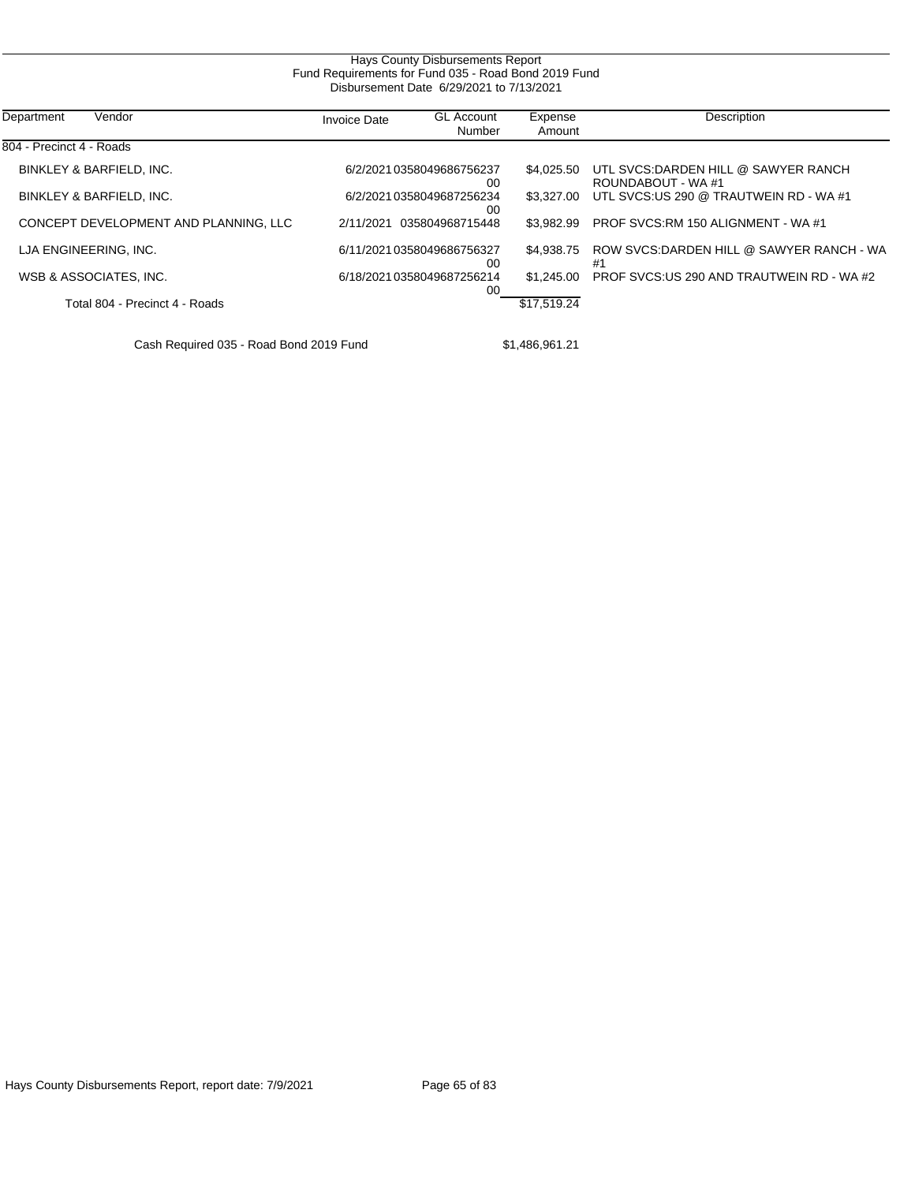Hays County Disbursements Report
Fund Requirements for Fund 035 - Road Bond 2019 Fund
Disbursement Date 6/29/2021 to 7/13/2021

| Department | Vendor | Invoice Date | GL Account Number | Expense Amount | Description |
|---|---|---|---|---|---|
| 804 - Precinct 4 - Roads | | | | | |
| | BINKLEY & BARFIELD, INC. | 6/2/2021 | 035804968675623700 | $4,025.50 | UTL SVCS:DARDEN HILL @ SAWYER RANCH ROUNDABOUT - WA #1 |
| | BINKLEY & BARFIELD, INC. | 6/2/2021 | 035804968725623400 | $3,327.00 | UTL SVCS:US 290 @ TRAUTWEIN RD - WA #1 |
| | CONCEPT DEVELOPMENT AND PLANNING, LLC | 2/11/2021 | 035804968715448 | $3,982.99 | PROF SVCS:RM 150 ALIGNMENT - WA #1 |
| | LJA ENGINEERING, INC. | 6/11/2021 | 035804968675632700 | $4,938.75 | ROW SVCS:DARDEN HILL @ SAWYER RANCH - WA #1 |
| | WSB & ASSOCIATES, INC. | 6/18/2021 | 035804968725621400 | $1,245.00 | PROF SVCS:US 290 AND TRAUTWEIN RD - WA #2 |
| | Total 804 - Precinct 4 - Roads | | | $17,519.24 | |
| | Cash Required 035 - Road Bond 2019 Fund | | | $1,486,961.21 | |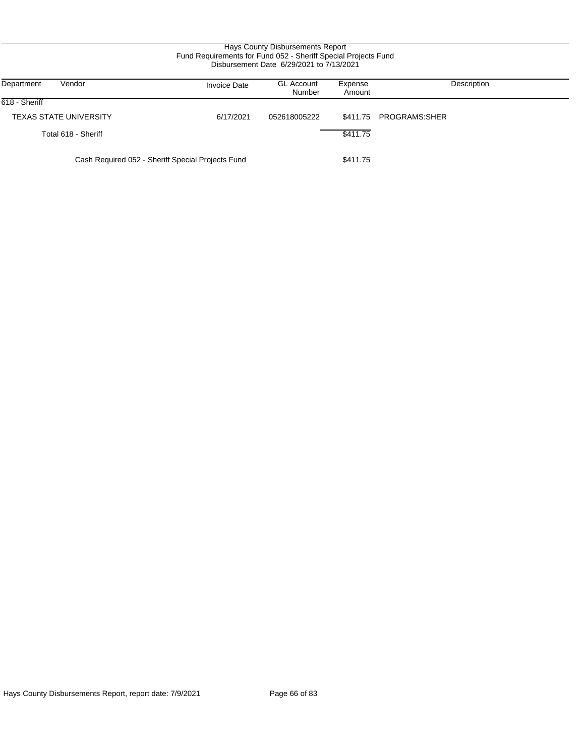Hays County Disbursements Report
Fund Requirements for Fund 052 - Sheriff Special Projects Fund
Disbursement Date 6/29/2021 to 7/13/2021

| Department | Vendor | Invoice Date | GL Account Number | Expense Amount | Description |
|---|---|---|---|---|---|
| 618 - Sheriff | | | | | |
| | TEXAS STATE UNIVERSITY | 6/17/2021 | 052618005222 | $411.75 | PROGRAMS:SHER |
| | Total 618 - Sheriff | | | $411.75 | |
| | Cash Required 052 - Sheriff Special Projects Fund | | | $411.75 | |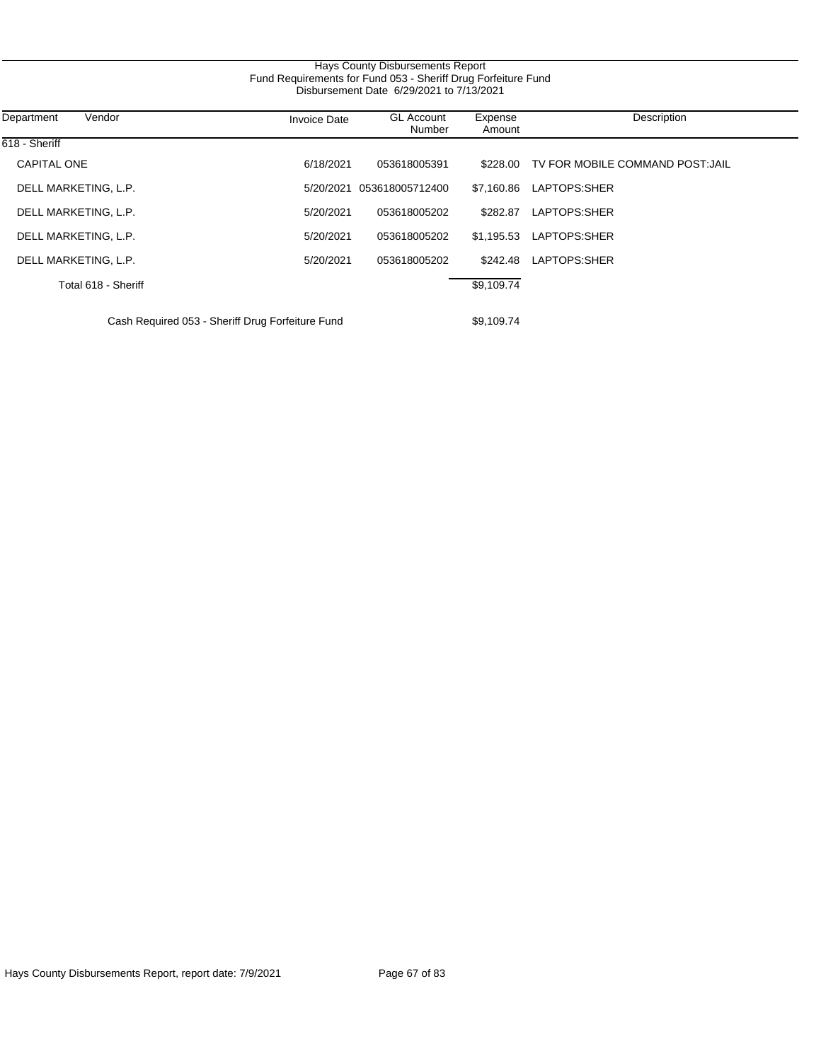Hays County Disbursements Report
Fund Requirements for Fund 053 - Sheriff Drug Forfeiture Fund
Disbursement Date 6/29/2021 to 7/13/2021

| Department | Vendor | Invoice Date | GL Account Number | Expense Amount | Description |
|---|---|---|---|---|---|
| 618 - Sheriff | | | | | |
| | CAPITAL ONE | 6/18/2021 | 053618005391 | $228.00 | TV FOR MOBILE COMMAND POST:JAIL |
| | DELL MARKETING, L.P. | 5/20/2021 | 053618005712400 | $7,160.86 | LAPTOPS:SHER |
| | DELL MARKETING, L.P. | 5/20/2021 | 053618005202 | $282.87 | LAPTOPS:SHER |
| | DELL MARKETING, L.P. | 5/20/2021 | 053618005202 | $1,195.53 | LAPTOPS:SHER |
| | DELL MARKETING, L.P. | 5/20/2021 | 053618005202 | $242.48 | LAPTOPS:SHER |
| | Total 618 - Sheriff | | | $9,109.74 | |
| | Cash Required 053 - Sheriff Drug Forfeiture Fund | | | $9,109.74 | |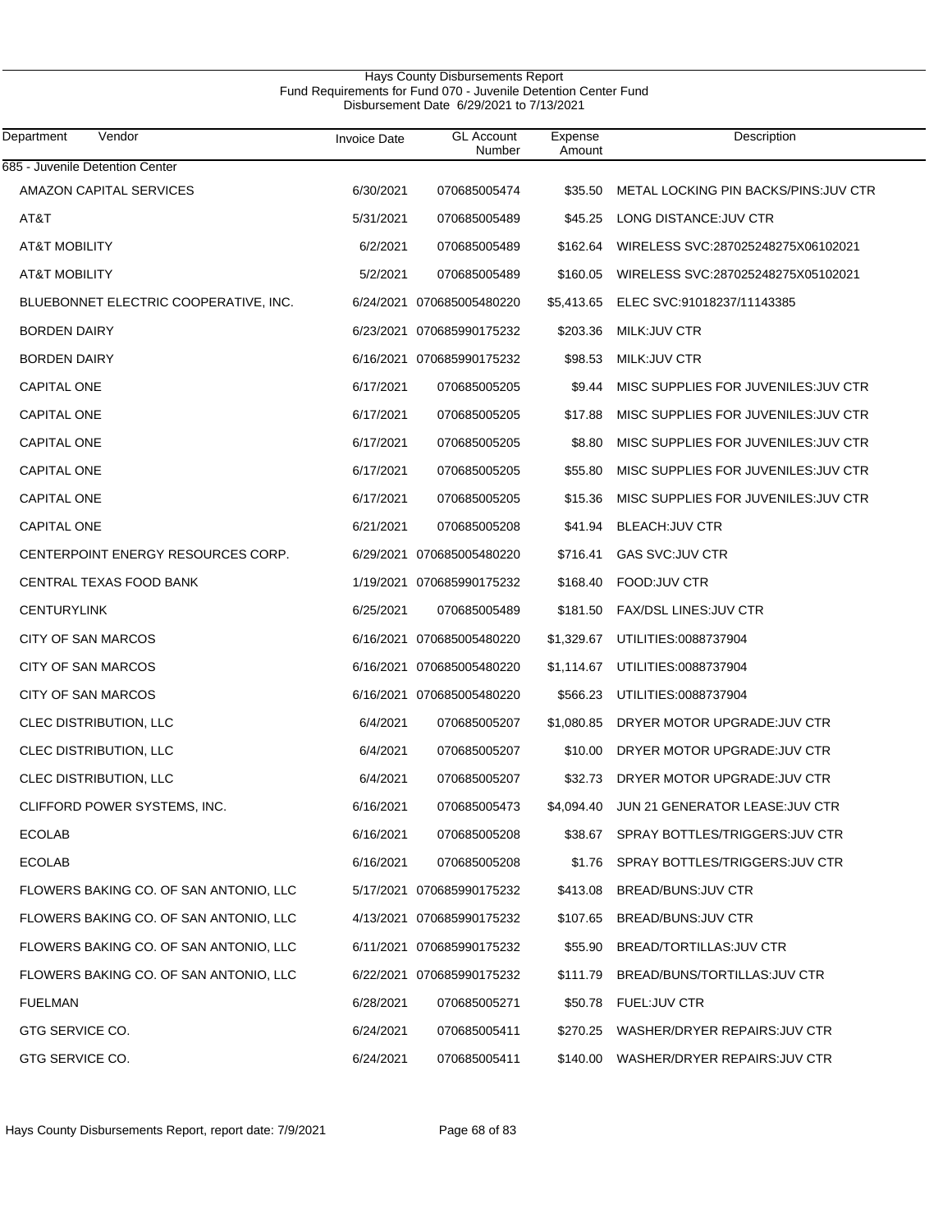Hays County Disbursements Report
Fund Requirements for Fund 070 - Juvenile Detention Center Fund
Disbursement Date 6/29/2021 to 7/13/2021

| Department Vendor | Invoice Date | GL Account Number | Expense Amount | Description |
|---|---|---|---|---|
| 685 - Juvenile Detention Center | | | | |
| AMAZON CAPITAL SERVICES | 6/30/2021 | 070685005474 | $35.50 | METAL LOCKING PIN BACKS/PINS:JUV CTR |
| AT&T | 5/31/2021 | 070685005489 | $45.25 | LONG DISTANCE:JUV CTR |
| AT&T MOBILITY | 6/2/2021 | 070685005489 | $162.64 | WIRELESS SVC:287025248275X06102021 |
| AT&T MOBILITY | 5/2/2021 | 070685005489 | $160.05 | WIRELESS SVC:287025248275X05102021 |
| BLUEBONNET ELECTRIC COOPERATIVE, INC. | 6/24/2021 | 070685005480220 | $5,413.65 | ELEC SVC:91018237/11143385 |
| BORDEN DAIRY | 6/23/2021 | 070685990175232 | $203.36 | MILK:JUV CTR |
| BORDEN DAIRY | 6/16/2021 | 070685990175232 | $98.53 | MILK:JUV CTR |
| CAPITAL ONE | 6/17/2021 | 070685005205 | $9.44 | MISC SUPPLIES FOR JUVENILES:JUV CTR |
| CAPITAL ONE | 6/17/2021 | 070685005205 | $17.88 | MISC SUPPLIES FOR JUVENILES:JUV CTR |
| CAPITAL ONE | 6/17/2021 | 070685005205 | $8.80 | MISC SUPPLIES FOR JUVENILES:JUV CTR |
| CAPITAL ONE | 6/17/2021 | 070685005205 | $55.80 | MISC SUPPLIES FOR JUVENILES:JUV CTR |
| CAPITAL ONE | 6/17/2021 | 070685005205 | $15.36 | MISC SUPPLIES FOR JUVENILES:JUV CTR |
| CAPITAL ONE | 6/21/2021 | 070685005208 | $41.94 | BLEACH:JUV CTR |
| CENTERPOINT ENERGY RESOURCES CORP. | 6/29/2021 | 070685005480220 | $716.41 | GAS SVC:JUV CTR |
| CENTRAL TEXAS FOOD BANK | 1/19/2021 | 070685990175232 | $168.40 | FOOD:JUV CTR |
| CENTURYLINK | 6/25/2021 | 070685005489 | $181.50 | FAX/DSL LINES:JUV CTR |
| CITY OF SAN MARCOS | 6/16/2021 | 070685005480220 | $1,329.67 | UTILITIES:0088737904 |
| CITY OF SAN MARCOS | 6/16/2021 | 070685005480220 | $1,114.67 | UTILITIES:0088737904 |
| CITY OF SAN MARCOS | 6/16/2021 | 070685005480220 | $566.23 | UTILITIES:0088737904 |
| CLEC DISTRIBUTION, LLC | 6/4/2021 | 070685005207 | $1,080.85 | DRYER MOTOR UPGRADE:JUV CTR |
| CLEC DISTRIBUTION, LLC | 6/4/2021 | 070685005207 | $10.00 | DRYER MOTOR UPGRADE:JUV CTR |
| CLEC DISTRIBUTION, LLC | 6/4/2021 | 070685005207 | $32.73 | DRYER MOTOR UPGRADE:JUV CTR |
| CLIFFORD POWER SYSTEMS, INC. | 6/16/2021 | 070685005473 | $4,094.40 | JUN 21 GENERATOR LEASE:JUV CTR |
| ECOLAB | 6/16/2021 | 070685005208 | $38.67 | SPRAY BOTTLES/TRIGGERS:JUV CTR |
| ECOLAB | 6/16/2021 | 070685005208 | $1.76 | SPRAY BOTTLES/TRIGGERS:JUV CTR |
| FLOWERS BAKING CO. OF SAN ANTONIO, LLC | 5/17/2021 | 070685990175232 | $413.08 | BREAD/BUNS:JUV CTR |
| FLOWERS BAKING CO. OF SAN ANTONIO, LLC | 4/13/2021 | 070685990175232 | $107.65 | BREAD/BUNS:JUV CTR |
| FLOWERS BAKING CO. OF SAN ANTONIO, LLC | 6/11/2021 | 070685990175232 | $55.90 | BREAD/TORTILLAS:JUV CTR |
| FLOWERS BAKING CO. OF SAN ANTONIO, LLC | 6/22/2021 | 070685990175232 | $111.79 | BREAD/BUNS/TORTILLAS:JUV CTR |
| FUELMAN | 6/28/2021 | 070685005271 | $50.78 | FUEL:JUV CTR |
| GTG SERVICE CO. | 6/24/2021 | 070685005411 | $270.25 | WASHER/DRYER REPAIRS:JUV CTR |
| GTG SERVICE CO. | 6/24/2021 | 070685005411 | $140.00 | WASHER/DRYER REPAIRS:JUV CTR |

Hays County Disbursements Report, report date: 7/9/2021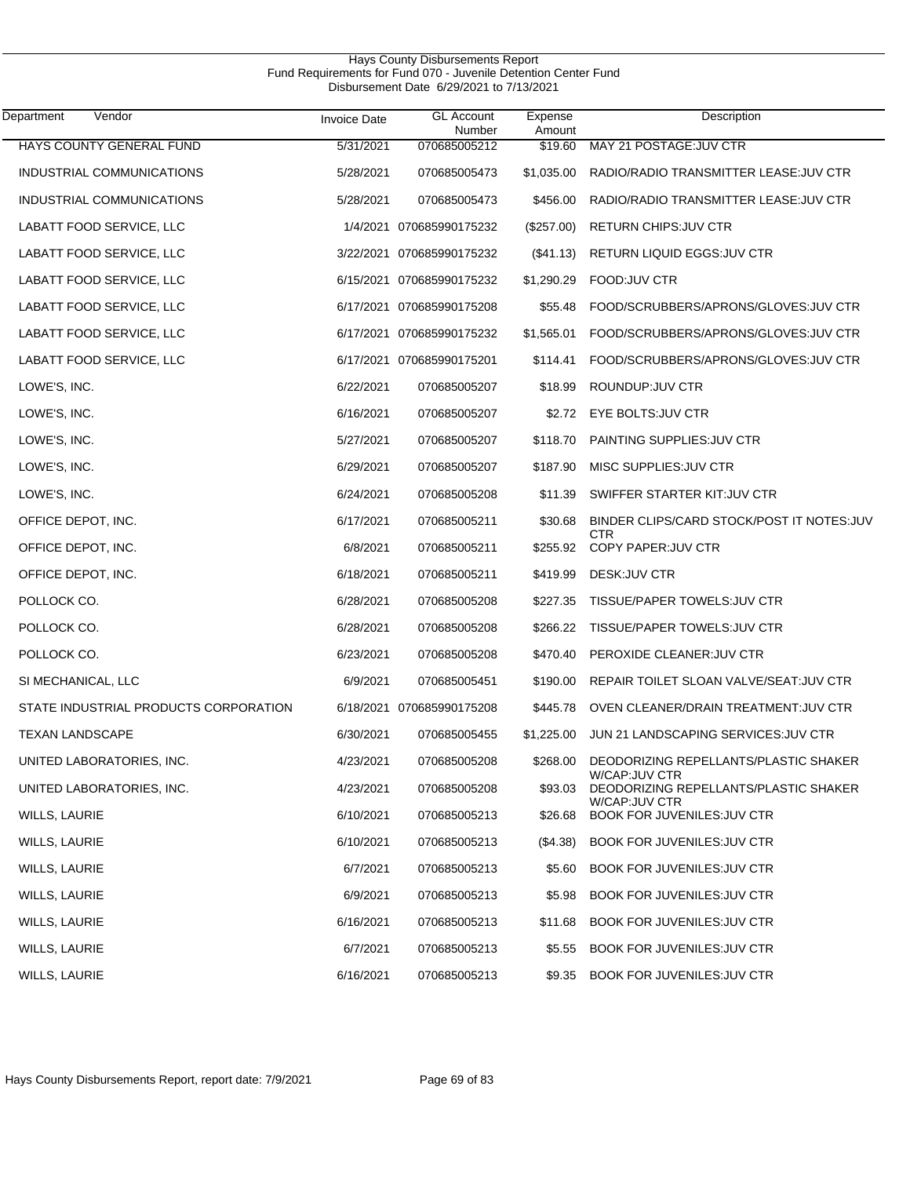# Hays County Disbursements Report
## Fund Requirements for Fund 070 - Juvenile Detention Center Fund
### Disbursement Date 6/29/2021 to 7/13/2021

| Department | Vendor | Invoice Date | GL Account Number | Expense Amount | Description |
|---|---|---|---|---|---|
| HAYS COUNTY GENERAL FUND | | 5/31/2021 | 070685005212 | $19.60 | MAY 21 POSTAGE:JUV CTR |
| INDUSTRIAL COMMUNICATIONS | | 5/28/2021 | 070685005473 | $1,035.00 | RADIO/RADIO TRANSMITTER LEASE:JUV CTR |
| INDUSTRIAL COMMUNICATIONS | | 5/28/2021 | 070685005473 | $456.00 | RADIO/RADIO TRANSMITTER LEASE:JUV CTR |
| LABATT FOOD SERVICE, LLC | | 1/4/2021 | 070685990175232 | ($257.00) | RETURN CHIPS:JUV CTR |
| LABATT FOOD SERVICE, LLC | | 3/22/2021 | 070685990175232 | ($41.13) | RETURN LIQUID EGGS:JUV CTR |
| LABATT FOOD SERVICE, LLC | | 6/15/2021 | 070685990175232 | $1,290.29 | FOOD:JUV CTR |
| LABATT FOOD SERVICE, LLC | | 6/17/2021 | 070685990175208 | $55.48 | FOOD/SCRUBBERS/APRONS/GLOVES:JUV CTR |
| LABATT FOOD SERVICE, LLC | | 6/17/2021 | 070685990175232 | $1,565.01 | FOOD/SCRUBBERS/APRONS/GLOVES:JUV CTR |
| LABATT FOOD SERVICE, LLC | | 6/17/2021 | 070685990175201 | $114.41 | FOOD/SCRUBBERS/APRONS/GLOVES:JUV CTR |
| LOWE'S, INC. | | 6/22/2021 | 070685005207 | $18.99 | ROUNDUP:JUV CTR |
| LOWE'S, INC. | | 6/16/2021 | 070685005207 | $2.72 | EYE BOLTS:JUV CTR |
| LOWE'S, INC. | | 5/27/2021 | 070685005207 | $118.70 | PAINTING SUPPLIES:JUV CTR |
| LOWE'S, INC. | | 6/29/2021 | 070685005207 | $187.90 | MISC SUPPLIES:JUV CTR |
| LOWE'S, INC. | | 6/24/2021 | 070685005208 | $11.39 | SWIFFER STARTER KIT:JUV CTR |
| OFFICE DEPOT, INC. | | 6/17/2021 | 070685005211 | $30.68 | BINDER CLIPS/CARD STOCK/POST IT NOTES:JUV CTR |
| OFFICE DEPOT, INC. | | 6/8/2021 | 070685005211 | $255.92 | COPY PAPER:JUV CTR |
| OFFICE DEPOT, INC. | | 6/18/2021 | 070685005211 | $419.99 | DESK:JUV CTR |
| POLLOCK CO. | | 6/28/2021 | 070685005208 | $227.35 | TISSUE/PAPER TOWELS:JUV CTR |
| POLLOCK CO. | | 6/28/2021 | 070685005208 | $266.22 | TISSUE/PAPER TOWELS:JUV CTR |
| POLLOCK CO. | | 6/23/2021 | 070685005208 | $470.40 | PEROXIDE CLEANER:JUV CTR |
| SI MECHANICAL, LLC | | 6/9/2021 | 070685005451 | $190.00 | REPAIR TOILET SLOAN VALVE/SEAT:JUV CTR |
| STATE INDUSTRIAL PRODUCTS CORPORATION | | 6/18/2021 | 070685990175208 | $445.78 | OVEN CLEANER/DRAIN TREATMENT:JUV CTR |
| TEXAN LANDSCAPE | | 6/30/2021 | 070685005455 | $1,225.00 | JUN 21 LANDSCAPING SERVICES:JUV CTR |
| UNITED LABORATORIES, INC. | | 4/23/2021 | 070685005208 | $268.00 | DEODORIZING REPELLANTS/PLASTIC SHAKER W/CAP:JUV CTR |
| UNITED LABORATORIES, INC. | | 4/23/2021 | 070685005208 | $93.03 | DEODORIZING REPELLANTS/PLASTIC SHAKER W/CAP:JUV CTR |
| WILLS, LAURIE | | 6/10/2021 | 070685005213 | $26.68 | BOOK FOR JUVENILES:JUV CTR |
| WILLS, LAURIE | | 6/10/2021 | 070685005213 | ($4.38) | BOOK FOR JUVENILES:JUV CTR |
| WILLS, LAURIE | | 6/7/2021 | 070685005213 | $5.60 | BOOK FOR JUVENILES:JUV CTR |
| WILLS, LAURIE | | 6/9/2021 | 070685005213 | $5.98 | BOOK FOR JUVENILES:JUV CTR |
| WILLS, LAURIE | | 6/16/2021 | 070685005213 | $11.68 | BOOK FOR JUVENILES:JUV CTR |
| WILLS, LAURIE | | 6/7/2021 | 070685005213 | $5.55 | BOOK FOR JUVENILES:JUV CTR |
| WILLS, LAURIE | | 6/16/2021 | 070685005213 | $9.35 | BOOK FOR JUVENILES:JUV CTR |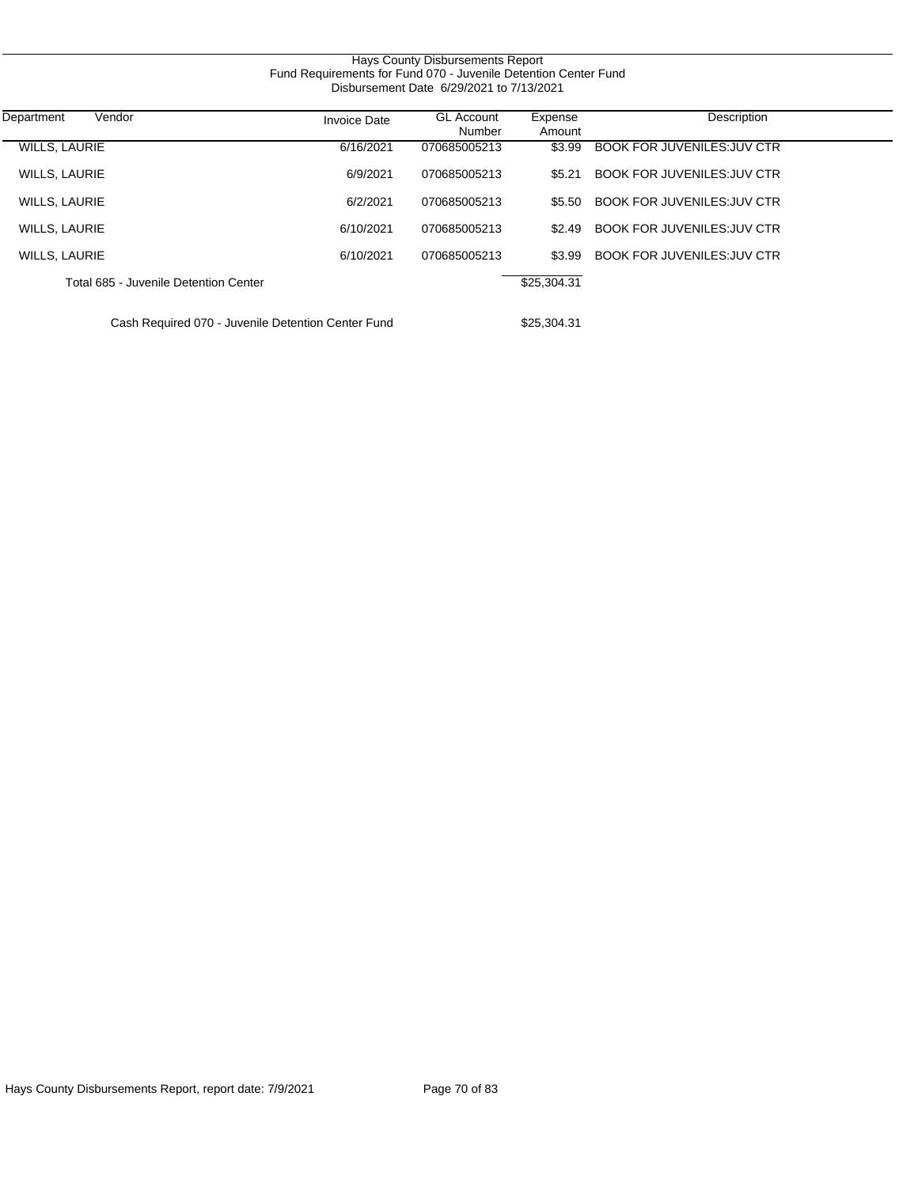# Hays County Disbursements Report

## Fund Requirements for Fund 070 - Juvenile Detention Center Fund

### Disbursement Date 6/29/2021 to 7/13/2021

| Department | Vendor | Invoice Date | GL Account Number | Expense Amount | Description |
|---|---|---|---|---|---|
| WILLS, LAURIE | | 6/16/2021 | 070685005213 | $3.99 | BOOK FOR JUVENILES:JUV CTR |
| WILLS, LAURIE | | 6/9/2021 | 070685005213 | $5.21 | BOOK FOR JUVENILES:JUV CTR |
| WILLS, LAURIE | | 6/2/2021 | 070685005213 | $5.50 | BOOK FOR JUVENILES:JUV CTR |
| WILLS, LAURIE | | 6/10/2021 | 070685005213 | $2.49 | BOOK FOR JUVENILES:JUV CTR |
| WILLS, LAURIE | | 6/10/2021 | 070685005213 | $3.99 | BOOK FOR JUVENILES:JUV CTR |
| Total 685 - Juvenile Detention Center | | | | $25,304.31 | |
| Cash Required 070 - Juvenile Detention Center Fund | | | | $25,304.31 | |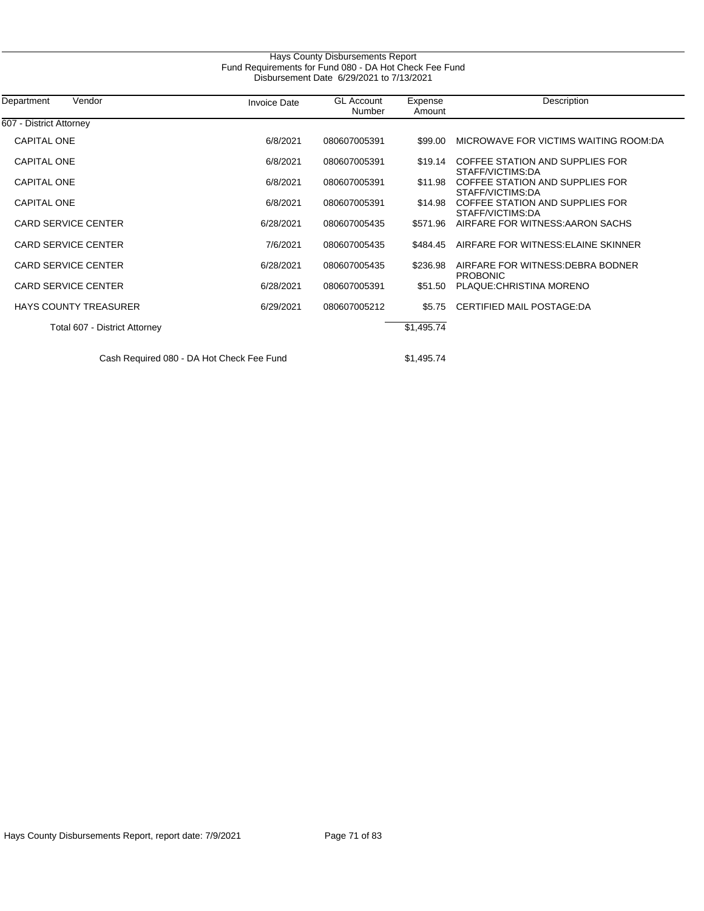Hays County Disbursements Report
Fund Requirements for Fund 080 - DA Hot Check Fee Fund
Disbursement Date 6/29/2021 to 7/13/2021

| Department | Vendor | Invoice Date | GL Account Number | Expense Amount | Description |
|---|---|---|---|---|---|
| 607 - District Attorney | | | | | |
| | CAPITAL ONE | 6/8/2021 | 080607005391 | $99.00 | MICROWAVE FOR VICTIMS WAITING ROOM:DA |
| | CAPITAL ONE | 6/8/2021 | 080607005391 | $19.14 | COFFEE STATION AND SUPPLIES FOR STAFF/VICTIMS:DA |
| | CAPITAL ONE | 6/8/2021 | 080607005391 | $11.98 | COFFEE STATION AND SUPPLIES FOR STAFF/VICTIMS:DA |
| | CAPITAL ONE | 6/8/2021 | 080607005391 | $14.98 | COFFEE STATION AND SUPPLIES FOR STAFF/VICTIMS:DA |
| | CARD SERVICE CENTER | 6/28/2021 | 080607005435 | $571.96 | AIRFARE FOR WITNESS:AARON SACHS |
| | CARD SERVICE CENTER | 7/6/2021 | 080607005435 | $484.45 | AIRFARE FOR WITNESS:ELAINE SKINNER |
| | CARD SERVICE CENTER | 6/28/2021 | 080607005435 | $236.98 | AIRFARE FOR WITNESS:DEBRA BODNER PROBONIC |
| | CARD SERVICE CENTER | 6/28/2021 | 080607005391 | $51.50 | PLAQUE:CHRISTINA MORENO |
| | HAYS COUNTY TREASURER | 6/29/2021 | 080607005212 | $5.75 | CERTIFIED MAIL POSTAGE:DA |
| | Total 607 - District Attorney | | | $1,495.74 | |
| | Cash Required 080 - DA Hot Check Fee Fund | | | $1,495.74 | |

Hays County Disbursements Report, report date: 7/9/2021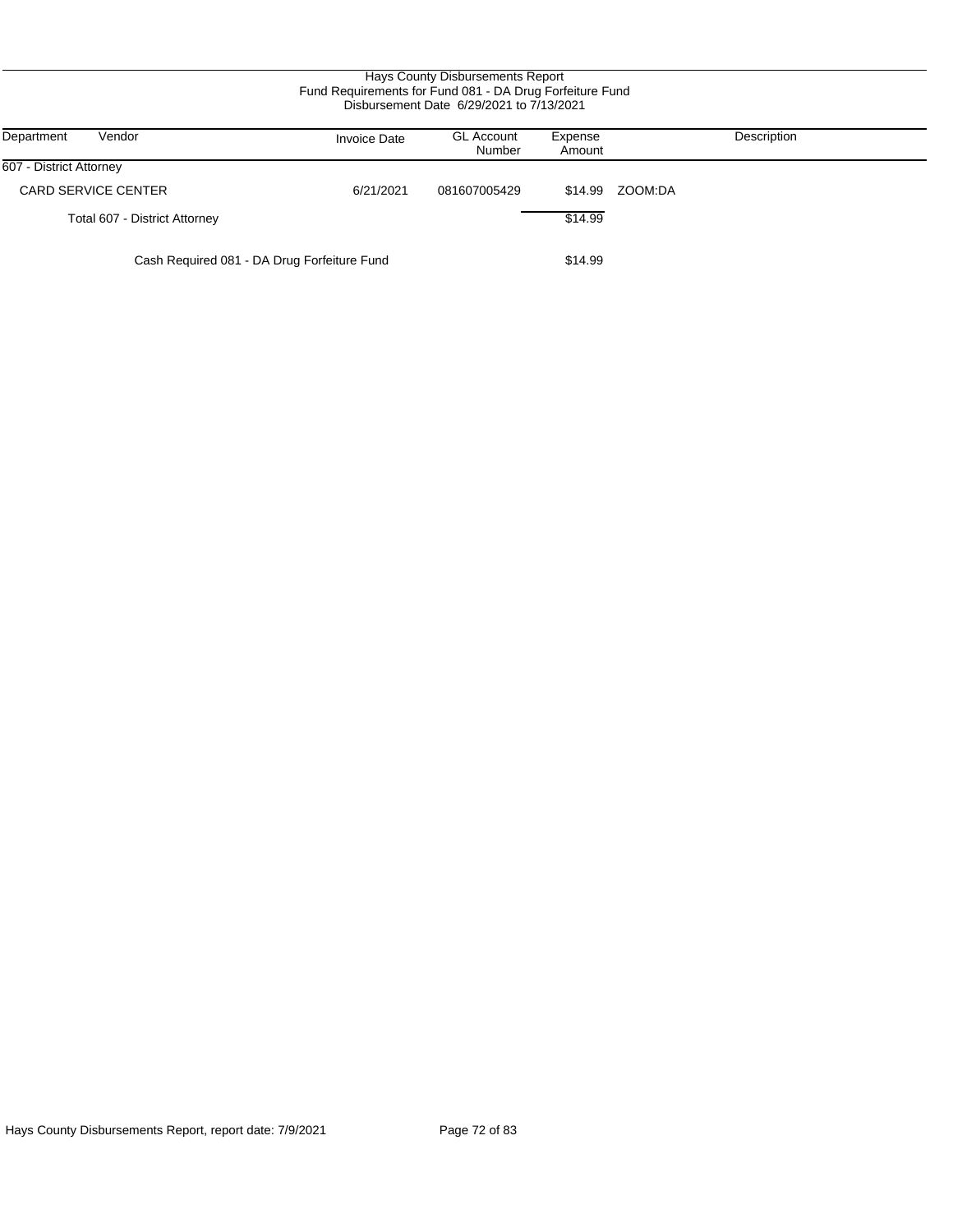Hays County Disbursements Report
Fund Requirements for Fund 081 - DA Drug Forfeiture Fund
Disbursement Date 6/29/2021 to 7/13/2021

| Department | Vendor | Invoice Date | GL Account Number | Expense Amount | Description |
|---|---|---|---|---|---|
| 607 - District Attorney | | | | | |
| | CARD SERVICE CENTER | 6/21/2021 | 081607005429 | $14.99 | ZOOM:DA |
| | Total 607 - District Attorney | | | $14.99 | |
| | Cash Required 081 - DA Drug Forfeiture Fund | | | $14.99 | |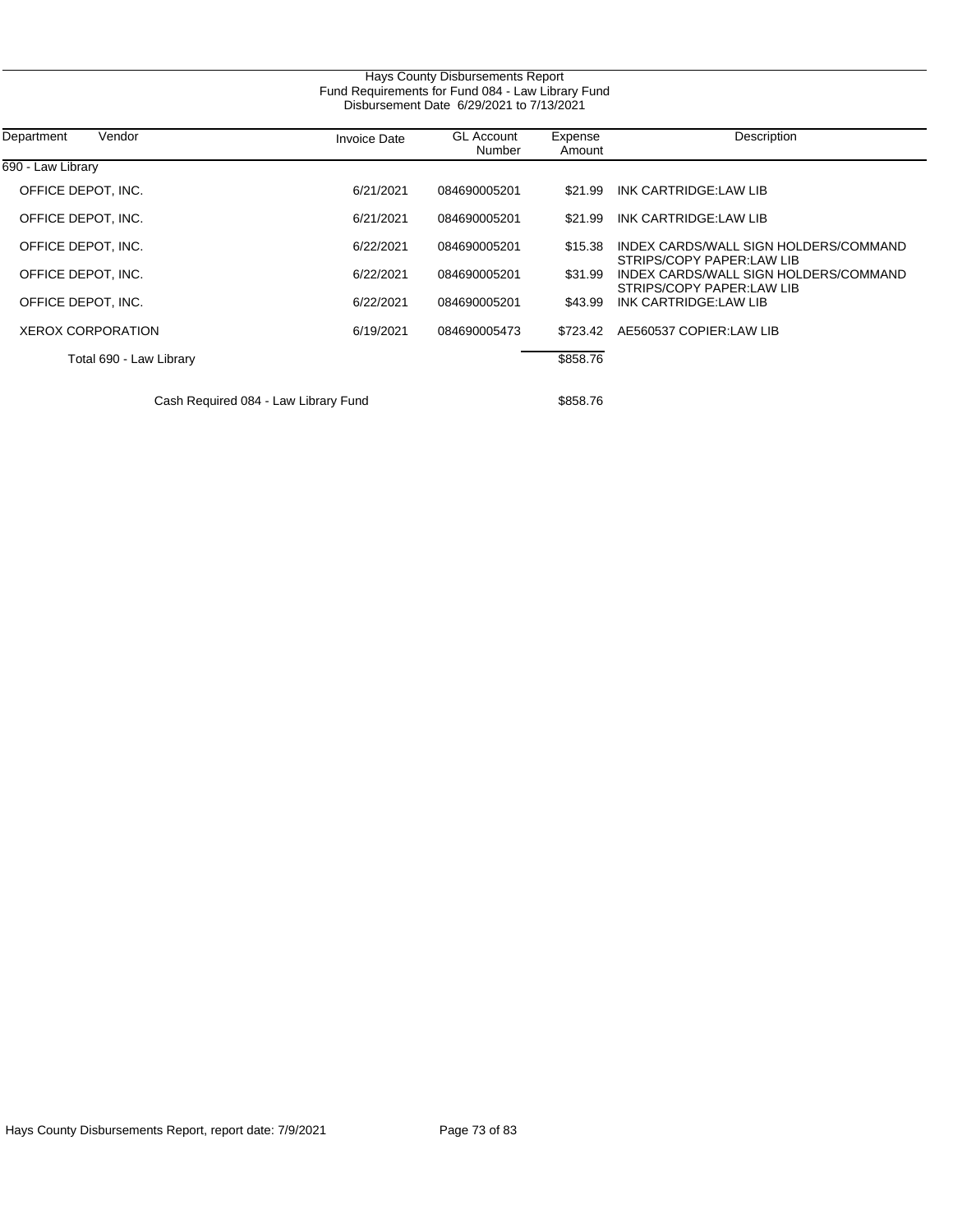# Hays County Disbursements Report

Fund Requirements for Fund 084 - Law Library Fund

Disbursement Date 6/29/2021 to 7/13/2021

| Department | Vendor | Invoice Date | GL Account Number | Expense Amount | Description |
|---|---|---|---|---|---|
| 690 - Law Library | | | | | |
| | OFFICE DEPOT, INC. | 6/21/2021 | 084690005201 | $21.99 | INK CARTRIDGE:LAW LIB |
| | OFFICE DEPOT, INC. | 6/21/2021 | 084690005201 | $21.99 | INK CARTRIDGE:LAW LIB |
| | OFFICE DEPOT, INC. | 6/22/2021 | 084690005201 | $15.38 | INDEX CARDS/WALL SIGN HOLDERS/COMMAND STRIPS/COPY PAPER:LAW LIB |
| | OFFICE DEPOT, INC. | 6/22/2021 | 084690005201 | $31.99 | INDEX CARDS/WALL SIGN HOLDERS/COMMAND STRIPS/COPY PAPER:LAW LIB |
| | OFFICE DEPOT, INC. | 6/22/2021 | 084690005201 | $43.99 | INK CARTRIDGE:LAW LIB |
| | XEROX CORPORATION | 6/19/2021 | 084690005473 | $723.42 | AE560537 COPIER:LAW LIB |
| | Total 690 - Law Library | | | $858.76 | |
| | Cash Required 084 - Law Library Fund | | | $858.76 | |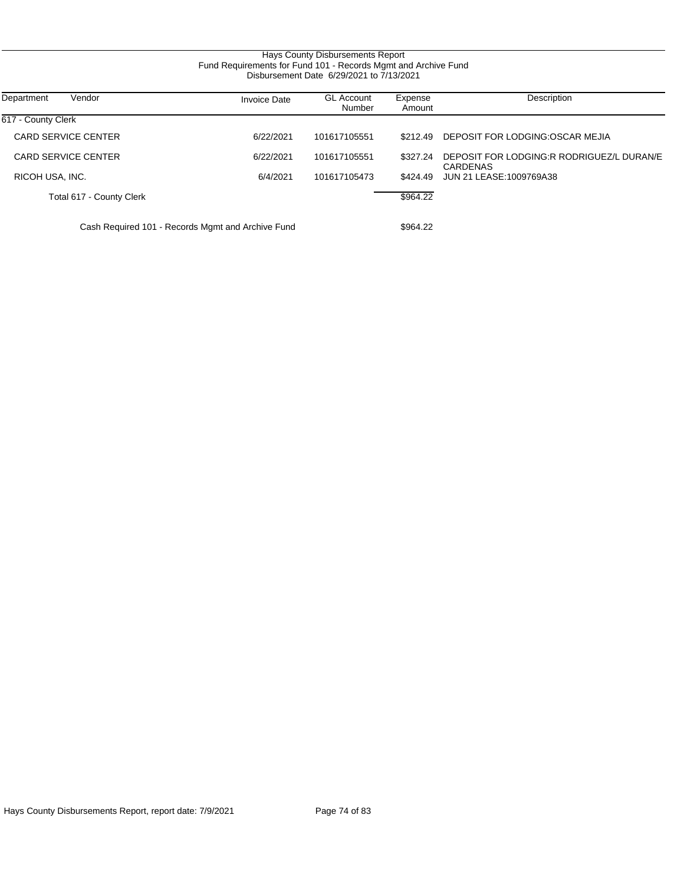Hays County Disbursements Report
Fund Requirements for Fund 101 - Records Mgmt and Archive Fund
Disbursement Date 6/29/2021 to 7/13/2021

| Department | Vendor | Invoice Date | GL Account Number | Expense Amount | Description |
|---|---|---|---|---|---|
| 617 - County Clerk | | | | | |
| | CARD SERVICE CENTER | 6/22/2021 | 101617105551 | $212.49 | DEPOSIT FOR LODGING:OSCAR MEJIA |
| | CARD SERVICE CENTER | 6/22/2021 | 101617105551 | $327.24 | DEPOSIT FOR LODGING:R RODRIGUEZ/L DURAN/E CARDENAS |
| | RICOH USA, INC. | 6/4/2021 | 101617105473 | $424.49 | JUN 21 LEASE:1009769A38 |
| | Total 617 - County Clerk | | | $964.22 | |
| | Cash Required 101 - Records Mgmt and Archive Fund | | | $964.22 | |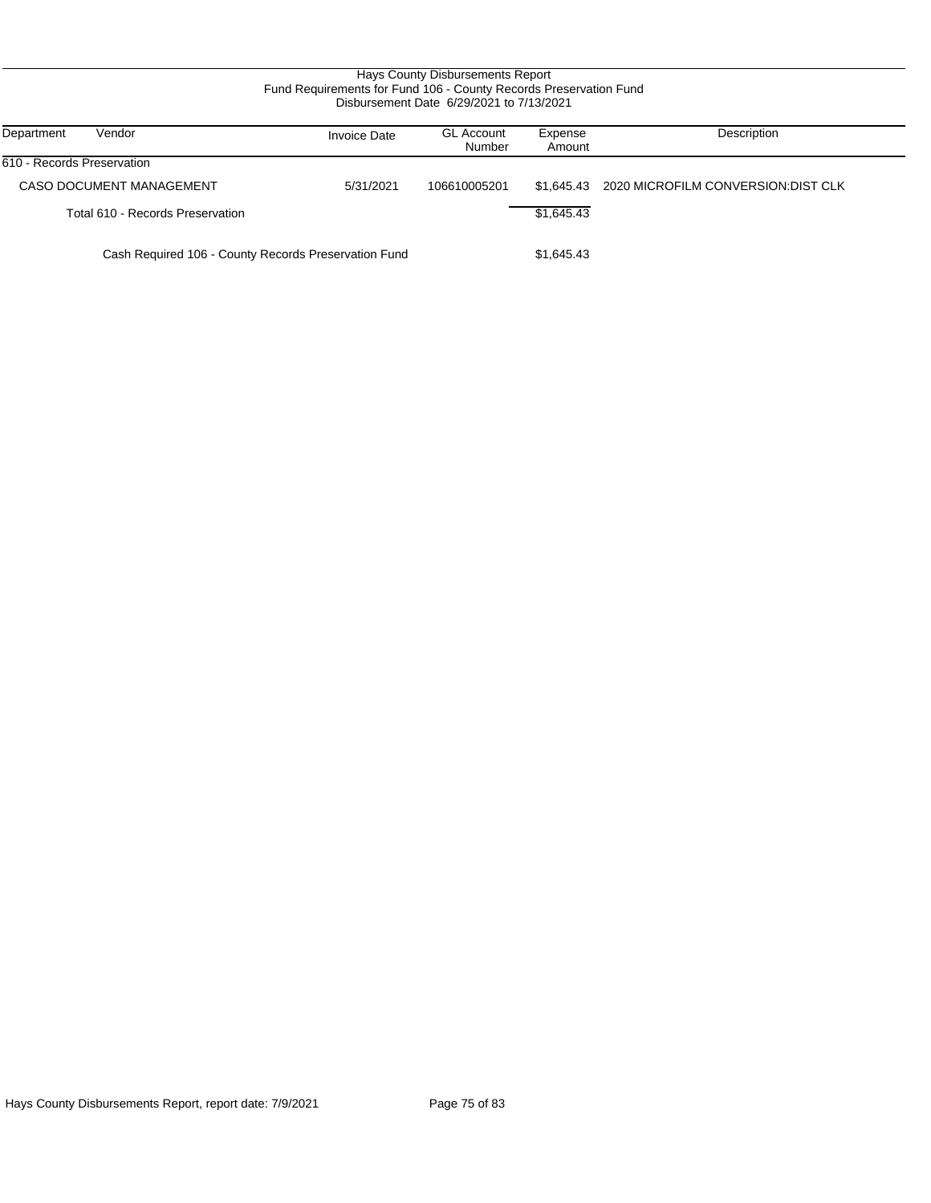# Hays County Disbursements Report

## Fund Requirements for Fund 106 - County Records Preservation Fund

Disbursement Date 6/29/2021 to 7/13/2021

| Department | Vendor | Invoice Date | GL Account Number | Expense Amount | Description |
|---|---|---|---|---|---|
| 610 - Records Preservation | | | | | |
| | CASO DOCUMENT MANAGEMENT | 5/31/2021 | 106610005201 | $1,645.43 | 2020 MICROFILM CONVERSION:DIST CLK |
| | Total 610 - Records Preservation | | | $1,645.43 | |
| | Cash Required 106 - County Records Preservation Fund | | | $1,645.43 | |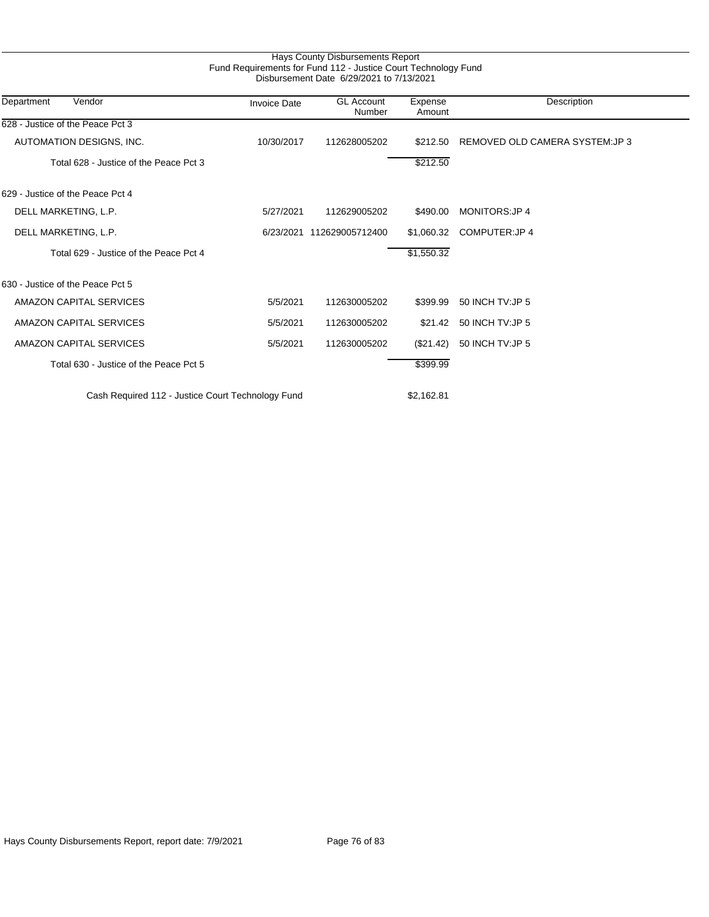Hays County Disbursements Report
Fund Requirements for Fund 112 - Justice Court Technology Fund
Disbursement Date 6/29/2021 to 7/13/2021

| Department | Vendor | Invoice Date | GL Account Number | Expense Amount | Description |
|---|---|---|---|---|---|
| 628 - Justice of the Peace Pct 3 | | | | | |
| | AUTOMATION DESIGNS, INC. | 10/30/2017 | 112628005202 | $212.50 | REMOVED OLD CAMERA SYSTEM:JP 3 |
| | Total 628 - Justice of the Peace Pct 3 | | | $212.50 | |
| 629 - Justice of the Peace Pct 4 | | | | | |
| | DELL MARKETING, L.P. | 5/27/2021 | 112629005202 | $490.00 | MONITORS:JP 4 |
| | DELL MARKETING, L.P. | 6/23/2021 | 112629005712400 | $1,060.32 | COMPUTER:JP 4 |
| | Total 629 - Justice of the Peace Pct 4 | | | $1,550.32 | |
| 630 - Justice of the Peace Pct 5 | | | | | |
| | AMAZON CAPITAL SERVICES | 5/5/2021 | 112630005202 | $399.99 | 50 INCH TV:JP 5 |
| | AMAZON CAPITAL SERVICES | 5/5/2021 | 112630005202 | $21.42 | 50 INCH TV:JP 5 |
| | AMAZON CAPITAL SERVICES | 5/5/2021 | 112630005202 | ($21.42) | 50 INCH TV:JP 5 |
| | Total 630 - Justice of the Peace Pct 5 | | | $399.99 | |
| | Cash Required 112 - Justice Court Technology Fund | | | $2,162.81 | |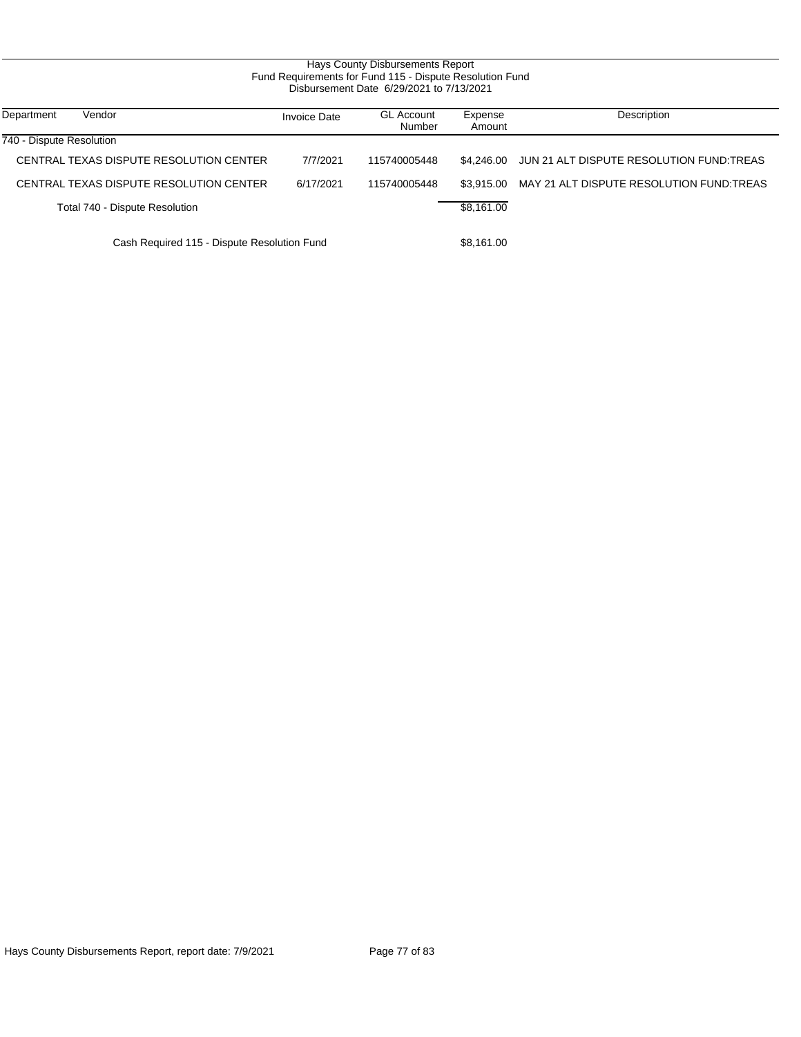# Hays County Disbursements Report

## Fund Requirements for Fund 115 - Dispute Resolution Fund

Disbursement Date 6/29/2021 to 7/13/2021

| Department | Vendor | Invoice Date | GL Account Number | Expense Amount | Description |
|---|---|---|---|---|---|
| 740 - Dispute Resolution | | | | | |
| | CENTRAL TEXAS DISPUTE RESOLUTION CENTER | 7/7/2021 | 115740005448 | $4,246.00 | JUN 21 ALT DISPUTE RESOLUTION FUND:TREAS |
| | CENTRAL TEXAS DISPUTE RESOLUTION CENTER | 6/17/2021 | 115740005448 | $3,915.00 | MAY 21 ALT DISPUTE RESOLUTION FUND:TREAS |
| | Total 740 - Dispute Resolution | | | $8,161.00 | |
| | Cash Required 115 - Dispute Resolution Fund | | | $8,161.00 | |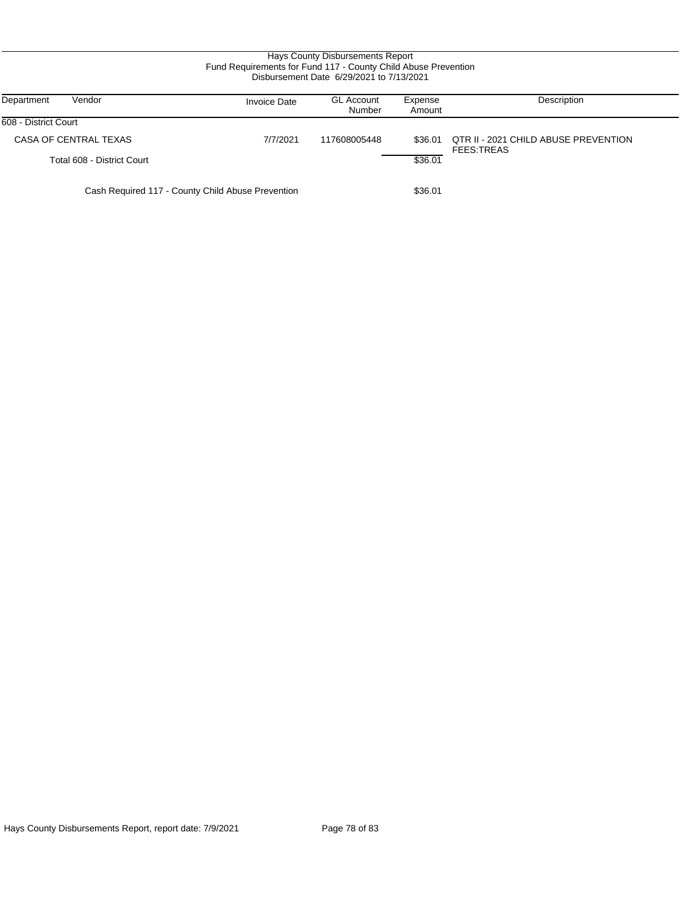Hays County Disbursements Report
Fund Requirements for Fund 117 - County Child Abuse Prevention
Disbursement Date 6/29/2021 to 7/13/2021

| Department | Vendor | Invoice Date | GL Account Number | Expense Amount | Description |
|---|---|---|---|---|---|
| 608 - District Court | | | | | |
| | CASA OF CENTRAL TEXAS | 7/7/2021 | 117608005448 | $36.01 | QTR II - 2021 CHILD ABUSE PREVENTION FEES:TREAS |
| | Total 608 - District Court | | | $36.01 | |
| | Cash Required 117 - County Child Abuse Prevention | | | $36.01 | |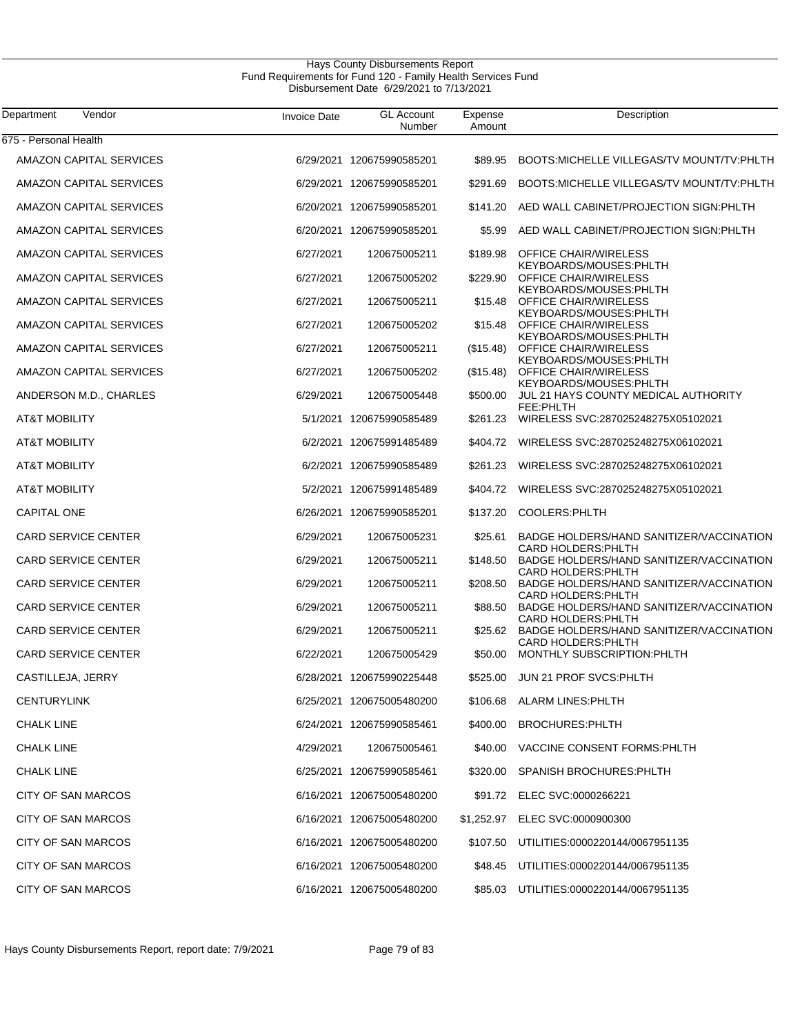# Hays County Disbursements Report
## Fund Requirements for Fund 120 - Family Health Services Fund
### Disbursement Date 6/29/2021 to 7/13/2021

| Department | Vendor | Invoice Date | GL Account Number | Expense Amount | Description |
|---|---|---|---|---|---|
| 675 - Personal Health | | | | | |
| | AMAZON CAPITAL SERVICES | 6/29/2021 | 120675990585201 | $89.95 | BOOTS:MICHELLE VILLEGAS/TV MOUNT/TV:PHLTH |
| | AMAZON CAPITAL SERVICES | 6/29/2021 | 120675990585201 | $291.69 | BOOTS:MICHELLE VILLEGAS/TV MOUNT/TV:PHLTH |
| | AMAZON CAPITAL SERVICES | 6/20/2021 | 120675990585201 | $141.20 | AED WALL CABINET/PROJECTION SIGN:PHLTH |
| | AMAZON CAPITAL SERVICES | 6/20/2021 | 120675990585201 | $5.99 | AED WALL CABINET/PROJECTION SIGN:PHLTH |
| | AMAZON CAPITAL SERVICES | 6/27/2021 | 120675005211 | $189.98 | OFFICE CHAIR/WIRELESS KEYBOARDS/MOUSES:PHLTH |
| | AMAZON CAPITAL SERVICES | 6/27/2021 | 120675005202 | $229.90 | OFFICE CHAIR/WIRELESS KEYBOARDS/MOUSES:PHLTH |
| | AMAZON CAPITAL SERVICES | 6/27/2021 | 120675005211 | $15.48 | OFFICE CHAIR/WIRELESS KEYBOARDS/MOUSES:PHLTH |
| | AMAZON CAPITAL SERVICES | 6/27/2021 | 120675005202 | $15.48 | OFFICE CHAIR/WIRELESS KEYBOARDS/MOUSES:PHLTH |
| | AMAZON CAPITAL SERVICES | 6/27/2021 | 120675005211 | ($15.48) | OFFICE CHAIR/WIRELESS KEYBOARDS/MOUSES:PHLTH |
| | AMAZON CAPITAL SERVICES | 6/27/2021 | 120675005202 | ($15.48) | OFFICE CHAIR/WIRELESS KEYBOARDS/MOUSES:PHLTH |
| | ANDERSON M.D., CHARLES | 6/29/2021 | 120675005448 | $500.00 | JUL 21 HAYS COUNTY MEDICAL AUTHORITY FEE:PHLTH |
| | AT&T MOBILITY | 5/1/2021 | 120675990585489 | $261.23 | WIRELESS SVC:287025248275X05102021 |
| | AT&T MOBILITY | 6/2/2021 | 120675991485489 | $404.72 | WIRELESS SVC:287025248275X06102021 |
| | AT&T MOBILITY | 6/2/2021 | 120675990585489 | $261.23 | WIRELESS SVC:287025248275X06102021 |
| | AT&T MOBILITY | 5/2/2021 | 120675991485489 | $404.72 | WIRELESS SVC:287025248275X05102021 |
| | CAPITAL ONE | 6/26/2021 | 120675990585201 | $137.20 | COOLERS:PHLTH |
| | CARD SERVICE CENTER | 6/29/2021 | 120675005231 | $25.61 | BADGE HOLDERS/HAND SANITIZER/VACCINATION CARD HOLDERS:PHLTH |
| | CARD SERVICE CENTER | 6/29/2021 | 120675005211 | $148.50 | BADGE HOLDERS/HAND SANITIZER/VACCINATION CARD HOLDERS:PHLTH |
| | CARD SERVICE CENTER | 6/29/2021 | 120675005211 | $208.50 | BADGE HOLDERS/HAND SANITIZER/VACCINATION CARD HOLDERS:PHLTH |
| | CARD SERVICE CENTER | 6/29/2021 | 120675005211 | $88.50 | BADGE HOLDERS/HAND SANITIZER/VACCINATION CARD HOLDERS:PHLTH |
| | CARD SERVICE CENTER | 6/29/2021 | 120675005211 | $25.62 | BADGE HOLDERS/HAND SANITIZER/VACCINATION CARD HOLDERS:PHLTH |
| | CARD SERVICE CENTER | 6/22/2021 | 120675005429 | $50.00 | MONTHLY SUBSCRIPTION:PHLTH |
| | CASTILLEJA, JERRY | 6/28/2021 | 120675990225448 | $525.00 | JUN 21 PROF SVCS:PHLTH |
| | CENTURYLINK | 6/25/2021 | 120675005480200 | $106.68 | ALARM LINES:PHLTH |
| | CHALK LINE | 6/24/2021 | 120675990585461 | $400.00 | BROCHURES:PHLTH |
| | CHALK LINE | 4/29/2021 | 120675005461 | $40.00 | VACCINE CONSENT FORMS:PHLTH |
| | CHALK LINE | 6/25/2021 | 120675990585461 | $320.00 | SPANISH BROCHURES:PHLTH |
| | CITY OF SAN MARCOS | 6/16/2021 | 120675005480200 | $91.72 | ELEC SVC:0000266221 |
| | CITY OF SAN MARCOS | 6/16/2021 | 120675005480200 | $1,252.97 | ELEC SVC:0000900300 |
| | CITY OF SAN MARCOS | 6/16/2021 | 120675005480200 | $107.50 | UTILITIES:0000220144/0067951135 |
| | CITY OF SAN MARCOS | 6/16/2021 | 120675005480200 | $48.45 | UTILITIES:0000220144/0067951135 |
| | CITY OF SAN MARCOS | 6/16/2021 | 120675005480200 | $85.03 | UTILITIES:0000220144/0067951135 |

Hays County Disbursements Report, report date: 7/9/2021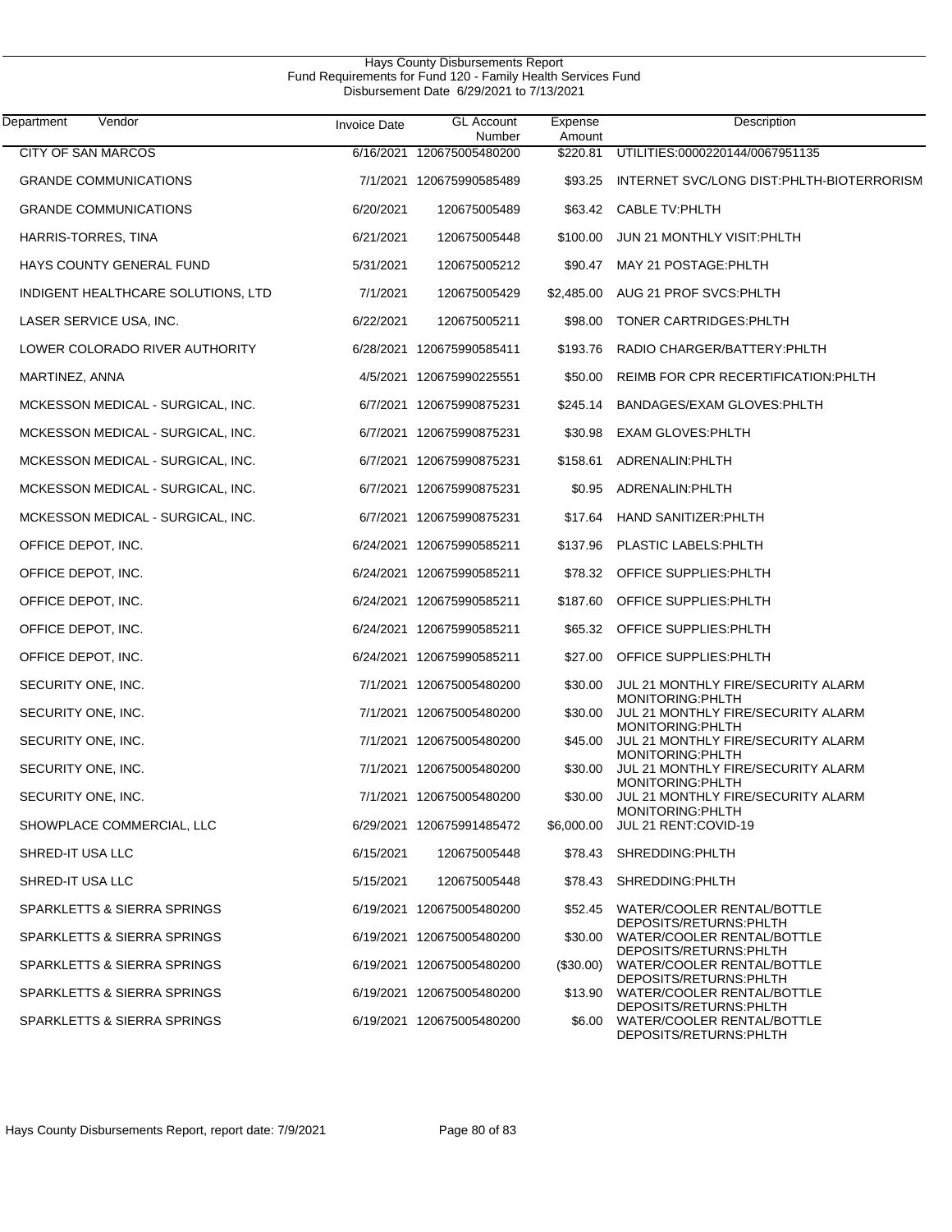Hays County Disbursements Report
Fund Requirements for Fund 120 - Family Health Services Fund
Disbursement Date 6/29/2021 to 7/13/2021

| Department | Vendor | Invoice Date | GL Account Number | Expense Amount | Description |
|---|---|---|---|---|---|
| CITY OF SAN MARCOS | | 6/16/2021 | 120675005480200 | $220.81 | UTILITIES:0000220144/0067951135 |
| GRANDE COMMUNICATIONS | | 7/1/2021 | 120675990585489 | $93.25 | INTERNET SVC/LONG DIST:PHLTH-BIOTERRORISM |
| GRANDE COMMUNICATIONS | | 6/20/2021 | 120675005489 | $63.42 | CABLE TV:PHLTH |
| HARRIS-TORRES, TINA | | 6/21/2021 | 120675005448 | $100.00 | JUN 21 MONTHLY VISIT:PHLTH |
| HAYS COUNTY GENERAL FUND | | 5/31/2021 | 120675005212 | $90.47 | MAY 21 POSTAGE:PHLTH |
| INDIGENT HEALTHCARE SOLUTIONS, LTD | | 7/1/2021 | 120675005429 | $2,485.00 | AUG 21 PROF SVCS:PHLTH |
| LASER SERVICE USA, INC. | | 6/22/2021 | 120675005211 | $98.00 | TONER CARTRIDGES:PHLTH |
| LOWER COLORADO RIVER AUTHORITY | | 6/28/2021 | 120675990585411 | $193.76 | RADIO CHARGER/BATTERY:PHLTH |
| MARTINEZ, ANNA | | 4/5/2021 | 120675990225551 | $50.00 | REIMB FOR CPR RECERTIFICATION:PHLTH |
| MCKESSON MEDICAL - SURGICAL, INC. | | 6/7/2021 | 120675990875231 | $245.14 | BANDAGES/EXAM GLOVES:PHLTH |
| MCKESSON MEDICAL - SURGICAL, INC. | | 6/7/2021 | 120675990875231 | $30.98 | EXAM GLOVES:PHLTH |
| MCKESSON MEDICAL - SURGICAL, INC. | | 6/7/2021 | 120675990875231 | $158.61 | ADRENALIN:PHLTH |
| MCKESSON MEDICAL - SURGICAL, INC. | | 6/7/2021 | 120675990875231 | $0.95 | ADRENALIN:PHLTH |
| MCKESSON MEDICAL - SURGICAL, INC. | | 6/7/2021 | 120675990875231 | $17.64 | HAND SANITIZER:PHLTH |
| OFFICE DEPOT, INC. | | 6/24/2021 | 120675990585211 | $137.96 | PLASTIC LABELS:PHLTH |
| OFFICE DEPOT, INC. | | 6/24/2021 | 120675990585211 | $78.32 | OFFICE SUPPLIES:PHLTH |
| OFFICE DEPOT, INC. | | 6/24/2021 | 120675990585211 | $187.60 | OFFICE SUPPLIES:PHLTH |
| OFFICE DEPOT, INC. | | 6/24/2021 | 120675990585211 | $65.32 | OFFICE SUPPLIES:PHLTH |
| OFFICE DEPOT, INC. | | 6/24/2021 | 120675990585211 | $27.00 | OFFICE SUPPLIES:PHLTH |
| SECURITY ONE, INC. | | 7/1/2021 | 120675005480200 | $30.00 | JUL 21 MONTHLY FIRE/SECURITY ALARM MONITORING:PHLTH |
| SECURITY ONE, INC. | | 7/1/2021 | 120675005480200 | $30.00 | JUL 21 MONTHLY FIRE/SECURITY ALARM MONITORING:PHLTH |
| SECURITY ONE, INC. | | 7/1/2021 | 120675005480200 | $45.00 | JUL 21 MONTHLY FIRE/SECURITY ALARM MONITORING:PHLTH |
| SECURITY ONE, INC. | | 7/1/2021 | 120675005480200 | $30.00 | JUL 21 MONTHLY FIRE/SECURITY ALARM MONITORING:PHLTH |
| SECURITY ONE, INC. | | 7/1/2021 | 120675005480200 | $30.00 | JUL 21 MONTHLY FIRE/SECURITY ALARM MONITORING:PHLTH |
| SHOWPLACE COMMERCIAL, LLC | | 6/29/2021 | 120675991485472 | $6,000.00 | JUL 21 RENT:COVID-19 |
| SHRED-IT USA LLC | | 6/15/2021 | 120675005448 | $78.43 | SHREDDING:PHLTH |
| SHRED-IT USA LLC | | 5/15/2021 | 120675005448 | $78.43 | SHREDDING:PHLTH |
| SPARKLETTS & SIERRA SPRINGS | | 6/19/2021 | 120675005480200 | $52.45 | WATER/COOLER RENTAL/BOTTLE DEPOSITS/RETURNS:PHLTH |
| SPARKLETTS & SIERRA SPRINGS | | 6/19/2021 | 120675005480200 | $30.00 | WATER/COOLER RENTAL/BOTTLE DEPOSITS/RETURNS:PHLTH |
| SPARKLETTS & SIERRA SPRINGS | | 6/19/2021 | 120675005480200 | ($30.00) | WATER/COOLER RENTAL/BOTTLE DEPOSITS/RETURNS:PHLTH |
| SPARKLETTS & SIERRA SPRINGS | | 6/19/2021 | 120675005480200 | $13.90 | WATER/COOLER RENTAL/BOTTLE DEPOSITS/RETURNS:PHLTH |
| SPARKLETTS & SIERRA SPRINGS | | 6/19/2021 | 120675005480200 | $6.00 | WATER/COOLER RENTAL/BOTTLE DEPOSITS/RETURNS:PHLTH |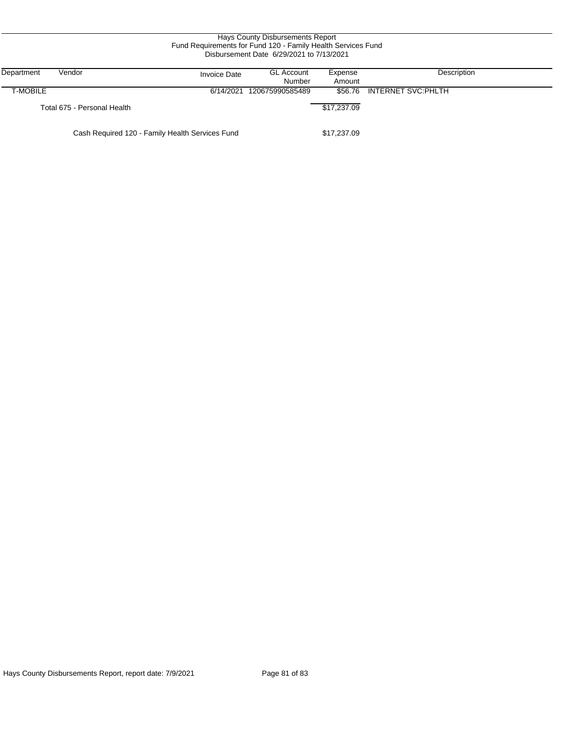Hays County Disbursements Report
Fund Requirements for Fund 120 - Family Health Services Fund
Disbursement Date 6/29/2021 to 7/13/2021

| Department | Vendor | Invoice Date | GL Account Number | Expense Amount | Description |
|---|---|---|---|---|---|
| T-MOBILE | | 6/14/2021 | 120675990585489 | $56.76 | INTERNET SVC:PHLTH |
| | Total 675 - Personal Health | | | $17,237.09 | |
| | Cash Required 120 - Family Health Services Fund | | | $17,237.09 | |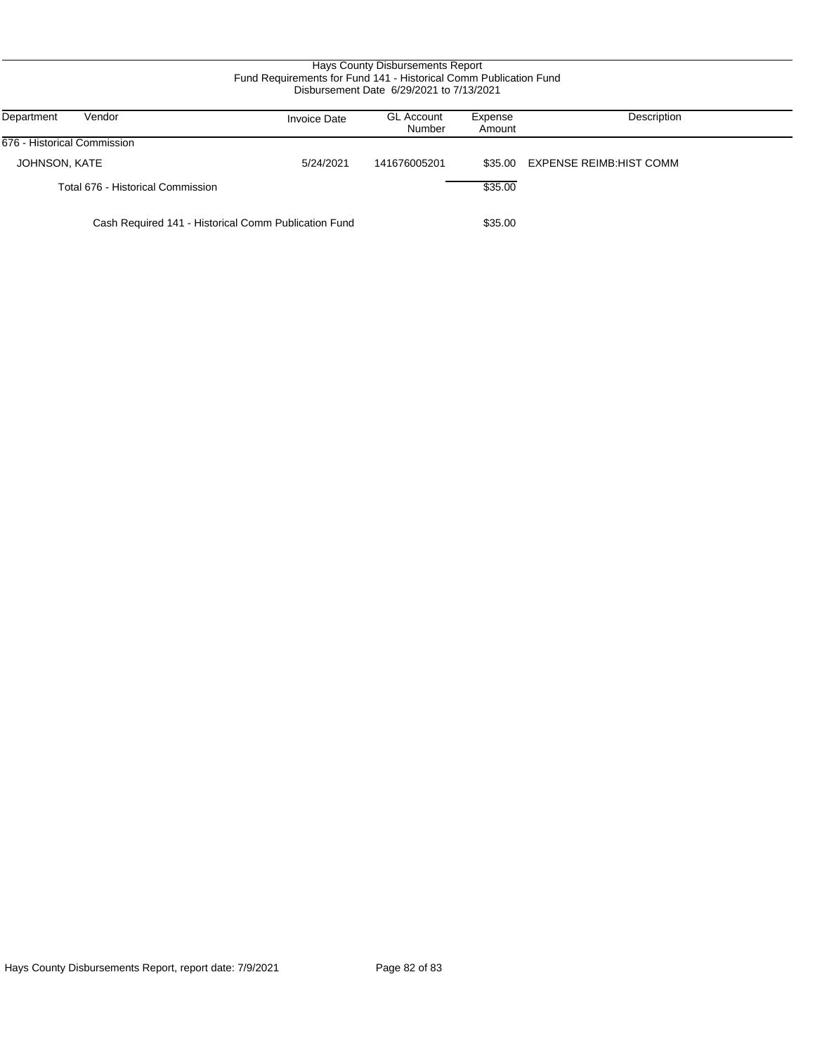Hays County Disbursements Report
Fund Requirements for Fund 141 - Historical Comm Publication Fund
Disbursement Date 6/29/2021 to 7/13/2021

| Department | Vendor | Invoice Date | GL Account Number | Expense Amount | Description |
|---|---|---|---|---|---|
| 676 - Historical Commission | | | | | |
| JOHNSON, KATE | | 5/24/2021 | 141676005201 | $35.00 | EXPENSE REIMB:HIST COMM |
| | Total 676 - Historical Commission | | | $35.00 | |
| | Cash Required 141 - Historical Comm Publication Fund | | | $35.00 | |

Hays County Disbursements Report, report date: 7/9/2021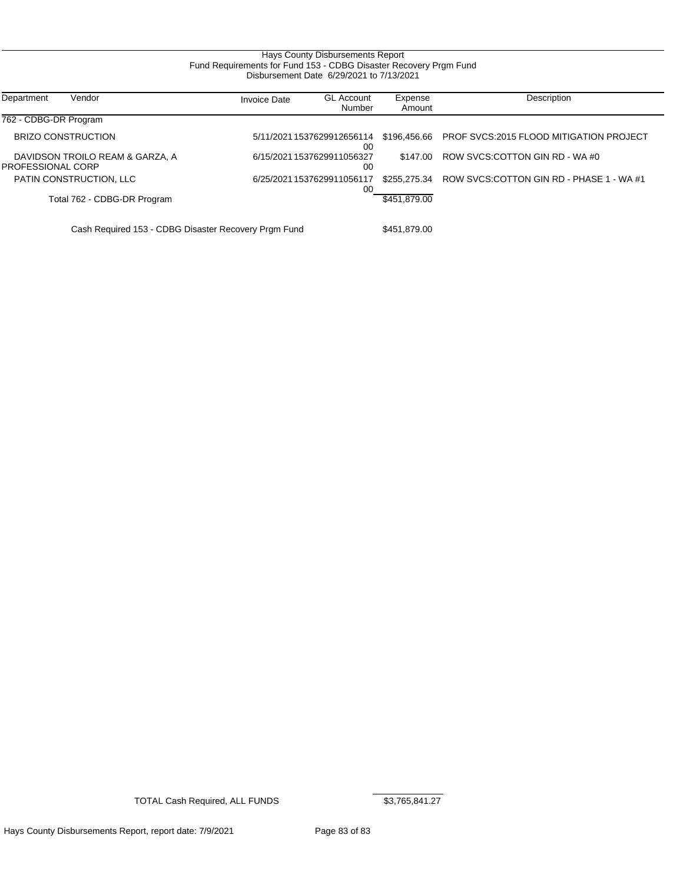Hays County Disbursements Report
Fund Requirements for Fund 153 - CDBG Disaster Recovery Prgm Fund
Disbursement Date 6/29/2021 to 7/13/2021

| Department | Vendor | Invoice Date | GL Account Number | Expense Amount | Description |
|---|---|---|---|---|---|
| 762 - CDBG-DR Program | | | | | |
| | BRIZO CONSTRUCTION | 5/11/2021 | 153762991265611400 | $196,456.66 | PROF SVCS:2015 FLOOD MITIGATION PROJECT |
| | DAVIDSON TROILO REAM & GARZA, A PROFESSIONAL CORP | 6/15/2021 | 153762991105632700 | $147.00 | ROW SVCS:COTTON GIN RD - WA #0 |
| | PATIN CONSTRUCTION, LLC | 6/25/2021 | 153762991105611700 | $255,275.34 | ROW SVCS:COTTON GIN RD - PHASE 1 - WA #1 |
| | Total 762 - CDBG-DR Program | | | $451,879.00 | |
| | Cash Required 153 - CDBG Disaster Recovery Prgm Fund | | | $451,879.00 | |

TOTAL Cash Required, ALL FUNDS $3,765,841.27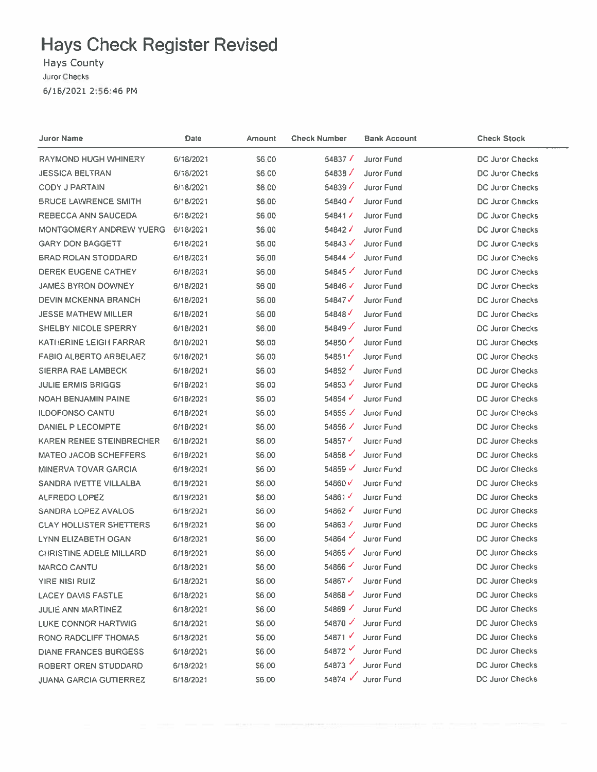# Hays Check Register Revised

Hays County

Juror Checks

6/18/2021 2:56:46 PM

| Juror Name | Date | Amount | Check Number | Bank Account | Check Stock |
|---|---|---|---|---|---|
| RAYMOND HUGH WHINERY | 6/18/2021 | $6.00 | 54837 ✓ | Juror Fund | DC Juror Checks |
| JESSICA BELTRAN | 6/18/2021 | $6.00 | 54838 ✓ | Juror Fund | DC Juror Checks |
| CODY J PARTAIN | 6/18/2021 | $6.00 | 54839 ✓ | Juror Fund | DC Juror Checks |
| BRUCE LAWRENCE SMITH | 6/18/2021 | $6.00 | 54840 ✓ | Juror Fund | DC Juror Checks |
| REBECCA ANN SAUCEDA | 6/18/2021 | $6.00 | 54841 ✓ | Juror Fund | DC Juror Checks |
| MONTGOMERY ANDREW YUERG | 6/18/2021 | $6.00 | 54842 ✓ | Juror Fund | DC Juror Checks |
| GARY DON BAGGETT | 6/18/2021 | $6.00 | 54843 ✓ | Juror Fund | DC Juror Checks |
| BRAD ROLAN STODDARD | 6/18/2021 | $6.00 | 54844 ✓ | Juror Fund | DC Juror Checks |
| DEREK EUGENE CATHEY | 6/18/2021 | $6.00 | 54845 ✓ | Juror Fund | DC Juror Checks |
| JAMES BYRON DOWNEY | 6/18/2021 | $6.00 | 54846 ✓ | Juror Fund | DC Juror Checks |
| DEVIN MCKENNA BRANCH | 6/18/2021 | $6.00 | 54847 ✓ | Juror Fund | DC Juror Checks |
| JESSE MATHEW MILLER | 6/18/2021 | $6.00 | 54848 ✓ | Juror Fund | DC Juror Checks |
| SHELBY NICOLE SPERRY | 6/18/2021 | $6.00 | 54849 ✓ | Juror Fund | DC Juror Checks |
| KATHERINE LEIGH FARRAR | 6/18/2021 | $6.00 | 54850 ✓ | Juror Fund | DC Juror Checks |
| FABIO ALBERTO ARBELAEZ | 6/18/2021 | $6.00 | 54851 ✓ | Juror Fund | DC Juror Checks |
| SIERRA RAE LAMBECK | 6/18/2021 | $6.00 | 54852 ✓ | Juror Fund | DC Juror Checks |
| JULIE ERMIS BRIGGS | 6/18/2021 | $6.00 | 54853 ✓ | Juror Fund | DC Juror Checks |
| NOAH BENJAMIN PAINE | 6/18/2021 | $6.00 | 54854 ✓ | Juror Fund | DC Juror Checks |
| ILDOFONSO CANTU | 6/18/2021 | $6.00 | 54855 ✓ | Juror Fund | DC Juror Checks |
| DANIEL P LECOMPTE | 6/18/2021 | $6.00 | 54856 ✓ | Juror Fund | DC Juror Checks |
| KAREN RENEE STEINBRECHER | 6/18/2021 | $6.00 | 54857 ✓ | Juror Fund | DC Juror Checks |
| MATEO JACOB SCHEFFERS | 6/18/2021 | $6.00 | 54858 ✓ | Juror Fund | DC Juror Checks |
| MINERVA TOVAR GARCIA | 6/18/2021 | $6.00 | 54859 ✓ | Juror Fund | DC Juror Checks |
| SANDRA IVETTE VILLALBA | 6/18/2021 | $6.00 | 54860 ✓ | Juror Fund | DC Juror Checks |
| ALFREDO LOPEZ | 6/18/2021 | $6.00 | 54861 ✓ | Juror Fund | DC Juror Checks |
| SANDRA LOPEZ AVALOS | 6/18/2021 | $6.00 | 54862 ✓ | Juror Fund | DC Juror Checks |
| CLAY HOLLISTER SHETTERS | 6/18/2021 | $6.00 | 54863 ✓ | Juror Fund | DC Juror Checks |
| LYNN ELIZABETH OGAN | 6/18/2021 | $6.00 | 54864 ✓ | Juror Fund | DC Juror Checks |
| CHRISTINE ADELE MILLARD | 6/18/2021 | $6.00 | 54865 ✓ | Juror Fund | DC Juror Checks |
| MARCO CANTU | 6/18/2021 | $6.00 | 54866 ✓ | Juror Fund | DC Juror Checks |
| YIRE NISI RUIZ | 6/18/2021 | $6.00 | 54867 ✓ | Juror Fund | DC Juror Checks |
| LACEY DAVIS FASTLE | 6/18/2021 | $6.00 | 54868 ✓ | Juror Fund | DC Juror Checks |
| JULIE ANN MARTINEZ | 6/18/2021 | $6.00 | 54869 ✓ | Juror Fund | DC Juror Checks |
| LUKE CONNOR HARTWIG | 6/18/2021 | $6.00 | 54870 ✓ | Juror Fund | DC Juror Checks |
| RONO RADCLIFF THOMAS | 6/18/2021 | $6.00 | 54871 ✓ | Juror Fund | DC Juror Checks |
| DIANE FRANCES BURGESS | 6/18/2021 | $6.00 | 54872 ✓ | Juror Fund | DC Juror Checks |
| ROBERT OREN STUDDARD | 6/18/2021 | $6.00 | 54873 ✓ | Juror Fund | DC Juror Checks |
| JUANA GARCIA GUTIERREZ | 6/18/2021 | $6.00 | 54874 ✓ | Juror Fund | DC Juror Checks |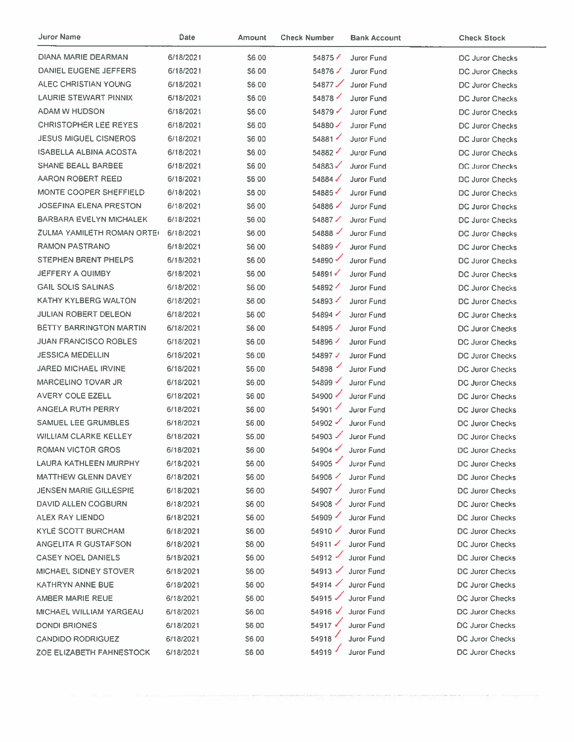| Juror Name | Date | Amount | Check Number | Bank Account | Check Stock |
|---|---|---|---|---|---|
| DIANA MARIE DEARMAN | 6/18/2021 | $6.00 | 54875 ✓ | Juror Fund | DC Juror Checks |
| DANIEL EUGENE JEFFERS | 6/18/2021 | $6.00 | 54876 ✓ | Juror Fund | DC Juror Checks |
| ALEC CHRISTIAN YOUNG | 6/18/2021 | $6.00 | 54877 ✓ | Juror Fund | DC Juror Checks |
| LAURIE STEWART PINNIX | 6/18/2021 | $6.00 | 54878 ✓ | Juror Fund | DC Juror Checks |
| ADAM W HUDSON | 6/18/2021 | $6.00 | 54879 ✓ | Juror Fund | DC Juror Checks |
| CHRISTOPHER LEE REYES | 6/18/2021 | $6.00 | 54880 ✓ | Juror Fund | DC Juror Checks |
| JESUS MIGUEL CISNEROS | 6/18/2021 | $6.00 | 54881 ✓ | Juror Fund | DC Juror Checks |
| ISABELLA ALBINA ACOSTA | 6/18/2021 | $6.00 | 54882 ✓ | Juror Fund | DC Juror Checks |
| SHANE BEALL BARBEE | 6/18/2021 | $6.00 | 54883 ✓ | Juror Fund | DC Juror Checks |
| AARON ROBERT REED | 6/18/2021 | $6.00 | 54884 ✓ | Juror Fund | DC Juror Checks |
| MONTE COOPER SHEFFIELD | 6/18/2021 | $6.00 | 54885 ✓ | Juror Fund | DC Juror Checks |
| JOSEFINA ELENA PRESTON | 6/18/2021 | $6.00 | 54886 ✓ | Juror Fund | DC Juror Checks |
| BARBARA EVELYN MICHALEK | 6/18/2021 | $6.00 | 54887 ✓ | Juror Fund | DC Juror Checks |
| ZULMA YAMILETH ROMAN ORTE | 6/18/2021 | $6.00 | 54888 ✓ | Juror Fund | DC Juror Checks |
| RAMON PASTRANO | 6/18/2021 | $6.00 | 54889 ✓ | Juror Fund | DC Juror Checks |
| STEPHEN BRENT PHELPS | 6/18/2021 | $6.00 | 54890 ✓ | Juror Fund | DC Juror Checks |
| JEFFERY A QUIMBY | 6/18/2021 | $6.00 | 54891 ✓ | Juror Fund | DC Juror Checks |
| GAIL SOLIS SALINAS | 6/18/2021 | $6.00 | 54892 ✓ | Juror Fund | DC Juror Checks |
| KATHY KYLBERG WALTON | 6/18/2021 | $6.00 | 54893 ✓ | Juror Fund | DC Juror Checks |
| JULIAN ROBERT DELEON | 6/18/2021 | $6.00 | 54894 ✓ | Juror Fund | DC Juror Checks |
| BETTY BARRINGTON MARTIN | 6/18/2021 | $6.00 | 54895 ✓ | Juror Fund | DC Juror Checks |
| JUAN FRANCISCO ROBLES | 6/18/2021 | $6.00 | 54896 ✓ | Juror Fund | DC Juror Checks |
| JESSICA MEDELLIN | 6/18/2021 | $6.00 | 54897 ✓ | Juror Fund | DC Juror Checks |
| JARED MICHAEL IRVINE | 6/18/2021 | $6.00 | 54898 ✓ | Juror Fund | DC Juror Checks |
| MARCELINO TOVAR JR | 6/18/2021 | $6.00 | 54899 ✓ | Juror Fund | DC Juror Checks |
| AVERY COLE EZELL | 6/18/2021 | $6.00 | 54900 ✓ | Juror Fund | DC Juror Checks |
| ANGELA RUTH PERRY | 6/18/2021 | $6.00 | 54901 ✓ | Juror Fund | DC Juror Checks |
| SAMUEL LEE GRUMBLES | 6/18/2021 | $6.00 | 54902 ✓ | Juror Fund | DC Juror Checks |
| WILLIAM CLARKE KELLEY | 6/18/2021 | $6.00 | 54903 ✓ | Juror Fund | DC Juror Checks |
| ROMAN VICTOR GROS | 6/18/2021 | $6.00 | 54904 ✓ | Juror Fund | DC Juror Checks |
| LAURA KATHLEEN MURPHY | 6/18/2021 | $6.00 | 54905 ✓ | Juror Fund | DC Juror Checks |
| MATTHEW GLENN DAVEY | 6/18/2021 | $6.00 | 54906 ✓ | Juror Fund | DC Juror Checks |
| JENSEN MARIE GILLESPIE | 6/18/2021 | $6.00 | 54907 ✓ | Juror Fund | DC Juror Checks |
| DAVID ALLEN COGBURN | 6/18/2021 | $6.00 | 54908 ✓ | Juror Fund | DC Juror Checks |
| ALEX RAY LIENDO | 6/18/2021 | $6.00 | 54909 ✓ | Juror Fund | DC Juror Checks |
| KYLE SCOTT BURCHAM | 6/18/2021 | $6.00 | 54910 ✓ | Juror Fund | DC Juror Checks |
| ANGELITA R GUSTAFSON | 6/18/2021 | $6.00 | 54911 ✓ | Juror Fund | DC Juror Checks |
| CASEY NOEL DANIELS | 6/18/2021 | $6.00 | 54912 ✓ | Juror Fund | DC Juror Checks |
| MICHAEL SIDNEY STOVER | 6/18/2021 | $6.00 | 54913 ✓ | Juror Fund | DC Juror Checks |
| KATHRYN ANNE BUE | 6/18/2021 | $6.00 | 54914 ✓ | Juror Fund | DC Juror Checks |
| AMBER MARIE REUE | 6/18/2021 | $6.00 | 54915 ✓ | Juror Fund | DC Juror Checks |
| MICHAEL WILLIAM YARGEAU | 6/18/2021 | $6.00 | 54916 ✓ | Juror Fund | DC Juror Checks |
| DONDI BRIONES | 6/18/2021 | $6.00 | 54917 ✓ | Juror Fund | DC Juror Checks |
| CANDIDO RODRIGUEZ | 6/18/2021 | $6.00 | 54918 ✓ | Juror Fund | DC Juror Checks |
| ZOE ELIZABETH FAHNESTOCK | 6/18/2021 | $6.00 | 54919 ✓ | Juror Fund | DC Juror Checks |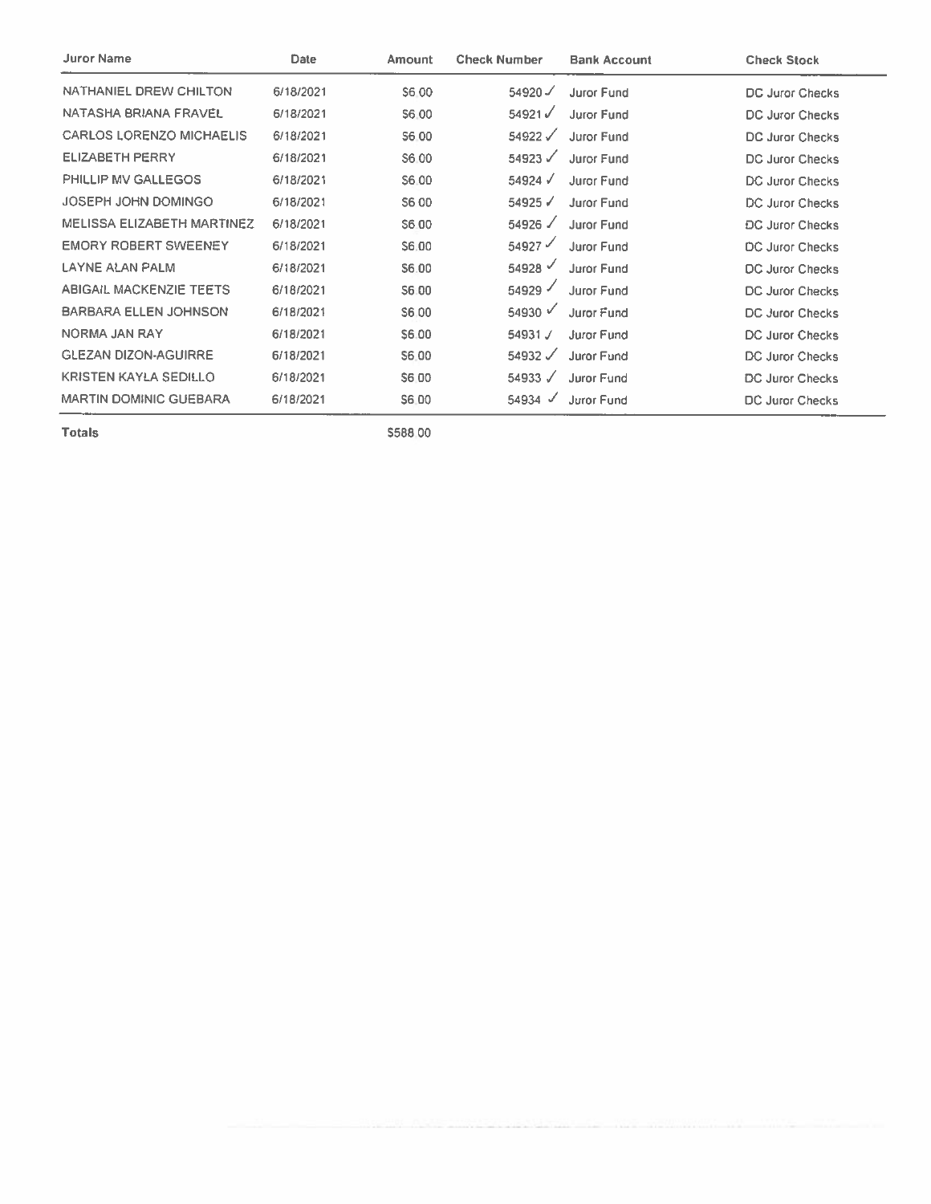| Juror Name | Date | Amount | Check Number | Bank Account | Check Stock |
|---|---|---|---|---|---|
| NATHANIEL DREW CHILTON | 6/18/2021 | $6.00 | 54920 ✓ | Juror Fund | DC Juror Checks |
| NATASHA BRIANA FRAVEL | 6/18/2021 | $6.00 | 54921 ✓ | Juror Fund | DC Juror Checks |
| CARLOS LORENZO MICHAELIS | 6/18/2021 | $6.00 | 54922 ✓ | Juror Fund | DC Juror Checks |
| ELIZABETH PERRY | 6/18/2021 | $6.00 | 54923 ✓ | Juror Fund | DC Juror Checks |
| PHILLIP MV GALLEGOS | 6/18/2021 | $6.00 | 54924 ✓ | Juror Fund | DC Juror Checks |
| JOSEPH JOHN DOMINGO | 6/18/2021 | $6.00 | 54925 ✓ | Juror Fund | DC Juror Checks |
| MELISSA ELIZABETH MARTINEZ | 6/18/2021 | $6.00 | 54926 ✓ | Juror Fund | DC Juror Checks |
| EMORY ROBERT SWEENEY | 6/18/2021 | $6.00 | 54927 ✓ | Juror Fund | DC Juror Checks |
| LAYNE ALAN PALM | 6/18/2021 | $6.00 | 54928 ✓ | Juror Fund | DC Juror Checks |
| ABIGAIL MACKENZIE TEETS | 6/18/2021 | $6.00 | 54929 ✓ | Juror Fund | DC Juror Checks |
| BARBARA ELLEN JOHNSON | 6/18/2021 | $6.00 | 54930 ✓ | Juror Fund | DC Juror Checks |
| NORMA JAN RAY | 6/18/2021 | $6.00 | 54931 ✓ | Juror Fund | DC Juror Checks |
| GLEZAN DIZON-AGUIRRE | 6/18/2021 | $6.00 | 54932 ✓ | Juror Fund | DC Juror Checks |
| KRISTEN KAYLA SEDILLO | 6/18/2021 | $6.00 | 54933 ✓ | Juror Fund | DC Juror Checks |
| MARTIN DOMINIC GUEBARA | 6/18/2021 | $6.00 | 54934 ✓ | Juror Fund | DC Juror Checks |
| **Totals** | | $588.00 | | | |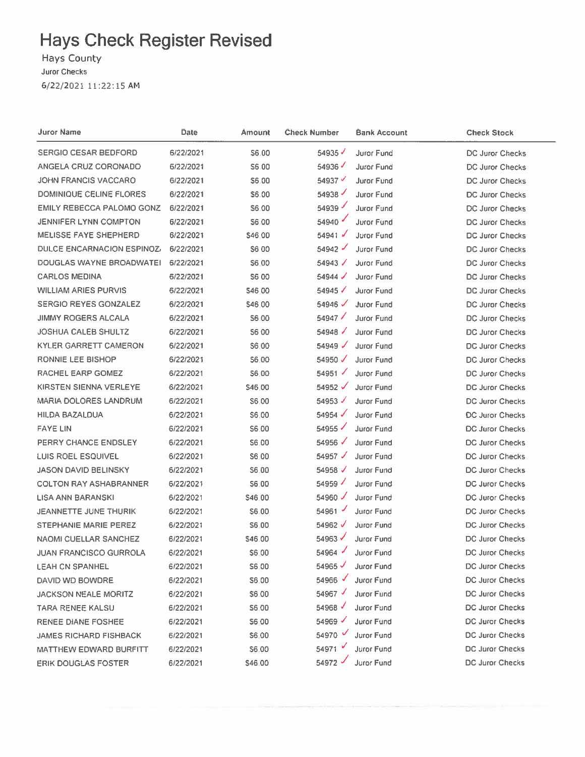# Hays Check Register Revised

Hays County

Juror Checks

6/22/2021 11:22:15 AM

| Juror Name | Date | Amount | Check Number | Bank Account | Check Stock |
|---|---|---|---|---|---|
| SERGIO CESAR BEDFORD | 6/22/2021 | $6.00 | 54935 ✓ | Juror Fund | DC Juror Checks |
| ANGELA CRUZ CORONADO | 6/22/2021 | $6.00 | 54936 ✓ | Juror Fund | DC Juror Checks |
| JOHN FRANCIS VACCARO | 6/22/2021 | $6.00 | 54937 ✓ | Juror Fund | DC Juror Checks |
| DOMINIQUE CELINE FLORES | 6/22/2021 | $6.00 | 54938 ✓ | Juror Fund | DC Juror Checks |
| EMILY REBECCA PALOMO GONZ | 6/22/2021 | $6.00 | 54939 ✓ | Juror Fund | DC Juror Checks |
| JENNIFER LYNN COMPTON | 6/22/2021 | $6.00 | 54940 ✓ | Juror Fund | DC Juror Checks |
| MELISSE FAYE SHEPHERD | 6/22/2021 | $46.00 | 54941 ✓ | Juror Fund | DC Juror Checks |
| DULCE ENCARNACION ESPINOZ | 6/22/2021 | $6.00 | 54942 ✓ | Juror Fund | DC Juror Checks |
| DOUGLAS WAYNE BROADWATEI | 6/22/2021 | $6.00 | 54943 ✓ | Juror Fund | DC Juror Checks |
| CARLOS MEDINA | 6/22/2021 | $6.00 | 54944 ✓ | Juror Fund | DC Juror Checks |
| WILLIAM ARIES PURVIS | 6/22/2021 | $46.00 | 54945 ✓ | Juror Fund | DC Juror Checks |
| SERGIO REYES GONZALEZ | 6/22/2021 | $46.00 | 54946 ✓ | Juror Fund | DC Juror Checks |
| JIMMY ROGERS ALCALA | 6/22/2021 | $6.00 | 54947 ✓ | Juror Fund | DC Juror Checks |
| JOSHUA CALEB SHULTZ | 6/22/2021 | $6.00 | 54948 ✓ | Juror Fund | DC Juror Checks |
| KYLER GARRETT CAMERON | 6/22/2021 | $6.00 | 54949 ✓ | Juror Fund | DC Juror Checks |
| RONNIE LEE BISHOP | 6/22/2021 | $6.00 | 54950 ✓ | Juror Fund | DC Juror Checks |
| RACHEL EARP GOMEZ | 6/22/2021 | $6.00 | 54951 ✓ | Juror Fund | DC Juror Checks |
| KIRSTEN SIENNA VERLEYE | 6/22/2021 | $46.00 | 54952 ✓ | Juror Fund | DC Juror Checks |
| MARIA DOLORES LANDRUM | 6/22/2021 | $6.00 | 54953 ✓ | Juror Fund | DC Juror Checks |
| HILDA BAZALDUA | 6/22/2021 | $6.00 | 54954 ✓ | Juror Fund | DC Juror Checks |
| FAYE LIN | 6/22/2021 | $6.00 | 54955 ✓ | Juror Fund | DC Juror Checks |
| PERRY CHANCE ENDSLEY | 6/22/2021 | $6.00 | 54956 ✓ | Juror Fund | DC Juror Checks |
| LUIS ROEL ESQUIVEL | 6/22/2021 | $6.00 | 54957 ✓ | Juror Fund | DC Juror Checks |
| JASON DAVID BELINSKY | 6/22/2021 | $6.00 | 54958 ✓ | Juror Fund | DC Juror Checks |
| COLTON RAY ASHABRANNER | 6/22/2021 | $6.00 | 54959 ✓ | Juror Fund | DC Juror Checks |
| LISA ANN BARANSKI | 6/22/2021 | $46.00 | 54960 ✓ | Juror Fund | DC Juror Checks |
| JEANNETTE JUNE THURIK | 6/22/2021 | $6.00 | 54961 ✓ | Juror Fund | DC Juror Checks |
| STEPHANIE MARIE PEREZ | 6/22/2021 | $6.00 | 54962 ✓ | Juror Fund | DC Juror Checks |
| NAOMI CUELLAR SANCHEZ | 6/22/2021 | $46.00 | 54963 ✓ | Juror Fund | DC Juror Checks |
| JUAN FRANCISCO GURROLA | 6/22/2021 | $6.00 | 54964 ✓ | Juror Fund | DC Juror Checks |
| LEAH CN SPANHEL | 6/22/2021 | $6.00 | 54965 ✓ | Juror Fund | DC Juror Checks |
| DAVID WD BOWDRE | 6/22/2021 | $6.00 | 54966 ✓ | Juror Fund | DC Juror Checks |
| JACKSON NEALE MORITZ | 6/22/2021 | $6.00 | 54967 ✓ | Juror Fund | DC Juror Checks |
| TARA RENEE KALSU | 6/22/2021 | $6.00 | 54968 ✓ | Juror Fund | DC Juror Checks |
| RENEE DIANE FOSHEE | 6/22/2021 | $6.00 | 54969 ✓ | Juror Fund | DC Juror Checks |
| JAMES RICHARD FISHBACK | 6/22/2021 | $6.00 | 54970 ✓ | Juror Fund | DC Juror Checks |
| MATTHEW EDWARD BURFITT | 6/22/2021 | $6.00 | 54971 ✓ | Juror Fund | DC Juror Checks |
| ERIK DOUGLAS FOSTER | 6/22/2021 | $46.00 | 54972 ✓ | Juror Fund | DC Juror Checks |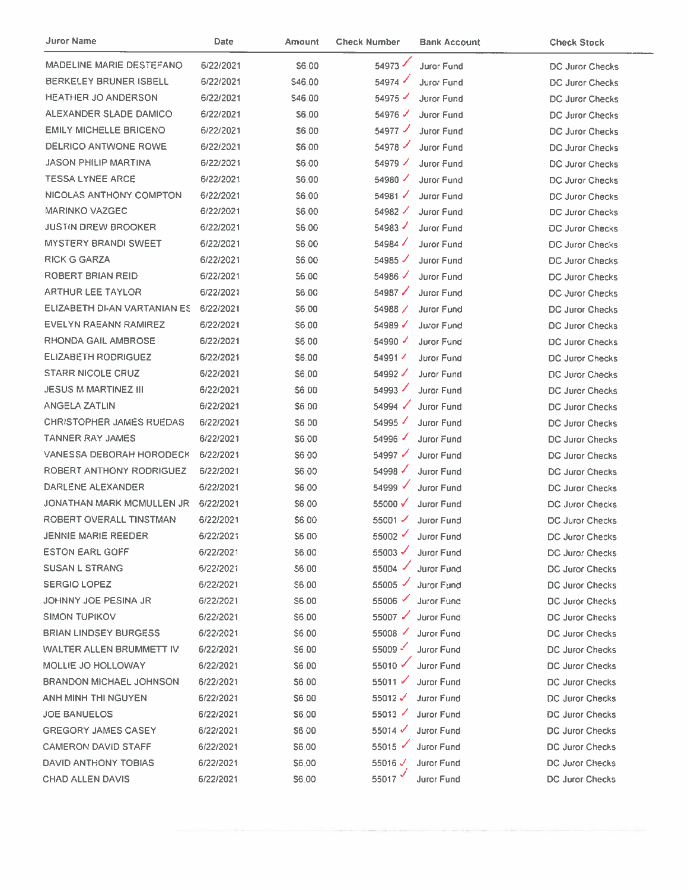| Juror Name | Date | Amount | Check Number | Bank Account | Check Stock |
|---|---|---|---|---|---|
| MADELINE MARIE DESTEFANO | 6/22/2021 | $6.00 | 54973 | Juror Fund | DC Juror Checks |
| BERKELEY BRUNER ISBELL | 6/22/2021 | $46.00 | 54974 | Juror Fund | DC Juror Checks |
| HEATHER JO ANDERSON | 6/22/2021 | $46.00 | 54975 | Juror Fund | DC Juror Checks |
| ALEXANDER SLADE DAMICO | 6/22/2021 | $6.00 | 54976 | Juror Fund | DC Juror Checks |
| EMILY MICHELLE BRICENO | 6/22/2021 | $6.00 | 54977 | Juror Fund | DC Juror Checks |
| DELRICO ANTWONE ROWE | 6/22/2021 | $6.00 | 54978 | Juror Fund | DC Juror Checks |
| JASON PHILIP MARTINA | 6/22/2021 | $6.00 | 54979 | Juror Fund | DC Juror Checks |
| TESSA LYNEE ARCE | 6/22/2021 | $6.00 | 54980 | Juror Fund | DC Juror Checks |
| NICOLAS ANTHONY COMPTON | 6/22/2021 | $6.00 | 54981 | Juror Fund | DC Juror Checks |
| MARINKO VAZGEC | 6/22/2021 | $6.00 | 54982 | Juror Fund | DC Juror Checks |
| JUSTIN DREW BROOKER | 6/22/2021 | $6.00 | 54983 | Juror Fund | DC Juror Checks |
| MYSTERY BRANDI SWEET | 6/22/2021 | $6.00 | 54984 | Juror Fund | DC Juror Checks |
| RICK G GARZA | 6/22/2021 | $6.00 | 54985 | Juror Fund | DC Juror Checks |
| ROBERT BRIAN REID | 6/22/2021 | $6.00 | 54986 | Juror Fund | DC Juror Checks |
| ARTHUR LEE TAYLOR | 6/22/2021 | $6.00 | 54987 | Juror Fund | DC Juror Checks |
| ELIZABETH DI-AN VARTANIAN ES | 6/22/2021 | $6.00 | 54988 | Juror Fund | DC Juror Checks |
| EVELYN RAEANN RAMIREZ | 6/22/2021 | $6.00 | 54989 | Juror Fund | DC Juror Checks |
| RHONDA GAIL AMBROSE | 6/22/2021 | $6.00 | 54990 | Juror Fund | DC Juror Checks |
| ELIZABETH RODRIGUEZ | 6/22/2021 | $6.00 | 54991 | Juror Fund | DC Juror Checks |
| STARR NICOLE CRUZ | 6/22/2021 | $6.00 | 54992 | Juror Fund | DC Juror Checks |
| JESUS M MARTINEZ III | 6/22/2021 | $6.00 | 54993 | Juror Fund | DC Juror Checks |
| ANGELA ZATLIN | 6/22/2021 | $6.00 | 54994 | Juror Fund | DC Juror Checks |
| CHRISTOPHER JAMES RUEDAS | 6/22/2021 | $6.00 | 54995 | Juror Fund | DC Juror Checks |
| TANNER RAY JAMES | 6/22/2021 | $6.00 | 54996 | Juror Fund | DC Juror Checks |
| VANESSA DEBORAH HORODECK | 6/22/2021 | $6.00 | 54997 | Juror Fund | DC Juror Checks |
| ROBERT ANTHONY RODRIGUEZ | 6/22/2021 | $6.00 | 54998 | Juror Fund | DC Juror Checks |
| DARLENE ALEXANDER | 6/22/2021 | $6.00 | 54999 | Juror Fund | DC Juror Checks |
| JONATHAN MARK MCMULLEN JR | 6/22/2021 | $6.00 | 55000 | Juror Fund | DC Juror Checks |
| ROBERT OVERALL TINSTMAN | 6/22/2021 | $6.00 | 55001 | Juror Fund | DC Juror Checks |
| JENNIE MARIE REEDER | 6/22/2021 | $6.00 | 55002 | Juror Fund | DC Juror Checks |
| ESTON EARL GOFF | 6/22/2021 | $6.00 | 55003 | Juror Fund | DC Juror Checks |
| SUSAN L STRANG | 6/22/2021 | $6.00 | 55004 | Juror Fund | DC Juror Checks |
| SERGIO LOPEZ | 6/22/2021 | $6.00 | 55005 | Juror Fund | DC Juror Checks |
| JOHNNY JOE PESINA JR | 6/22/2021 | $6.00 | 55006 | Juror Fund | DC Juror Checks |
| SIMON TUPIKOV | 6/22/2021 | $6.00 | 55007 | Juror Fund | DC Juror Checks |
| BRIAN LINDSEY BURGESS | 6/22/2021 | $6.00 | 55008 | Juror Fund | DC Juror Checks |
| WALTER ALLEN BRUMMETT IV | 6/22/2021 | $6.00 | 55009 | Juror Fund | DC Juror Checks |
| MOLLIE JO HOLLOWAY | 6/22/2021 | $6.00 | 55010 | Juror Fund | DC Juror Checks |
| BRANDON MICHAEL JOHNSON | 6/22/2021 | $6.00 | 55011 | Juror Fund | DC Juror Checks |
| ANH MINH THI NGUYEN | 6/22/2021 | $6.00 | 55012 | Juror Fund | DC Juror Checks |
| JOE BANUELOS | 6/22/2021 | $6.00 | 55013 | Juror Fund | DC Juror Checks |
| GREGORY JAMES CASEY | 6/22/2021 | $6.00 | 55014 | Juror Fund | DC Juror Checks |
| CAMERON DAVID STAFF | 6/22/2021 | $6.00 | 55015 | Juror Fund | DC Juror Checks |
| DAVID ANTHONY TOBIAS | 6/22/2021 | $6.00 | 55016 | Juror Fund | DC Juror Checks |
| CHAD ALLEN DAVIS | 6/22/2021 | $6.00 | 55017 | Juror Fund | DC Juror Checks |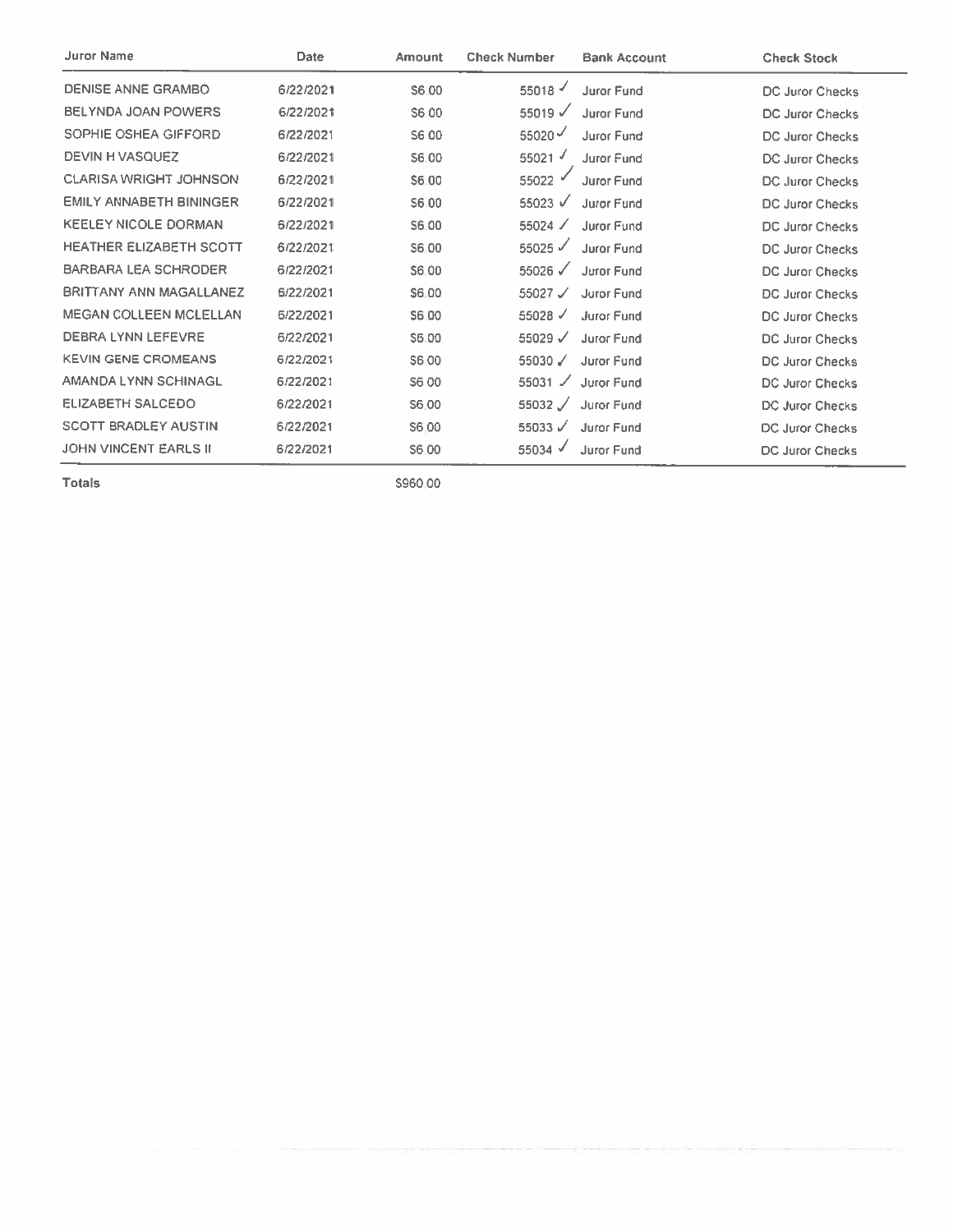| Juror Name | Date | Amount | Check Number | Bank Account | Check Stock |
|---|---|---|---|---|---|
| DENISE ANNE GRAMBO | 6/22/2021 | $6 00 | 55018 ✓ | Juror Fund | DC Juror Checks |
| BELYNDA JOAN POWERS | 6/22/2021 | $6 00 | 55019 ✓ | Juror Fund | DC Juror Checks |
| SOPHIE OSHEA GIFFORD | 6/22/2021 | $6 00 | 55020 ✓ | Juror Fund | DC Juror Checks |
| DEVIN H VASQUEZ | 6/22/2021 | $6 00 | 55021 ✓ | Juror Fund | DC Juror Checks |
| CLARISA WRIGHT JOHNSON | 6/22/2021 | $6 00 | 55022 ✓ | Juror Fund | DC Juror Checks |
| EMILY ANNABETH BININGER | 6/22/2021 | $6 00 | 55023 ✓ | Juror Fund | DC Juror Checks |
| KEELEY NICOLE DORMAN | 6/22/2021 | $6 00 | 55024 ✓ | Juror Fund | DC Juror Checks |
| HEATHER ELIZABETH SCOTT | 6/22/2021 | $6 00 | 55025 ✓ | Juror Fund | DC Juror Checks |
| BARBARA LEA SCHRODER | 6/22/2021 | $6 00 | 55026 ✓ | Juror Fund | DC Juror Checks |
| BRITTANY ANN MAGALLANEZ | 6/22/2021 | $6 00 | 55027 ✓ | Juror Fund | DC Juror Checks |
| MEGAN COLLEEN MCLELLAN | 6/22/2021 | $6 00 | 55028 ✓ | Juror Fund | DC Juror Checks |
| DEBRA LYNN LEFEVRE | 6/22/2021 | $6 00 | 55029 ✓ | Juror Fund | DC Juror Checks |
| KEVIN GENE CROMEANS | 6/22/2021 | $6 00 | 55030 ✓ | Juror Fund | DC Juror Checks |
| AMANDA LYNN SCHINAGL | 6/22/2021 | $6 00 | 55031 ✓ | Juror Fund | DC Juror Checks |
| ELIZABETH SALCEDO | 6/22/2021 | $6 00 | 55032 ✓ | Juror Fund | DC Juror Checks |
| SCOTT BRADLEY AUSTIN | 6/22/2021 | $6 00 | 55033 ✓ | Juror Fund | DC Juror Checks |
| JOHN VINCENT EARLS II | 6/22/2021 | $6 00 | 55034 ✓ | Juror Fund | DC Juror Checks |
| **Totals** | | $960 00 | | | |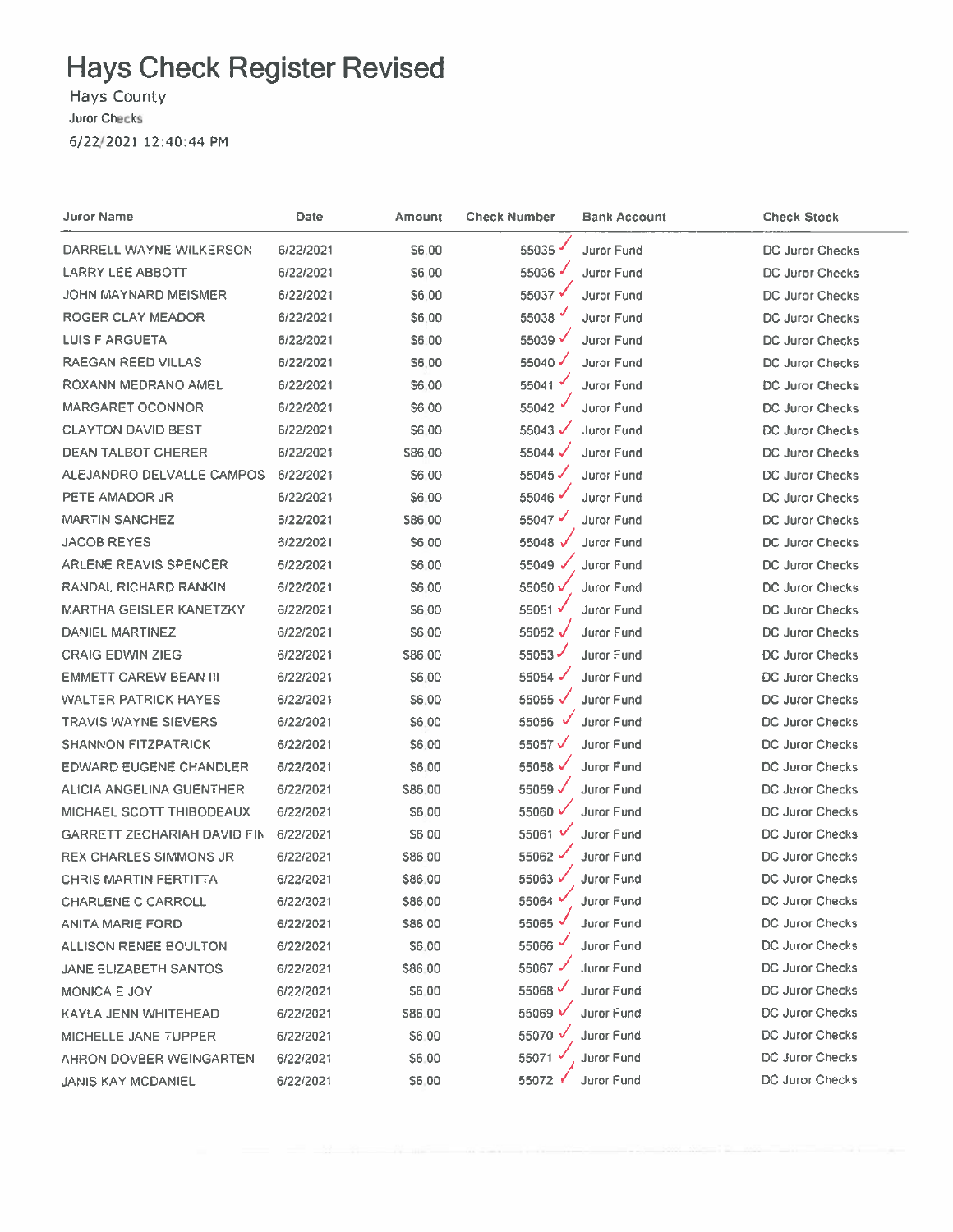# Hays Check Register Revised

Hays County

**Juror Checks**

6/22/2021 12:40:44 PM

| Juror Name | Date | Amount | Check Number | Bank Account | Check Stock |
|---|---|---|---|---|---|
| DARRELL WAYNE WILKERSON | 6/22/2021 | $6.00 | 55035 | Juror Fund | DC Juror Checks |
| LARRY LEE ABBOTT | 6/22/2021 | $6.00 | 55036 | Juror Fund | DC Juror Checks |
| JOHN MAYNARD MEISMER | 6/22/2021 | $6.00 | 55037 | Juror Fund | DC Juror Checks |
| ROGER CLAY MEADOR | 6/22/2021 | $6.00 | 55038 | Juror Fund | DC Juror Checks |
| LUIS F ARGUETA | 6/22/2021 | $6.00 | 55039 | Juror Fund | DC Juror Checks |
| RAEGAN REED VILLAS | 6/22/2021 | $6.00 | 55040 | Juror Fund | DC Juror Checks |
| ROXANN MEDRANO AMEL | 6/22/2021 | $6.00 | 55041 | Juror Fund | DC Juror Checks |
| MARGARET OCONNOR | 6/22/2021 | $6.00 | 55042 | Juror Fund | DC Juror Checks |
| CLAYTON DAVID BEST | 6/22/2021 | $6.00 | 55043 | Juror Fund | DC Juror Checks |
| DEAN TALBOT CHERER | 6/22/2021 | $86.00 | 55044 | Juror Fund | DC Juror Checks |
| ALEJANDRO DELVALLE CAMPOS | 6/22/2021 | $6.00 | 55045 | Juror Fund | DC Juror Checks |
| PETE AMADOR JR | 6/22/2021 | $6.00 | 55046 | Juror Fund | DC Juror Checks |
| MARTIN SANCHEZ | 6/22/2021 | $86.00 | 55047 | Juror Fund | DC Juror Checks |
| JACOB REYES | 6/22/2021 | $6.00 | 55048 | Juror Fund | DC Juror Checks |
| ARLENE REAVIS SPENCER | 6/22/2021 | $6.00 | 55049 | Juror Fund | DC Juror Checks |
| RANDAL RICHARD RANKIN | 6/22/2021 | $6.00 | 55050 | Juror Fund | DC Juror Checks |
| MARTHA GEISLER KANETZKY | 6/22/2021 | $6.00 | 55051 | Juror Fund | DC Juror Checks |
| DANIEL MARTINEZ | 6/22/2021 | $6.00 | 55052 | Juror Fund | DC Juror Checks |
| CRAIG EDWIN ZIEG | 6/22/2021 | $86.00 | 55053 | Juror Fund | DC Juror Checks |
| EMMETT CAREW BEAN III | 6/22/2021 | $6.00 | 55054 | Juror Fund | DC Juror Checks |
| WALTER PATRICK HAYES | 6/22/2021 | $6.00 | 55055 | Juror Fund | DC Juror Checks |
| TRAVIS WAYNE SIEVERS | 6/22/2021 | $6.00 | 55056 | Juror Fund | DC Juror Checks |
| SHANNON FITZPATRICK | 6/22/2021 | $6.00 | 55057 | Juror Fund | DC Juror Checks |
| EDWARD EUGENE CHANDLER | 6/22/2021 | $6.00 | 55058 | Juror Fund | DC Juror Checks |
| ALICIA ANGELINA GUENTHER | 6/22/2021 | $86.00 | 55059 | Juror Fund | DC Juror Checks |
| MICHAEL SCOTT THIBODEAUX | 6/22/2021 | $6.00 | 55060 | Juror Fund | DC Juror Checks |
| GARRETT ZECHARIAH DAVID FIN | 6/22/2021 | $6.00 | 55061 | Juror Fund | DC Juror Checks |
| REX CHARLES SIMMONS JR | 6/22/2021 | $86.00 | 55062 | Juror Fund | DC Juror Checks |
| CHRIS MARTIN FERTITTA | 6/22/2021 | $86.00 | 55063 | Juror Fund | DC Juror Checks |
| CHARLENE C CARROLL | 6/22/2021 | $86.00 | 55064 | Juror Fund | DC Juror Checks |
| ANITA MARIE FORD | 6/22/2021 | $86.00 | 55065 | Juror Fund | DC Juror Checks |
| ALLISON RENEE BOULTON | 6/22/2021 | $6.00 | 55066 | Juror Fund | DC Juror Checks |
| JANE ELIZABETH SANTOS | 6/22/2021 | $86.00 | 55067 | Juror Fund | DC Juror Checks |
| MONICA E JOY | 6/22/2021 | $6.00 | 55068 | Juror Fund | DC Juror Checks |
| KAYLA JENN WHITEHEAD | 6/22/2021 | $86.00 | 55069 | Juror Fund | DC Juror Checks |
| MICHELLE JANE TUPPER | 6/22/2021 | $6.00 | 55070 | Juror Fund | DC Juror Checks |
| AHRON DOVBER WEINGARTEN | 6/22/2021 | $6.00 | 55071 | Juror Fund | DC Juror Checks |
| JANIS KAY MCDANIEL | 6/22/2021 | $6.00 | 55072 | Juror Fund | DC Juror Checks |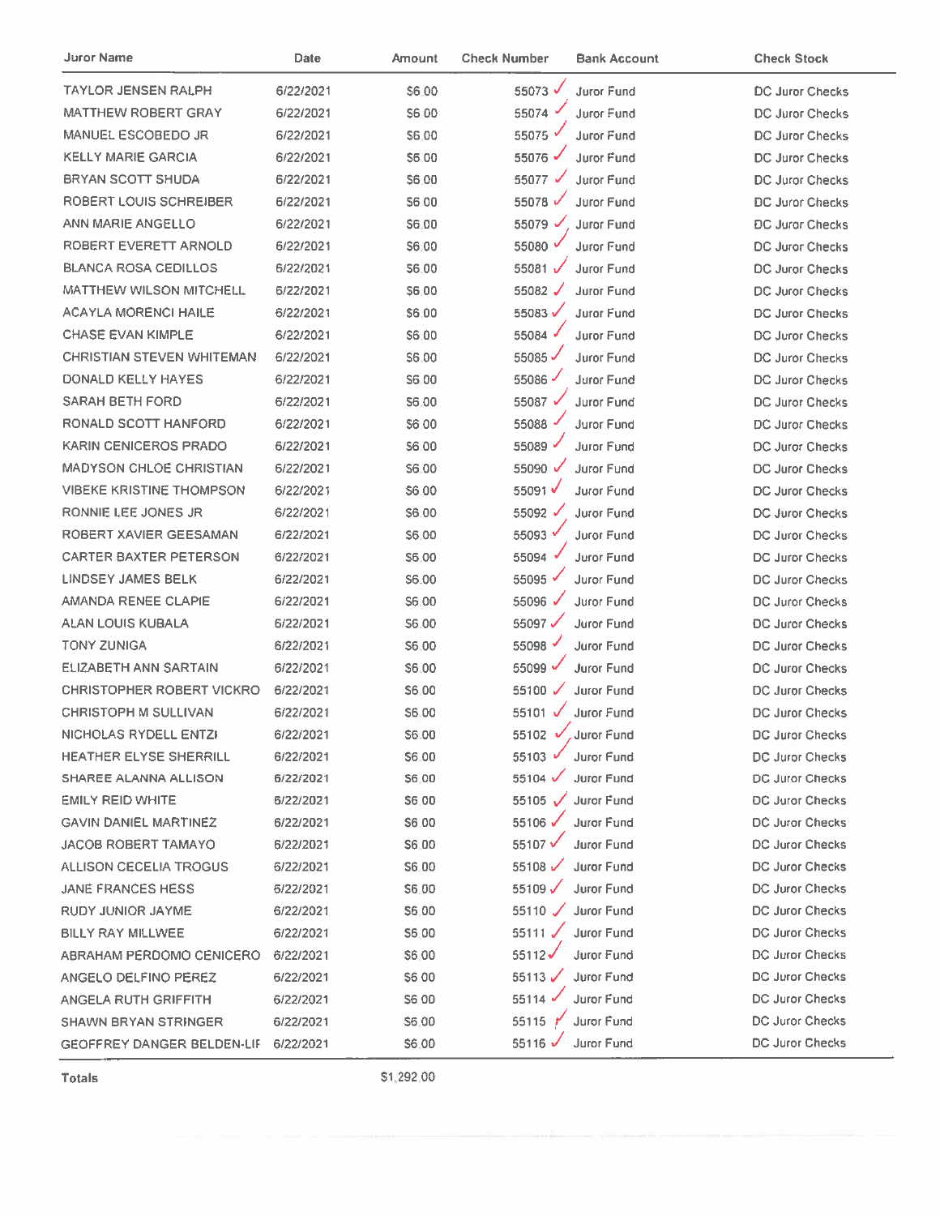| Juror Name | Date | Amount | Check Number | Bank Account | Check Stock |
|---|---|---|---|---|---|
| TAYLOR JENSEN RALPH | 6/22/2021 | $6.00 | 55073 ✓ | Juror Fund | DC Juror Checks |
| MATTHEW ROBERT GRAY | 6/22/2021 | $6.00 | 55074 ✓ | Juror Fund | DC Juror Checks |
| MANUEL ESCOBEDO JR | 6/22/2021 | $6.00 | 55075 ✓ | Juror Fund | DC Juror Checks |
| KELLY MARIE GARCIA | 6/22/2021 | $6.00 | 55076 ✓ | Juror Fund | DC Juror Checks |
| BRYAN SCOTT SHUDA | 6/22/2021 | $6.00 | 55077 ✓ | Juror Fund | DC Juror Checks |
| ROBERT LOUIS SCHREIBER | 6/22/2021 | $6.00 | 55078 ✓ | Juror Fund | DC Juror Checks |
| ANN MARIE ANGELLO | 6/22/2021 | $6.00 | 55079 ✓ | Juror Fund | DC Juror Checks |
| ROBERT EVERETT ARNOLD | 6/22/2021 | $6.00 | 55080 ✓ | Juror Fund | DC Juror Checks |
| BLANCA ROSA CEDILLOS | 6/22/2021 | $6.00 | 55081 ✓ | Juror Fund | DC Juror Checks |
| MATTHEW WILSON MITCHELL | 6/22/2021 | $6.00 | 55082 ✓ | Juror Fund | DC Juror Checks |
| ACAYLA MORENCI HAILE | 6/22/2021 | $6.00 | 55083 ✓ | Juror Fund | DC Juror Checks |
| CHASE EVAN KIMPLE | 6/22/2021 | $6.00 | 55084 ✓ | Juror Fund | DC Juror Checks |
| CHRISTIAN STEVEN WHITEMAN | 6/22/2021 | $6.00 | 55085 ✓ | Juror Fund | DC Juror Checks |
| DONALD KELLY HAYES | 6/22/2021 | $6.00 | 55086 ✓ | Juror Fund | DC Juror Checks |
| SARAH BETH FORD | 6/22/2021 | $6.00 | 55087 ✓ | Juror Fund | DC Juror Checks |
| RONALD SCOTT HANFORD | 6/22/2021 | $6.00 | 55088 ✓ | Juror Fund | DC Juror Checks |
| KARIN CENICEROS PRADO | 6/22/2021 | $6.00 | 55089 ✓ | Juror Fund | DC Juror Checks |
| MADYSON CHLOE CHRISTIAN | 6/22/2021 | $6.00 | 55090 ✓ | Juror Fund | DC Juror Checks |
| VIBEKE KRISTINE THOMPSON | 6/22/2021 | $6.00 | 55091 ✓ | Juror Fund | DC Juror Checks |
| RONNIE LEE JONES JR | 6/22/2021 | $6.00 | 55092 ✓ | Juror Fund | DC Juror Checks |
| ROBERT XAVIER GEESAMAN | 6/22/2021 | $6.00 | 55093 ✓ | Juror Fund | DC Juror Checks |
| CARTER BAXTER PETERSON | 6/22/2021 | $6.00 | 55094 ✓ | Juror Fund | DC Juror Checks |
| LINDSEY JAMES BELK | 6/22/2021 | $6.00 | 55095 ✓ | Juror Fund | DC Juror Checks |
| AMANDA RENEE CLAPIE | 6/22/2021 | $6.00 | 55096 ✓ | Juror Fund | DC Juror Checks |
| ALAN LOUIS KUBALA | 6/22/2021 | $6.00 | 55097 ✓ | Juror Fund | DC Juror Checks |
| TONY ZUNIGA | 6/22/2021 | $6.00 | 55098 ✓ | Juror Fund | DC Juror Checks |
| ELIZABETH ANN SARTAIN | 6/22/2021 | $6.00 | 55099 ✓ | Juror Fund | DC Juror Checks |
| CHRISTOPHER ROBERT VICKRO | 6/22/2021 | $6.00 | 55100 ✓ | Juror Fund | DC Juror Checks |
| CHRISTOPH M SULLIVAN | 6/22/2021 | $6.00 | 55101 ✓ | Juror Fund | DC Juror Checks |
| NICHOLAS RYDELL ENTZI | 6/22/2021 | $6.00 | 55102 ✓ | Juror Fund | DC Juror Checks |
| HEATHER ELYSE SHERRILL | 6/22/2021 | $6.00 | 55103 ✓ | Juror Fund | DC Juror Checks |
| SHAREE ALANNA ALLISON | 6/22/2021 | $6.00 | 55104 ✓ | Juror Fund | DC Juror Checks |
| EMILY REID WHITE | 6/22/2021 | $6.00 | 55105 ✓ | Juror Fund | DC Juror Checks |
| GAVIN DANIEL MARTINEZ | 6/22/2021 | $6.00 | 55106 ✓ | Juror Fund | DC Juror Checks |
| JACOB ROBERT TAMAYO | 6/22/2021 | $6.00 | 55107 ✓ | Juror Fund | DC Juror Checks |
| ALLISON CECELIA TROGUS | 6/22/2021 | $6.00 | 55108 ✓ | Juror Fund | DC Juror Checks |
| JANE FRANCES HESS | 6/22/2021 | $6.00 | 55109 ✓ | Juror Fund | DC Juror Checks |
| RUDY JUNIOR JAYME | 6/22/2021 | $6.00 | 55110 ✓ | Juror Fund | DC Juror Checks |
| BILLY RAY MILLWEE | 6/22/2021 | $6.00 | 55111 ✓ | Juror Fund | DC Juror Checks |
| ABRAHAM PERDOMO CENICERO | 6/22/2021 | $6.00 | 55112 ✓ | Juror Fund | DC Juror Checks |
| ANGELO DELFINO PEREZ | 6/22/2021 | $6.00 | 55113 ✓ | Juror Fund | DC Juror Checks |
| ANGELA RUTH GRIFFITH | 6/22/2021 | $6.00 | 55114 ✓ | Juror Fund | DC Juror Checks |
| SHAWN BRYAN STRINGER | 6/22/2021 | $6.00 | 55115 ✓ | Juror Fund | DC Juror Checks |
| GEOFFREY DANGER BELDEN-LIF | 6/22/2021 | $6.00 | 55116 ✓ | Juror Fund | DC Juror Checks |
| **Totals** | | $1,292.00 | | | |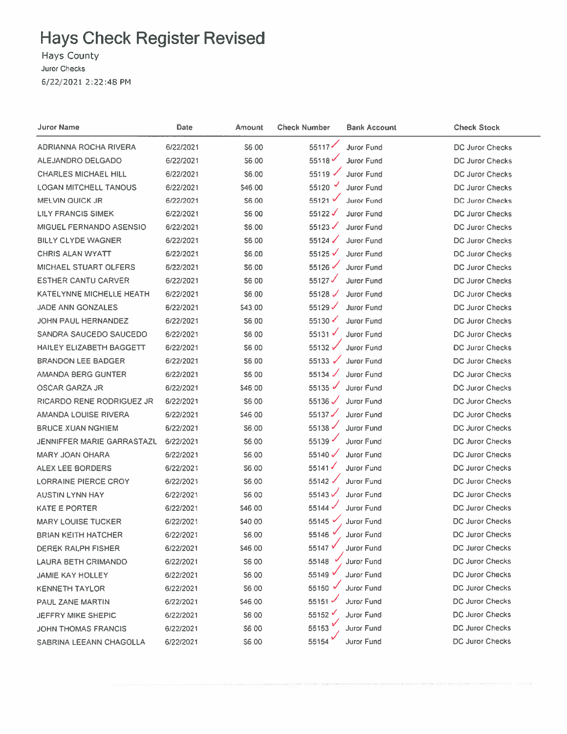# Hays Check Register Revised

Hays County

Juror Checks

6/22/2021 2:22:48 PM

| Juror Name | Date | Amount | Check Number | Bank Account | Check Stock |
|---|---|---|---|---|---|
| ADRIANNA ROCHA RIVERA | 6/22/2021 | $6.00 | 55117 | Juror Fund | DC Juror Checks |
| ALEJANDRO DELGADO | 6/22/2021 | $6.00 | 55118 | Juror Fund | DC Juror Checks |
| CHARLES MICHAEL HILL | 6/22/2021 | $6.00 | 55119 | Juror Fund | DC Juror Checks |
| LOGAN MITCHELL TANOUS | 6/22/2021 | $46.00 | 55120 | Juror Fund | DC Juror Checks |
| MELVIN QUICK JR | 6/22/2021 | $6.00 | 55121 | Juror Fund | DC Juror Checks |
| LILY FRANCIS SIMEK | 6/22/2021 | $6.00 | 55122 | Juror Fund | DC Juror Checks |
| MIGUEL FERNANDO ASENSIO | 6/22/2021 | $6.00 | 55123 | Juror Fund | DC Juror Checks |
| BILLY CLYDE WAGNER | 6/22/2021 | $6.00 | 55124 | Juror Fund | DC Juror Checks |
| CHRIS ALAN WYATT | 6/22/2021 | $6.00 | 55125 | Juror Fund | DC Juror Checks |
| MICHAEL STUART OLFERS | 6/22/2021 | $6.00 | 55126 | Juror Fund | DC Juror Checks |
| ESTHER CANTU CARVER | 6/22/2021 | $6.00 | 55127 | Juror Fund | DC Juror Checks |
| KATELYNNE MICHELLE HEATH | 6/22/2021 | $6.00 | 55128 | Juror Fund | DC Juror Checks |
| JADE ANN GONZALES | 6/22/2021 | $43.00 | 55129 | Juror Fund | DC Juror Checks |
| JOHN PAUL HERNANDEZ | 6/22/2021 | $6.00 | 55130 | Juror Fund | DC Juror Checks |
| SANDRA SAUCEDO SAUCEDO | 6/22/2021 | $6.00 | 55131 | Juror Fund | DC Juror Checks |
| HAILEY ELIZABETH BAGGETT | 6/22/2021 | $6.00 | 55132 | Juror Fund | DC Juror Checks |
| BRANDON LEE BADGER | 6/22/2021 | $6.00 | 55133 | Juror Fund | DC Juror Checks |
| AMANDA BERG GUNTER | 6/22/2021 | $6.00 | 55134 | Juror Fund | DC Juror Checks |
| OSCAR GARZA JR | 6/22/2021 | $46.00 | 55135 | Juror Fund | DC Juror Checks |
| RICARDO RENE RODRIGUEZ JR | 6/22/2021 | $6.00 | 55136 | Juror Fund | DC Juror Checks |
| AMANDA LOUISE RIVERA | 6/22/2021 | $46.00 | 55137 | Juror Fund | DC Juror Checks |
| BRUCE XUAN NGHIEM | 6/22/2021 | $6.00 | 55138 | Juror Fund | DC Juror Checks |
| JENNIFFER MARIE GARRASTAZL | 6/22/2021 | $6.00 | 55139 | Juror Fund | DC Juror Checks |
| MARY JOAN OHARA | 6/22/2021 | $6.00 | 55140 | Juror Fund | DC Juror Checks |
| ALEX LEE BORDERS | 6/22/2021 | $6.00 | 55141 | Juror Fund | DC Juror Checks |
| LORRAINE PIERCE CROY | 6/22/2021 | $6.00 | 55142 | Juror Fund | DC Juror Checks |
| AUSTIN LYNN HAY | 6/22/2021 | $6.00 | 55143 | Juror Fund | DC Juror Checks |
| KATE E PORTER | 6/22/2021 | $46.00 | 55144 | Juror Fund | DC Juror Checks |
| MARY LOUISE TUCKER | 6/22/2021 | $40.00 | 55145 | Juror Fund | DC Juror Checks |
| BRIAN KEITH HATCHER | 6/22/2021 | $6.00 | 55146 | Juror Fund | DC Juror Checks |
| DEREK RALPH FISHER | 6/22/2021 | $46.00 | 55147 | Juror Fund | DC Juror Checks |
| LAURA BETH CRIMANDO | 6/22/2021 | $6.00 | 55148 | Juror Fund | DC Juror Checks |
| JAMIE KAY HOLLEY | 6/22/2021 | $6.00 | 55149 | Juror Fund | DC Juror Checks |
| KENNETH TAYLOR | 6/22/2021 | $6.00 | 55150 | Juror Fund | DC Juror Checks |
| PAUL ZANE MARTIN | 6/22/2021 | $46.00 | 55151 | Juror Fund | DC Juror Checks |
| JEFFRY MIKE SHEPIC | 6/22/2021 | $6.00 | 55152 | Juror Fund | DC Juror Checks |
| JOHN THOMAS FRANCIS | 6/22/2021 | $6.00 | 55153 | Juror Fund | DC Juror Checks |
| SABRINA LEEANN CHAGOLLA | 6/22/2021 | $6.00 | 55154 | Juror Fund | DC Juror Checks |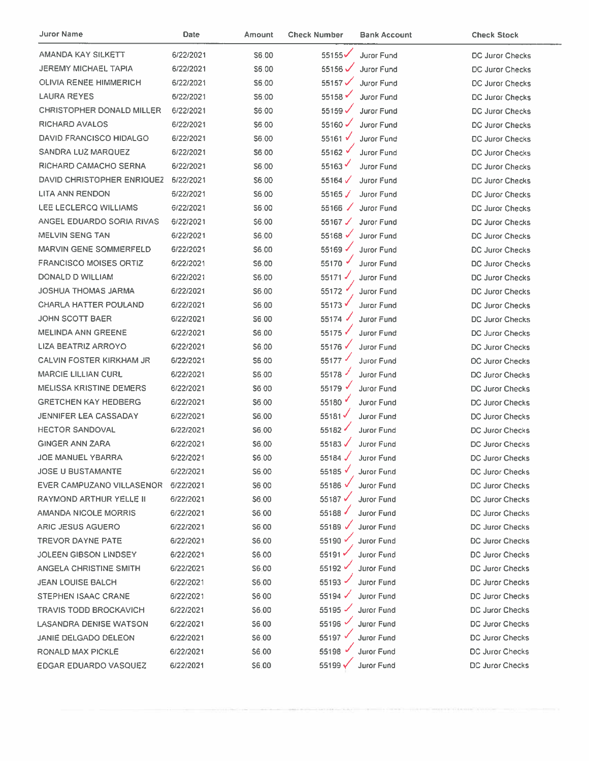| Juror Name | Date | Amount | Check Number | Bank Account | Check Stock |
|---|---|---|---|---|---|
| AMANDA KAY SILKETT | 6/22/2021 | $6.00 | 55155 | Juror Fund | DC Juror Checks |
| JEREMY MICHAEL TAPIA | 6/22/2021 | $6.00 | 55156 | Juror Fund | DC Juror Checks |
| OLIVIA RENEE HIMMERICH | 6/22/2021 | $6.00 | 55157 | Juror Fund | DC Juror Checks |
| LAURA REYES | 6/22/2021 | $6.00 | 55158 | Juror Fund | DC Juror Checks |
| CHRISTOPHER DONALD MILLER | 6/22/2021 | $6.00 | 55159 | Juror Fund | DC Juror Checks |
| RICHARD AVALOS | 6/22/2021 | $6.00 | 55160 | Juror Fund | DC Juror Checks |
| DAVID FRANCISCO HIDALGO | 6/22/2021 | $6.00 | 55161 | Juror Fund | DC Juror Checks |
| SANDRA LUZ MARQUEZ | 6/22/2021 | $6.00 | 55162 | Juror Fund | DC Juror Checks |
| RICHARD CAMACHO SERNA | 6/22/2021 | $6.00 | 55163 | Juror Fund | DC Juror Checks |
| DAVID CHRISTOPHER ENRIQUEZ | 6/22/2021 | $6.00 | 55164 | Juror Fund | DC Juror Checks |
| LITA ANN RENDON | 6/22/2021 | $6.00 | 55165 | Juror Fund | DC Juror Checks |
| LEE LECLERCQ WILLIAMS | 6/22/2021 | $6.00 | 55166 | Juror Fund | DC Juror Checks |
| ANGEL EDUARDO SORIA RIVAS | 6/22/2021 | $6.00 | 55167 | Juror Fund | DC Juror Checks |
| MELVIN SENG TAN | 6/22/2021 | $6.00 | 55168 | Juror Fund | DC Juror Checks |
| MARVIN GENE SOMMERFELD | 6/22/2021 | $6.00 | 55169 | Juror Fund | DC Juror Checks |
| FRANCISCO MOISES ORTIZ | 6/22/2021 | $6.00 | 55170 | Juror Fund | DC Juror Checks |
| DONALD D WILLIAM | 6/22/2021 | $6.00 | 55171 | Juror Fund | DC Juror Checks |
| JOSHUA THOMAS JARMA | 6/22/2021 | $6.00 | 55172 | Juror Fund | DC Juror Checks |
| CHARLA HATTER POULAND | 6/22/2021 | $6.00 | 55173 | Juror Fund | DC Juror Checks |
| JOHN SCOTT BAER | 6/22/2021 | $6.00 | 55174 | Juror Fund | DC Juror Checks |
| MELINDA ANN GREENE | 6/22/2021 | $6.00 | 55175 | Juror Fund | DC Juror Checks |
| LIZA BEATRIZ ARROYO | 6/22/2021 | $6.00 | 55176 | Juror Fund | DC Juror Checks |
| CALVIN FOSTER KIRKHAM JR | 6/22/2021 | $6.00 | 55177 | Juror Fund | DC Juror Checks |
| MARCIE LILLIAN CURL | 6/22/2021 | $6.00 | 55178 | Juror Fund | DC Juror Checks |
| MELISSA KRISTINE DEMERS | 6/22/2021 | $6.00 | 55179 | Juror Fund | DC Juror Checks |
| GRETCHEN KAY HEDBERG | 6/22/2021 | $6.00 | 55180 | Juror Fund | DC Juror Checks |
| JENNIFER LEA CASSADAY | 6/22/2021 | $6.00 | 55181 | Juror Fund | DC Juror Checks |
| HECTOR SANDOVAL | 6/22/2021 | $6.00 | 55182 | Juror Fund | DC Juror Checks |
| GINGER ANN ZARA | 6/22/2021 | $6.00 | 55183 | Juror Fund | DC Juror Checks |
| JOE MANUEL YBARRA | 6/22/2021 | $6.00 | 55184 | Juror Fund | DC Juror Checks |
| JOSE U BUSTAMANTE | 6/22/2021 | $6.00 | 55185 | Juror Fund | DC Juror Checks |
| EVER CAMPUZANO VILLASENOR | 6/22/2021 | $6.00 | 55186 | Juror Fund | DC Juror Checks |
| RAYMOND ARTHUR YELLE II | 6/22/2021 | $6.00 | 55187 | Juror Fund | DC Juror Checks |
| AMANDA NICOLE MORRIS | 6/22/2021 | $6.00 | 55188 | Juror Fund | DC Juror Checks |
| ARIC JESUS AGUERO | 6/22/2021 | $6.00 | 55189 | Juror Fund | DC Juror Checks |
| TREVOR DAYNE PATE | 6/22/2021 | $6.00 | 55190 | Juror Fund | DC Juror Checks |
| JOLEEN GIBSON LINDSEY | 6/22/2021 | $6.00 | 55191 | Juror Fund | DC Juror Checks |
| ANGELA CHRISTINE SMITH | 6/22/2021 | $6.00 | 55192 | Juror Fund | DC Juror Checks |
| JEAN LOUISE BALCH | 6/22/2021 | $6.00 | 55193 | Juror Fund | DC Juror Checks |
| STEPHEN ISAAC CRANE | 6/22/2021 | $6.00 | 55194 | Juror Fund | DC Juror Checks |
| TRAVIS TODD BROCKAVICH | 6/22/2021 | $6.00 | 55195 | Juror Fund | DC Juror Checks |
| LASANDRA DENISE WATSON | 6/22/2021 | $6.00 | 55196 | Juror Fund | DC Juror Checks |
| JANIE DELGADO DELEON | 6/22/2021 | $6.00 | 55197 | Juror Fund | DC Juror Checks |
| RONALD MAX PICKLE | 6/22/2021 | $6.00 | 55198 | Juror Fund | DC Juror Checks |
| EDGAR EDUARDO VASQUEZ | 6/22/2021 | $6.00 | 55199 | Juror Fund | DC Juror Checks |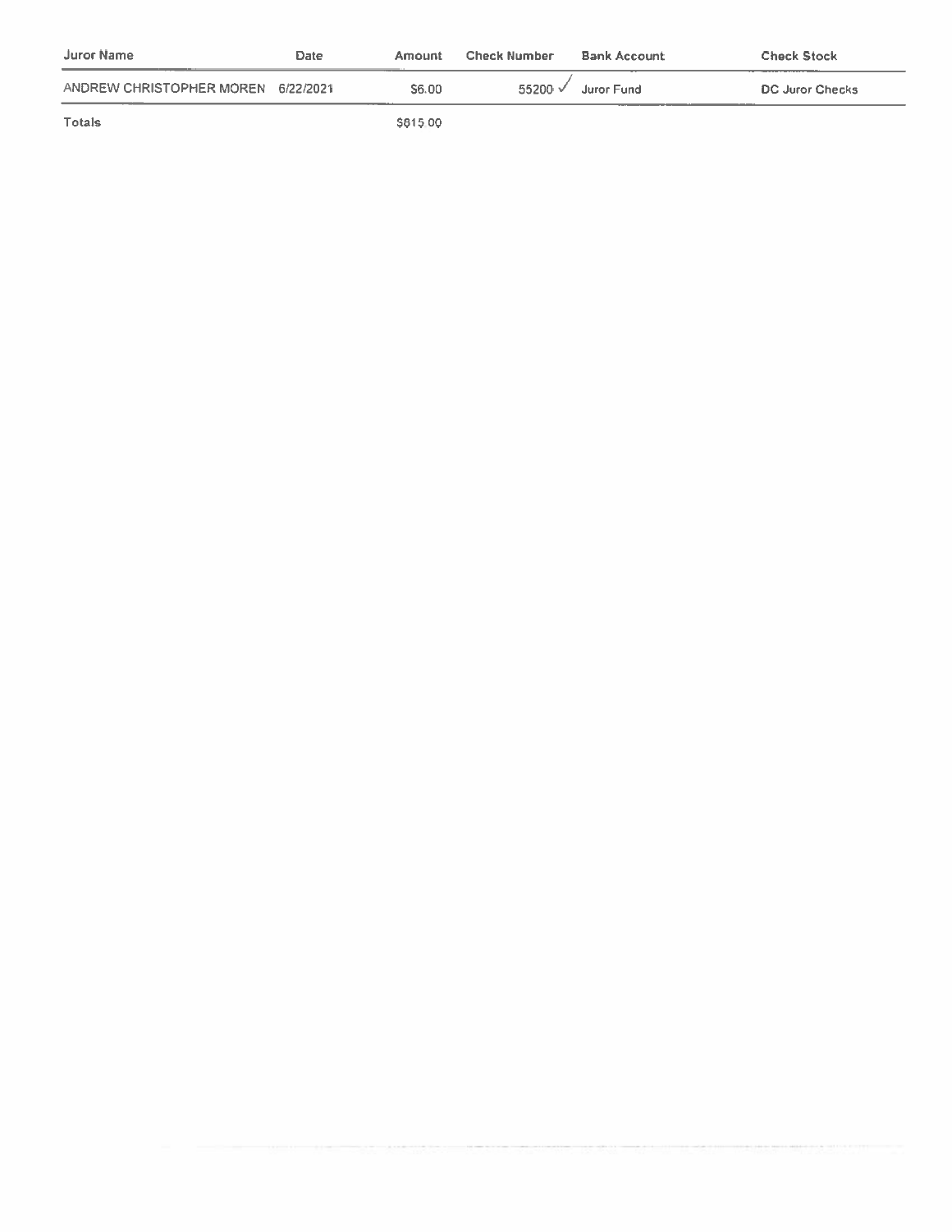| Juror Name | Date | Amount | Check Number | Bank Account | Check Stock |
|---|---|---|---|---|---|
| ANDREW CHRISTOPHER MOREN | 6/22/2021 | $6.00 | 55200 ✓ | Juror Fund | DC Juror Checks |
| Totals | | $815.00 | | | |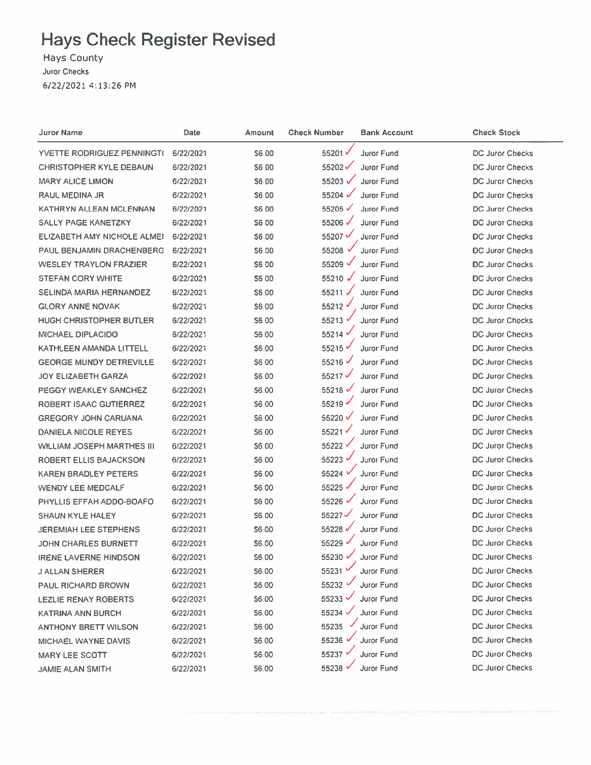# Hays Check Register Revised

Hays County

Juror Checks

6/22/2021 4:13:26 PM

| Juror Name | Date | Amount | Check Number | Bank Account | Check Stock |
|---|---|---|---|---|---|
| YVETTE RODRIGUEZ PENNINGT( | 6/22/2021 | $6.00 | 55201 ✓ | Juror Fund | DC Juror Checks |
| CHRISTOPHER KYLE DEBAUN | 6/22/2021 | $6.00 | 55202 ✓ | Juror Fund | DC Juror Checks |
| MARY ALICE LIMON | 6/22/2021 | $6.00 | 55203 ✓ | Juror Fund | DC Juror Checks |
| RAUL MEDINA JR | 6/22/2021 | $6.00 | 55204 ✓ | Juror Fund | DC Juror Checks |
| KATHRYN ALLEAN MCLENNAN | 6/22/2021 | $6.00 | 55205 ✓ | Juror Fund | DC Juror Checks |
| SALLY PAGE KANETZKY | 6/22/2021 | $6.00 | 55206 ✓ | Juror Fund | DC Juror Checks |
| ELIZABETH AMY NICHOLE ALMEI | 6/22/2021 | $6.00 | 55207 ✓ | Juror Fund | DC Juror Checks |
| PAUL BENJAMIN DRACHENBERG | 6/22/2021 | $6.00 | 55208 ✓ | Juror Fund | DC Juror Checks |
| WESLEY TRAYLON FRAZIER | 6/22/2021 | $6.00 | 55209 ✓ | Juror Fund | DC Juror Checks |
| STEFAN CORY WHITE | 6/22/2021 | $6.00 | 55210 ✓ | Juror Fund | DC Juror Checks |
| SELINDA MARIA HERNANDEZ | 6/22/2021 | $6.00 | 55211 ✓ | Juror Fund | DC Juror Checks |
| GLORY ANNE NOVAK | 6/22/2021 | $6.00 | 55212 ✓ | Juror Fund | DC Juror Checks |
| HUGH CHRISTOPHER BUTLER | 6/22/2021 | $6.00 | 55213 ✓ | Juror Fund | DC Juror Checks |
| MICHAEL DIPLACIDO | 6/22/2021 | $6.00 | 55214 ✓ | Juror Fund | DC Juror Checks |
| KATHLEEN AMANDA LITTELL | 6/22/2021 | $6.00 | 55215 ✓ | Juror Fund | DC Juror Checks |
| GEORGE MUNDY DETREVILLE | 6/22/2021 | $6.00 | 55216 ✓ | Juror Fund | DC Juror Checks |
| JOY ELIZABETH GARZA | 6/22/2021 | $6.00 | 55217 ✓ | Juror Fund | DC Juror Checks |
| PEGGY WEAKLEY SANCHEZ | 6/22/2021 | $6.00 | 55218 ✓ | Juror Fund | DC Juror Checks |
| ROBERT ISAAC GUTIERREZ | 6/22/2021 | $6.00 | 55219 ✓ | Juror Fund | DC Juror Checks |
| GREGORY JOHN CARUANA | 6/22/2021 | $6.00 | 55220 ✓ | Juror Fund | DC Juror Checks |
| DANIELA NICOLE REYES | 6/22/2021 | $6.00 | 55221 ✓ | Juror Fund | DC Juror Checks |
| WILLIAM JOSEPH MARTHES III | 6/22/2021 | $6.00 | 55222 ✓ | Juror Fund | DC Juror Checks |
| ROBERT ELLIS BAJACKSON | 6/22/2021 | $6.00 | 55223 ✓ | Juror Fund | DC Juror Checks |
| KAREN BRADLEY PETERS | 6/22/2021 | $6.00 | 55224 ✓ | Juror Fund | DC Juror Checks |
| WENDY LEE MEDCALF | 6/22/2021 | $6.00 | 55225 ✓ | Juror Fund | DC Juror Checks |
| PHYLLIS EFFAH ADDO-BOAFO | 6/22/2021 | $6.00 | 55226 ✓ | Juror Fund | DC Juror Checks |
| SHAUN KYLE HALEY | 6/22/2021 | $6.00 | 55227 ✓ | Juror Fund | DC Juror Checks |
| JEREMIAH LEE STEPHENS | 6/22/2021 | $6.00 | 55228 ✓ | Juror Fund | DC Juror Checks |
| JOHN CHARLES BURNETT | 6/22/2021 | $6.00 | 55229 ✓ | Juror Fund | DC Juror Checks |
| IRENE LAVERNE HINDSON | 6/22/2021 | $6.00 | 55230 ✓ | Juror Fund | DC Juror Checks |
| J ALLAN SHERER | 6/22/2021 | $6.00 | 55231 ✓ | Juror Fund | DC Juror Checks |
| PAUL RICHARD BROWN | 6/22/2021 | $6.00 | 55232 ✓ | Juror Fund | DC Juror Checks |
| LEZLIE RENAY ROBERTS | 6/22/2021 | $6.00 | 55233 ✓ | Juror Fund | DC Juror Checks |
| KATRINA ANN BURCH | 6/22/2021 | $6.00 | 55234 ✓ | Juror Fund | DC Juror Checks |
| ANTHONY BRETT WILSON | 6/22/2021 | $6.00 | 55235 ✓ | Juror Fund | DC Juror Checks |
| MICHAEL WAYNE DAVIS | 6/22/2021 | $6.00 | 55236 ✓ | Juror Fund | DC Juror Checks |
| MARY LEE SCOTT | 6/22/2021 | $6.00 | 55237 ✓ | Juror Fund | DC Juror Checks |
| JAMIE ALAN SMITH | 6/22/2021 | $6.00 | 55238 ✓ | Juror Fund | DC Juror Checks |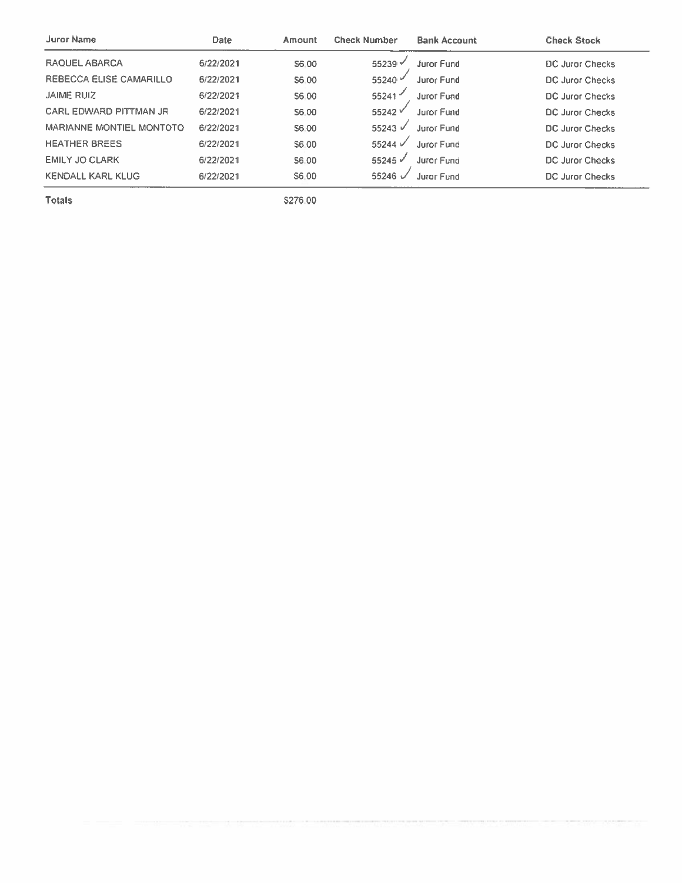| Juror Name | Date | Amount | Check Number | Bank Account | Check Stock |
|---|---|---|---|---|---|
| RAQUEL ABARCA | 6/22/2021 | $6.00 | 55239 ✓ | Juror Fund | DC Juror Checks |
| REBECCA ELISE CAMARILLO | 6/22/2021 | $6.00 | 55240 ✓ | Juror Fund | DC Juror Checks |
| JAIME RUIZ | 6/22/2021 | $6.00 | 55241 ✓ | Juror Fund | DC Juror Checks |
| CARL EDWARD PITTMAN JR | 6/22/2021 | $6.00 | 55242 ✓ | Juror Fund | DC Juror Checks |
| MARIANNE MONTIEL MONTOTO | 6/22/2021 | $6.00 | 55243 ✓ | Juror Fund | DC Juror Checks |
| HEATHER BREES | 6/22/2021 | $6.00 | 55244 ✓ | Juror Fund | DC Juror Checks |
| EMILY JO CLARK | 6/22/2021 | $6.00 | 55245 ✓ | Juror Fund | DC Juror Checks |
| KENDALL KARL KLUG | 6/22/2021 | $6.00 | 55246 ✓ | Juror Fund | DC Juror Checks |
| **Totals** | | $276.00 | | | |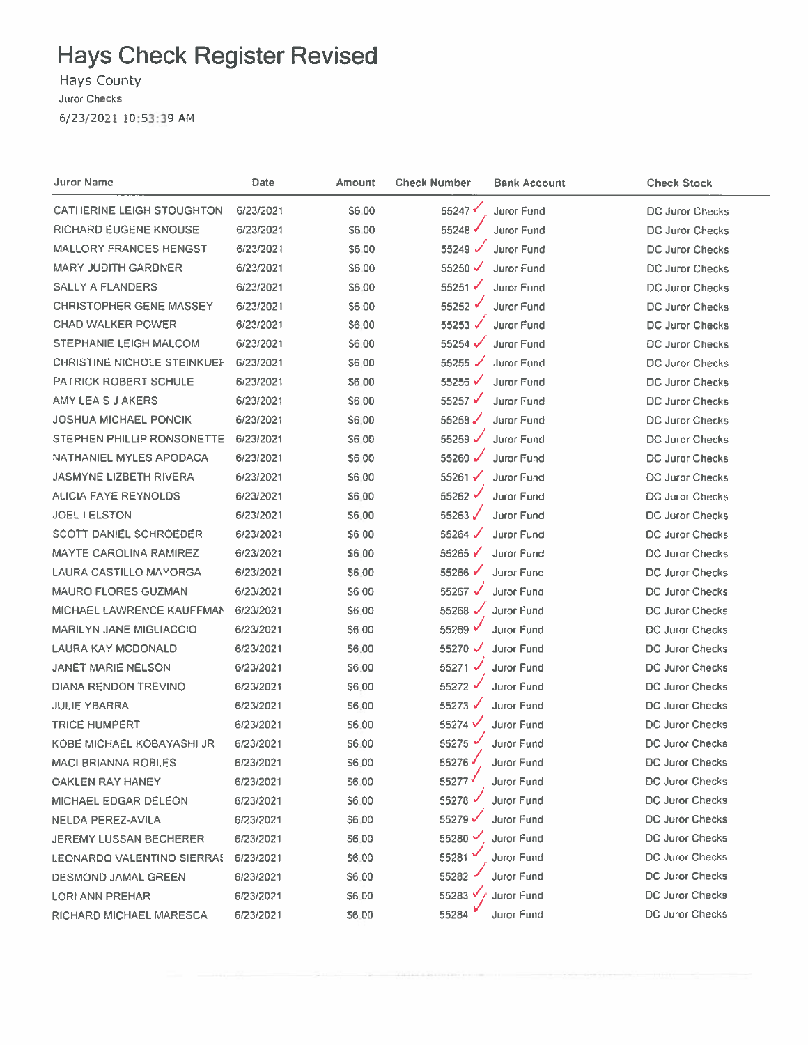# Hays Check Register Revised

Hays County

Juror Checks

6/23/2021 10:53:39 AM

| Juror Name | Date | Amount | Check Number | Bank Account | Check Stock |
|---|---|---|---|---|---|
| CATHERINE LEIGH STOUGHTON | 6/23/2021 | $6.00 | 55247 | Juror Fund | DC Juror Checks |
| RICHARD EUGENE KNOUSE | 6/23/2021 | $6.00 | 55248 | Juror Fund | DC Juror Checks |
| MALLORY FRANCES HENGST | 6/23/2021 | $6.00 | 55249 | Juror Fund | DC Juror Checks |
| MARY JUDITH GARDNER | 6/23/2021 | $6.00 | 55250 | Juror Fund | DC Juror Checks |
| SALLY A FLANDERS | 6/23/2021 | $6.00 | 55251 | Juror Fund | DC Juror Checks |
| CHRISTOPHER GENE MASSEY | 6/23/2021 | $6.00 | 55252 | Juror Fund | DC Juror Checks |
| CHAD WALKER POWER | 6/23/2021 | $6.00 | 55253 | Juror Fund | DC Juror Checks |
| STEPHANIE LEIGH MALCOM | 6/23/2021 | $6.00 | 55254 | Juror Fund | DC Juror Checks |
| CHRISTINE NICHOLE STEINKUEH | 6/23/2021 | $6.00 | 55255 | Juror Fund | DC Juror Checks |
| PATRICK ROBERT SCHULE | 6/23/2021 | $6.00 | 55256 | Juror Fund | DC Juror Checks |
| AMY LEA S J AKERS | 6/23/2021 | $6.00 | 55257 | Juror Fund | DC Juror Checks |
| JOSHUA MICHAEL PONCIK | 6/23/2021 | $6.00 | 55258 | Juror Fund | DC Juror Checks |
| STEPHEN PHILLIP RONSONETTE | 6/23/2021 | $6.00 | 55259 | Juror Fund | DC Juror Checks |
| NATHANIEL MYLES APODACA | 6/23/2021 | $6.00 | 55260 | Juror Fund | DC Juror Checks |
| JASMYNE LIZBETH RIVERA | 6/23/2021 | $6.00 | 55261 | Juror Fund | DC Juror Checks |
| ALICIA FAYE REYNOLDS | 6/23/2021 | $6.00 | 55262 | Juror Fund | DC Juror Checks |
| JOEL I ELSTON | 6/23/2021 | $6.00 | 55263 | Juror Fund | DC Juror Checks |
| SCOTT DANIEL SCHROEDER | 6/23/2021 | $6.00 | 55264 | Juror Fund | DC Juror Checks |
| MAYTE CAROLINA RAMIREZ | 6/23/2021 | $6.00 | 55265 | Juror Fund | DC Juror Checks |
| LAURA CASTILLO MAYORGA | 6/23/2021 | $6.00 | 55266 | Juror Fund | DC Juror Checks |
| MAURO FLORES GUZMAN | 6/23/2021 | $6.00 | 55267 | Juror Fund | DC Juror Checks |
| MICHAEL LAWRENCE KAUFFMAN | 6/23/2021 | $6.00 | 55268 | Juror Fund | DC Juror Checks |
| MARILYN JANE MIGLIACCIO | 6/23/2021 | $6.00 | 55269 | Juror Fund | DC Juror Checks |
| LAURA KAY MCDONALD | 6/23/2021 | $6.00 | 55270 | Juror Fund | DC Juror Checks |
| JANET MARIE NELSON | 6/23/2021 | $6.00 | 55271 | Juror Fund | DC Juror Checks |
| DIANA RENDON TREVINO | 6/23/2021 | $6.00 | 55272 | Juror Fund | DC Juror Checks |
| JULIE YBARRA | 6/23/2021 | $6.00 | 55273 | Juror Fund | DC Juror Checks |
| TRICE HUMPERT | 6/23/2021 | $6.00 | 55274 | Juror Fund | DC Juror Checks |
| KOBE MICHAEL KOBAYASHI JR | 6/23/2021 | $6.00 | 55275 | Juror Fund | DC Juror Checks |
| MACI BRIANNA ROBLES | 6/23/2021 | $6.00 | 55276 | Juror Fund | DC Juror Checks |
| OAKLEN RAY HANEY | 6/23/2021 | $6.00 | 55277 | Juror Fund | DC Juror Checks |
| MICHAEL EDGAR DELEON | 6/23/2021 | $6.00 | 55278 | Juror Fund | DC Juror Checks |
| NELDA PEREZ-AVILA | 6/23/2021 | $6.00 | 55279 | Juror Fund | DC Juror Checks |
| JEREMY LUSSAN BECHERER | 6/23/2021 | $6.00 | 55280 | Juror Fund | DC Juror Checks |
| LEONARDO VALENTINO SIERRAS | 6/23/2021 | $6.00 | 55281 | Juror Fund | DC Juror Checks |
| DESMOND JAMAL GREEN | 6/23/2021 | $6.00 | 55282 | Juror Fund | DC Juror Checks |
| LORI ANN PREHAR | 6/23/2021 | $6.00 | 55283 | Juror Fund | DC Juror Checks |
| RICHARD MICHAEL MARESCA | 6/23/2021 | $6.00 | 55284 | Juror Fund | DC Juror Checks |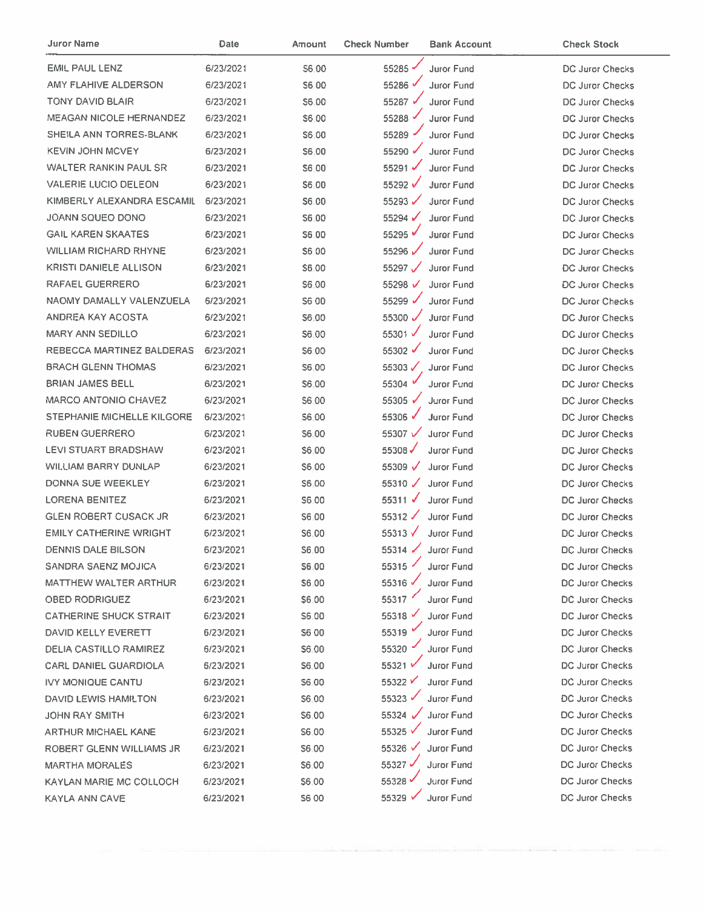| Juror Name | Date | Amount | Check Number | Bank Account | Check Stock |
|---|---|---|---|---|---|
| EMIL PAUL LENZ | 6/23/2021 | $6.00 | 55285 | Juror Fund | DC Juror Checks |
| AMY FLAHIVE ALDERSON | 6/23/2021 | $6.00 | 55286 | Juror Fund | DC Juror Checks |
| TONY DAVID BLAIR | 6/23/2021 | $6.00 | 55287 | Juror Fund | DC Juror Checks |
| MEAGAN NICOLE HERNANDEZ | 6/23/2021 | $6.00 | 55288 | Juror Fund | DC Juror Checks |
| SHEILA ANN TORRES-BLANK | 6/23/2021 | $6.00 | 55289 | Juror Fund | DC Juror Checks |
| KEVIN JOHN MCVEY | 6/23/2021 | $6.00 | 55290 | Juror Fund | DC Juror Checks |
| WALTER RANKIN PAUL SR | 6/23/2021 | $6.00 | 55291 | Juror Fund | DC Juror Checks |
| VALERIE LUCIO DELEON | 6/23/2021 | $6.00 | 55292 | Juror Fund | DC Juror Checks |
| KIMBERLY ALEXANDRA ESCAMIL | 6/23/2021 | $6.00 | 55293 | Juror Fund | DC Juror Checks |
| JOANN SQUEO DONO | 6/23/2021 | $6.00 | 55294 | Juror Fund | DC Juror Checks |
| GAIL KAREN SKAATES | 6/23/2021 | $6.00 | 55295 | Juror Fund | DC Juror Checks |
| WILLIAM RICHARD RHYNE | 6/23/2021 | $6.00 | 55296 | Juror Fund | DC Juror Checks |
| KRISTI DANIELE ALLISON | 6/23/2021 | $6.00 | 55297 | Juror Fund | DC Juror Checks |
| RAFAEL GUERRERO | 6/23/2021 | $6.00 | 55298 | Juror Fund | DC Juror Checks |
| NAOMY DAMALLY VALENZUELA | 6/23/2021 | $6.00 | 55299 | Juror Fund | DC Juror Checks |
| ANDREA KAY ACOSTA | 6/23/2021 | $6.00 | 55300 | Juror Fund | DC Juror Checks |
| MARY ANN SEDILLO | 6/23/2021 | $6.00 | 55301 | Juror Fund | DC Juror Checks |
| REBECCA MARTINEZ BALDERAS | 6/23/2021 | $6.00 | 55302 | Juror Fund | DC Juror Checks |
| BRACH GLENN THOMAS | 6/23/2021 | $6.00 | 55303 | Juror Fund | DC Juror Checks |
| BRIAN JAMES BELL | 6/23/2021 | $6.00 | 55304 | Juror Fund | DC Juror Checks |
| MARCO ANTONIO CHAVEZ | 6/23/2021 | $6.00 | 55305 | Juror Fund | DC Juror Checks |
| STEPHANIE MICHELLE KILGORE | 6/23/2021 | $6.00 | 55306 | Juror Fund | DC Juror Checks |
| RUBEN GUERRERO | 6/23/2021 | $6.00 | 55307 | Juror Fund | DC Juror Checks |
| LEVI STUART BRADSHAW | 6/23/2021 | $6.00 | 55308 | Juror Fund | DC Juror Checks |
| WILLIAM BARRY DUNLAP | 6/23/2021 | $6.00 | 55309 | Juror Fund | DC Juror Checks |
| DONNA SUE WEEKLEY | 6/23/2021 | $6.00 | 55310 | Juror Fund | DC Juror Checks |
| LORENA BENITEZ | 6/23/2021 | $6.00 | 55311 | Juror Fund | DC Juror Checks |
| GLEN ROBERT CUSACK JR | 6/23/2021 | $6.00 | 55312 | Juror Fund | DC Juror Checks |
| EMILY CATHERINE WRIGHT | 6/23/2021 | $6.00 | 55313 | Juror Fund | DC Juror Checks |
| DENNIS DALE BILSON | 6/23/2021 | $6.00 | 55314 | Juror Fund | DC Juror Checks |
| SANDRA SAENZ MOJICA | 6/23/2021 | $6.00 | 55315 | Juror Fund | DC Juror Checks |
| MATTHEW WALTER ARTHUR | 6/23/2021 | $6.00 | 55316 | Juror Fund | DC Juror Checks |
| OBED RODRIGUEZ | 6/23/2021 | $6.00 | 55317 | Juror Fund | DC Juror Checks |
| CATHERINE SHUCK STRAIT | 6/23/2021 | $6.00 | 55318 | Juror Fund | DC Juror Checks |
| DAVID KELLY EVERETT | 6/23/2021 | $6.00 | 55319 | Juror Fund | DC Juror Checks |
| DELIA CASTILLO RAMIREZ | 6/23/2021 | $6.00 | 55320 | Juror Fund | DC Juror Checks |
| CARL DANIEL GUARDIOLA | 6/23/2021 | $6.00 | 55321 | Juror Fund | DC Juror Checks |
| IVY MONIQUE CANTU | 6/23/2021 | $6.00 | 55322 | Juror Fund | DC Juror Checks |
| DAVID LEWIS HAMILTON | 6/23/2021 | $6.00 | 55323 | Juror Fund | DC Juror Checks |
| JOHN RAY SMITH | 6/23/2021 | $6.00 | 55324 | Juror Fund | DC Juror Checks |
| ARTHUR MICHAEL KANE | 6/23/2021 | $6.00 | 55325 | Juror Fund | DC Juror Checks |
| ROBERT GLENN WILLIAMS JR | 6/23/2021 | $6.00 | 55326 | Juror Fund | DC Juror Checks |
| MARTHA MORALES | 6/23/2021 | $6.00 | 55327 | Juror Fund | DC Juror Checks |
| KAYLAN MARIE MC COLLOCH | 6/23/2021 | $6.00 | 55328 | Juror Fund | DC Juror Checks |
| KAYLA ANN CAVE | 6/23/2021 | $6.00 | 55329 | Juror Fund | DC Juror Checks |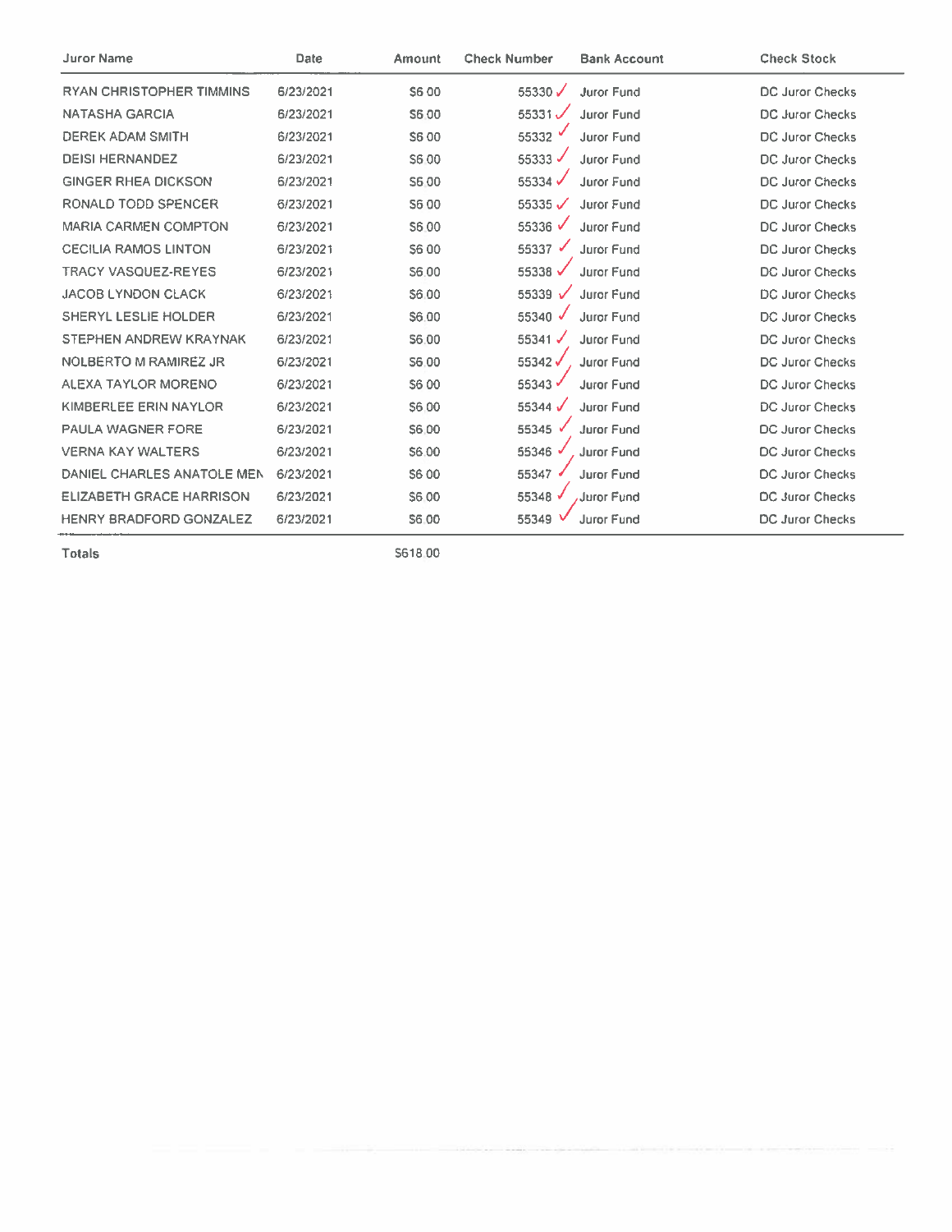| Juror Name | Date | Amount | Check Number | Bank Account | Check Stock |
|---|---|---|---|---|---|
| RYAN CHRISTOPHER TIMMINS | 6/23/2021 | $6.00 | 55330 | Juror Fund | DC Juror Checks |
| NATASHA GARCIA | 6/23/2021 | $6.00 | 55331 | Juror Fund | DC Juror Checks |
| DEREK ADAM SMITH | 6/23/2021 | $6.00 | 55332 | Juror Fund | DC Juror Checks |
| DEISI HERNANDEZ | 6/23/2021 | $6.00 | 55333 | Juror Fund | DC Juror Checks |
| GINGER RHEA DICKSON | 6/23/2021 | $6.00 | 55334 | Juror Fund | DC Juror Checks |
| RONALD TODD SPENCER | 6/23/2021 | $6.00 | 55335 | Juror Fund | DC Juror Checks |
| MARIA CARMEN COMPTON | 6/23/2021 | $6.00 | 55336 | Juror Fund | DC Juror Checks |
| CECILIA RAMOS LINTON | 6/23/2021 | $6.00 | 55337 | Juror Fund | DC Juror Checks |
| TRACY VASQUEZ-REYES | 6/23/2021 | $6.00 | 55338 | Juror Fund | DC Juror Checks |
| JACOB LYNDON CLACK | 6/23/2021 | $6.00 | 55339 | Juror Fund | DC Juror Checks |
| SHERYL LESLIE HOLDER | 6/23/2021 | $6.00 | 55340 | Juror Fund | DC Juror Checks |
| STEPHEN ANDREW KRAYNAK | 6/23/2021 | $6.00 | 55341 | Juror Fund | DC Juror Checks |
| NOLBERTO M RAMIREZ JR | 6/23/2021 | $6.00 | 55342 | Juror Fund | DC Juror Checks |
| ALEXA TAYLOR MORENO | 6/23/2021 | $6.00 | 55343 | Juror Fund | DC Juror Checks |
| KIMBERLEE ERIN NAYLOR | 6/23/2021 | $6.00 | 55344 | Juror Fund | DC Juror Checks |
| PAULA WAGNER FORE | 6/23/2021 | $6.00 | 55345 | Juror Fund | DC Juror Checks |
| VERNA KAY WALTERS | 6/23/2021 | $6.00 | 55346 | Juror Fund | DC Juror Checks |
| DANIEL CHARLES ANATOLE MEN | 6/23/2021 | $6.00 | 55347 | Juror Fund | DC Juror Checks |
| ELIZABETH GRACE HARRISON | 6/23/2021 | $6.00 | 55348 | Juror Fund | DC Juror Checks |
| HENRY BRADFORD GONZALEZ | 6/23/2021 | $6.00 | 55349 | Juror Fund | DC Juror Checks |
| **Totals** | | $618.00 | | | |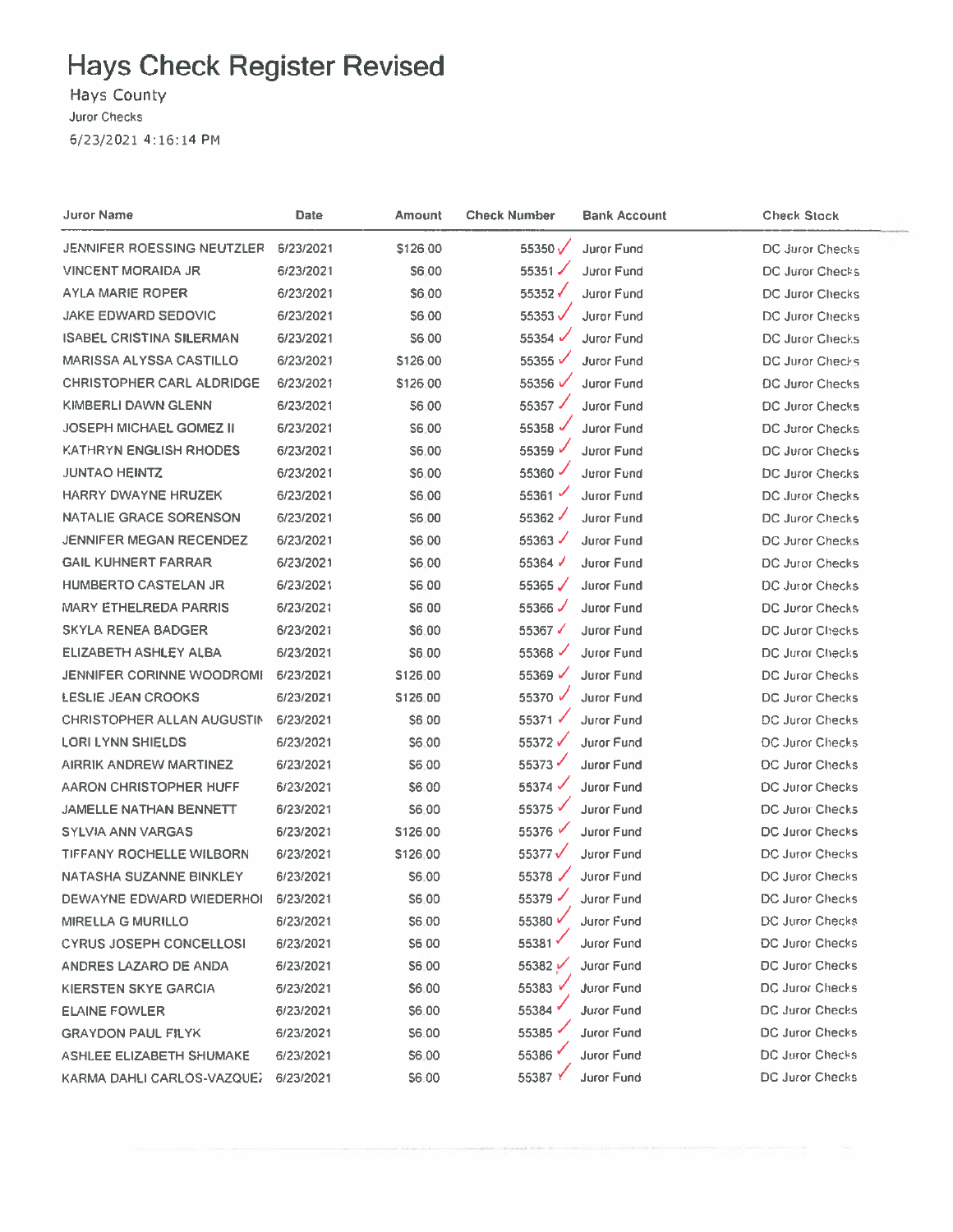# Hays Check Register Revised

Hays County

Juror Checks

6/23/2021 4:16:14 PM

| Juror Name | Date | Amount | Check Number | Bank Account | Check Stock |
|---|---|---|---|---|---|
| JENNIFER ROESSING NEUTZLER | 6/23/2021 | $126.00 | 55350 ✓ | Juror Fund | DC Juror Checks |
| VINCENT MORAIDA JR | 6/23/2021 | $6.00 | 55351 ✓ | Juror Fund | DC Juror Checks |
| AYLA MARIE ROPER | 6/23/2021 | $6.00 | 55352 ✓ | Juror Fund | DC Juror Checks |
| JAKE EDWARD SEDOVIC | 6/23/2021 | $6.00 | 55353 ✓ | Juror Fund | DC Juror Checks |
| ISABEL CRISTINA SILERMAN | 6/23/2021 | $6.00 | 55354 ✓ | Juror Fund | DC Juror Checks |
| MARISSA ALYSSA CASTILLO | 6/23/2021 | $126.00 | 55355 ✓ | Juror Fund | DC Juror Checks |
| CHRISTOPHER CARL ALDRIDGE | 6/23/2021 | $126.00 | 55356 ✓ | Juror Fund | DC Juror Checks |
| KIMBERLI DAWN GLENN | 6/23/2021 | $6.00 | 55357 ✓ | Juror Fund | DC Juror Checks |
| JOSEPH MICHAEL GOMEZ II | 6/23/2021 | $6.00 | 55358 ✓ | Juror Fund | DC Juror Checks |
| KATHRYN ENGLISH RHODES | 6/23/2021 | $6.00 | 55359 ✓ | Juror Fund | DC Juror Checks |
| JUNTAO HEINTZ | 6/23/2021 | $6.00 | 55360 ✓ | Juror Fund | DC Juror Checks |
| HARRY DWAYNE HRUZEK | 6/23/2021 | $6.00 | 55361 ✓ | Juror Fund | DC Juror Checks |
| NATALIE GRACE SORENSON | 6/23/2021 | $6.00 | 55362 ✓ | Juror Fund | DC Juror Checks |
| JENNIFER MEGAN RECENDEZ | 6/23/2021 | $6.00 | 55363 ✓ | Juror Fund | DC Juror Checks |
| GAIL KUHNERT FARRAR | 6/23/2021 | $6.00 | 55364 ✓ | Juror Fund | DC Juror Checks |
| HUMBERTO CASTELAN JR | 6/23/2021 | $6.00 | 55365 ✓ | Juror Fund | DC Juror Checks |
| MARY ETHELREDA PARRIS | 6/23/2021 | $6.00 | 55366 ✓ | Juror Fund | DC Juror Checks |
| SKYLA RENEA BADGER | 6/23/2021 | $6.00 | 55367 ✓ | Juror Fund | DC Juror Checks |
| ELIZABETH ASHLEY ALBA | 6/23/2021 | $6.00 | 55368 ✓ | Juror Fund | DC Juror Checks |
| JENNIFER CORINNE WOODROMI | 6/23/2021 | $126.00 | 55369 ✓ | Juror Fund | DC Juror Checks |
| LESLIE JEAN CROOKS | 6/23/2021 | $126.00 | 55370 ✓ | Juror Fund | DC Juror Checks |
| CHRISTOPHER ALLAN AUGUSTIN | 6/23/2021 | $6.00 | 55371 ✓ | Juror Fund | DC Juror Checks |
| LORI LYNN SHIELDS | 6/23/2021 | $6.00 | 55372 ✓ | Juror Fund | DC Juror Checks |
| AIRRIK ANDREW MARTINEZ | 6/23/2021 | $6.00 | 55373 ✓ | Juror Fund | DC Juror Checks |
| AARON CHRISTOPHER HUFF | 6/23/2021 | $6.00 | 55374 ✓ | Juror Fund | DC Juror Checks |
| JAMELLE NATHAN BENNETT | 6/23/2021 | $6.00 | 55375 ✓ | Juror Fund | DC Juror Checks |
| SYLVIA ANN VARGAS | 6/23/2021 | $126.00 | 55376 ✓ | Juror Fund | DC Juror Checks |
| TIFFANY ROCHELLE WILBORN | 6/23/2021 | $126.00 | 55377 ✓ | Juror Fund | DC Juror Checks |
| NATASHA SUZANNE BINKLEY | 6/23/2021 | $6.00 | 55378 ✓ | Juror Fund | DC Juror Checks |
| DEWAYNE EDWARD WIEDERHOI | 6/23/2021 | $6.00 | 55379 ✓ | Juror Fund | DC Juror Checks |
| MIRELLA G MURILLO | 6/23/2021 | $6.00 | 55380 ✓ | Juror Fund | DC Juror Checks |
| CYRUS JOSEPH CONCELLOSI | 6/23/2021 | $6.00 | 55381 ✓ | Juror Fund | DC Juror Checks |
| ANDRES LAZARO DE ANDA | 6/23/2021 | $6.00 | 55382 ✓ | Juror Fund | DC Juror Checks |
| KIERSTEN SKYE GARCIA | 6/23/2021 | $6.00 | 55383 ✓ | Juror Fund | DC Juror Checks |
| ELAINE FOWLER | 6/23/2021 | $6.00 | 55384 ✓ | Juror Fund | DC Juror Checks |
| GRAYDON PAUL FILYK | 6/23/2021 | $6.00 | 55385 ✓ | Juror Fund | DC Juror Checks |
| ASHLEE ELIZABETH SHUMAKE | 6/23/2021 | $6.00 | 55386 ✓ | Juror Fund | DC Juror Checks |
| KARMA DAHLI CARLOS-VAZQUEZ | 6/23/2021 | $6.00 | 55387 ✓ | Juror Fund | DC Juror Checks |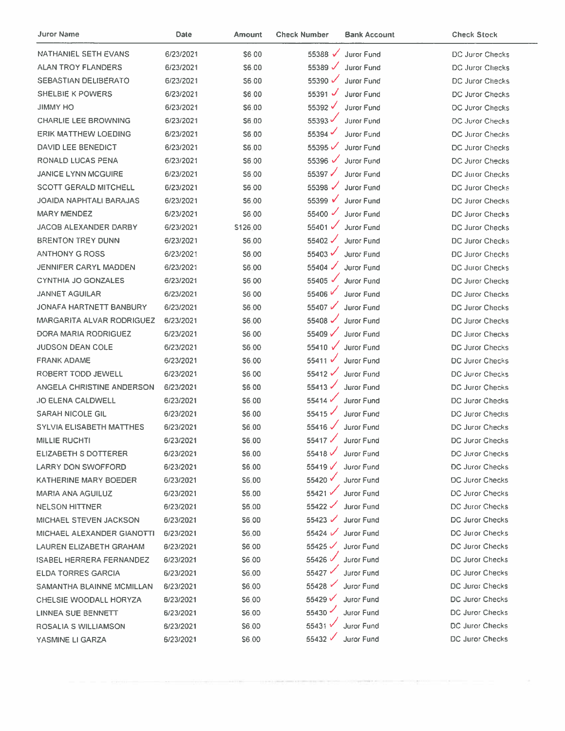| Juror Name | Date | Amount | Check Number | Bank Account | Check Stock |
|---|---|---|---|---|---|
| NATHANIEL SETH EVANS | 6/23/2021 | $6.00 | 55388 ✓ | Juror Fund | DC Juror Checks |
| ALAN TROY FLANDERS | 6/23/2021 | $6.00 | 55389 ✓ | Juror Fund | DC Juror Checks |
| SEBASTIAN DELIBERATO | 6/23/2021 | $6.00 | 55390 ✓ | Juror Fund | DC Juror Checks |
| SHELBIE K POWERS | 6/23/2021 | $6.00 | 55391 ✓ | Juror Fund | DC Juror Checks |
| JIMMY HO | 6/23/2021 | $6.00 | 55392 ✓ | Juror Fund | DC Juror Checks |
| CHARLIE LEE BROWNING | 6/23/2021 | $6.00 | 55393 ✓ | Juror Fund | DC Juror Checks |
| ERIK MATTHEW LOEDING | 6/23/2021 | $6.00 | 55394 ✓ | Juror Fund | DC Juror Checks |
| DAVID LEE BENEDICT | 6/23/2021 | $6.00 | 55395 ✓ | Juror Fund | DC Juror Checks |
| RONALD LUCAS PENA | 6/23/2021 | $6.00 | 55396 ✓ | Juror Fund | DC Juror Checks |
| JANICE LYNN MCGUIRE | 6/23/2021 | $6.00 | 55397 ✓ | Juror Fund | DC Juror Checks |
| SCOTT GERALD MITCHELL | 6/23/2021 | $6.00 | 55398 ✓ | Juror Fund | DC Juror Checks |
| JOAIDA NAPHTALI BARAJAS | 6/23/2021 | $6.00 | 55399 ✓ | Juror Fund | DC Juror Checks |
| MARY MENDEZ | 6/23/2021 | $6.00 | 55400 ✓ | Juror Fund | DC Juror Checks |
| JACOB ALEXANDER DARBY | 6/23/2021 | $126.00 | 55401 ✓ | Juror Fund | DC Juror Checks |
| BRENTON TREY DUNN | 6/23/2021 | $6.00 | 55402 ✓ | Juror Fund | DC Juror Checks |
| ANTHONY G ROSS | 6/23/2021 | $6.00 | 55403 ✓ | Juror Fund | DC Juror Checks |
| JENNIFER CARYL MADDEN | 6/23/2021 | $6.00 | 55404 ✓ | Juror Fund | DC Juror Checks |
| CYNTHIA JO GONZALES | 6/23/2021 | $6.00 | 55405 ✓ | Juror Fund | DC Juror Checks |
| JANNET AGUILAR | 6/23/2021 | $6.00 | 55406 ✓ | Juror Fund | DC Juror Checks |
| JONAFA HARTNETT BANBURY | 6/23/2021 | $6.00 | 55407 ✓ | Juror Fund | DC Juror Checks |
| MARGARITA ALVAR RODRIGUEZ | 6/23/2021 | $6.00 | 55408 ✓ | Juror Fund | DC Juror Checks |
| DORA MARIA RODRIGUEZ | 6/23/2021 | $6.00 | 55409 ✓ | Juror Fund | DC Juror Checks |
| JUDSON DEAN COLE | 6/23/2021 | $6.00 | 55410 ✓ | Juror Fund | DC Juror Checks |
| FRANK ADAME | 6/23/2021 | $6.00 | 55411 ✓ | Juror Fund | DC Juror Checks |
| ROBERT TODD JEWELL | 6/23/2021 | $6.00 | 55412 ✓ | Juror Fund | DC Juror Checks |
| ANGELA CHRISTINE ANDERSON | 6/23/2021 | $6.00 | 55413 ✓ | Juror Fund | DC Juror Checks |
| JO ELENA CALDWELL | 6/23/2021 | $6.00 | 55414 ✓ | Juror Fund | DC Juror Checks |
| SARAH NICOLE GIL | 6/23/2021 | $6.00 | 55415 ✓ | Juror Fund | DC Juror Checks |
| SYLVIA ELISABETH MATTHES | 6/23/2021 | $6.00 | 55416 ✓ | Juror Fund | DC Juror Checks |
| MILLIE RUCHTI | 6/23/2021 | $6.00 | 55417 ✓ | Juror Fund | DC Juror Checks |
| ELIZABETH S DOTTERER | 6/23/2021 | $6.00 | 55418 ✓ | Juror Fund | DC Juror Checks |
| LARRY DON SWOFFORD | 6/23/2021 | $6.00 | 55419 ✓ | Juror Fund | DC Juror Checks |
| KATHERINE MARY BOEDER | 6/23/2021 | $6.00 | 55420 ✓ | Juror Fund | DC Juror Checks |
| MARIA ANA AGUILUZ | 6/23/2021 | $6.00 | 55421 ✓ | Juror Fund | DC Juror Checks |
| NELSON HITTNER | 6/23/2021 | $6.00 | 55422 ✓ | Juror Fund | DC Juror Checks |
| MICHAEL STEVEN JACKSON | 6/23/2021 | $6.00 | 55423 ✓ | Juror Fund | DC Juror Checks |
| MICHAEL ALEXANDER GIANOTTI | 6/23/2021 | $6.00 | 55424 ✓ | Juror Fund | DC Juror Checks |
| LAUREN ELIZABETH GRAHAM | 6/23/2021 | $6.00 | 55425 ✓ | Juror Fund | DC Juror Checks |
| ISABEL HERRERA FERNANDEZ | 6/23/2021 | $6.00 | 55426 ✓ | Juror Fund | DC Juror Checks |
| ELDA TORRES GARCIA | 6/23/2021 | $6.00 | 55427 ✓ | Juror Fund | DC Juror Checks |
| SAMANTHA BLAINNE MCMILLAN | 6/23/2021 | $6.00 | 55428 ✓ | Juror Fund | DC Juror Checks |
| CHELSIE WOODALL HORYZA | 6/23/2021 | $6.00 | 55429 ✓ | Juror Fund | DC Juror Checks |
| LINNEA SUE BENNETT | 6/23/2021 | $6.00 | 55430 ✓ | Juror Fund | DC Juror Checks |
| ROSALIA S WILLIAMSON | 6/23/2021 | $6.00 | 55431 ✓ | Juror Fund | DC Juror Checks |
| YASMINE LI GARZA | 6/23/2021 | $6.00 | 55432 ✓ | Juror Fund | DC Juror Checks |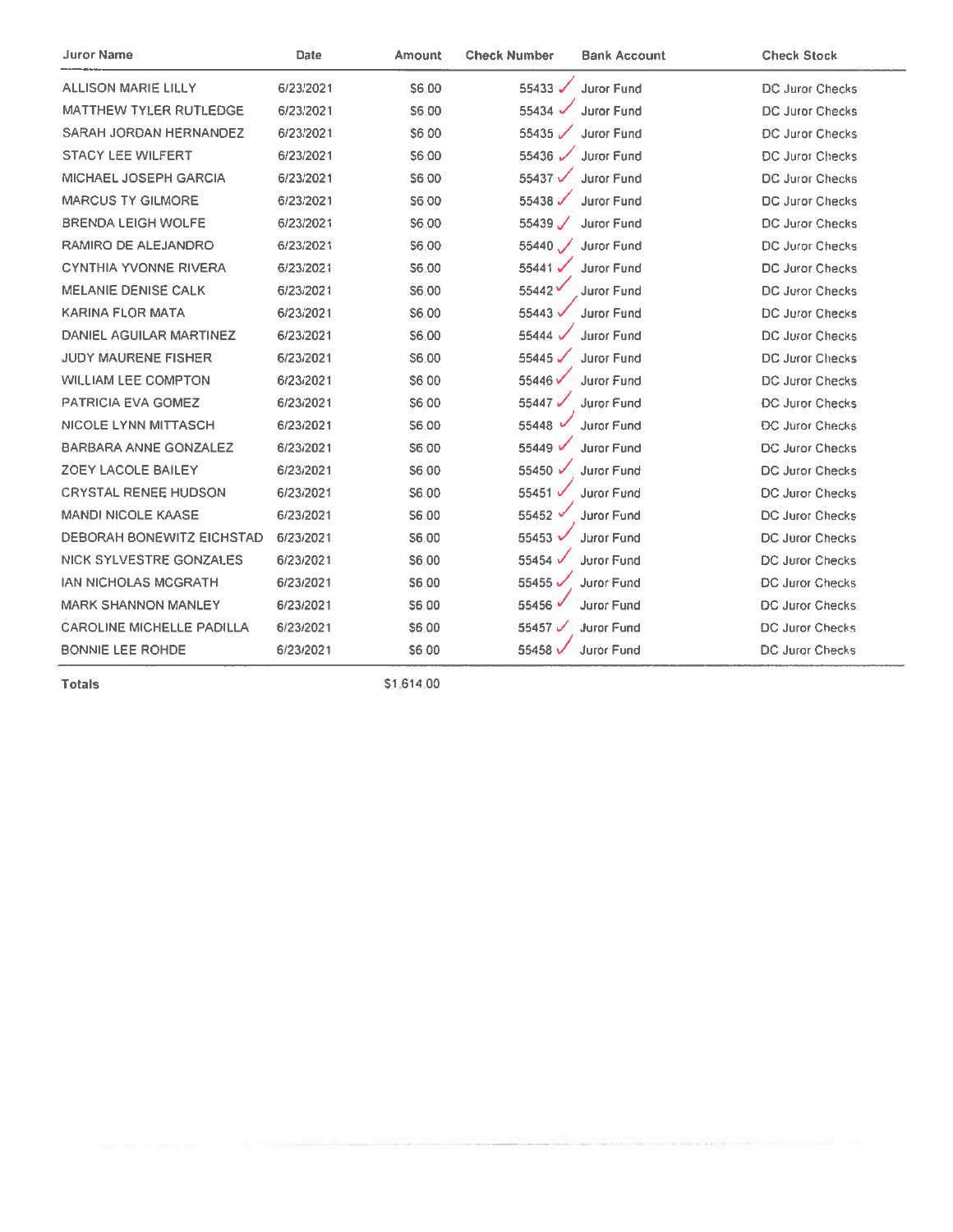| Juror Name | Date | Amount | Check Number | Bank Account | Check Stock |
|---|---|---|---|---|---|
| ALLISON MARIE LILLY | 6/23/2021 | $6.00 | 55433 ✓ | Juror Fund | DC Juror Checks |
| MATTHEW TYLER RUTLEDGE | 6/23/2021 | $6.00 | 55434 ✓ | Juror Fund | DC Juror Checks |
| SARAH JORDAN HERNANDEZ | 6/23/2021 | $6.00 | 55435 ✓ | Juror Fund | DC Juror Checks |
| STACY LEE WILFERT | 6/23/2021 | $6.00 | 55436 ✓ | Juror Fund | DC Juror Checks |
| MICHAEL JOSEPH GARCIA | 6/23/2021 | $6.00 | 55437 ✓ | Juror Fund | DC Juror Checks |
| MARCUS TY GILMORE | 6/23/2021 | $6.00 | 55438 ✓ | Juror Fund | DC Juror Checks |
| BRENDA LEIGH WOLFE | 6/23/2021 | $6.00 | 55439 ✓ | Juror Fund | DC Juror Checks |
| RAMIRO DE ALEJANDRO | 6/23/2021 | $6.00 | 55440 ✓ | Juror Fund | DC Juror Checks |
| CYNTHIA YVONNE RIVERA | 6/23/2021 | $6.00 | 55441 ✓ | Juror Fund | DC Juror Checks |
| MELANIE DENISE CALK | 6/23/2021 | $6.00 | 55442 ✓ | Juror Fund | DC Juror Checks |
| KARINA FLOR MATA | 6/23/2021 | $6.00 | 55443 ✓ | Juror Fund | DC Juror Checks |
| DANIEL AGUILAR MARTINEZ | 6/23/2021 | $6.00 | 55444 ✓ | Juror Fund | DC Juror Checks |
| JUDY MAURENE FISHER | 6/23/2021 | $6.00 | 55445 ✓ | Juror Fund | DC Juror Checks |
| WILLIAM LEE COMPTON | 6/23/2021 | $6.00 | 55446 ✓ | Juror Fund | DC Juror Checks |
| PATRICIA EVA GOMEZ | 6/23/2021 | $6.00 | 55447 ✓ | Juror Fund | DC Juror Checks |
| NICOLE LYNN MITTASCH | 6/23/2021 | $6.00 | 55448 ✓ | Juror Fund | DC Juror Checks |
| BARBARA ANNE GONZALEZ | 6/23/2021 | $6.00 | 55449 ✓ | Juror Fund | DC Juror Checks |
| ZOEY LACOLE BAILEY | 6/23/2021 | $6.00 | 55450 ✓ | Juror Fund | DC Juror Checks |
| CRYSTAL RENEE HUDSON | 6/23/2021 | $6.00 | 55451 ✓ | Juror Fund | DC Juror Checks |
| MANDI NICOLE KAASE | 6/23/2021 | $6.00 | 55452 ✓ | Juror Fund | DC Juror Checks |
| DEBORAH BONEWITZ EICHSTAD | 6/23/2021 | $6.00 | 55453 ✓ | Juror Fund | DC Juror Checks |
| NICK SYLVESTRE GONZALES | 6/23/2021 | $6.00 | 55454 ✓ | Juror Fund | DC Juror Checks |
| IAN NICHOLAS MCGRATH | 6/23/2021 | $6.00 | 55455 ✓ | Juror Fund | DC Juror Checks |
| MARK SHANNON MANLEY | 6/23/2021 | $6.00 | 55456 ✓ | Juror Fund | DC Juror Checks |
| CAROLINE MICHELLE PADILLA | 6/23/2021 | $6.00 | 55457 ✓ | Juror Fund | DC Juror Checks |
| BONNIE LEE ROHDE | 6/23/2021 | $6.00 | 55458 ✓ | Juror Fund | DC Juror Checks |
| **Totals** | | $1,614.00 | | | |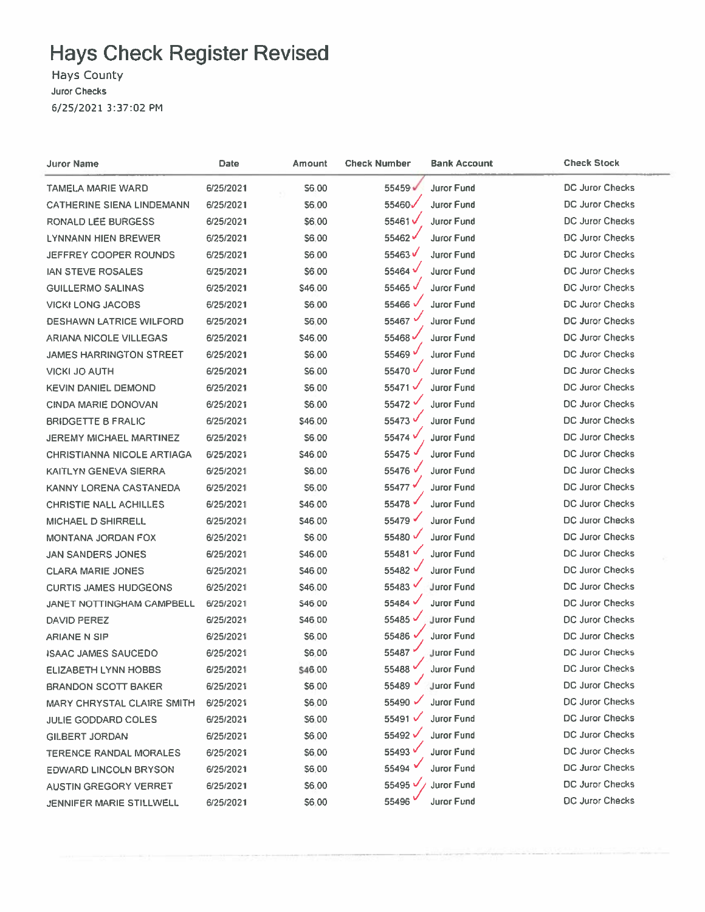# Hays Check Register Revised

Hays County

Juror Checks

6/25/2021 3:37:02 PM

| Juror Name | Date | Amount | Check Number | Bank Account | Check Stock |
|---|---|---|---|---|---|
| TAMELA MARIE WARD | 6/25/2021 | $6.00 | 55459 | Juror Fund | DC Juror Checks |
| CATHERINE SIENA LINDEMANN | 6/25/2021 | $6.00 | 55460 | Juror Fund | DC Juror Checks |
| RONALD LEE BURGESS | 6/25/2021 | $6.00 | 55461 | Juror Fund | DC Juror Checks |
| LYNNANN HIEN BREWER | 6/25/2021 | $6.00 | 55462 | Juror Fund | DC Juror Checks |
| JEFFREY COOPER ROUNDS | 6/25/2021 | $6.00 | 55463 | Juror Fund | DC Juror Checks |
| IAN STEVE ROSALES | 6/25/2021 | $6.00 | 55464 | Juror Fund | DC Juror Checks |
| GUILLERMO SALINAS | 6/25/2021 | $46.00 | 55465 | Juror Fund | DC Juror Checks |
| VICKI LONG JACOBS | 6/25/2021 | $6.00 | 55466 | Juror Fund | DC Juror Checks |
| DESHAWN LATRICE WILFORD | 6/25/2021 | $6.00 | 55467 | Juror Fund | DC Juror Checks |
| ARIANA NICOLE VILLEGAS | 6/25/2021 | $46.00 | 55468 | Juror Fund | DC Juror Checks |
| JAMES HARRINGTON STREET | 6/25/2021 | $6.00 | 55469 | Juror Fund | DC Juror Checks |
| VICKI JO AUTH | 6/25/2021 | $6.00 | 55470 | Juror Fund | DC Juror Checks |
| KEVIN DANIEL DEMOND | 6/25/2021 | $6.00 | 55471 | Juror Fund | DC Juror Checks |
| CINDA MARIE DONOVAN | 6/25/2021 | $6.00 | 55472 | Juror Fund | DC Juror Checks |
| BRIDGETTE B FRALIC | 6/25/2021 | $46.00 | 55473 | Juror Fund | DC Juror Checks |
| JEREMY MICHAEL MARTINEZ | 6/25/2021 | $6.00 | 55474 | Juror Fund | DC Juror Checks |
| CHRISTIANNA NICOLE ARTIAGA | 6/25/2021 | $46.00 | 55475 | Juror Fund | DC Juror Checks |
| KAITLYN GENEVA SIERRA | 6/25/2021 | $6.00 | 55476 | Juror Fund | DC Juror Checks |
| KANNY LORENA CASTANEDA | 6/25/2021 | $6.00 | 55477 | Juror Fund | DC Juror Checks |
| CHRISTIE NALL ACHILLES | 6/25/2021 | $46.00 | 55478 | Juror Fund | DC Juror Checks |
| MICHAEL D SHIRRELL | 6/25/2021 | $46.00 | 55479 | Juror Fund | DC Juror Checks |
| MONTANA JORDAN FOX | 6/25/2021 | $6.00 | 55480 | Juror Fund | DC Juror Checks |
| JAN SANDERS JONES | 6/25/2021 | $46.00 | 55481 | Juror Fund | DC Juror Checks |
| CLARA MARIE JONES | 6/25/2021 | $46.00 | 55482 | Juror Fund | DC Juror Checks |
| CURTIS JAMES HUDGEONS | 6/25/2021 | $46.00 | 55483 | Juror Fund | DC Juror Checks |
| JANET NOTTINGHAM CAMPBELL | 6/25/2021 | $46.00 | 55484 | Juror Fund | DC Juror Checks |
| DAVID PEREZ | 6/25/2021 | $46.00 | 55485 | Juror Fund | DC Juror Checks |
| ARIANE N SIP | 6/25/2021 | $6.00 | 55486 | Juror Fund | DC Juror Checks |
| ISAAC JAMES SAUCEDO | 6/25/2021 | $6.00 | 55487 | Juror Fund | DC Juror Checks |
| ELIZABETH LYNN HOBBS | 6/25/2021 | $46.00 | 55488 | Juror Fund | DC Juror Checks |
| BRANDON SCOTT BAKER | 6/25/2021 | $6.00 | 55489 | Juror Fund | DC Juror Checks |
| MARY CHRYSTAL CLAIRE SMITH | 6/25/2021 | $6.00 | 55490 | Juror Fund | DC Juror Checks |
| JULIE GODDARD COLES | 6/25/2021 | $6.00 | 55491 | Juror Fund | DC Juror Checks |
| GILBERT JORDAN | 6/25/2021 | $6.00 | 55492 | Juror Fund | DC Juror Checks |
| TERENCE RANDAL MORALES | 6/25/2021 | $6.00 | 55493 | Juror Fund | DC Juror Checks |
| EDWARD LINCOLN BRYSON | 6/25/2021 | $6.00 | 55494 | Juror Fund | DC Juror Checks |
| AUSTIN GREGORY VERRET | 6/25/2021 | $6.00 | 55495 | Juror Fund | DC Juror Checks |
| JENNIFER MARIE STILLWELL | 6/25/2021 | $6.00 | 55496 | Juror Fund | DC Juror Checks |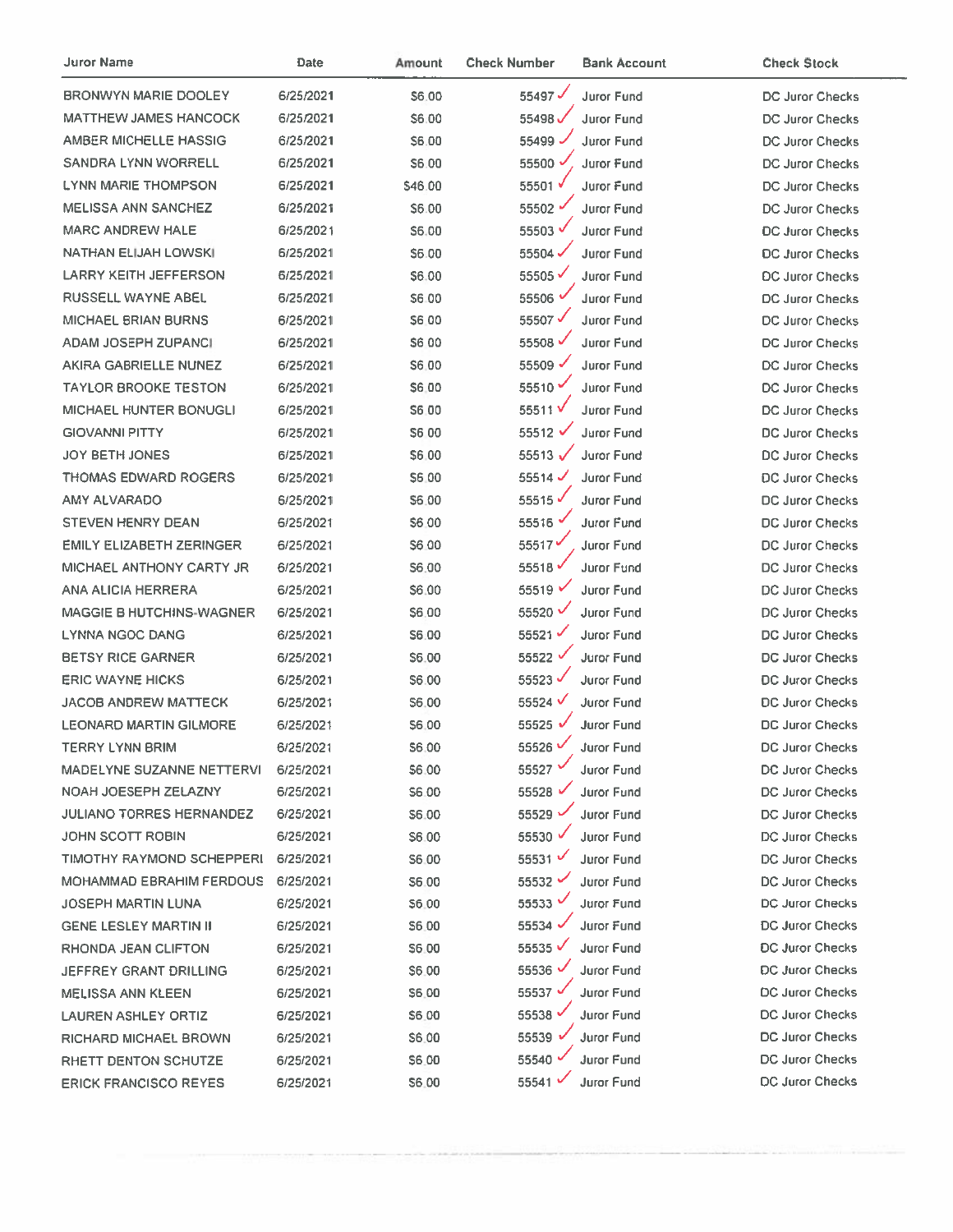| Juror Name | Date | Amount | Check Number | Bank Account | Check Stock |
|---|---|---|---|---|---|
| BRONWYN MARIE DOOLEY | 6/25/2021 | $6.00 | 55497 ✓ | Juror Fund | DC Juror Checks |
| MATTHEW JAMES HANCOCK | 6/25/2021 | $6.00 | 55498 ✓ | Juror Fund | DC Juror Checks |
| AMBER MICHELLE HASSIG | 6/25/2021 | $6.00 | 55499 ✓ | Juror Fund | DC Juror Checks |
| SANDRA LYNN WORRELL | 6/25/2021 | $6.00 | 55500 ✓ | Juror Fund | DC Juror Checks |
| LYNN MARIE THOMPSON | 6/25/2021 | $46.00 | 55501 ✓ | Juror Fund | DC Juror Checks |
| MELISSA ANN SANCHEZ | 6/25/2021 | $6.00 | 55502 ✓ | Juror Fund | DC Juror Checks |
| MARC ANDREW HALE | 6/25/2021 | $6.00 | 55503 ✓ | Juror Fund | DC Juror Checks |
| NATHAN ELIJAH LOWSKI | 6/25/2021 | $6.00 | 55504 ✓ | Juror Fund | DC Juror Checks |
| LARRY KEITH JEFFERSON | 6/25/2021 | $6.00 | 55505 ✓ | Juror Fund | DC Juror Checks |
| RUSSELL WAYNE ABEL | 6/25/2021 | $6.00 | 55506 ✓ | Juror Fund | DC Juror Checks |
| MICHAEL BRIAN BURNS | 6/25/2021 | $6.00 | 55507 ✓ | Juror Fund | DC Juror Checks |
| ADAM JOSEPH ZUPANCI | 6/25/2021 | $6.00 | 55508 ✓ | Juror Fund | DC Juror Checks |
| AKIRA GABRIELLE NUNEZ | 6/25/2021 | $6.00 | 55509 ✓ | Juror Fund | DC Juror Checks |
| TAYLOR BROOKE TESTON | 6/25/2021 | $6.00 | 55510 ✓ | Juror Fund | DC Juror Checks |
| MICHAEL HUNTER BONUGLI | 6/25/2021 | $6.00 | 55511 ✓ | Juror Fund | DC Juror Checks |
| GIOVANNI PITTY | 6/25/2021 | $6.00 | 55512 ✓ | Juror Fund | DC Juror Checks |
| JOY BETH JONES | 6/25/2021 | $6.00 | 55513 ✓ | Juror Fund | DC Juror Checks |
| THOMAS EDWARD ROGERS | 6/25/2021 | $6.00 | 55514 ✓ | Juror Fund | DC Juror Checks |
| AMY ALVARADO | 6/25/2021 | $6.00 | 55515 ✓ | Juror Fund | DC Juror Checks |
| STEVEN HENRY DEAN | 6/25/2021 | $6.00 | 55516 ✓ | Juror Fund | DC Juror Checks |
| EMILY ELIZABETH ZERINGER | 6/25/2021 | $6.00 | 55517 ✓ | Juror Fund | DC Juror Checks |
| MICHAEL ANTHONY CARTY JR | 6/25/2021 | $6.00 | 55518 ✓ | Juror Fund | DC Juror Checks |
| ANA ALICIA HERRERA | 6/25/2021 | $6.00 | 55519 ✓ | Juror Fund | DC Juror Checks |
| MAGGIE B HUTCHINS-WAGNER | 6/25/2021 | $6.00 | 55520 ✓ | Juror Fund | DC Juror Checks |
| LYNNA NGOC DANG | 6/25/2021 | $6.00 | 55521 ✓ | Juror Fund | DC Juror Checks |
| BETSY RICE GARNER | 6/25/2021 | $6.00 | 55522 ✓ | Juror Fund | DC Juror Checks |
| ERIC WAYNE HICKS | 6/25/2021 | $6.00 | 55523 ✓ | Juror Fund | DC Juror Checks |
| JACOB ANDREW MATTECK | 6/25/2021 | $6.00 | 55524 ✓ | Juror Fund | DC Juror Checks |
| LEONARD MARTIN GILMORE | 6/25/2021 | $6.00 | 55525 ✓ | Juror Fund | DC Juror Checks |
| TERRY LYNN BRIM | 6/25/2021 | $6.00 | 55526 ✓ | Juror Fund | DC Juror Checks |
| MADELYNE SUZANNE NETTERVI | 6/25/2021 | $6.00 | 55527 ✓ | Juror Fund | DC Juror Checks |
| NOAH JOESEPH ZELAZNY | 6/25/2021 | $6.00 | 55528 ✓ | Juror Fund | DC Juror Checks |
| JULIANO TORRES HERNANDEZ | 6/25/2021 | $6.00 | 55529 ✓ | Juror Fund | DC Juror Checks |
| JOHN SCOTT ROBIN | 6/25/2021 | $6.00 | 55530 ✓ | Juror Fund | DC Juror Checks |
| TIMOTHY RAYMOND SCHEPPERI | 6/25/2021 | $6.00 | 55531 ✓ | Juror Fund | DC Juror Checks |
| MOHAMMAD EBRAHIM FERDOUS | 6/25/2021 | $6.00 | 55532 ✓ | Juror Fund | DC Juror Checks |
| JOSEPH MARTIN LUNA | 6/25/2021 | $6.00 | 55533 ✓ | Juror Fund | DC Juror Checks |
| GENE LESLEY MARTIN II | 6/25/2021 | $6.00 | 55534 ✓ | Juror Fund | DC Juror Checks |
| RHONDA JEAN CLIFTON | 6/25/2021 | $6.00 | 55535 ✓ | Juror Fund | DC Juror Checks |
| JEFFREY GRANT DRILLING | 6/25/2021 | $6.00 | 55536 ✓ | Juror Fund | DC Juror Checks |
| MELISSA ANN KLEEN | 6/25/2021 | $6.00 | 55537 ✓ | Juror Fund | DC Juror Checks |
| LAUREN ASHLEY ORTIZ | 6/25/2021 | $6.00 | 55538 ✓ | Juror Fund | DC Juror Checks |
| RICHARD MICHAEL BROWN | 6/25/2021 | $6.00 | 55539 ✓ | Juror Fund | DC Juror Checks |
| RHETT DENTON SCHUTZE | 6/25/2021 | $6.00 | 55540 ✓ | Juror Fund | DC Juror Checks |
| ERICK FRANCISCO REYES | 6/25/2021 | $6.00 | 55541 ✓ | Juror Fund | DC Juror Checks |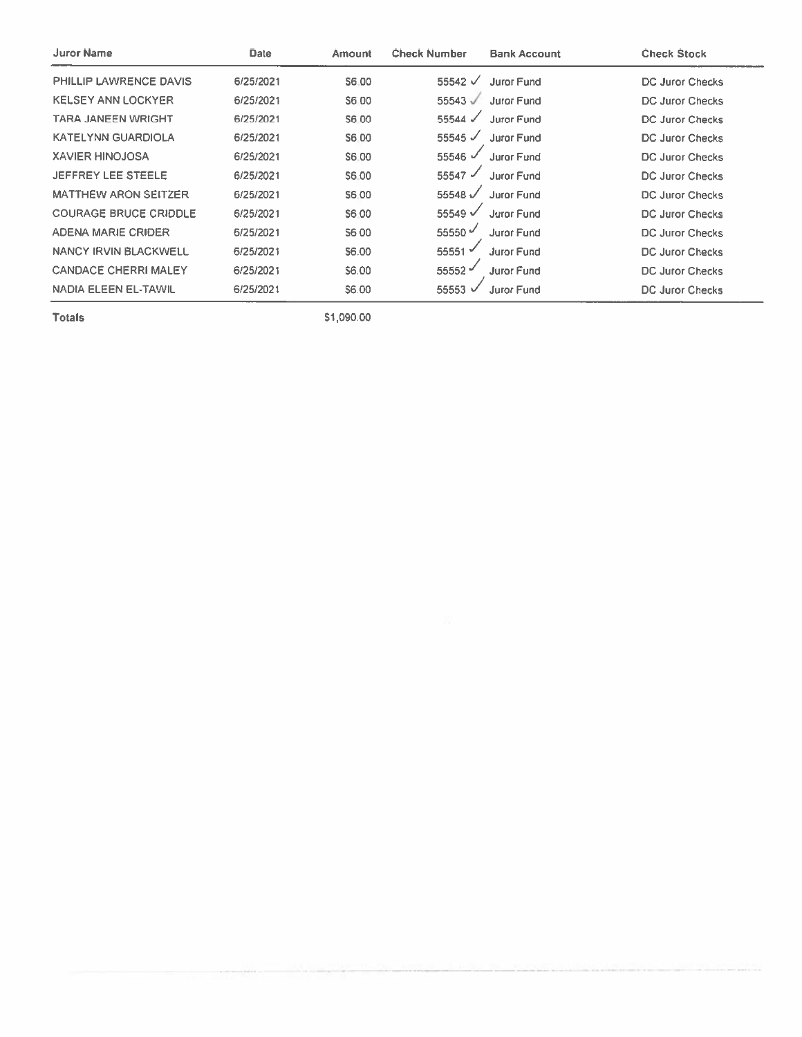| Juror Name | Date | Amount | Check Number | Bank Account | Check Stock |
| --- | --- | --- | --- | --- | --- |
| PHILLIP LAWRENCE DAVIS | 6/25/2021 | $6.00 | 55542 ✓ | Juror Fund | DC Juror Checks |
| KELSEY ANN LOCKYER | 6/25/2021 | $6.00 | 55543 ✓ | Juror Fund | DC Juror Checks |
| TARA JANEEN WRIGHT | 6/25/2021 | $6.00 | 55544 ✓ | Juror Fund | DC Juror Checks |
| KATELYNN GUARDIOLA | 6/25/2021 | $6.00 | 55545 ✓ | Juror Fund | DC Juror Checks |
| XAVIER HINOJOSA | 6/25/2021 | $6.00 | 55546 ✓ | Juror Fund | DC Juror Checks |
| JEFFREY LEE STEELE | 6/25/2021 | $6.00 | 55547 ✓ | Juror Fund | DC Juror Checks |
| MATTHEW ARON SEITZER | 6/25/2021 | $6.00 | 55548 ✓ | Juror Fund | DC Juror Checks |
| COURAGE BRUCE CRIDDLE | 6/25/2021 | $6.00 | 55549 ✓ | Juror Fund | DC Juror Checks |
| ADENA MARIE CRIDER | 6/25/2021 | $6.00 | 55550 ✓ | Juror Fund | DC Juror Checks |
| NANCY IRVIN BLACKWELL | 6/25/2021 | $6.00 | 55551 ✓ | Juror Fund | DC Juror Checks |
| CANDACE CHERRI MALEY | 6/25/2021 | $6.00 | 55552 ✓ | Juror Fund | DC Juror Checks |
| NADIA ELEEN EL-TAWIL | 6/25/2021 | $6.00 | 55553 ✓ | Juror Fund | DC Juror Checks |
| **Totals** | | $1,090.00 | | | |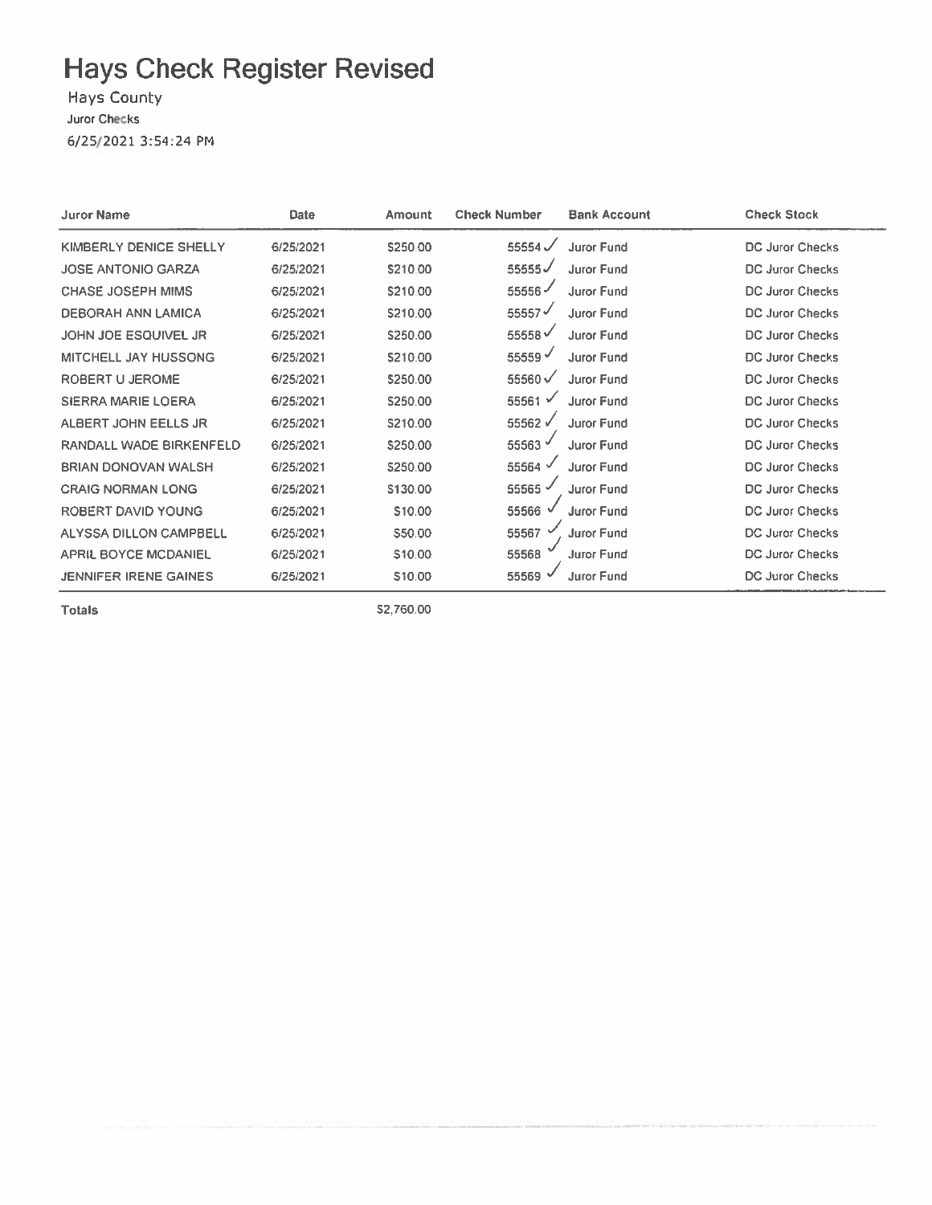# Hays Check Register Revised

Hays County

Juror Checks

6/25/2021 3:54:24 PM

| Juror Name | Date | Amount | Check Number | Bank Account | Check Stock |
|---|---|---|---|---|---|
| KIMBERLY DENICE SHELLY | 6/25/2021 | $250.00 | 55554 ✓ | Juror Fund | DC Juror Checks |
| JOSE ANTONIO GARZA | 6/25/2021 | $210.00 | 55555 ✓ | Juror Fund | DC Juror Checks |
| CHASE JOSEPH MIMS | 6/25/2021 | $210.00 | 55556 ✓ | Juror Fund | DC Juror Checks |
| DEBORAH ANN LAMICA | 6/25/2021 | $210.00 | 55557 ✓ | Juror Fund | DC Juror Checks |
| JOHN JOE ESQUIVEL JR | 6/25/2021 | $250.00 | 55558 ✓ | Juror Fund | DC Juror Checks |
| MITCHELL JAY HUSSONG | 6/25/2021 | $210.00 | 55559 ✓ | Juror Fund | DC Juror Checks |
| ROBERT U JEROME | 6/25/2021 | $250.00 | 55560 ✓ | Juror Fund | DC Juror Checks |
| SIERRA MARIE LOERA | 6/25/2021 | $250.00 | 55561 ✓ | Juror Fund | DC Juror Checks |
| ALBERT JOHN EELLS JR | 6/25/2021 | $210.00 | 55562 ✓ | Juror Fund | DC Juror Checks |
| RANDALL WADE BIRKENFELD | 6/25/2021 | $250.00 | 55563 ✓ | Juror Fund | DC Juror Checks |
| BRIAN DONOVAN WALSH | 6/25/2021 | $250.00 | 55564 ✓ | Juror Fund | DC Juror Checks |
| CRAIG NORMAN LONG | 6/25/2021 | $130.00 | 55565 ✓ | Juror Fund | DC Juror Checks |
| ROBERT DAVID YOUNG | 6/25/2021 | $10.00 | 55566 ✓ | Juror Fund | DC Juror Checks |
| ALYSSA DILLON CAMPBELL | 6/25/2021 | $50.00 | 55567 ✓ | Juror Fund | DC Juror Checks |
| APRIL BOYCE MCDANIEL | 6/25/2021 | $10.00 | 55568 ✓ | Juror Fund | DC Juror Checks |
| JENNIFER IRENE GAINES | 6/25/2021 | $10.00 | 55569 ✓ | Juror Fund | DC Juror Checks |
| **Totals** | | $2,760.00 | | | |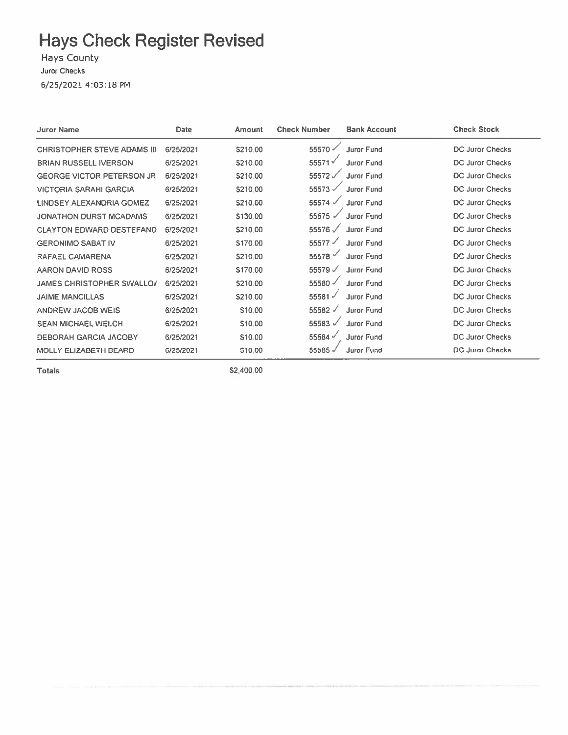# Hays Check Register Revised

Hays County

Juror Checks

6/25/2021 4:03:18 PM

| Juror Name | Date | Amount | Check Number | Bank Account | Check Stock |
|---|---|---|---|---|---|
| CHRISTOPHER STEVE ADAMS III | 6/25/2021 | $210.00 | 55570 ✓ | Juror Fund | DC Juror Checks |
| BRIAN RUSSELL IVERSON | 6/25/2021 | $210.00 | 55571 ✓ | Juror Fund | DC Juror Checks |
| GEORGE VICTOR PETERSON JR | 6/25/2021 | $210.00 | 55572 ✓ | Juror Fund | DC Juror Checks |
| VICTORIA SARAHI GARCIA | 6/25/2021 | $210.00 | 55573 ✓ | Juror Fund | DC Juror Checks |
| LINDSEY ALEXANDRIA GOMEZ | 6/25/2021 | $210.00 | 55574 ✓ | Juror Fund | DC Juror Checks |
| JONATHON DURST MCADAMS | 6/25/2021 | $130.00 | 55575 ✓ | Juror Fund | DC Juror Checks |
| CLAYTON EDWARD DESTEFANO | 6/25/2021 | $210.00 | 55576 ✓ | Juror Fund | DC Juror Checks |
| GERONIMO SABAT IV | 6/25/2021 | $170.00 | 55577 ✓ | Juror Fund | DC Juror Checks |
| RAFAEL CAMARENA | 6/25/2021 | $210.00 | 55578 ✓ | Juror Fund | DC Juror Checks |
| AARON DAVID ROSS | 6/25/2021 | $170.00 | 55579 ✓ | Juror Fund | DC Juror Checks |
| JAMES CHRISTOPHER SWALLOV | 6/25/2021 | $210.00 | 55580 ✓ | Juror Fund | DC Juror Checks |
| JAIME MANCILLAS | 6/25/2021 | $210.00 | 55581 ✓ | Juror Fund | DC Juror Checks |
| ANDREW JACOB WEIS | 6/25/2021 | $10.00 | 55582 ✓ | Juror Fund | DC Juror Checks |
| SEAN MICHAEL WELCH | 6/25/2021 | $10.00 | 55583 ✓ | Juror Fund | DC Juror Checks |
| DEBORAH GARCIA JACOBY | 6/25/2021 | $10.00 | 55584 ✓ | Juror Fund | DC Juror Checks |
| MOLLY ELIZABETH BEARD | 6/25/2021 | $10.00 | 55585 ✓ | Juror Fund | DC Juror Checks |
| **Totals** | | $2,400.00 | | | |